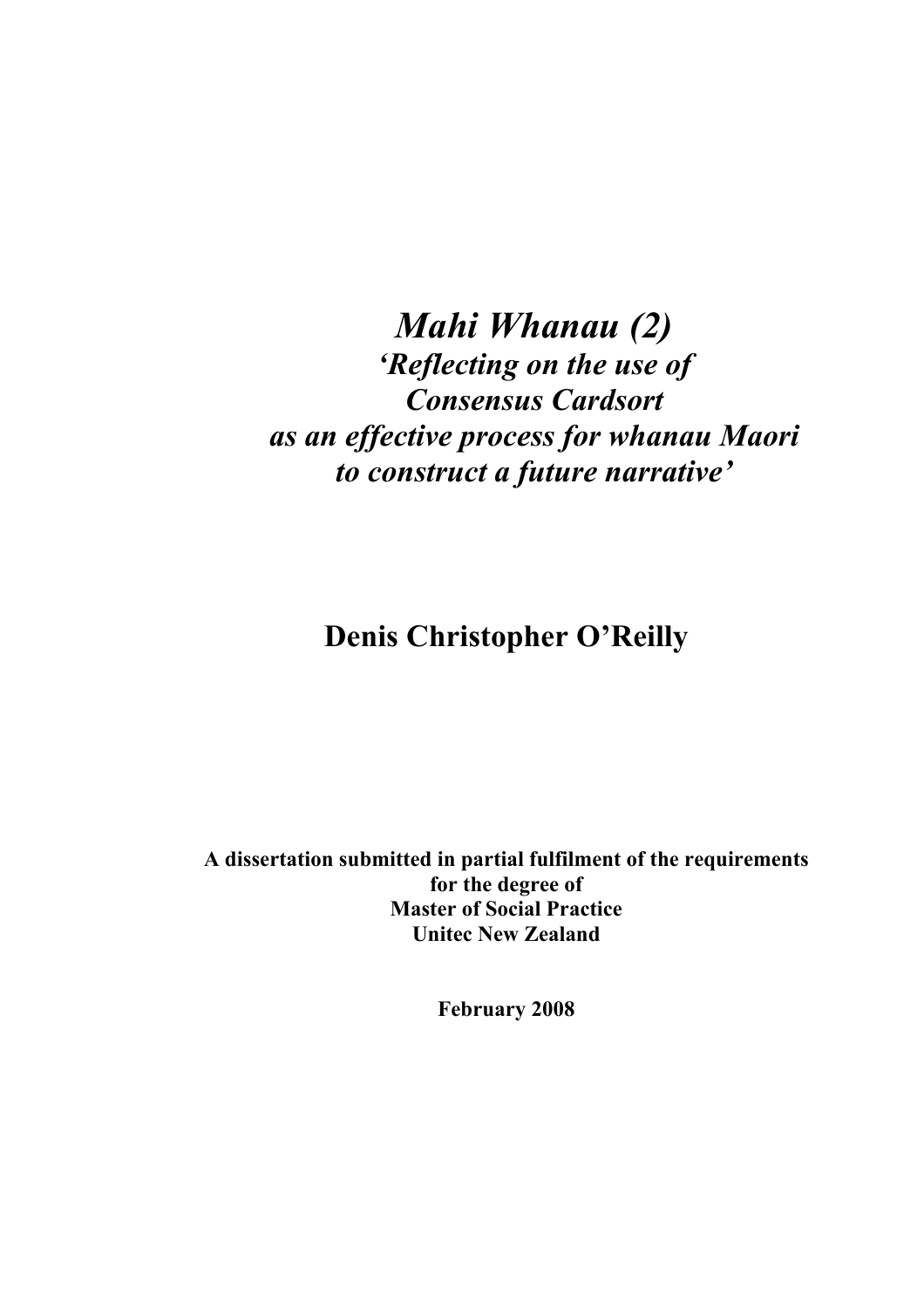# *Mahi Whanau (2)*

***'Reflecting on the use of Consensus Cardsort as an effective process for whanau Maori to construct a future narrative'***

**Denis Christopher O'Reilly**

**A dissertation submitted in partial fulfilment of the requirements for the degree of Master of Social Practice Unitec New Zealand**

**February 2008**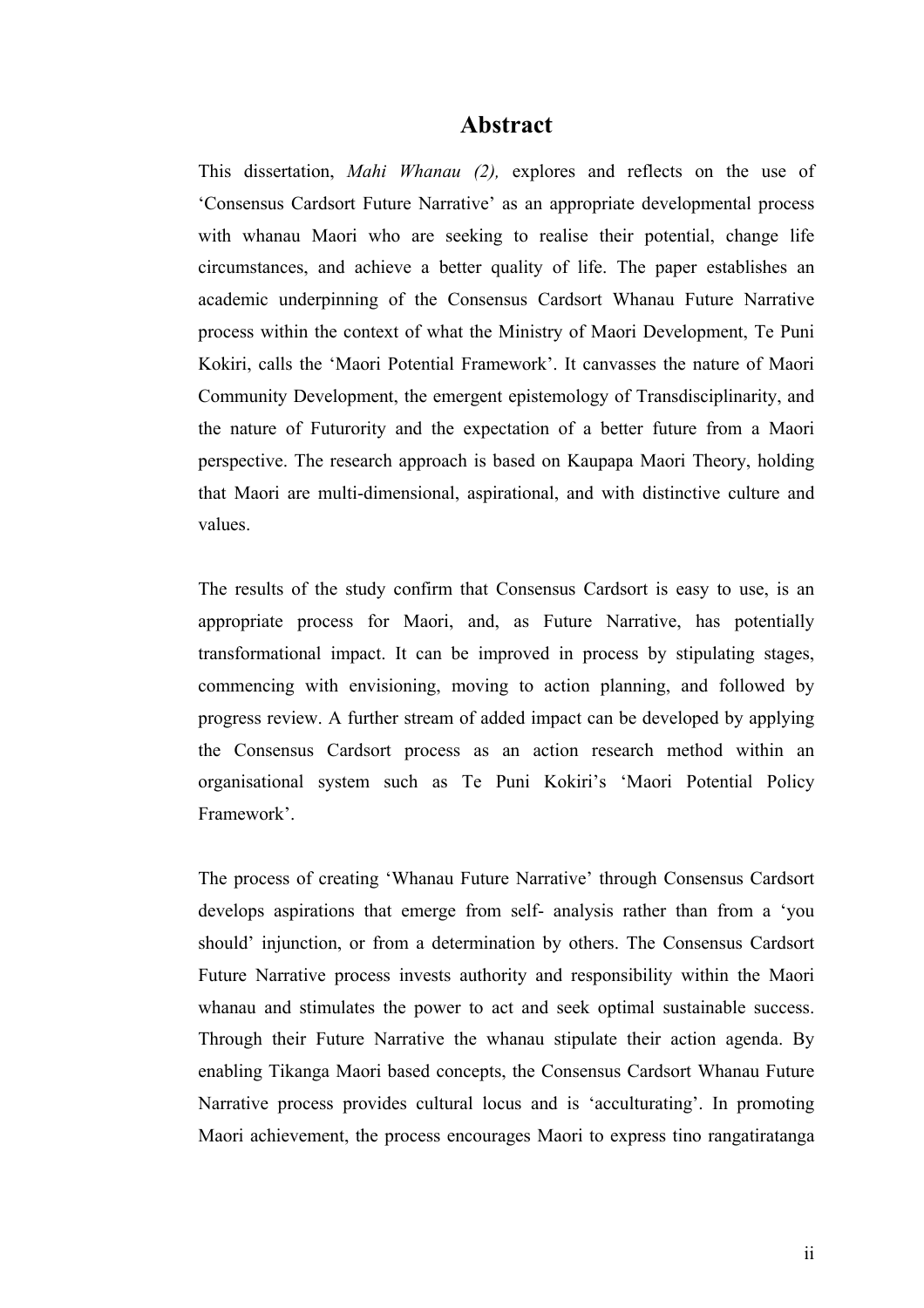# Abstract

This dissertation, *Mahi Whanau (2),* explores and reflects on the use of 'Consensus Cardsort Future Narrative' as an appropriate developmental process with whanau Maori who are seeking to realise their potential, change life circumstances, and achieve a better quality of life. The paper establishes an academic underpinning of the Consensus Cardsort Whanau Future Narrative process within the context of what the Ministry of Maori Development, Te Puni Kokiri, calls the 'Maori Potential Framework'. It canvasses the nature of Maori Community Development, the emergent epistemology of Transdisciplinarity, and the nature of Futurority and the expectation of a better future from a Maori perspective. The research approach is based on Kaupapa Maori Theory, holding that Maori are multi-dimensional, aspirational, and with distinctive culture and values.

The results of the study confirm that Consensus Cardsort is easy to use, is an appropriate process for Maori, and, as Future Narrative, has potentially transformational impact. It can be improved in process by stipulating stages, commencing with envisioning, moving to action planning, and followed by progress review. A further stream of added impact can be developed by applying the Consensus Cardsort process as an action research method within an organisational system such as Te Puni Kokiri's 'Maori Potential Policy Framework'.

The process of creating 'Whanau Future Narrative' through Consensus Cardsort develops aspirations that emerge from self- analysis rather than from a 'you should' injunction, or from a determination by others. The Consensus Cardsort Future Narrative process invests authority and responsibility within the Maori whanau and stimulates the power to act and seek optimal sustainable success. Through their Future Narrative the whanau stipulate their action agenda. By enabling Tikanga Maori based concepts, the Consensus Cardsort Whanau Future Narrative process provides cultural locus and is 'acculturating'. In promoting Maori achievement, the process encourages Maori to express tino rangatiratanga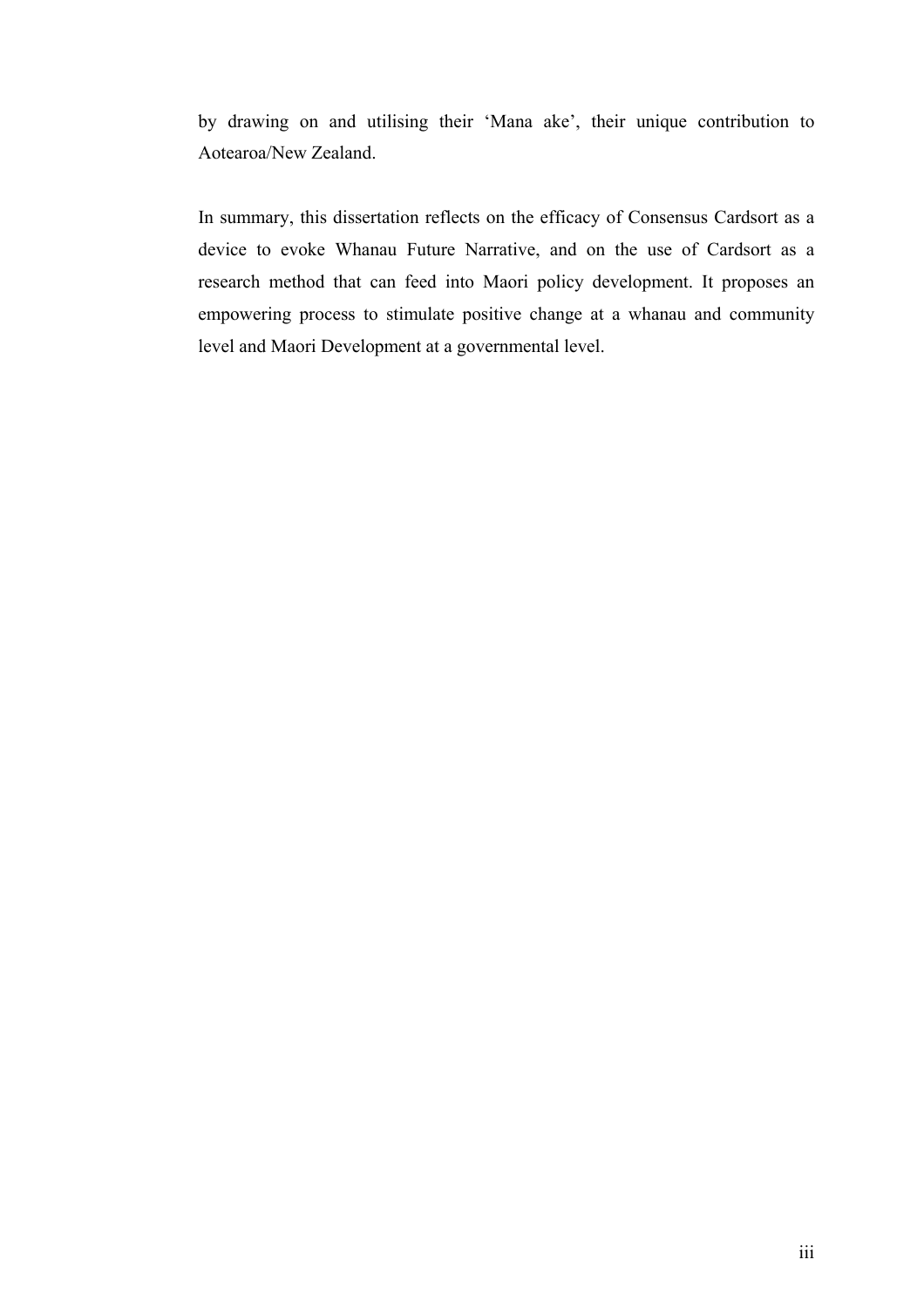by drawing on and utilising their 'Mana ake', their unique contribution to Aotearoa/New Zealand.

In summary, this dissertation reflects on the efficacy of Consensus Cardsort as a device to evoke Whanau Future Narrative, and on the use of Cardsort as a research method that can feed into Maori policy development. It proposes an empowering process to stimulate positive change at a whanau and community level and Maori Development at a governmental level.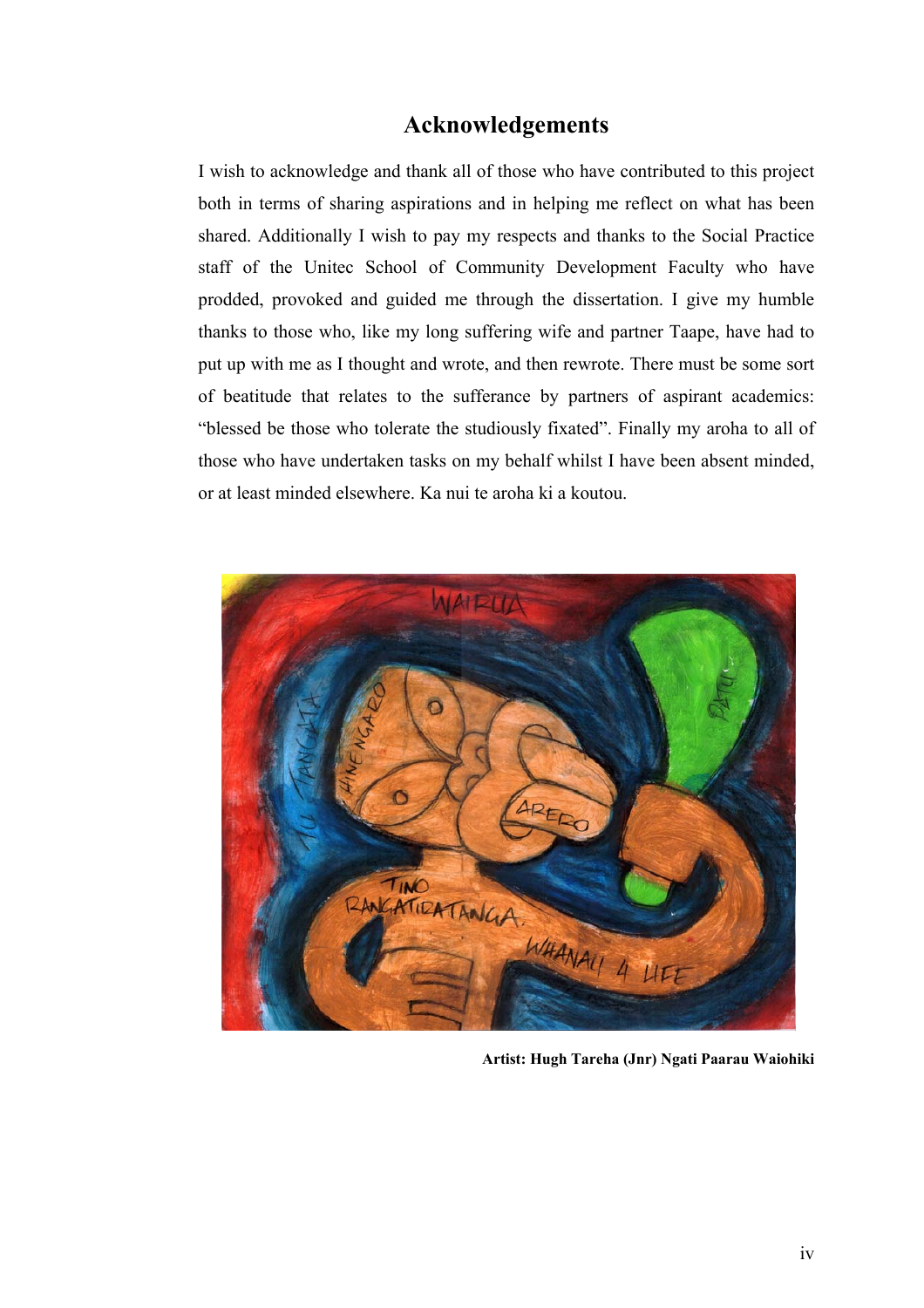# Acknowledgements

I wish to acknowledge and thank all of those who have contributed to this project both in terms of sharing aspirations and in helping me reflect on what has been shared. Additionally I wish to pay my respects and thanks to the Social Practice staff of the Unitec School of Community Development Faculty who have prodded, provoked and guided me through the dissertation. I give my humble thanks to those who, like my long suffering wife and partner Taape, have had to put up with me as I thought and wrote, and then rewrote. There must be some sort of beatitude that relates to the sufferance by partners of aspirant academics: "blessed be those who tolerate the studiously fixated". Finally my aroha to all of those who have undertaken tasks on my behalf whilst I have been absent minded, or at least minded elsewhere. Ka nui te aroha ki a koutou.

**Artist: Hugh Tareha (Jnr) Ngati Paarau Waiohiki**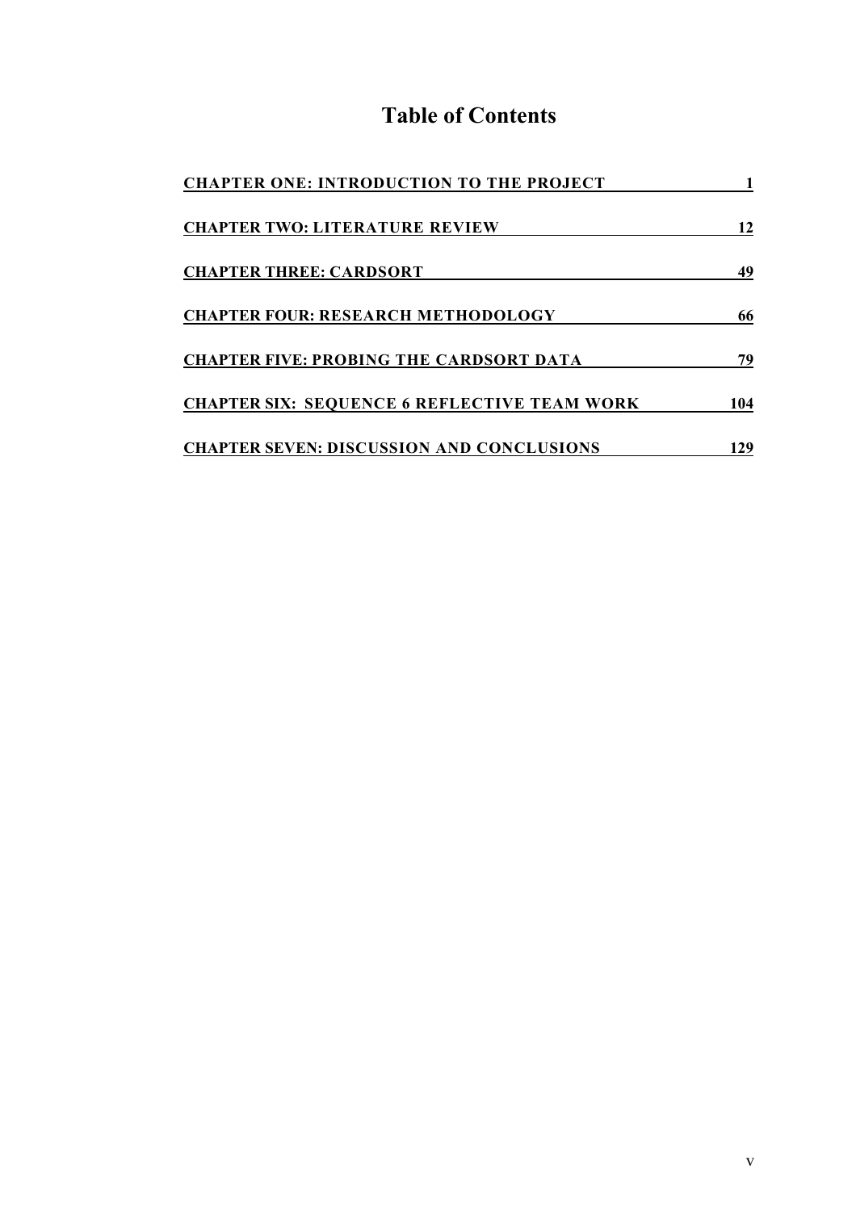# Table of Contents

| | |
|---|---|
| **CHAPTER ONE: INTRODUCTION TO THE PROJECT** | **1** |
| **CHAPTER TWO: LITERATURE REVIEW** | **12** |
| **CHAPTER THREE: CARDSORT** | **49** |
| **CHAPTER FOUR: RESEARCH METHODOLOGY** | **66** |
| **CHAPTER FIVE: PROBING THE CARDSORT DATA** | **79** |
| **CHAPTER SIX: SEQUENCE 6 REFLECTIVE TEAM WORK** | **104** |
| **CHAPTER SEVEN: DISCUSSION AND CONCLUSIONS** | **129** |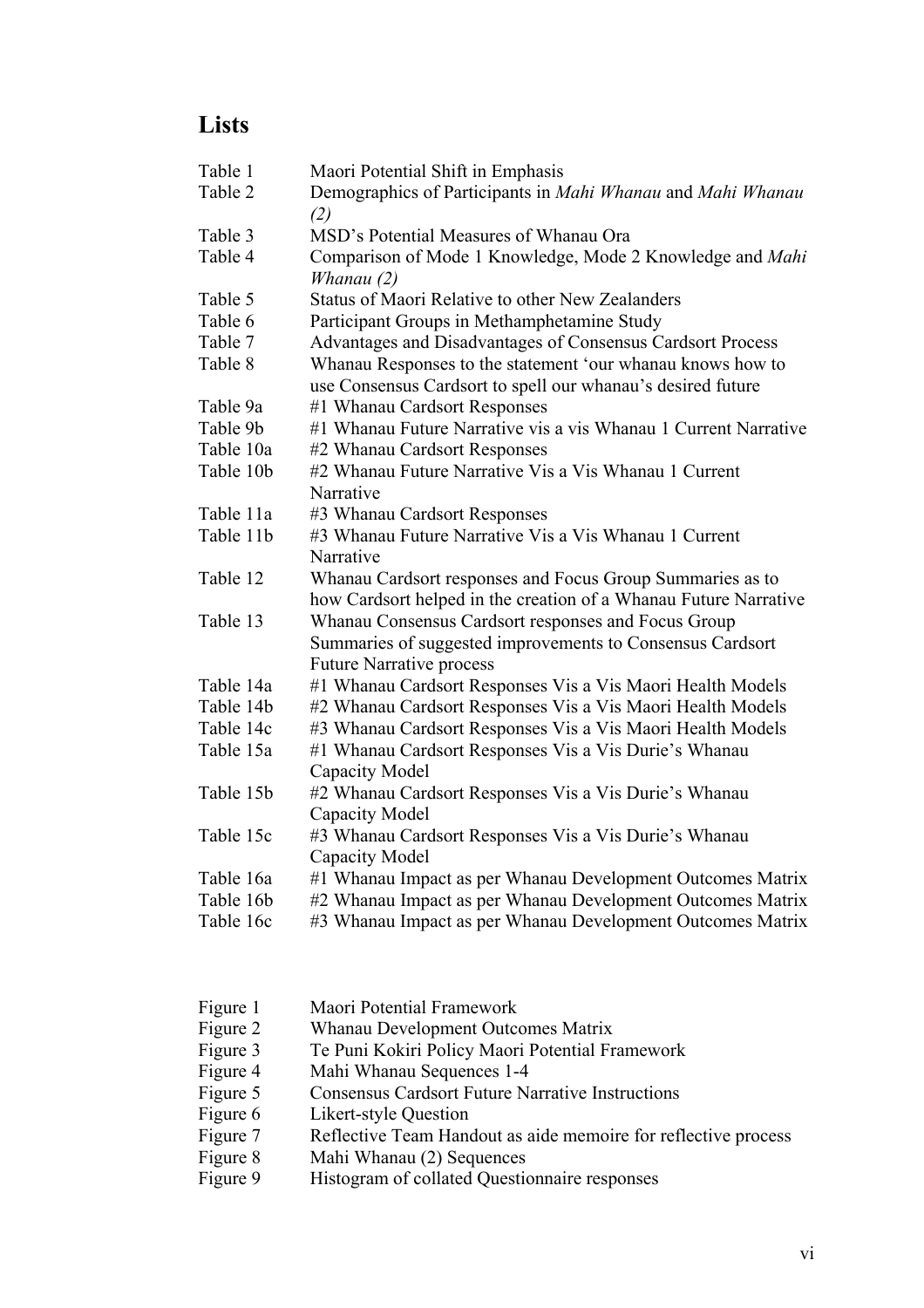# Lists

| | |
|---|---|
| Table 1 | Maori Potential Shift in Emphasis |
| Table 2 | Demographics of Participants in *Mahi Whanau* and *Mahi Whanau (2)* |
| Table 3 | MSD's Potential Measures of Whanau Ora |
| Table 4 | Comparison of Mode 1 Knowledge, Mode 2 Knowledge and *Mahi Whanau (2)* |
| Table 5 | Status of Maori Relative to other New Zealanders |
| Table 6 | Participant Groups in Methamphetamine Study |
| Table 7 | Advantages and Disadvantages of Consensus Cardsort Process |
| Table 8 | Whanau Responses to the statement 'our whanau knows how to use Consensus Cardsort to spell our whanau's desired future |
| Table 9a | #1 Whanau Cardsort Responses |
| Table 9b | #1 Whanau Future Narrative vis a vis Whanau 1 Current Narrative |
| Table 10a | #2 Whanau Cardsort Responses |
| Table 10b | #2 Whanau Future Narrative Vis a Vis Whanau 1 Current Narrative |
| Table 11a | #3 Whanau Cardsort Responses |
| Table 11b | #3 Whanau Future Narrative Vis a Vis Whanau 1 Current Narrative |
| Table 12 | Whanau Cardsort responses and Focus Group Summaries as to how Cardsort helped in the creation of a Whanau Future Narrative |
| Table 13 | Whanau Consensus Cardsort responses and Focus Group Summaries of suggested improvements to Consensus Cardsort Future Narrative process |
| Table 14a | #1 Whanau Cardsort Responses Vis a Vis Maori Health Models |
| Table 14b | #2 Whanau Cardsort Responses Vis a Vis Maori Health Models |
| Table 14c | #3 Whanau Cardsort Responses Vis a Vis Maori Health Models |
| Table 15a | #1 Whanau Cardsort Responses Vis a Vis Durie's Whanau Capacity Model |
| Table 15b | #2 Whanau Cardsort Responses Vis a Vis Durie's Whanau Capacity Model |
| Table 15c | #3 Whanau Cardsort Responses Vis a Vis Durie's Whanau Capacity Model |
| Table 16a | #1 Whanau Impact as per Whanau Development Outcomes Matrix |
| Table 16b | #2 Whanau Impact as per Whanau Development Outcomes Matrix |
| Table 16c | #3 Whanau Impact as per Whanau Development Outcomes Matrix |

| | |
|---|---|
| Figure 1 | Maori Potential Framework |
| Figure 2 | Whanau Development Outcomes Matrix |
| Figure 3 | Te Puni Kokiri Policy Maori Potential Framework |
| Figure 4 | Mahi Whanau Sequences 1-4 |
| Figure 5 | Consensus Cardsort Future Narrative Instructions |
| Figure 6 | Likert-style Question |
| Figure 7 | Reflective Team Handout as aide memoire for reflective process |
| Figure 8 | Mahi Whanau (2) Sequences |
| Figure 9 | Histogram of collated Questionnaire responses |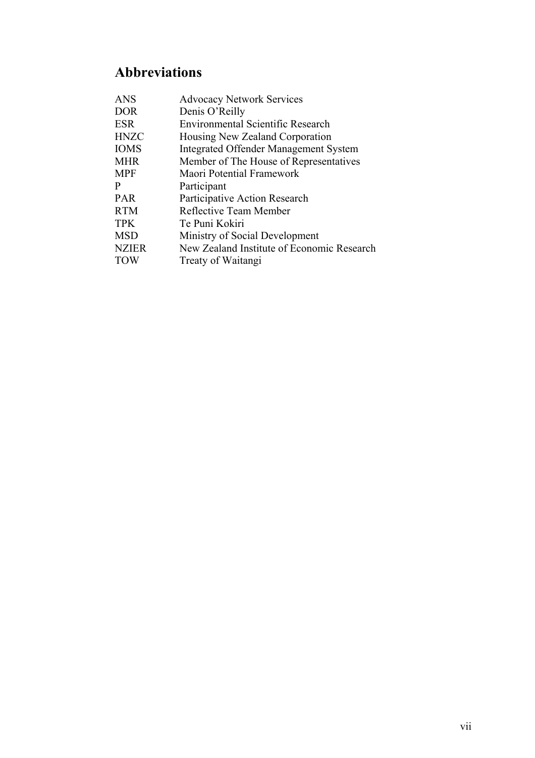# Abbreviations

| | |
|---|---|
| ANS | Advocacy Network Services |
| DOR | Denis O'Reilly |
| ESR | Environmental Scientific Research |
| HNZC | Housing New Zealand Corporation |
| IOMS | Integrated Offender Management System |
| MHR | Member of The House of Representatives |
| MPF | Maori Potential Framework |
| P | Participant |
| PAR | Participative Action Research |
| RTM | Reflective Team Member |
| TPK | Te Puni Kokiri |
| MSD | Ministry of Social Development |
| NZIER | New Zealand Institute of Economic Research |
| TOW | Treaty of Waitangi |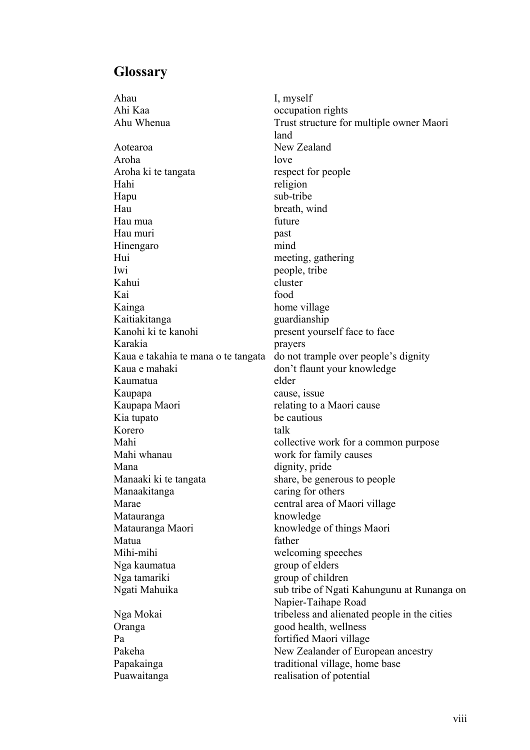## Glossary

| | |
|---|---|
| Ahau | I, myself |
| Ahi Kaa | occupation rights |
| Ahu Whenua | Trust structure for multiple owner Maori land |
| Aotearoa | New Zealand |
| Aroha | love |
| Aroha ki te tangata | respect for people |
| Hahi | religion |
| Hapu | sub-tribe |
| Hau | breath, wind |
| Hau mua | future |
| Hau muri | past |
| Hinengaro | mind |
| Hui | meeting, gathering |
| Iwi | people, tribe |
| Kahui | cluster |
| Kai | food |
| Kainga | home village |
| Kaitiakitanga | guardianship |
| Kanohi ki te kanohi | present yourself face to face |
| Karakia | prayers |
| Kaua e takahia te mana o te tangata | do not trample over people's dignity |
| Kaua e mahaki | don't flaunt your knowledge |
| Kaumatua | elder |
| Kaupapa | cause, issue |
| Kaupapa Maori | relating to a Maori cause |
| Kia tupato | be cautious |
| Korero | talk |
| Mahi | collective work for a common purpose |
| Mahi whanau | work for family causes |
| Mana | dignity, pride |
| Manaaki ki te tangata | share, be generous to people |
| Manaakitanga | caring for others |
| Marae | central area of Maori village |
| Matauranga | knowledge |
| Matauranga Maori | knowledge of things Maori |
| Matua | father |
| Mihi-mihi | welcoming speeches |
| Nga kaumatua | group of elders |
| Nga tamariki | group of children |
| Ngati Mahuika | sub tribe of Ngati Kahungunu at Runanga on Napier-Taihape Road |
| Nga Mokai | tribeless and alienated people in the cities |
| Oranga | good health, wellness |
| Pa | fortified Maori village |
| Pakeha | New Zealander of European ancestry |
| Papakainga | traditional village, home base |
| Puawaitanga | realisation of potential |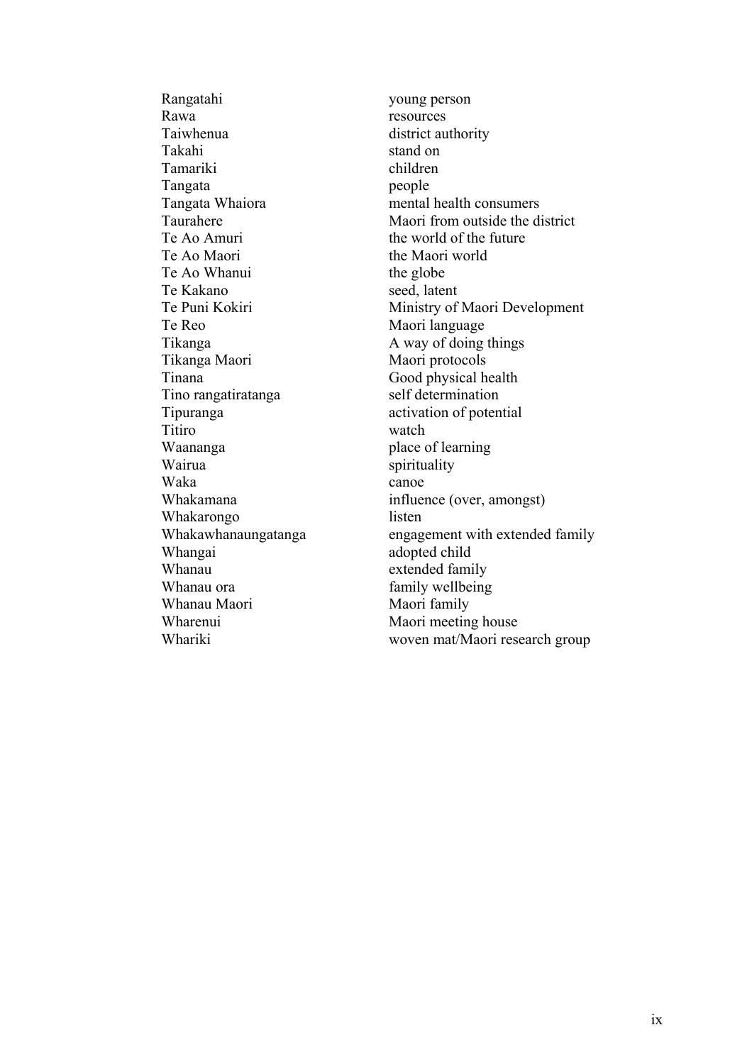| | |
|---|---|
| Rangatahi | young person |
| Rawa | resources |
| Taiwhenua | district authority |
| Takahi | stand on |
| Tamariki | children |
| Tangata | people |
| Tangata Whaiora | mental health consumers |
| Taurahere | Maori from outside the district |
| Te Ao Amuri | the world of the future |
| Te Ao Maori | the Maori world |
| Te Ao Whanui | the globe |
| Te Kakano | seed, latent |
| Te Puni Kokiri | Ministry of Maori Development |
| Te Reo | Maori language |
| Tikanga | A way of doing things |
| Tikanga Maori | Maori protocols |
| Tinana | Good physical health |
| Tino rangatiratanga | self determination |
| Tipuranga | activation of potential |
| Titiro | watch |
| Waananga | place of learning |
| Wairua | spirituality |
| Waka | canoe |
| Whakamana | influence (over, amongst) |
| Whakarongo | listen |
| Whakawhanaungatanga | engagement with extended family |
| Whangai | adopted child |
| Whanau | extended family |
| Whanau ora | family wellbeing |
| Whanau Maori | Maori family |
| Wharenui | Maori meeting house |
| Whariki | woven mat/Maori research group |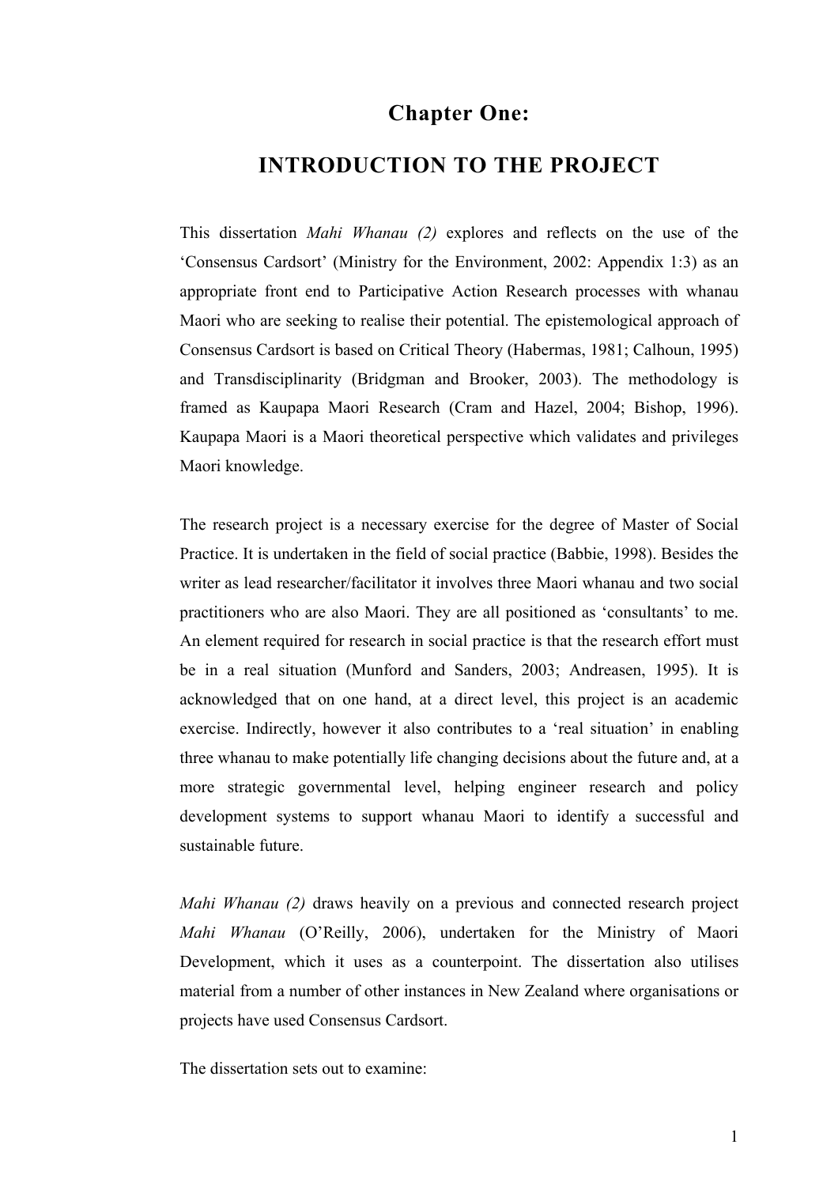# Chapter One:

# INTRODUCTION TO THE PROJECT

This dissertation *Mahi Whanau (2)* explores and reflects on the use of the 'Consensus Cardsort' (Ministry for the Environment, 2002: Appendix 1:3) as an appropriate front end to Participative Action Research processes with whanau Maori who are seeking to realise their potential. The epistemological approach of Consensus Cardsort is based on Critical Theory (Habermas, 1981; Calhoun, 1995) and Transdisciplinarity (Bridgman and Brooker, 2003). The methodology is framed as Kaupapa Maori Research (Cram and Hazel, 2004; Bishop, 1996). Kaupapa Maori is a Maori theoretical perspective which validates and privileges Maori knowledge.

The research project is a necessary exercise for the degree of Master of Social Practice. It is undertaken in the field of social practice (Babbie, 1998). Besides the writer as lead researcher/facilitator it involves three Maori whanau and two social practitioners who are also Maori. They are all positioned as 'consultants' to me. An element required for research in social practice is that the research effort must be in a real situation (Munford and Sanders, 2003; Andreasen, 1995). It is acknowledged that on one hand, at a direct level, this project is an academic exercise. Indirectly, however it also contributes to a 'real situation' in enabling three whanau to make potentially life changing decisions about the future and, at a more strategic governmental level, helping engineer research and policy development systems to support whanau Maori to identify a successful and sustainable future.

*Mahi Whanau (2)* draws heavily on a previous and connected research project *Mahi Whanau* (O'Reilly, 2006), undertaken for the Ministry of Maori Development, which it uses as a counterpoint. The dissertation also utilises material from a number of other instances in New Zealand where organisations or projects have used Consensus Cardsort.

The dissertation sets out to examine: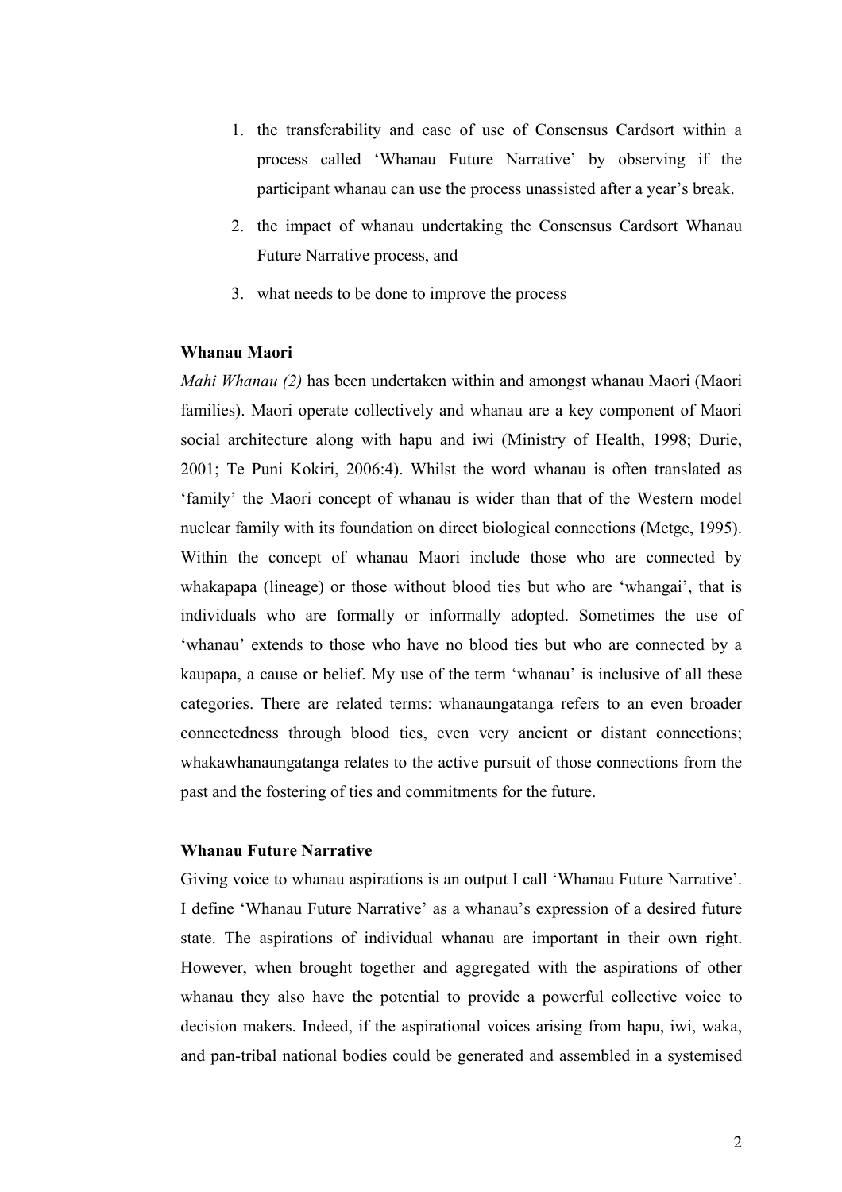1. the transferability and ease of use of Consensus Cardsort within a process called 'Whanau Future Narrative' by observing if the participant whanau can use the process unassisted after a year's break.
2. the impact of whanau undertaking the Consensus Cardsort Whanau Future Narrative process, and
3. what needs to be done to improve the process

**Whanau Maori**

*Mahi Whanau (2)* has been undertaken within and amongst whanau Maori (Maori families). Maori operate collectively and whanau are a key component of Maori social architecture along with hapu and iwi (Ministry of Health, 1998; Durie, 2001; Te Puni Kokiri, 2006:4). Whilst the word whanau is often translated as 'family' the Maori concept of whanau is wider than that of the Western model nuclear family with its foundation on direct biological connections (Metge, 1995). Within the concept of whanau Maori include those who are connected by whakapapa (lineage) or those without blood ties but who are 'whangai', that is individuals who are formally or informally adopted. Sometimes the use of 'whanau' extends to those who have no blood ties but who are connected by a kaupapa, a cause or belief. My use of the term 'whanau' is inclusive of all these categories. There are related terms: whanaungatanga refers to an even broader connectedness through blood ties, even very ancient or distant connections; whakawhanaungatanga relates to the active pursuit of those connections from the past and the fostering of ties and commitments for the future.

**Whanau Future Narrative**

Giving voice to whanau aspirations is an output I call 'Whanau Future Narrative'. I define 'Whanau Future Narrative' as a whanau's expression of a desired future state. The aspirations of individual whanau are important in their own right. However, when brought together and aggregated with the aspirations of other whanau they also have the potential to provide a powerful collective voice to decision makers. Indeed, if the aspirational voices arising from hapu, iwi, waka, and pan-tribal national bodies could be generated and assembled in a systemised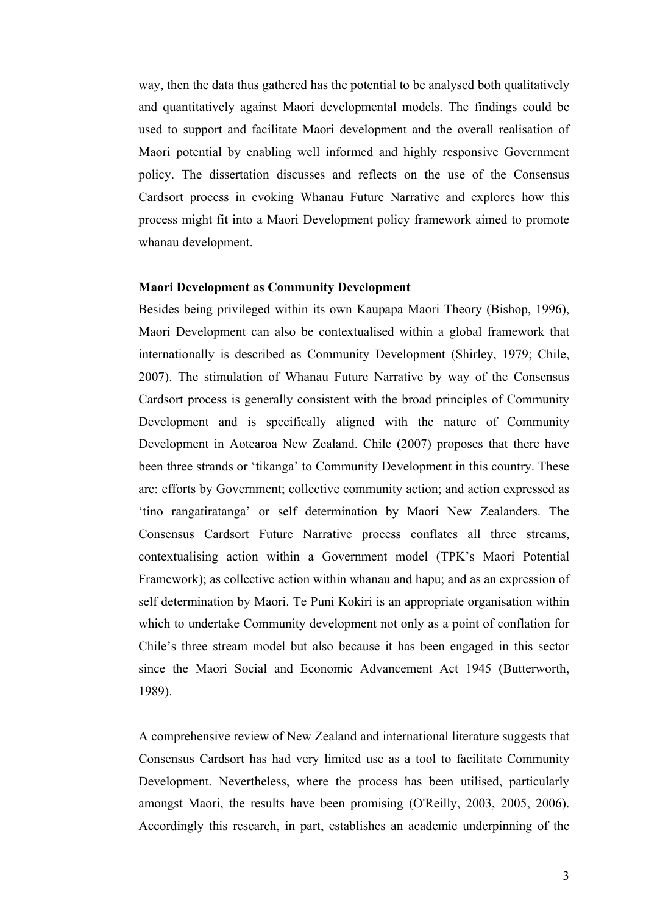way, then the data thus gathered has the potential to be analysed both qualitatively and quantitatively against Maori developmental models. The findings could be used to support and facilitate Maori development and the overall realisation of Maori potential by enabling well informed and highly responsive Government policy. The dissertation discusses and reflects on the use of the Consensus Cardsort process in evoking Whanau Future Narrative and explores how this process might fit into a Maori Development policy framework aimed to promote whanau development.

**Maori Development as Community Development**

Besides being privileged within its own Kaupapa Maori Theory (Bishop, 1996), Maori Development can also be contextualised within a global framework that internationally is described as Community Development (Shirley, 1979; Chile, 2007). The stimulation of Whanau Future Narrative by way of the Consensus Cardsort process is generally consistent with the broad principles of Community Development and is specifically aligned with the nature of Community Development in Aotearoa New Zealand. Chile (2007) proposes that there have been three strands or 'tikanga' to Community Development in this country. These are: efforts by Government; collective community action; and action expressed as 'tino rangatiratanga' or self determination by Maori New Zealanders. The Consensus Cardsort Future Narrative process conflates all three streams, contextualising action within a Government model (TPK's Maori Potential Framework); as collective action within whanau and hapu; and as an expression of self determination by Maori. Te Puni Kokiri is an appropriate organisation within which to undertake Community development not only as a point of conflation for Chile's three stream model but also because it has been engaged in this sector since the Maori Social and Economic Advancement Act 1945 (Butterworth, 1989).

A comprehensive review of New Zealand and international literature suggests that Consensus Cardsort has had very limited use as a tool to facilitate Community Development. Nevertheless, where the process has been utilised, particularly amongst Maori, the results have been promising (O'Reilly, 2003, 2005, 2006). Accordingly this research, in part, establishes an academic underpinning of the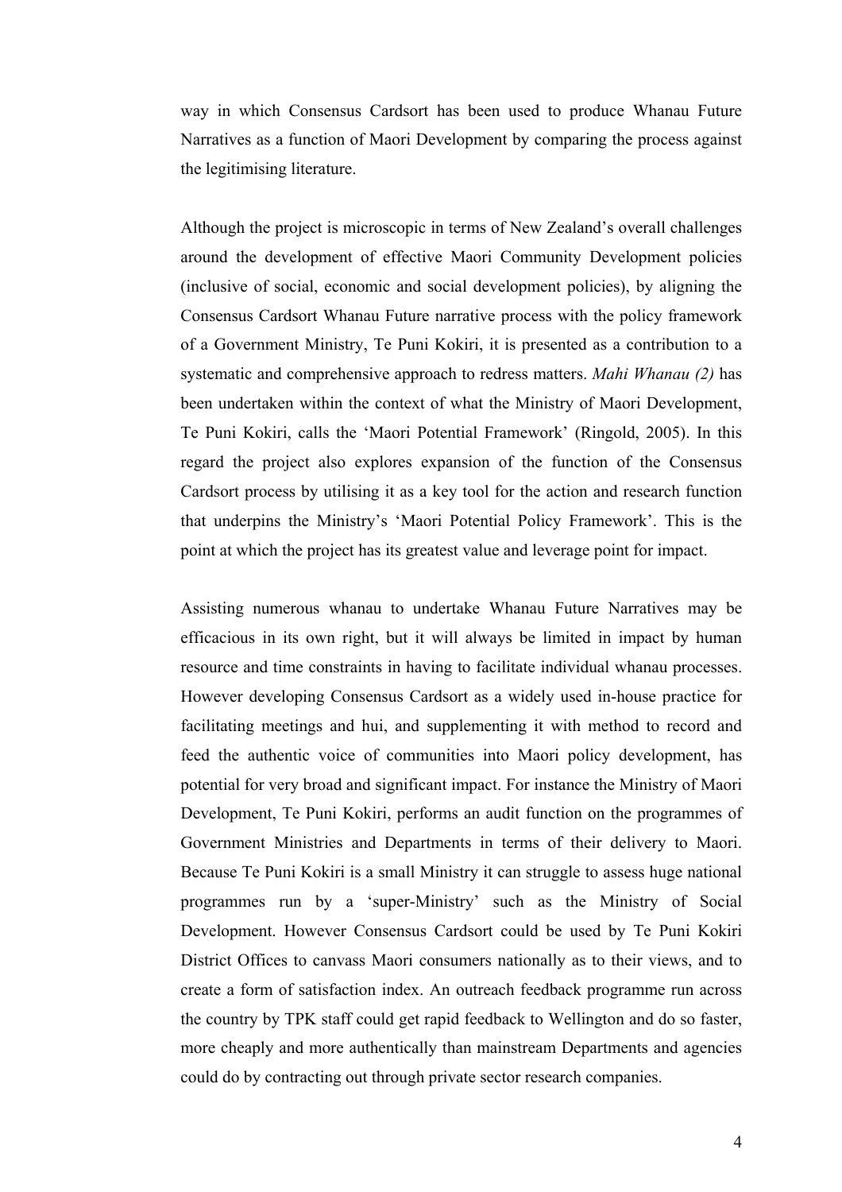way in which Consensus Cardsort has been used to produce Whanau Future Narratives as a function of Maori Development by comparing the process against the legitimising literature.

Although the project is microscopic in terms of New Zealand's overall challenges around the development of effective Maori Community Development policies (inclusive of social, economic and social development policies), by aligning the Consensus Cardsort Whanau Future narrative process with the policy framework of a Government Ministry, Te Puni Kokiri, it is presented as a contribution to a systematic and comprehensive approach to redress matters. *Mahi Whanau (2)* has been undertaken within the context of what the Ministry of Maori Development, Te Puni Kokiri, calls the 'Maori Potential Framework' (Ringold, 2005). In this regard the project also explores expansion of the function of the Consensus Cardsort process by utilising it as a key tool for the action and research function that underpins the Ministry's 'Maori Potential Policy Framework'. This is the point at which the project has its greatest value and leverage point for impact.

Assisting numerous whanau to undertake Whanau Future Narratives may be efficacious in its own right, but it will always be limited in impact by human resource and time constraints in having to facilitate individual whanau processes. However developing Consensus Cardsort as a widely used in-house practice for facilitating meetings and hui, and supplementing it with method to record and feed the authentic voice of communities into Maori policy development, has potential for very broad and significant impact. For instance the Ministry of Maori Development, Te Puni Kokiri, performs an audit function on the programmes of Government Ministries and Departments in terms of their delivery to Maori. Because Te Puni Kokiri is a small Ministry it can struggle to assess huge national programmes run by a 'super-Ministry' such as the Ministry of Social Development. However Consensus Cardsort could be used by Te Puni Kokiri District Offices to canvass Maori consumers nationally as to their views, and to create a form of satisfaction index. An outreach feedback programme run across the country by TPK staff could get rapid feedback to Wellington and do so faster, more cheaply and more authentically than mainstream Departments and agencies could do by contracting out through private sector research companies.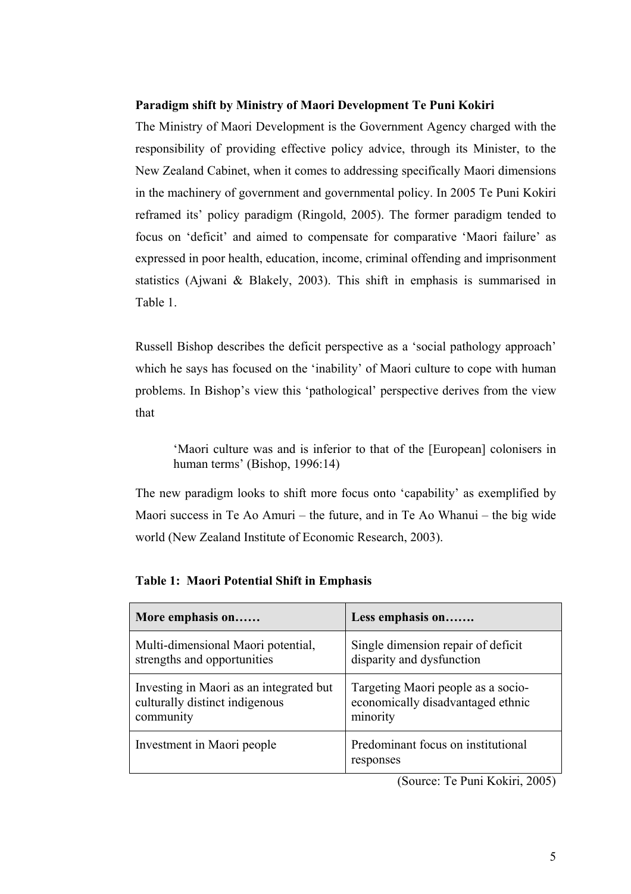**Paradigm shift by Ministry of Maori Development Te Puni Kokiri**

The Ministry of Maori Development is the Government Agency charged with the responsibility of providing effective policy advice, through its Minister, to the New Zealand Cabinet, when it comes to addressing specifically Maori dimensions in the machinery of government and governmental policy. In 2005 Te Puni Kokiri reframed its' policy paradigm (Ringold, 2005). The former paradigm tended to focus on 'deficit' and aimed to compensate for comparative 'Maori failure' as expressed in poor health, education, income, criminal offending and imprisonment statistics (Ajwani & Blakely, 2003). This shift in emphasis is summarised in Table 1.

Russell Bishop describes the deficit perspective as a 'social pathology approach' which he says has focused on the 'inability' of Maori culture to cope with human problems. In Bishop's view this 'pathological' perspective derives from the view that

> 'Maori culture was and is inferior to that of the [European] colonisers in human terms' (Bishop, 1996:14)

The new paradigm looks to shift more focus onto 'capability' as exemplified by Maori success in Te Ao Amuri – the future, and in Te Ao Whanui – the big wide world (New Zealand Institute of Economic Research, 2003).

**Table 1: Maori Potential Shift in Emphasis**

| More emphasis on…… | Less emphasis on……. |
|---|---|
| Multi-dimensional Maori potential, strengths and opportunities | Single dimension repair of deficit disparity and dysfunction |
| Investing in Maori as an integrated but culturally distinct indigenous community | Targeting Maori people as a socio-economically disadvantaged ethnic minority |
| Investment in Maori people | Predominant focus on institutional responses |

(Source: Te Puni Kokiri, 2005)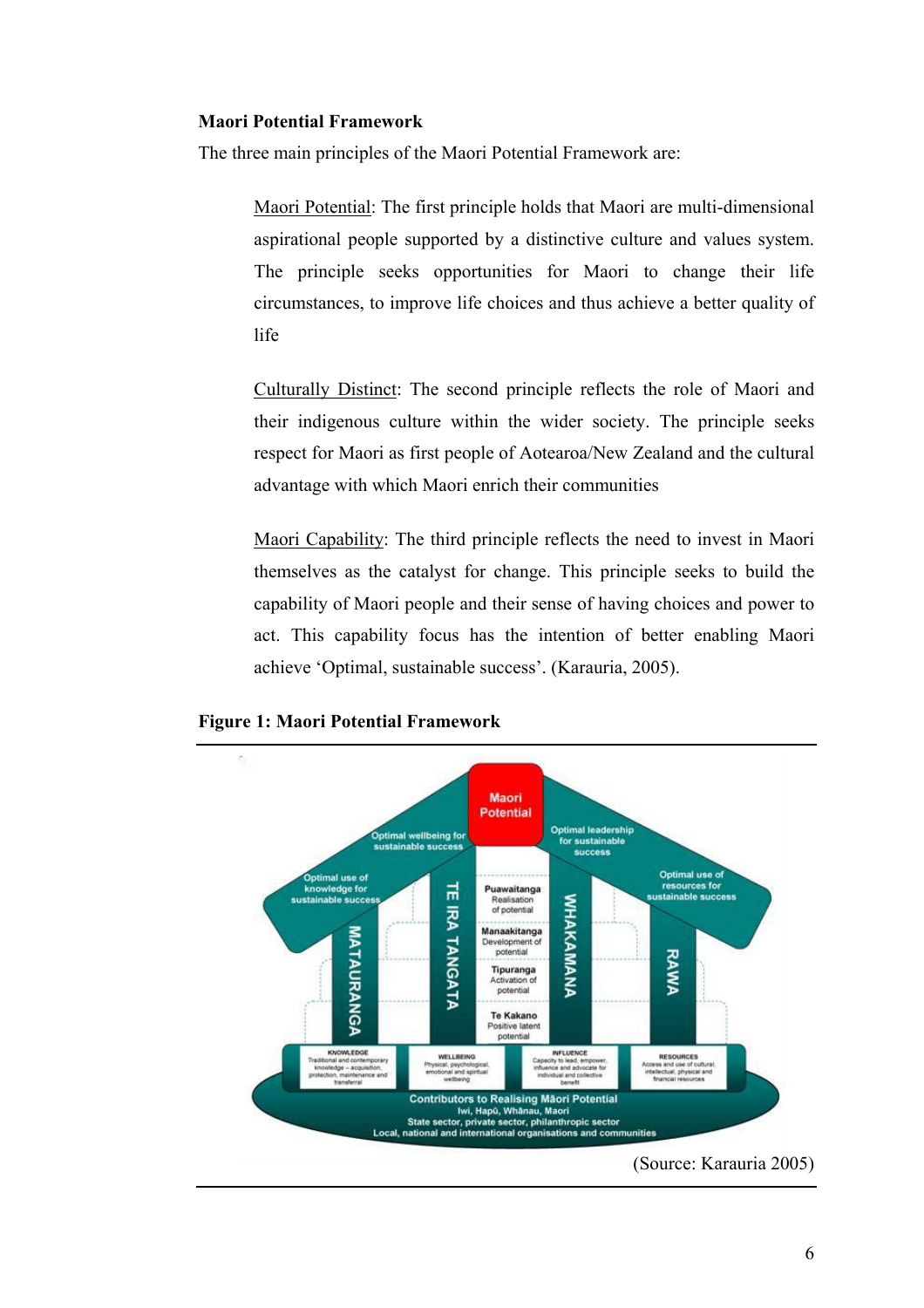**Maori Potential Framework**

The three main principles of the Maori Potential Framework are:

> Maori Potential: The first principle holds that Maori are multi-dimensional aspirational people supported by a distinctive culture and values system. The principle seeks opportunities for Maori to change their life circumstances, to improve life choices and thus achieve a better quality of life
>
> Culturally Distinct: The second principle reflects the role of Maori and their indigenous culture within the wider society. The principle seeks respect for Maori as first people of Aotearoa/New Zealand and the cultural advantage with which Maori enrich their communities
>
> Maori Capability: The third principle reflects the need to invest in Maori themselves as the catalyst for change. This principle seeks to build the capability of Maori people and their sense of having choices and power to act. This capability focus has the intention of better enabling Maori achieve 'Optimal, sustainable success'. (Karauria, 2005).

**Figure 1: Maori Potential Framework**

(Source: Karauria 2005)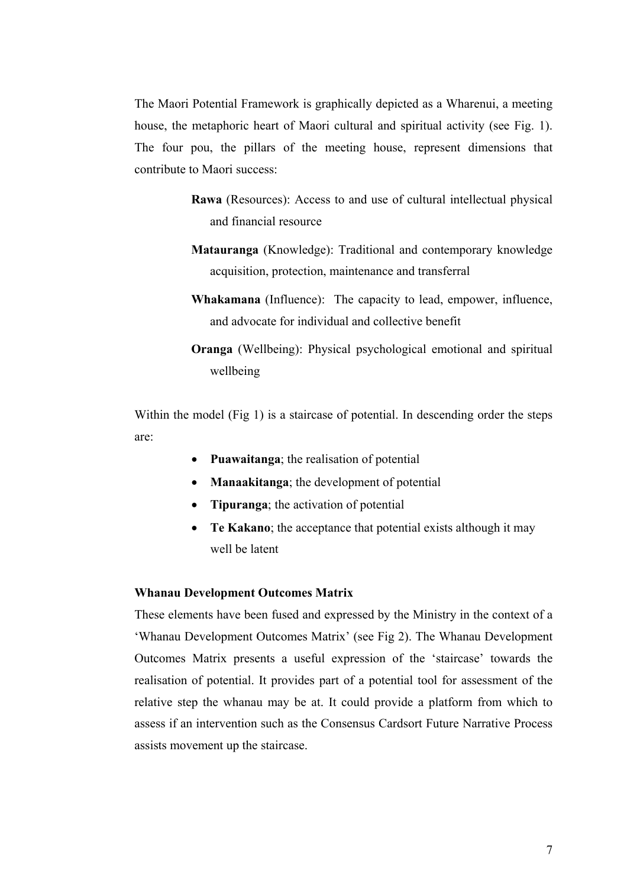The Maori Potential Framework is graphically depicted as a Wharenui, a meeting house, the metaphoric heart of Maori cultural and spiritual activity (see Fig. 1). The four pou, the pillars of the meeting house, represent dimensions that contribute to Maori success:

> **Rawa** (Resources): Access to and use of cultural intellectual physical and financial resource
>
> **Matauranga** (Knowledge): Traditional and contemporary knowledge acquisition, protection, maintenance and transferral
>
> **Whakamana** (Influence): The capacity to lead, empower, influence, and advocate for individual and collective benefit
>
> **Oranga** (Wellbeing): Physical psychological emotional and spiritual wellbeing

Within the model (Fig 1) is a staircase of potential. In descending order the steps are:

- **Puawaitanga**; the realisation of potential
- **Manaakitanga**; the development of potential
- **Tipuranga**; the activation of potential
- **Te Kakano**; the acceptance that potential exists although it may well be latent

**Whanau Development Outcomes Matrix**

These elements have been fused and expressed by the Ministry in the context of a 'Whanau Development Outcomes Matrix' (see Fig 2). The Whanau Development Outcomes Matrix presents a useful expression of the 'staircase' towards the realisation of potential. It provides part of a potential tool for assessment of the relative step the whanau may be at. It could provide a platform from which to assess if an intervention such as the Consensus Cardsort Future Narrative Process assists movement up the staircase.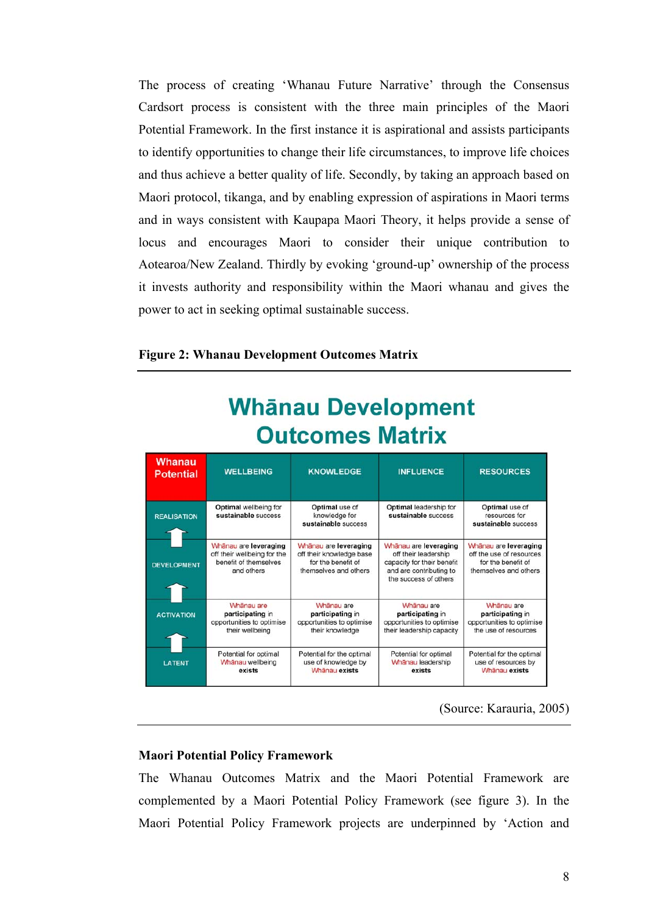The process of creating 'Whanau Future Narrative' through the Consensus Cardsort process is consistent with the three main principles of the Maori Potential Framework. In the first instance it is aspirational and assists participants to identify opportunities to change their life circumstances, to improve life choices and thus achieve a better quality of life. Secondly, by taking an approach based on Maori protocol, tikanga, and by enabling expression of aspirations in Maori terms and in ways consistent with Kaupapa Maori Theory, it helps provide a sense of locus and encourages Maori to consider their unique contribution to Aotearoa/New Zealand. Thirdly by evoking 'ground-up' ownership of the process it invests authority and responsibility within the Maori whanau and gives the power to act in seeking optimal sustainable success.

**Figure 2: Whanau Development Outcomes Matrix**

## Whānau Development Outcomes Matrix

| Whanau Potential | WELLBEING | KNOWLEDGE | INFLUENCE | RESOURCES |
|---|---|---|---|---|
| REALISATION | Optimal wellbeing for sustainable success | Optimal use of knowledge for sustainable success | Optimal leadership for sustainable success | Optimal use of resources for sustainable success |
| DEVELOPMENT | Whānau are leveraging off their wellbeing for the benefit of themselves and others | Whānau are leveraging off their knowledge base for the benefit of themselves and others | Whānau are leveraging off their leadership capacity for their benefit and are contributing to the success of others | Whānau are leveraging off the use of resources for the benefit of themselves and others |
| ACTIVATION | Whānau are participating in opportunities to optimise their wellbeing | Whānau are participating in opportunities to optimise their knowledge | Whānau are participating in opportunities to optimise their leadership capacity | Whānau are participating in opportunities to optimise the use of resources |
| LATENT | Potential for optimal Whānau wellbeing exists | Potential for the optimal use of knowledge by Whānau exists | Potential for optimal Whānau leadership exists | Potential for the optimal use of resources by Whānau exists |

(Source: Karauria, 2005)

### Maori Potential Policy Framework

The Whanau Outcomes Matrix and the Maori Potential Framework are complemented by a Maori Potential Policy Framework (see figure 3). In the Maori Potential Policy Framework projects are underpinned by 'Action and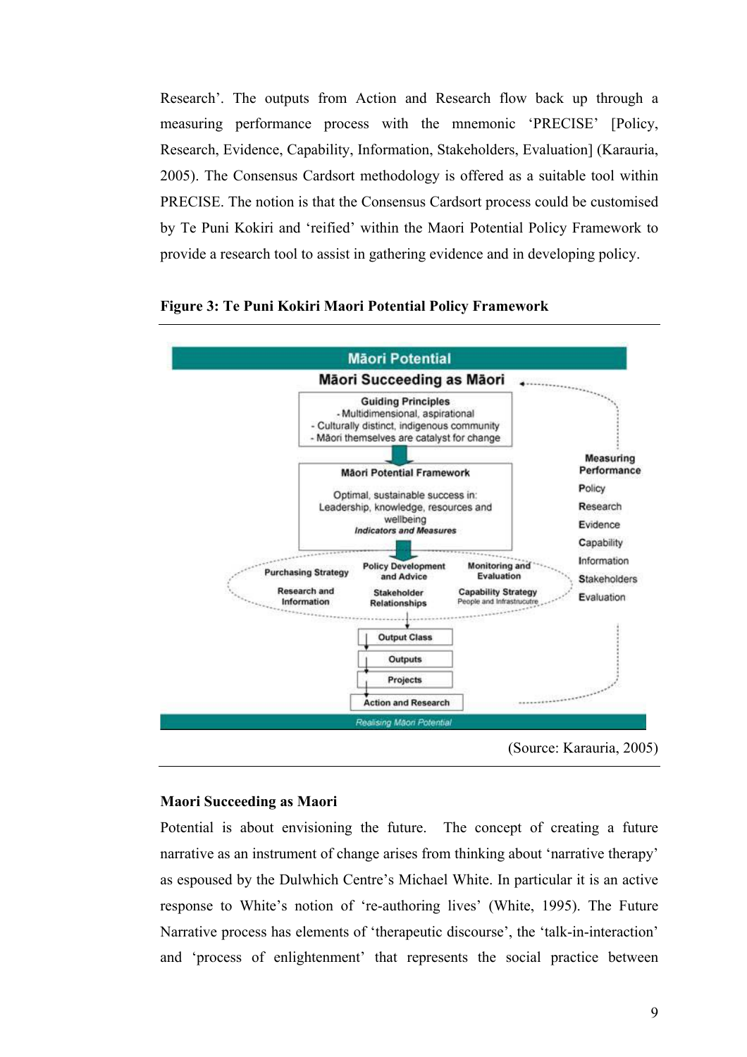Research'. The outputs from Action and Research flow back up through a measuring performance process with the mnemonic 'PRECISE' [Policy, Research, Evidence, Capability, Information, Stakeholders, Evaluation] (Karauria, 2005). The Consensus Cardsort methodology is offered as a suitable tool within PRECISE. The notion is that the Consensus Cardsort process could be customised by Te Puni Kokiri and 'reified' within the Maori Potential Policy Framework to provide a research tool to assist in gathering evidence and in developing policy.

**Figure 3: Te Puni Kokiri Maori Potential Policy Framework**

Māori Potential

Māori Succeeding as Māori

Guiding Principles
- Multidimensional, aspirational
- Culturally distinct, indigenous community
- Māori themselves are catalyst for change

Māori Potential Framework

Optimal, sustainable success in:
Leadership, knowledge, resources and wellbeing
*Indicators and Measures*

Purchasing Strategy | Policy Development and Advice | Monitoring and Evaluation
Research and Information | Stakeholder Relationships | Capability Strategy (People and Infrastrucutre)

Output Class
Outputs
Projects
Action and Research

Measuring Performance
Policy
Research
Evidence
Capability
Information
Stakeholders
Evaluation

*Realising Māori Potential*

(Source: Karauria, 2005)

**Maori Succeeding as Maori**

Potential is about envisioning the future. The concept of creating a future narrative as an instrument of change arises from thinking about 'narrative therapy' as espoused by the Dulwhich Centre's Michael White. In particular it is an active response to White's notion of 're-authoring lives' (White, 1995). The Future Narrative process has elements of 'therapeutic discourse', the 'talk-in-interaction' and 'process of enlightenment' that represents the social practice between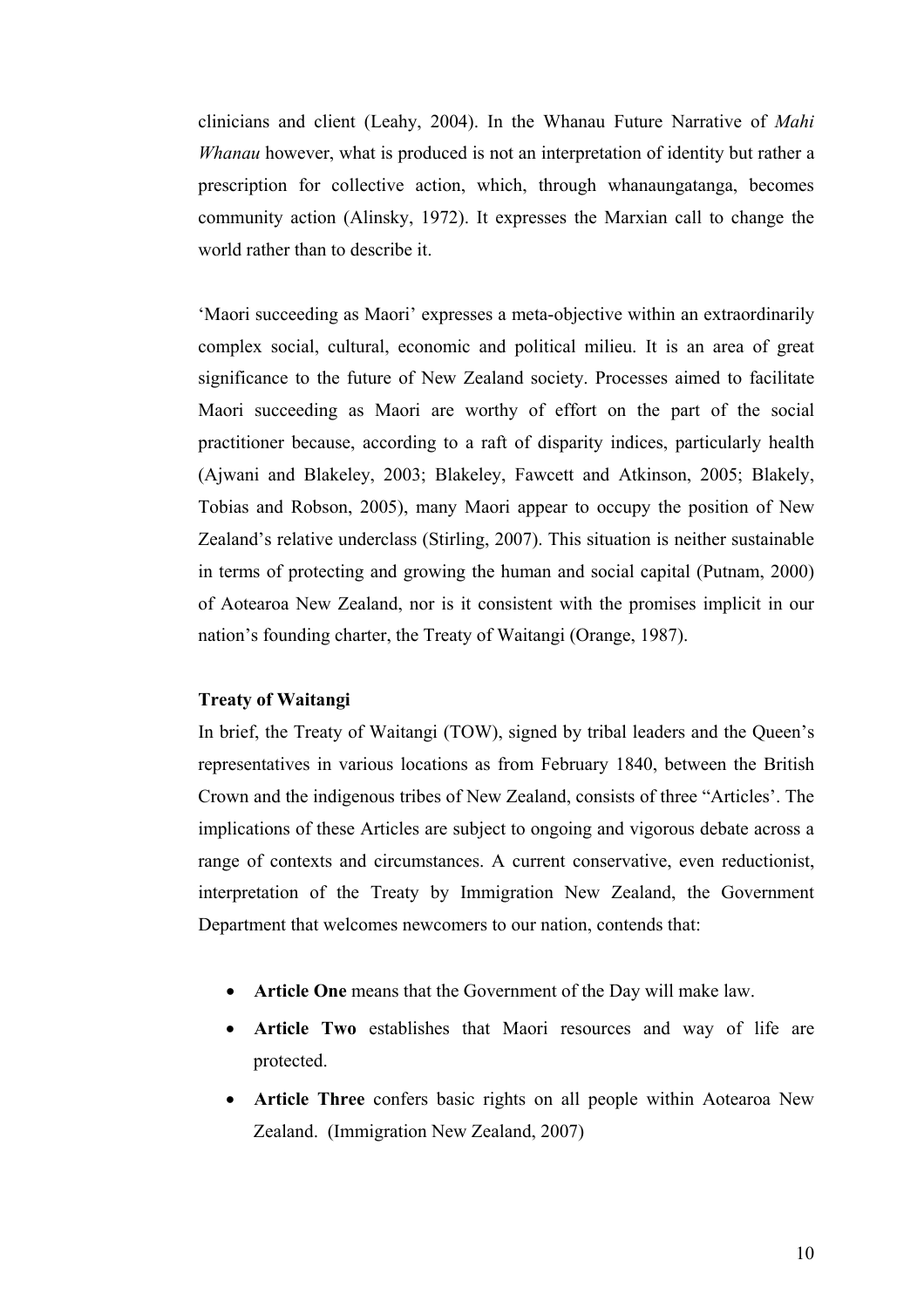clinicians and client (Leahy, 2004). In the Whanau Future Narrative of *Mahi Whanau* however, what is produced is not an interpretation of identity but rather a prescription for collective action, which, through whanaungatanga, becomes community action (Alinsky, 1972). It expresses the Marxian call to change the world rather than to describe it.

'Maori succeeding as Maori' expresses a meta-objective within an extraordinarily complex social, cultural, economic and political milieu. It is an area of great significance to the future of New Zealand society. Processes aimed to facilitate Maori succeeding as Maori are worthy of effort on the part of the social practitioner because, according to a raft of disparity indices, particularly health (Ajwani and Blakeley, 2003; Blakeley, Fawcett and Atkinson, 2005; Blakely, Tobias and Robson, 2005), many Maori appear to occupy the position of New Zealand's relative underclass (Stirling, 2007). This situation is neither sustainable in terms of protecting and growing the human and social capital (Putnam, 2000) of Aotearoa New Zealand, nor is it consistent with the promises implicit in our nation's founding charter, the Treaty of Waitangi (Orange, 1987).

**Treaty of Waitangi**

In brief, the Treaty of Waitangi (TOW), signed by tribal leaders and the Queen's representatives in various locations as from February 1840, between the British Crown and the indigenous tribes of New Zealand, consists of three "Articles'. The implications of these Articles are subject to ongoing and vigorous debate across a range of contexts and circumstances. A current conservative, even reductionist, interpretation of the Treaty by Immigration New Zealand, the Government Department that welcomes newcomers to our nation, contends that:

- **Article One** means that the Government of the Day will make law.
- **Article Two** establishes that Maori resources and way of life are protected.
- **Article Three** confers basic rights on all people within Aotearoa New Zealand. (Immigration New Zealand, 2007)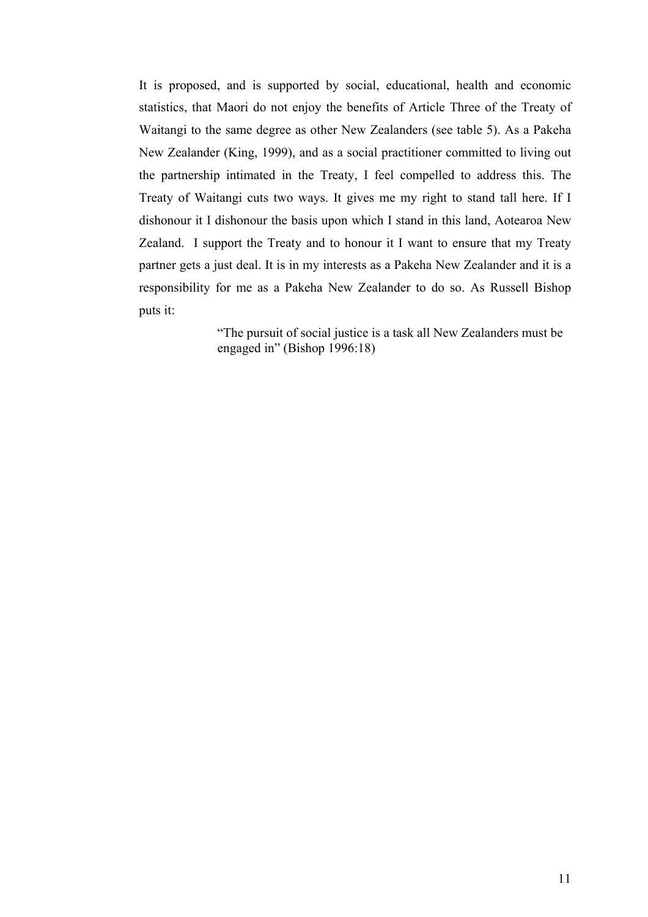It is proposed, and is supported by social, educational, health and economic statistics, that Maori do not enjoy the benefits of Article Three of the Treaty of Waitangi to the same degree as other New Zealanders (see table 5). As a Pakeha New Zealander (King, 1999), and as a social practitioner committed to living out the partnership intimated in the Treaty, I feel compelled to address this. The Treaty of Waitangi cuts two ways. It gives me my right to stand tall here. If I dishonour it I dishonour the basis upon which I stand in this land, Aotearoa New Zealand. I support the Treaty and to honour it I want to ensure that my Treaty partner gets a just deal. It is in my interests as a Pakeha New Zealander and it is a responsibility for me as a Pakeha New Zealander to do so. As Russell Bishop puts it:

> "The pursuit of social justice is a task all New Zealanders must be engaged in" (Bishop 1996:18)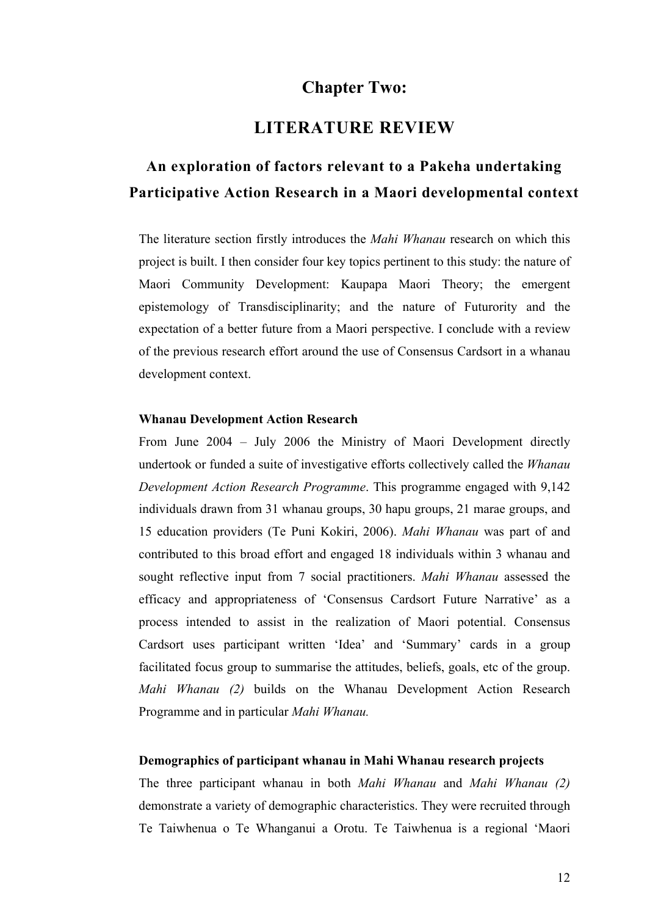# Chapter Two:

# LITERATURE REVIEW

## An exploration of factors relevant to a Pakeha undertaking Participative Action Research in a Maori developmental context

The literature section firstly introduces the *Mahi Whanau* research on which this project is built. I then consider four key topics pertinent to this study: the nature of Maori Community Development: Kaupapa Maori Theory; the emergent epistemology of Transdisciplinarity; and the nature of Futurority and the expectation of a better future from a Maori perspective. I conclude with a review of the previous research effort around the use of Consensus Cardsort in a whanau development context.

**Whanau Development Action Research**

From June 2004 – July 2006 the Ministry of Maori Development directly undertook or funded a suite of investigative efforts collectively called the *Whanau Development Action Research Programme*. This programme engaged with 9,142 individuals drawn from 31 whanau groups, 30 hapu groups, 21 marae groups, and 15 education providers (Te Puni Kokiri, 2006). *Mahi Whanau* was part of and contributed to this broad effort and engaged 18 individuals within 3 whanau and sought reflective input from 7 social practitioners. *Mahi Whanau* assessed the efficacy and appropriateness of 'Consensus Cardsort Future Narrative' as a process intended to assist in the realization of Maori potential. Consensus Cardsort uses participant written 'Idea' and 'Summary' cards in a group facilitated focus group to summarise the attitudes, beliefs, goals, etc of the group. *Mahi Whanau (2)* builds on the Whanau Development Action Research Programme and in particular *Mahi Whanau.*

**Demographics of participant whanau in Mahi Whanau research projects**

The three participant whanau in both *Mahi Whanau* and *Mahi Whanau (2)* demonstrate a variety of demographic characteristics. They were recruited through Te Taiwhenua o Te Whanganui a Orotu. Te Taiwhenua is a regional 'Maori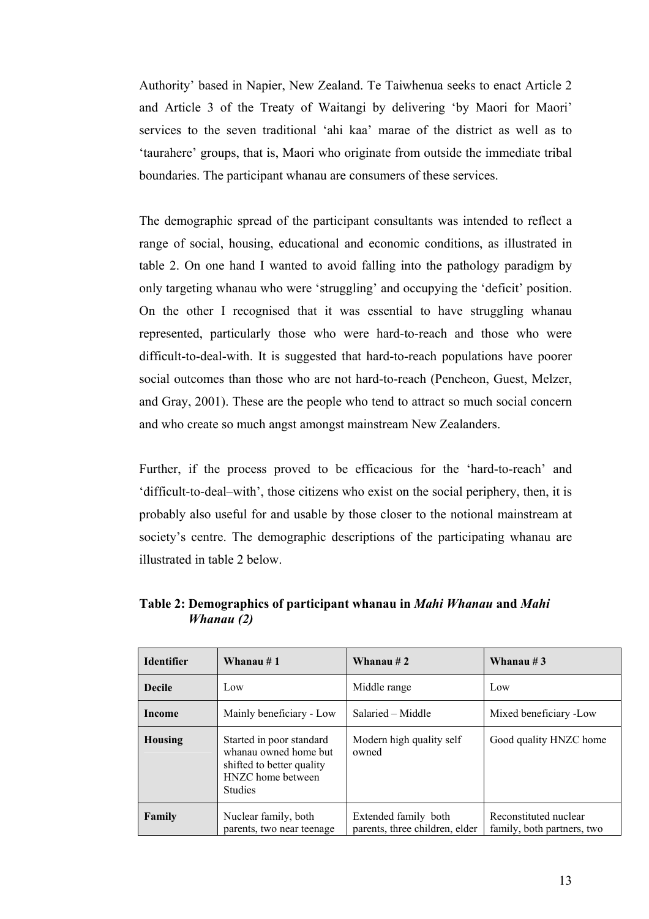Authority' based in Napier, New Zealand. Te Taiwhenua seeks to enact Article 2 and Article 3 of the Treaty of Waitangi by delivering 'by Maori for Maori' services to the seven traditional 'ahi kaa' marae of the district as well as to 'taurahere' groups, that is, Maori who originate from outside the immediate tribal boundaries. The participant whanau are consumers of these services.

The demographic spread of the participant consultants was intended to reflect a range of social, housing, educational and economic conditions, as illustrated in table 2. On one hand I wanted to avoid falling into the pathology paradigm by only targeting whanau who were 'struggling' and occupying the 'deficit' position. On the other I recognised that it was essential to have struggling whanau represented, particularly those who were hard-to-reach and those who were difficult-to-deal-with. It is suggested that hard-to-reach populations have poorer social outcomes than those who are not hard-to-reach (Pencheon, Guest, Melzer, and Gray, 2001). These are the people who tend to attract so much social concern and who create so much angst amongst mainstream New Zealanders.

Further, if the process proved to be efficacious for the 'hard-to-reach' and 'difficult-to-deal–with', those citizens who exist on the social periphery, then, it is probably also useful for and usable by those closer to the notional mainstream at society's centre. The demographic descriptions of the participating whanau are illustrated in table 2 below.

**Table 2: Demographics of participant whanau in *Mahi Whanau* and *Mahi Whanau (2)***

| Identifier | Whanau # 1 | Whanau # 2 | Whanau # 3 |
|---|---|---|---|
| **Decile** | Low | Middle range | Low |
| **Income** | Mainly beneficiary - Low | Salaried – Middle | Mixed beneficiary -Low |
| **Housing** | Started in poor standard whanau owned home but shifted to better quality HNZC home between Studies | Modern high quality self owned | Good quality HNZC home |
| **Family** | Nuclear family, both parents, two near teenage | Extended family both parents, three children, elder | Reconstituted nuclear family, both partners, two |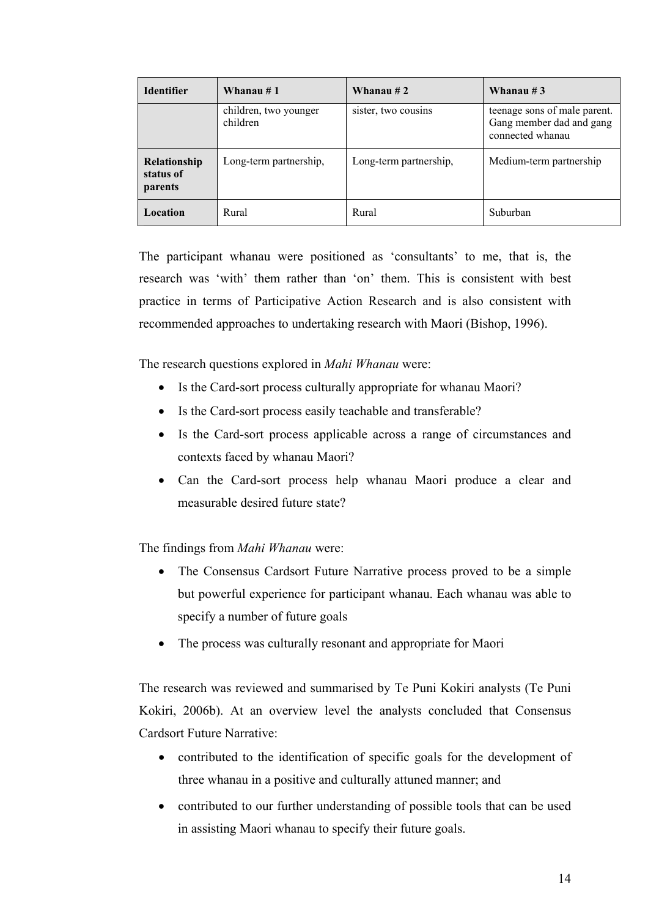| Identifier | Whanau # 1 | Whanau # 2 | Whanau # 3 |
|---|---|---|---|
| | children, two younger children | sister, two cousins | teenage sons of male parent. Gang member dad and gang connected whanau |
| Relationship status of parents | Long-term partnership, | Long-term partnership, | Medium-term partnership |
| Location | Rural | Rural | Suburban |

The participant whanau were positioned as 'consultants' to me, that is, the research was 'with' them rather than 'on' them. This is consistent with best practice in terms of Participative Action Research and is also consistent with recommended approaches to undertaking research with Maori (Bishop, 1996).

The research questions explored in *Mahi Whanau* were:

- Is the Card-sort process culturally appropriate for whanau Maori?
- Is the Card-sort process easily teachable and transferable?
- Is the Card-sort process applicable across a range of circumstances and contexts faced by whanau Maori?
- Can the Card-sort process help whanau Maori produce a clear and measurable desired future state?

The findings from *Mahi Whanau* were:

- The Consensus Cardsort Future Narrative process proved to be a simple but powerful experience for participant whanau. Each whanau was able to specify a number of future goals
- The process was culturally resonant and appropriate for Maori

The research was reviewed and summarised by Te Puni Kokiri analysts (Te Puni Kokiri, 2006b). At an overview level the analysts concluded that Consensus Cardsort Future Narrative:

- contributed to the identification of specific goals for the development of three whanau in a positive and culturally attuned manner; and
- contributed to our further understanding of possible tools that can be used in assisting Maori whanau to specify their future goals.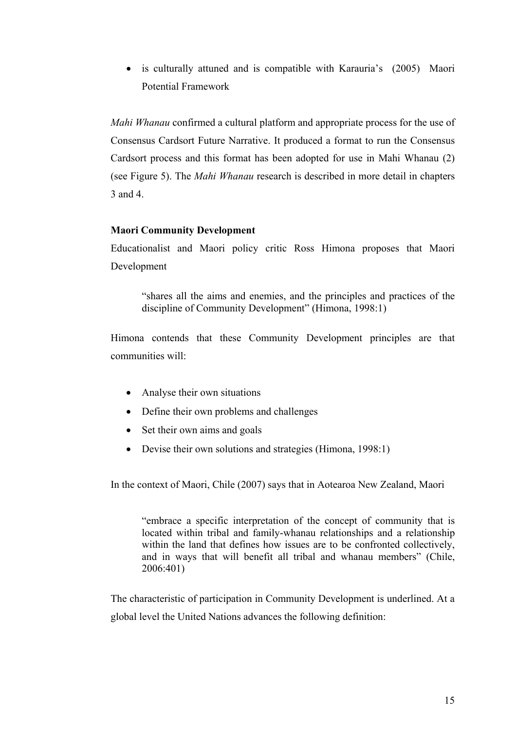- is culturally attuned and is compatible with Karauria's (2005) Maori Potential Framework

*Mahi Whanau* confirmed a cultural platform and appropriate process for the use of Consensus Cardsort Future Narrative. It produced a format to run the Consensus Cardsort process and this format has been adopted for use in Mahi Whanau (2) (see Figure 5). The *Mahi Whanau* research is described in more detail in chapters 3 and 4.

**Maori Community Development**

Educationalist and Maori policy critic Ross Himona proposes that Maori Development

> "shares all the aims and enemies, and the principles and practices of the discipline of Community Development" (Himona, 1998:1)

Himona contends that these Community Development principles are that communities will:

- Analyse their own situations
- Define their own problems and challenges
- Set their own aims and goals
- Devise their own solutions and strategies (Himona, 1998:1)

In the context of Maori, Chile (2007) says that in Aotearoa New Zealand, Maori

> "embrace a specific interpretation of the concept of community that is located within tribal and family-whanau relationships and a relationship within the land that defines how issues are to be confronted collectively, and in ways that will benefit all tribal and whanau members" (Chile, 2006:401)

The characteristic of participation in Community Development is underlined. At a global level the United Nations advances the following definition: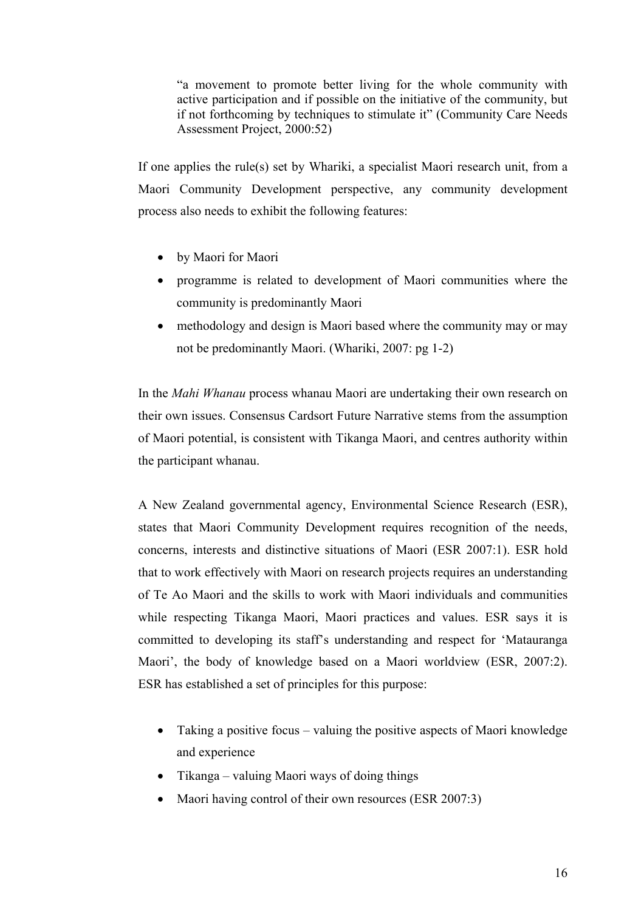> "a movement to promote better living for the whole community with active participation and if possible on the initiative of the community, but if not forthcoming by techniques to stimulate it" (Community Care Needs Assessment Project, 2000:52)

If one applies the rule(s) set by Whariki, a specialist Maori research unit, from a Maori Community Development perspective, any community development process also needs to exhibit the following features:

- by Maori for Maori
- programme is related to development of Maori communities where the community is predominantly Maori
- methodology and design is Maori based where the community may or may not be predominantly Maori. (Whariki, 2007: pg 1-2)

In the *Mahi Whanau* process whanau Maori are undertaking their own research on their own issues. Consensus Cardsort Future Narrative stems from the assumption of Maori potential, is consistent with Tikanga Maori, and centres authority within the participant whanau.

A New Zealand governmental agency, Environmental Science Research (ESR), states that Maori Community Development requires recognition of the needs, concerns, interests and distinctive situations of Maori (ESR 2007:1). ESR hold that to work effectively with Maori on research projects requires an understanding of Te Ao Maori and the skills to work with Maori individuals and communities while respecting Tikanga Maori, Maori practices and values. ESR says it is committed to developing its staff's understanding and respect for 'Matauranga Maori', the body of knowledge based on a Maori worldview (ESR, 2007:2). ESR has established a set of principles for this purpose:

- Taking a positive focus – valuing the positive aspects of Maori knowledge and experience
- Tikanga – valuing Maori ways of doing things
- Maori having control of their own resources (ESR 2007:3)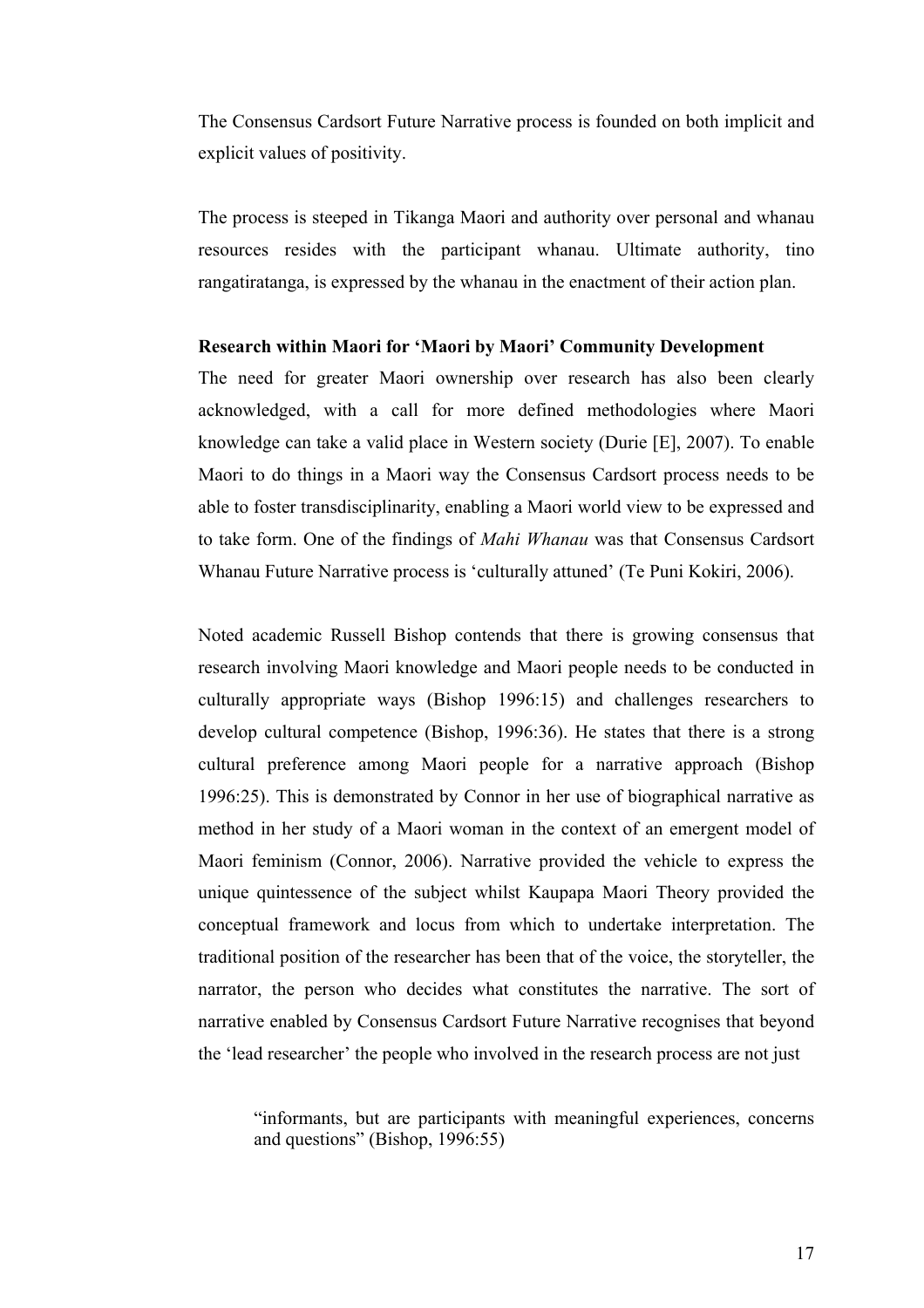The Consensus Cardsort Future Narrative process is founded on both implicit and explicit values of positivity.

The process is steeped in Tikanga Maori and authority over personal and whanau resources resides with the participant whanau. Ultimate authority, tino rangatiratanga, is expressed by the whanau in the enactment of their action plan.

**Research within Maori for 'Maori by Maori' Community Development**

The need for greater Maori ownership over research has also been clearly acknowledged, with a call for more defined methodologies where Maori knowledge can take a valid place in Western society (Durie [E], 2007). To enable Maori to do things in a Maori way the Consensus Cardsort process needs to be able to foster transdisciplinarity, enabling a Maori world view to be expressed and to take form. One of the findings of *Mahi Whanau* was that Consensus Cardsort Whanau Future Narrative process is 'culturally attuned' (Te Puni Kokiri, 2006).

Noted academic Russell Bishop contends that there is growing consensus that research involving Maori knowledge and Maori people needs to be conducted in culturally appropriate ways (Bishop 1996:15) and challenges researchers to develop cultural competence (Bishop, 1996:36). He states that there is a strong cultural preference among Maori people for a narrative approach (Bishop 1996:25). This is demonstrated by Connor in her use of biographical narrative as method in her study of a Maori woman in the context of an emergent model of Maori feminism (Connor, 2006). Narrative provided the vehicle to express the unique quintessence of the subject whilst Kaupapa Maori Theory provided the conceptual framework and locus from which to undertake interpretation. The traditional position of the researcher has been that of the voice, the storyteller, the narrator, the person who decides what constitutes the narrative. The sort of narrative enabled by Consensus Cardsort Future Narrative recognises that beyond the 'lead researcher' the people who involved in the research process are not just

> "informants, but are participants with meaningful experiences, concerns and questions" (Bishop, 1996:55)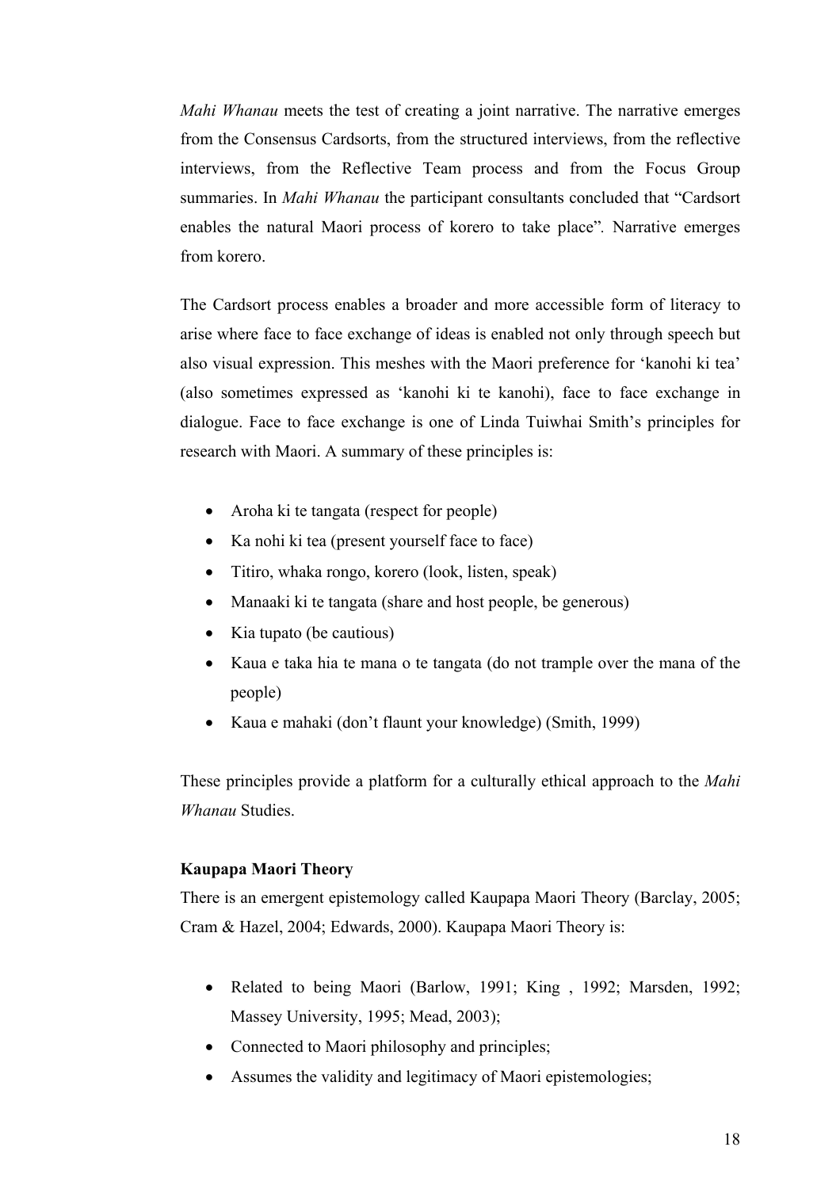*Mahi Whanau* meets the test of creating a joint narrative. The narrative emerges from the Consensus Cardsorts, from the structured interviews, from the reflective interviews, from the Reflective Team process and from the Focus Group summaries. In *Mahi Whanau* the participant consultants concluded that "Cardsort enables the natural Maori process of korero to take place". Narrative emerges from korero.

The Cardsort process enables a broader and more accessible form of literacy to arise where face to face exchange of ideas is enabled not only through speech but also visual expression. This meshes with the Maori preference for 'kanohi ki tea' (also sometimes expressed as 'kanohi ki te kanohi), face to face exchange in dialogue. Face to face exchange is one of Linda Tuiwhai Smith's principles for research with Maori. A summary of these principles is:

- Aroha ki te tangata (respect for people)
- Ka nohi ki tea (present yourself face to face)
- Titiro, whaka rongo, korero (look, listen, speak)
- Manaaki ki te tangata (share and host people, be generous)
- Kia tupato (be cautious)
- Kaua e taka hia te mana o te tangata (do not trample over the mana of the people)
- Kaua e mahaki (don't flaunt your knowledge) (Smith, 1999)

These principles provide a platform for a culturally ethical approach to the *Mahi Whanau* Studies.

**Kaupapa Maori Theory**

There is an emergent epistemology called Kaupapa Maori Theory (Barclay, 2005; Cram & Hazel, 2004; Edwards, 2000). Kaupapa Maori Theory is:

- Related to being Maori (Barlow, 1991; King , 1992; Marsden, 1992; Massey University, 1995; Mead, 2003);
- Connected to Maori philosophy and principles;
- Assumes the validity and legitimacy of Maori epistemologies;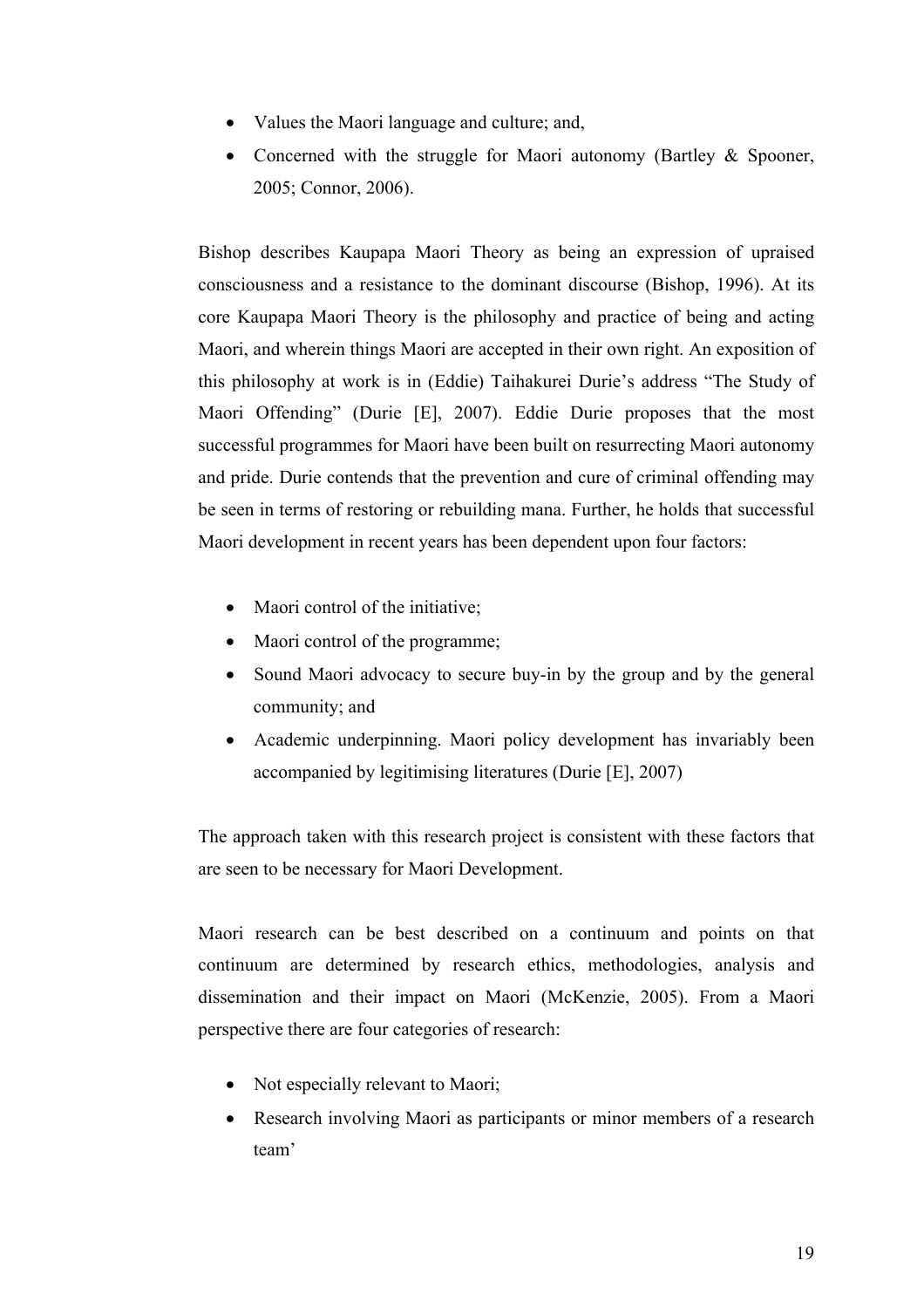- Values the Maori language and culture; and,
- Concerned with the struggle for Maori autonomy (Bartley & Spooner, 2005; Connor, 2006).

Bishop describes Kaupapa Maori Theory as being an expression of upraised consciousness and a resistance to the dominant discourse (Bishop, 1996). At its core Kaupapa Maori Theory is the philosophy and practice of being and acting Maori, and wherein things Maori are accepted in their own right. An exposition of this philosophy at work is in (Eddie) Taihakurei Durie's address "The Study of Maori Offending" (Durie [E], 2007). Eddie Durie proposes that the most successful programmes for Maori have been built on resurrecting Maori autonomy and pride. Durie contends that the prevention and cure of criminal offending may be seen in terms of restoring or rebuilding mana. Further, he holds that successful Maori development in recent years has been dependent upon four factors:

- Maori control of the initiative;
- Maori control of the programme;
- Sound Maori advocacy to secure buy-in by the group and by the general community; and
- Academic underpinning. Maori policy development has invariably been accompanied by legitimising literatures (Durie [E], 2007)

The approach taken with this research project is consistent with these factors that are seen to be necessary for Maori Development.

Maori research can be best described on a continuum and points on that continuum are determined by research ethics, methodologies, analysis and dissemination and their impact on Maori (McKenzie, 2005). From a Maori perspective there are four categories of research:

- Not especially relevant to Maori;
- Research involving Maori as participants or minor members of a research team'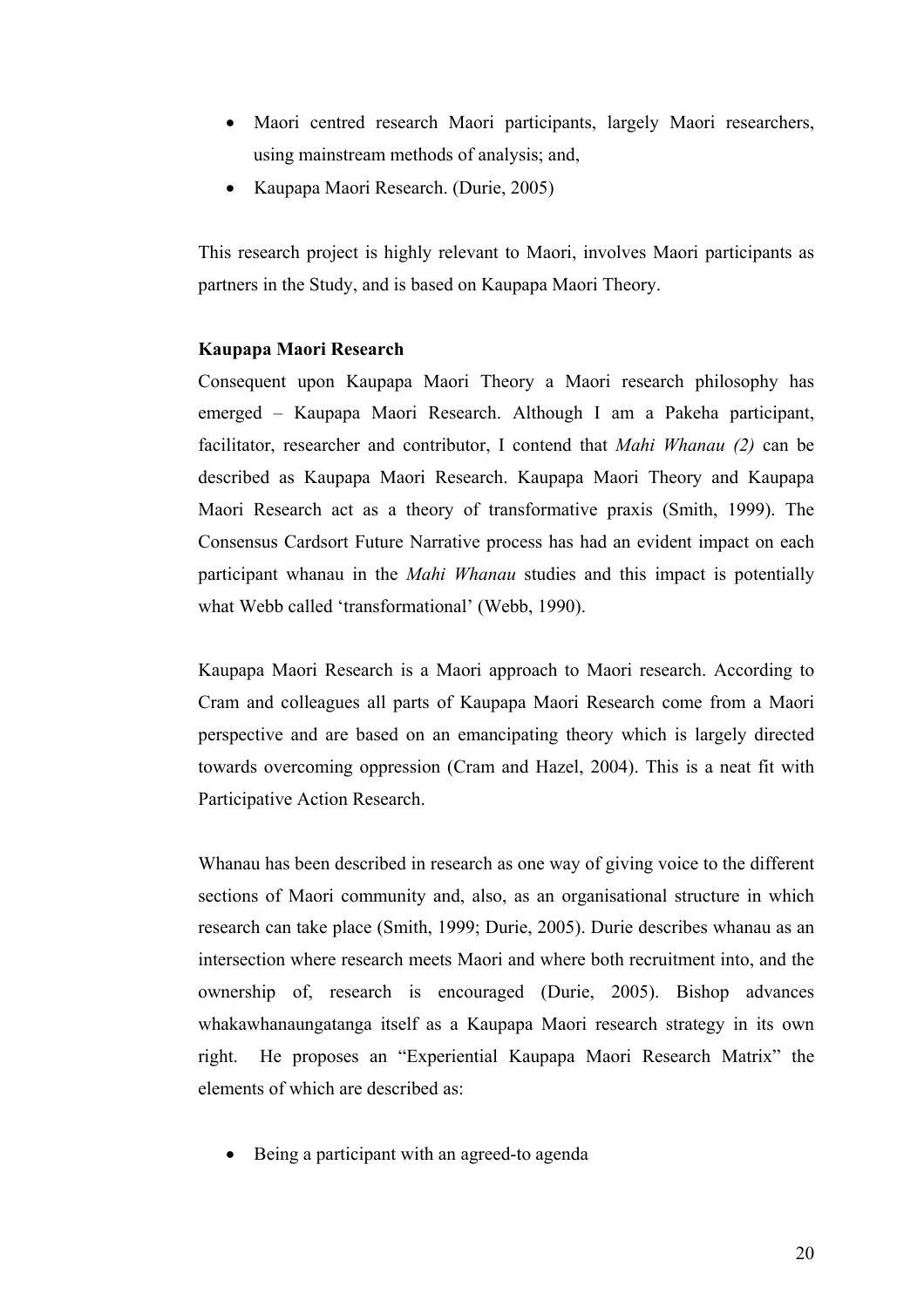- Maori centred research Maori participants, largely Maori researchers, using mainstream methods of analysis; and,
- Kaupapa Maori Research. (Durie, 2005)

This research project is highly relevant to Maori, involves Maori participants as partners in the Study, and is based on Kaupapa Maori Theory.

**Kaupapa Maori Research**

Consequent upon Kaupapa Maori Theory a Maori research philosophy has emerged – Kaupapa Maori Research. Although I am a Pakeha participant, facilitator, researcher and contributor, I contend that *Mahi Whanau (2)* can be described as Kaupapa Maori Research. Kaupapa Maori Theory and Kaupapa Maori Research act as a theory of transformative praxis (Smith, 1999). The Consensus Cardsort Future Narrative process has had an evident impact on each participant whanau in the *Mahi Whanau* studies and this impact is potentially what Webb called 'transformational' (Webb, 1990).

Kaupapa Maori Research is a Maori approach to Maori research. According to Cram and colleagues all parts of Kaupapa Maori Research come from a Maori perspective and are based on an emancipating theory which is largely directed towards overcoming oppression (Cram and Hazel, 2004). This is a neat fit with Participative Action Research.

Whanau has been described in research as one way of giving voice to the different sections of Maori community and, also, as an organisational structure in which research can take place (Smith, 1999; Durie, 2005). Durie describes whanau as an intersection where research meets Maori and where both recruitment into, and the ownership of, research is encouraged (Durie, 2005). Bishop advances whakawhanaungatanga itself as a Kaupapa Maori research strategy in its own right. He proposes an "Experiential Kaupapa Maori Research Matrix" the elements of which are described as:

- Being a participant with an agreed-to agenda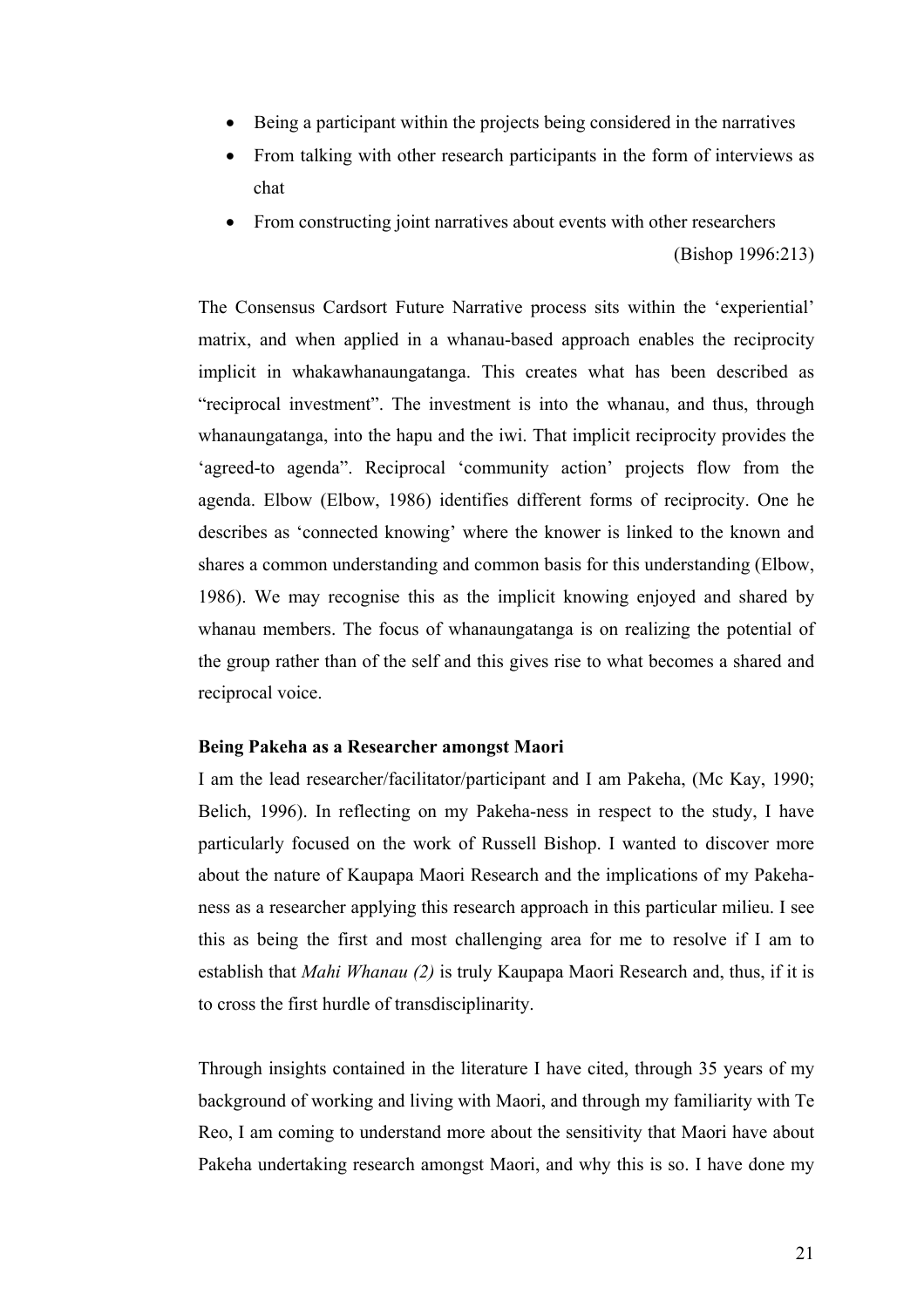- Being a participant within the projects being considered in the narratives
- From talking with other research participants in the form of interviews as chat
- From constructing joint narratives about events with other researchers

(Bishop 1996:213)

The Consensus Cardsort Future Narrative process sits within the 'experiential' matrix, and when applied in a whanau-based approach enables the reciprocity implicit in whakawhanaungatanga. This creates what has been described as "reciprocal investment". The investment is into the whanau, and thus, through whanaungatanga, into the hapu and the iwi. That implicit reciprocity provides the 'agreed-to agenda". Reciprocal 'community action' projects flow from the agenda. Elbow (Elbow, 1986) identifies different forms of reciprocity. One he describes as 'connected knowing' where the knower is linked to the known and shares a common understanding and common basis for this understanding (Elbow, 1986). We may recognise this as the implicit knowing enjoyed and shared by whanau members. The focus of whanaungatanga is on realizing the potential of the group rather than of the self and this gives rise to what becomes a shared and reciprocal voice.

**Being Pakeha as a Researcher amongst Maori**

I am the lead researcher/facilitator/participant and I am Pakeha, (Mc Kay, 1990; Belich, 1996). In reflecting on my Pakeha-ness in respect to the study, I have particularly focused on the work of Russell Bishop. I wanted to discover more about the nature of Kaupapa Maori Research and the implications of my Pakeha-ness as a researcher applying this research approach in this particular milieu. I see this as being the first and most challenging area for me to resolve if I am to establish that *Mahi Whanau (2)* is truly Kaupapa Maori Research and, thus, if it is to cross the first hurdle of transdisciplinarity.

Through insights contained in the literature I have cited, through 35 years of my background of working and living with Maori, and through my familiarity with Te Reo, I am coming to understand more about the sensitivity that Maori have about Pakeha undertaking research amongst Maori, and why this is so. I have done my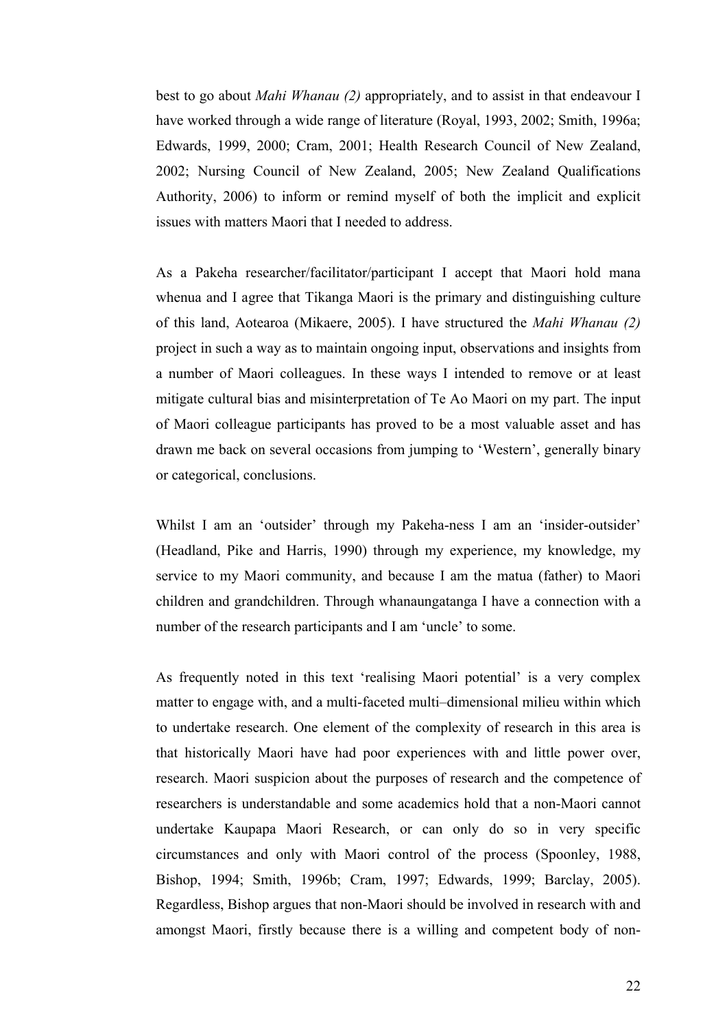best to go about *Mahi Whanau (2)* appropriately, and to assist in that endeavour I have worked through a wide range of literature (Royal, 1993, 2002; Smith, 1996a; Edwards, 1999, 2000; Cram, 2001; Health Research Council of New Zealand, 2002; Nursing Council of New Zealand, 2005; New Zealand Qualifications Authority, 2006) to inform or remind myself of both the implicit and explicit issues with matters Maori that I needed to address.

As a Pakeha researcher/facilitator/participant I accept that Maori hold mana whenua and I agree that Tikanga Maori is the primary and distinguishing culture of this land, Aotearoa (Mikaere, 2005). I have structured the *Mahi Whanau (2)* project in such a way as to maintain ongoing input, observations and insights from a number of Maori colleagues. In these ways I intended to remove or at least mitigate cultural bias and misinterpretation of Te Ao Maori on my part. The input of Maori colleague participants has proved to be a most valuable asset and has drawn me back on several occasions from jumping to 'Western', generally binary or categorical, conclusions.

Whilst I am an 'outsider' through my Pakeha-ness I am an 'insider-outsider' (Headland, Pike and Harris, 1990) through my experience, my knowledge, my service to my Maori community, and because I am the matua (father) to Maori children and grandchildren. Through whanaungatanga I have a connection with a number of the research participants and I am 'uncle' to some.

As frequently noted in this text 'realising Maori potential' is a very complex matter to engage with, and a multi-faceted multi–dimensional milieu within which to undertake research. One element of the complexity of research in this area is that historically Maori have had poor experiences with and little power over, research. Maori suspicion about the purposes of research and the competence of researchers is understandable and some academics hold that a non-Maori cannot undertake Kaupapa Maori Research, or can only do so in very specific circumstances and only with Maori control of the process (Spoonley, 1988, Bishop, 1994; Smith, 1996b; Cram, 1997; Edwards, 1999; Barclay, 2005). Regardless, Bishop argues that non-Maori should be involved in research with and amongst Maori, firstly because there is a willing and competent body of non-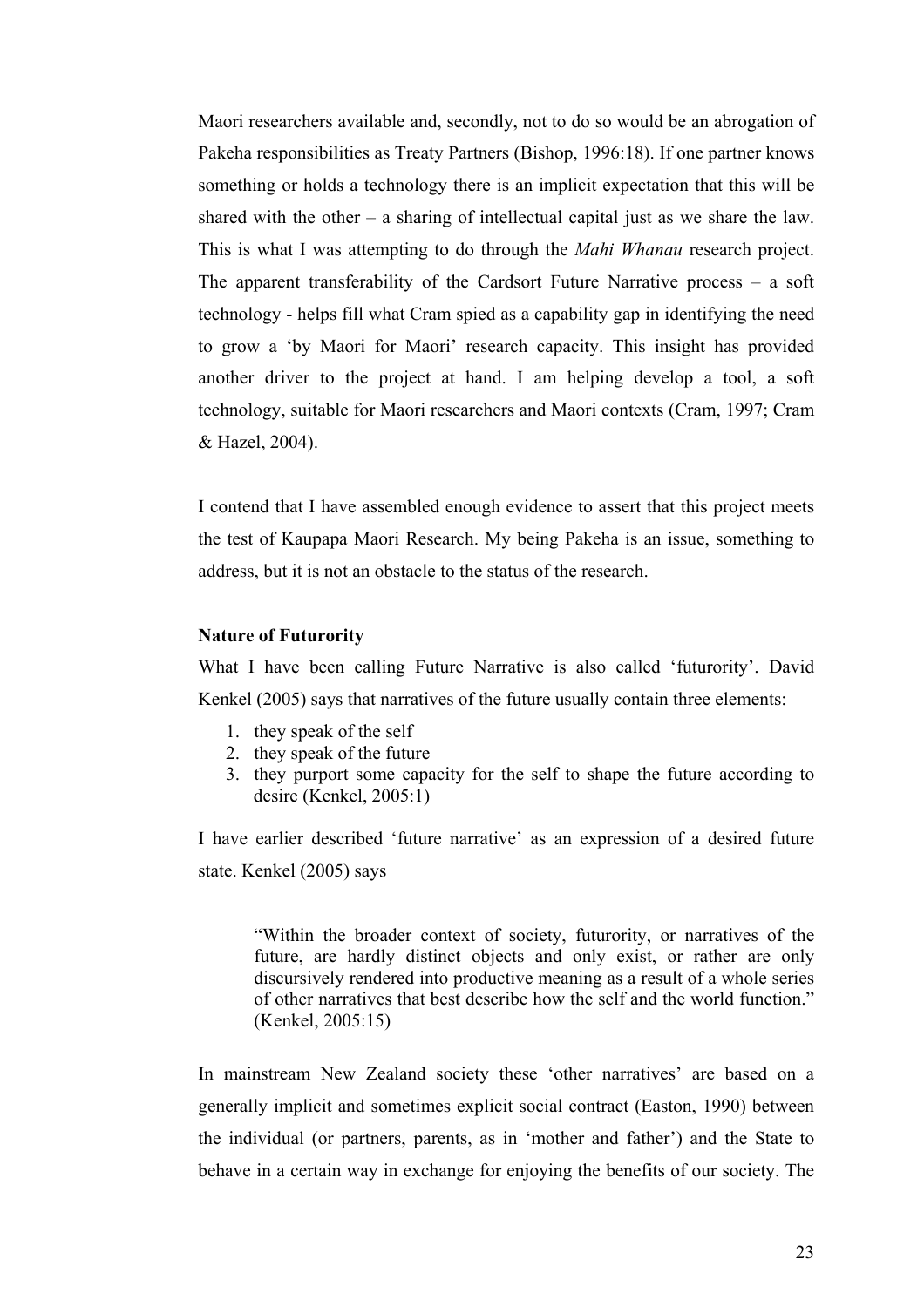Maori researchers available and, secondly, not to do so would be an abrogation of Pakeha responsibilities as Treaty Partners (Bishop, 1996:18). If one partner knows something or holds a technology there is an implicit expectation that this will be shared with the other – a sharing of intellectual capital just as we share the law. This is what I was attempting to do through the *Mahi Whanau* research project. The apparent transferability of the Cardsort Future Narrative process – a soft technology - helps fill what Cram spied as a capability gap in identifying the need to grow a 'by Maori for Maori' research capacity. This insight has provided another driver to the project at hand. I am helping develop a tool, a soft technology, suitable for Maori researchers and Maori contexts (Cram, 1997; Cram & Hazel, 2004).

I contend that I have assembled enough evidence to assert that this project meets the test of Kaupapa Maori Research. My being Pakeha is an issue, something to address, but it is not an obstacle to the status of the research.

**Nature of Futurority**

What I have been calling Future Narrative is also called 'futurority'. David Kenkel (2005) says that narratives of the future usually contain three elements:

1. they speak of the self
2. they speak of the future
3. they purport some capacity for the self to shape the future according to desire (Kenkel, 2005:1)

I have earlier described 'future narrative' as an expression of a desired future state. Kenkel (2005) says

> "Within the broader context of society, futurority, or narratives of the future, are hardly distinct objects and only exist, or rather are only discursively rendered into productive meaning as a result of a whole series of other narratives that best describe how the self and the world function." (Kenkel, 2005:15)

In mainstream New Zealand society these 'other narratives' are based on a generally implicit and sometimes explicit social contract (Easton, 1990) between the individual (or partners, parents, as in 'mother and father') and the State to behave in a certain way in exchange for enjoying the benefits of our society. The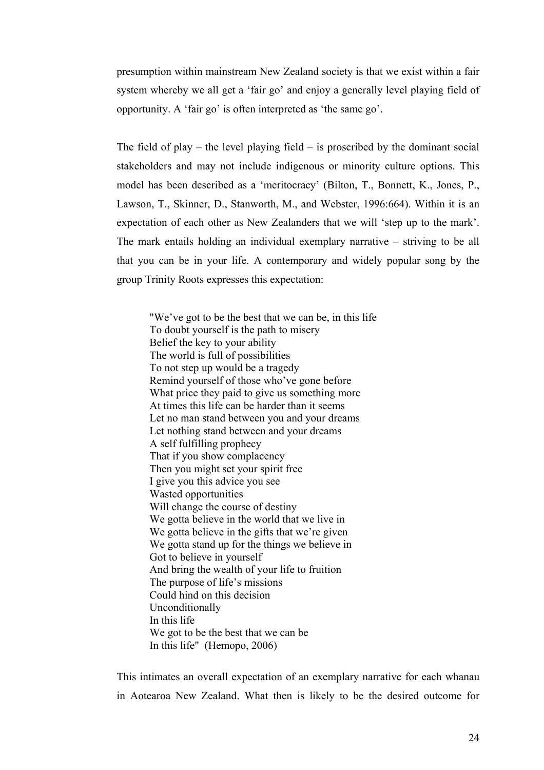presumption within mainstream New Zealand society is that we exist within a fair system whereby we all get a 'fair go' and enjoy a generally level playing field of opportunity. A 'fair go' is often interpreted as 'the same go'.

The field of play – the level playing field – is proscribed by the dominant social stakeholders and may not include indigenous or minority culture options. This model has been described as a 'meritocracy' (Bilton, T., Bonnett, K., Jones, P., Lawson, T., Skinner, D., Stanworth, M., and Webster, 1996:664). Within it is an expectation of each other as New Zealanders that we will 'step up to the mark'. The mark entails holding an individual exemplary narrative – striving to be all that you can be in your life. A contemporary and widely popular song by the group Trinity Roots expresses this expectation:

> "We've got to be the best that we can be, in this life
> To doubt yourself is the path to misery
> Belief the key to your ability
> The world is full of possibilities
> To not step up would be a tragedy
> Remind yourself of those who've gone before
> What price they paid to give us something more
> At times this life can be harder than it seems
> Let no man stand between you and your dreams
> Let nothing stand between and your dreams
> A self fulfilling prophecy
> That if you show complacency
> Then you might set your spirit free
> I give you this advice you see
> Wasted opportunities
> Will change the course of destiny
> We gotta believe in the world that we live in
> We gotta believe in the gifts that we're given
> We gotta stand up for the things we believe in
> Got to believe in yourself
> And bring the wealth of your life to fruition
> The purpose of life's missions
> Could hind on this decision
> Unconditionally
> In this life
> We got to be the best that we can be
> In this life" (Hemopo, 2006)

This intimates an overall expectation of an exemplary narrative for each whanau in Aotearoa New Zealand. What then is likely to be the desired outcome for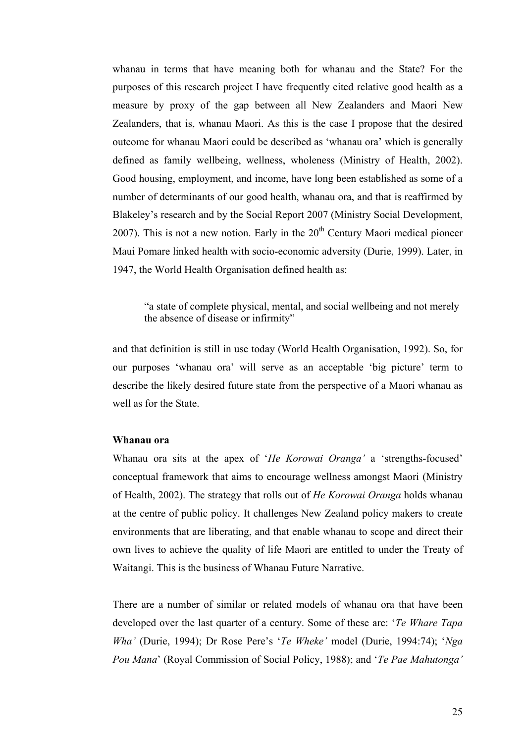whanau in terms that have meaning both for whanau and the State? For the purposes of this research project I have frequently cited relative good health as a measure by proxy of the gap between all New Zealanders and Maori New Zealanders, that is, whanau Maori. As this is the case I propose that the desired outcome for whanau Maori could be described as 'whanau ora' which is generally defined as family wellbeing, wellness, wholeness (Ministry of Health, 2002). Good housing, employment, and income, have long been established as some of a number of determinants of our good health, whanau ora, and that is reaffirmed by Blakeley's research and by the Social Report 2007 (Ministry Social Development, 2007). This is not a new notion. Early in the 20th Century Maori medical pioneer Maui Pomare linked health with socio-economic adversity (Durie, 1999). Later, in 1947, the World Health Organisation defined health as:

> "a state of complete physical, mental, and social wellbeing and not merely the absence of disease or infirmity"

and that definition is still in use today (World Health Organisation, 1992). So, for our purposes 'whanau ora' will serve as an acceptable 'big picture' term to describe the likely desired future state from the perspective of a Maori whanau as well as for the State.

**Whanau ora**

Whanau ora sits at the apex of '*He Korowai Oranga'* a 'strengths-focused' conceptual framework that aims to encourage wellness amongst Maori (Ministry of Health, 2002). The strategy that rolls out of *He Korowai Oranga* holds whanau at the centre of public policy. It challenges New Zealand policy makers to create environments that are liberating, and that enable whanau to scope and direct their own lives to achieve the quality of life Maori are entitled to under the Treaty of Waitangi. This is the business of Whanau Future Narrative.

There are a number of similar or related models of whanau ora that have been developed over the last quarter of a century. Some of these are: '*Te Whare Tapa Wha'* (Durie, 1994); Dr Rose Pere's '*Te Wheke'* model (Durie, 1994:74); '*Nga Pou Mana*' (Royal Commission of Social Policy, 1988); and '*Te Pae Mahutonga'*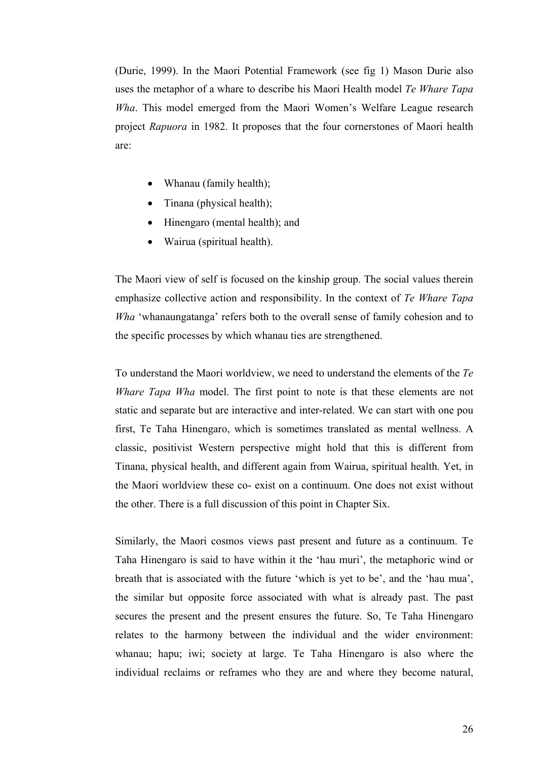(Durie, 1999). In the Maori Potential Framework (see fig 1) Mason Durie also uses the metaphor of a whare to describe his Maori Health model *Te Whare Tapa Wha*. This model emerged from the Maori Women's Welfare League research project *Rapuora* in 1982. It proposes that the four cornerstones of Maori health are:

- Whanau (family health);
- Tinana (physical health);
- Hinengaro (mental health); and
- Wairua (spiritual health).

The Maori view of self is focused on the kinship group. The social values therein emphasize collective action and responsibility. In the context of *Te Whare Tapa Wha* 'whanaungatanga' refers both to the overall sense of family cohesion and to the specific processes by which whanau ties are strengthened.

To understand the Maori worldview, we need to understand the elements of the *Te Whare Tapa Wha* model. The first point to note is that these elements are not static and separate but are interactive and inter-related. We can start with one pou first, Te Taha Hinengaro, which is sometimes translated as mental wellness. A classic, positivist Western perspective might hold that this is different from Tinana, physical health, and different again from Wairua, spiritual health. Yet, in the Maori worldview these co- exist on a continuum. One does not exist without the other. There is a full discussion of this point in Chapter Six.

Similarly, the Maori cosmos views past present and future as a continuum. Te Taha Hinengaro is said to have within it the 'hau muri', the metaphoric wind or breath that is associated with the future 'which is yet to be', and the 'hau mua', the similar but opposite force associated with what is already past. The past secures the present and the present ensures the future. So, Te Taha Hinengaro relates to the harmony between the individual and the wider environment: whanau; hapu; iwi; society at large. Te Taha Hinengaro is also where the individual reclaims or reframes who they are and where they become natural,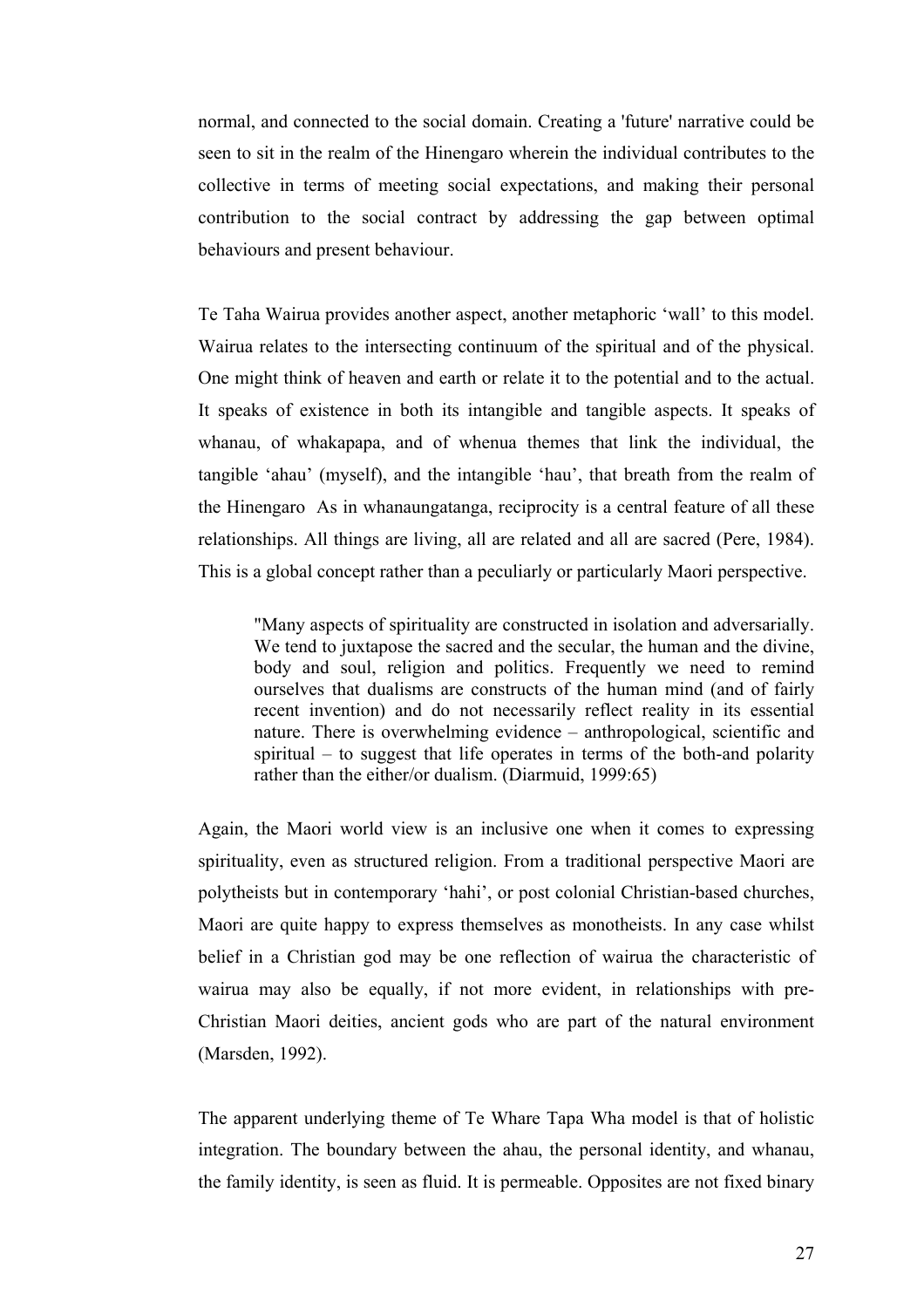normal, and connected to the social domain. Creating a 'future' narrative could be seen to sit in the realm of the Hinengaro wherein the individual contributes to the collective in terms of meeting social expectations, and making their personal contribution to the social contract by addressing the gap between optimal behaviours and present behaviour.

Te Taha Wairua provides another aspect, another metaphoric 'wall' to this model. Wairua relates to the intersecting continuum of the spiritual and of the physical. One might think of heaven and earth or relate it to the potential and to the actual. It speaks of existence in both its intangible and tangible aspects. It speaks of whanau, of whakapapa, and of whenua themes that link the individual, the tangible 'ahau' (myself), and the intangible 'hau', that breath from the realm of the Hinengaro  As in whanaungatanga, reciprocity is a central feature of all these relationships. All things are living, all are related and all are sacred (Pere, 1984). This is a global concept rather than a peculiarly or particularly Maori perspective.

> "Many aspects of spirituality are constructed in isolation and adversarially. We tend to juxtapose the sacred and the secular, the human and the divine, body and soul, religion and politics. Frequently we need to remind ourselves that dualisms are constructs of the human mind (and of fairly recent invention) and do not necessarily reflect reality in its essential nature. There is overwhelming evidence – anthropological, scientific and spiritual – to suggest that life operates in terms of the both-and polarity rather than the either/or dualism. (Diarmuid, 1999:65)

Again, the Maori world view is an inclusive one when it comes to expressing spirituality, even as structured religion. From a traditional perspective Maori are polytheists but in contemporary 'hahi', or post colonial Christian-based churches, Maori are quite happy to express themselves as monotheists. In any case whilst belief in a Christian god may be one reflection of wairua the characteristic of wairua may also be equally, if not more evident, in relationships with pre-Christian Maori deities, ancient gods who are part of the natural environment (Marsden, 1992).

The apparent underlying theme of Te Whare Tapa Wha model is that of holistic integration. The boundary between the ahau, the personal identity, and whanau, the family identity, is seen as fluid. It is permeable. Opposites are not fixed binary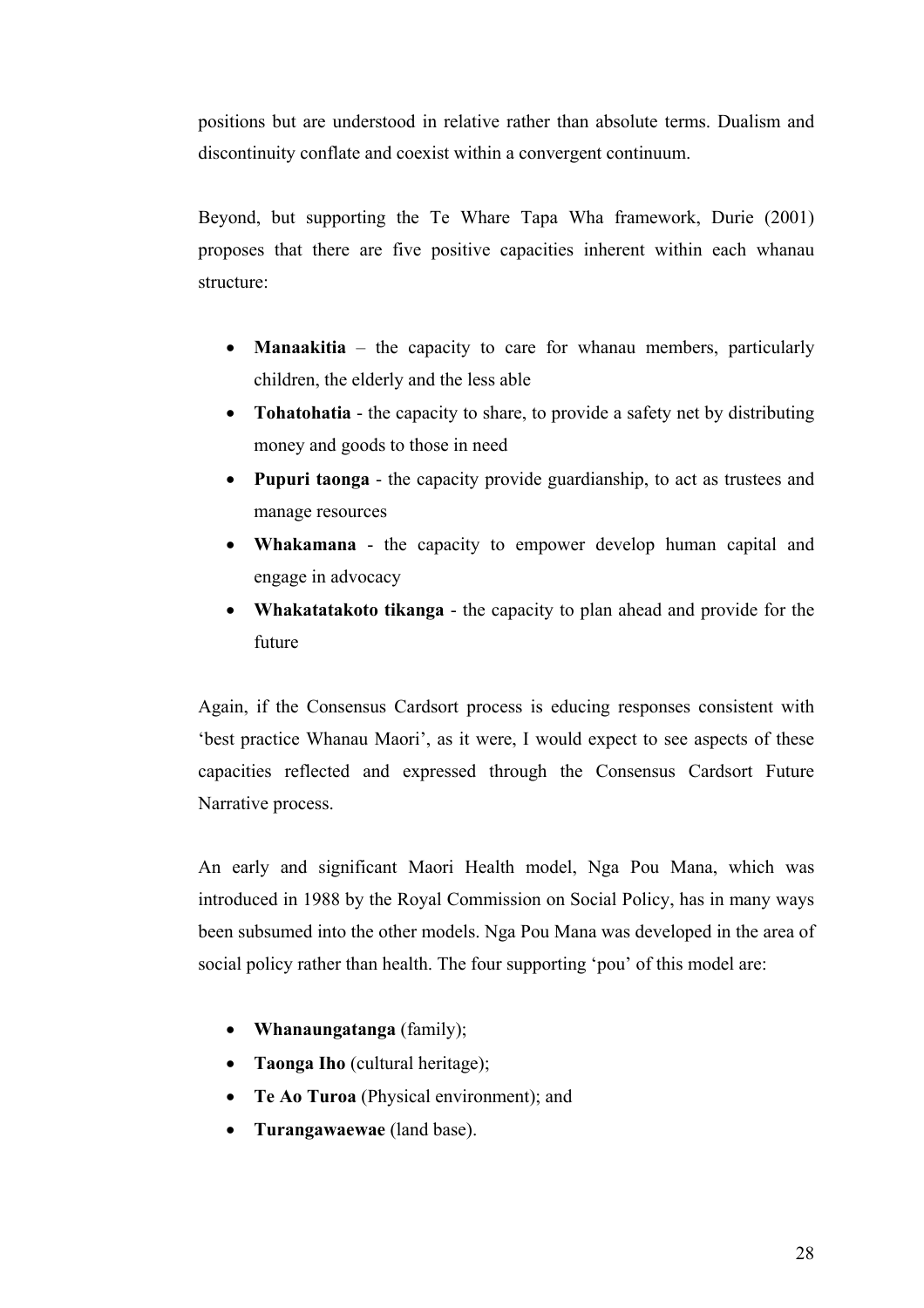positions but are understood in relative rather than absolute terms. Dualism and discontinuity conflate and coexist within a convergent continuum.

Beyond, but supporting the Te Whare Tapa Wha framework, Durie (2001) proposes that there are five positive capacities inherent within each whanau structure:

- **Manaakitia** – the capacity to care for whanau members, particularly children, the elderly and the less able
- **Tohatohatia** - the capacity to share, to provide a safety net by distributing money and goods to those in need
- **Pupuri taonga** - the capacity provide guardianship, to act as trustees and manage resources
- **Whakamana** - the capacity to empower develop human capital and engage in advocacy
- **Whakatatakoto tikanga** - the capacity to plan ahead and provide for the future

Again, if the Consensus Cardsort process is educing responses consistent with 'best practice Whanau Maori', as it were, I would expect to see aspects of these capacities reflected and expressed through the Consensus Cardsort Future Narrative process.

An early and significant Maori Health model, Nga Pou Mana, which was introduced in 1988 by the Royal Commission on Social Policy, has in many ways been subsumed into the other models. Nga Pou Mana was developed in the area of social policy rather than health. The four supporting 'pou' of this model are:

- **Whanaungatanga** (family);
- **Taonga Iho** (cultural heritage);
- **Te Ao Turoa** (Physical environment); and
- **Turangawaewae** (land base).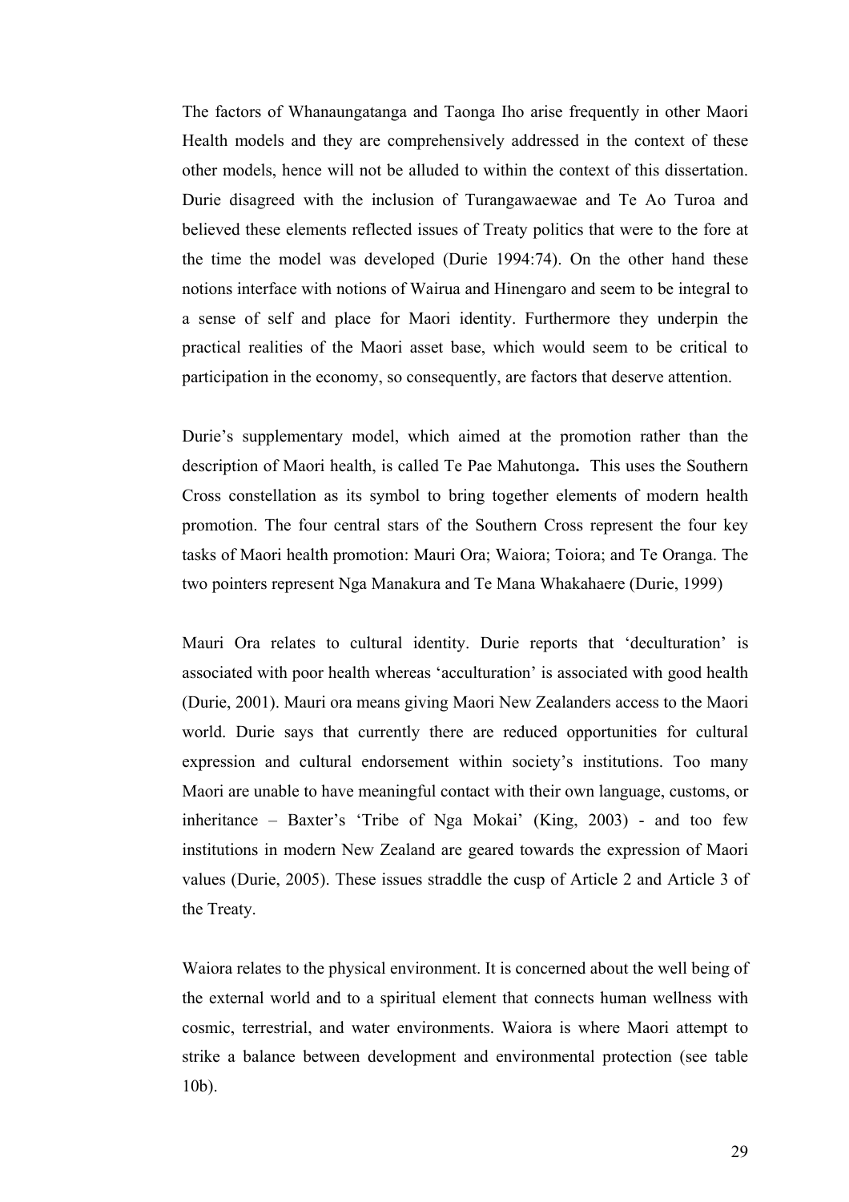The factors of Whanaungatanga and Taonga Iho arise frequently in other Maori Health models and they are comprehensively addressed in the context of these other models, hence will not be alluded to within the context of this dissertation. Durie disagreed with the inclusion of Turangawaewae and Te Ao Turoa and believed these elements reflected issues of Treaty politics that were to the fore at the time the model was developed (Durie 1994:74). On the other hand these notions interface with notions of Wairua and Hinengaro and seem to be integral to a sense of self and place for Maori identity. Furthermore they underpin the practical realities of the Maori asset base, which would seem to be critical to participation in the economy, so consequently, are factors that deserve attention.

Durie's supplementary model, which aimed at the promotion rather than the description of Maori health, is called Te Pae Mahutonga**.** This uses the Southern Cross constellation as its symbol to bring together elements of modern health promotion. The four central stars of the Southern Cross represent the four key tasks of Maori health promotion: Mauri Ora; Waiora; Toiora; and Te Oranga. The two pointers represent Nga Manakura and Te Mana Whakahaere (Durie, 1999)

Mauri Ora relates to cultural identity. Durie reports that 'deculturation' is associated with poor health whereas 'acculturation' is associated with good health (Durie, 2001). Mauri ora means giving Maori New Zealanders access to the Maori world. Durie says that currently there are reduced opportunities for cultural expression and cultural endorsement within society's institutions. Too many Maori are unable to have meaningful contact with their own language, customs, or inheritance – Baxter's 'Tribe of Nga Mokai' (King, 2003) - and too few institutions in modern New Zealand are geared towards the expression of Maori values (Durie, 2005). These issues straddle the cusp of Article 2 and Article 3 of the Treaty.

Waiora relates to the physical environment. It is concerned about the well being of the external world and to a spiritual element that connects human wellness with cosmic, terrestrial, and water environments. Waiora is where Maori attempt to strike a balance between development and environmental protection (see table 10b).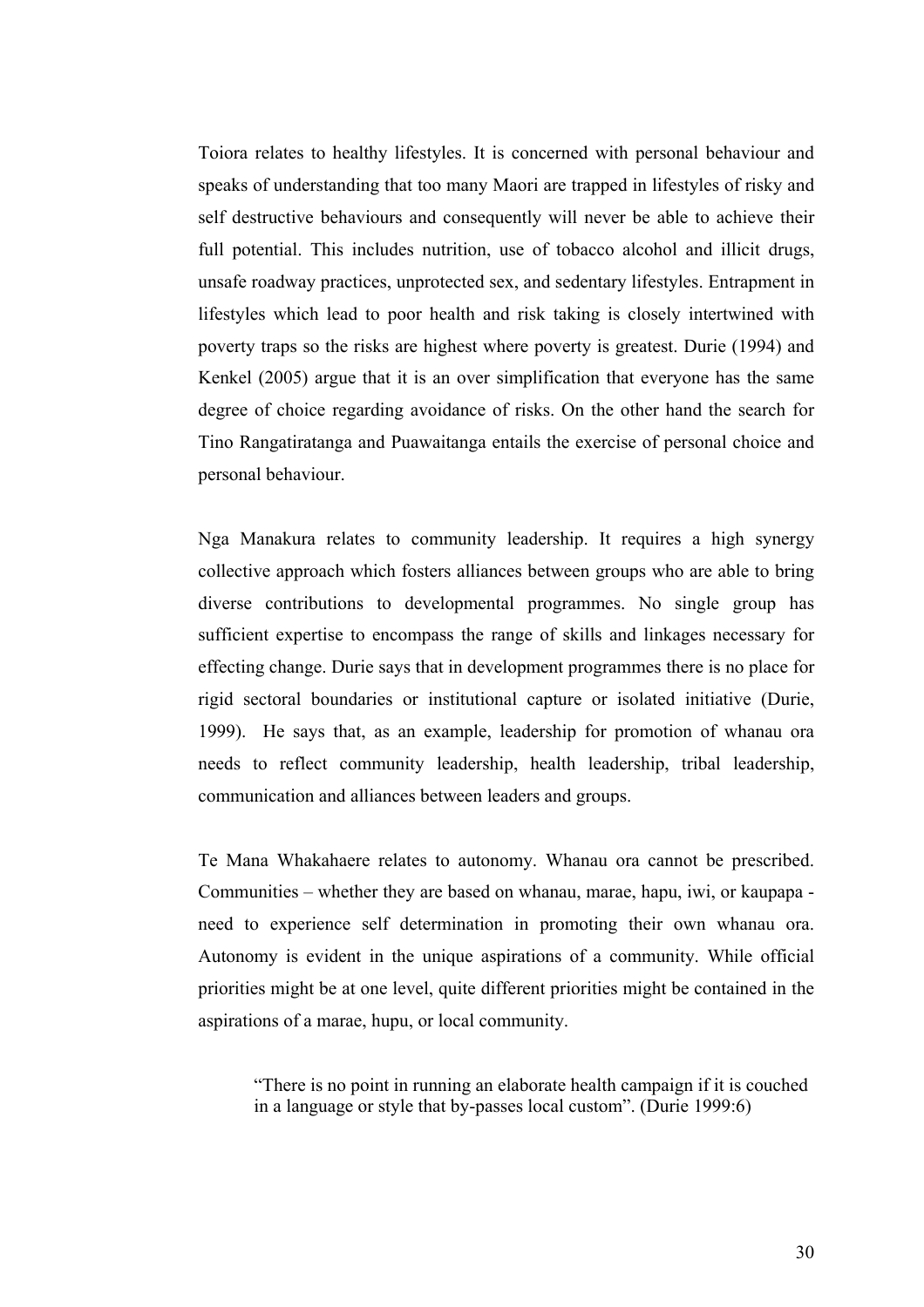Toiora relates to healthy lifestyles. It is concerned with personal behaviour and speaks of understanding that too many Maori are trapped in lifestyles of risky and self destructive behaviours and consequently will never be able to achieve their full potential. This includes nutrition, use of tobacco alcohol and illicit drugs, unsafe roadway practices, unprotected sex, and sedentary lifestyles. Entrapment in lifestyles which lead to poor health and risk taking is closely intertwined with poverty traps so the risks are highest where poverty is greatest. Durie (1994) and Kenkel (2005) argue that it is an over simplification that everyone has the same degree of choice regarding avoidance of risks. On the other hand the search for Tino Rangatiratanga and Puawaitanga entails the exercise of personal choice and personal behaviour.

Nga Manakura relates to community leadership. It requires a high synergy collective approach which fosters alliances between groups who are able to bring diverse contributions to developmental programmes. No single group has sufficient expertise to encompass the range of skills and linkages necessary for effecting change. Durie says that in development programmes there is no place for rigid sectoral boundaries or institutional capture or isolated initiative (Durie, 1999). He says that, as an example, leadership for promotion of whanau ora needs to reflect community leadership, health leadership, tribal leadership, communication and alliances between leaders and groups.

Te Mana Whakahaere relates to autonomy. Whanau ora cannot be prescribed. Communities – whether they are based on whanau, marae, hapu, iwi, or kaupapa - need to experience self determination in promoting their own whanau ora. Autonomy is evident in the unique aspirations of a community. While official priorities might be at one level, quite different priorities might be contained in the aspirations of a marae, hupu, or local community.

> "There is no point in running an elaborate health campaign if it is couched in a language or style that by-passes local custom". (Durie 1999:6)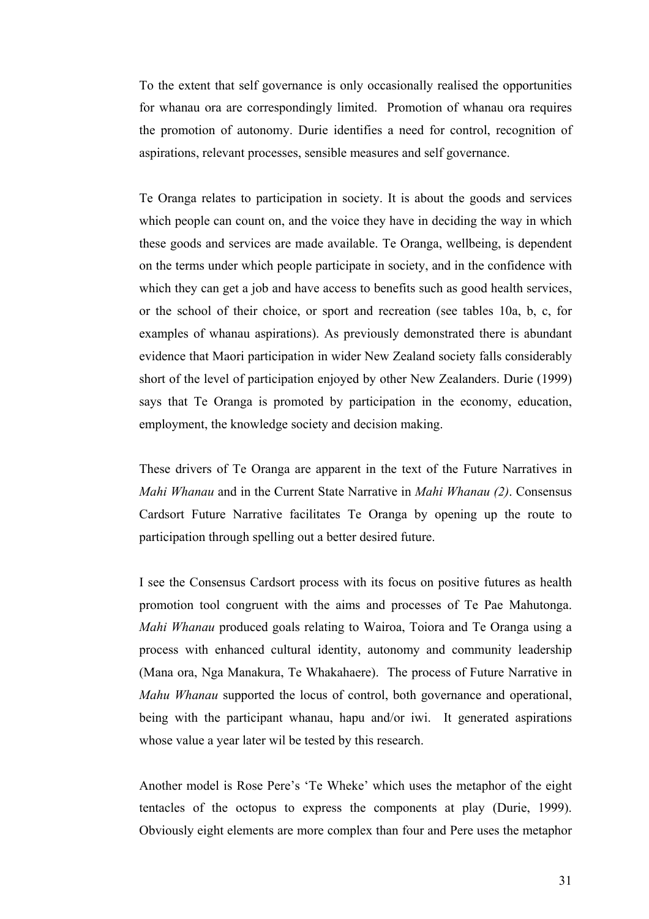To the extent that self governance is only occasionally realised the opportunities for whanau ora are correspondingly limited. Promotion of whanau ora requires the promotion of autonomy. Durie identifies a need for control, recognition of aspirations, relevant processes, sensible measures and self governance.

Te Oranga relates to participation in society. It is about the goods and services which people can count on, and the voice they have in deciding the way in which these goods and services are made available. Te Oranga, wellbeing, is dependent on the terms under which people participate in society, and in the confidence with which they can get a job and have access to benefits such as good health services, or the school of their choice, or sport and recreation (see tables 10a, b, c, for examples of whanau aspirations). As previously demonstrated there is abundant evidence that Maori participation in wider New Zealand society falls considerably short of the level of participation enjoyed by other New Zealanders. Durie (1999) says that Te Oranga is promoted by participation in the economy, education, employment, the knowledge society and decision making.

These drivers of Te Oranga are apparent in the text of the Future Narratives in *Mahi Whanau* and in the Current State Narrative in *Mahi Whanau (2)*. Consensus Cardsort Future Narrative facilitates Te Oranga by opening up the route to participation through spelling out a better desired future.

I see the Consensus Cardsort process with its focus on positive futures as health promotion tool congruent with the aims and processes of Te Pae Mahutonga. *Mahi Whanau* produced goals relating to Wairoa, Toiora and Te Oranga using a process with enhanced cultural identity, autonomy and community leadership (Mana ora, Nga Manakura, Te Whakahaere). The process of Future Narrative in *Mahu Whanau* supported the locus of control, both governance and operational, being with the participant whanau, hapu and/or iwi. It generated aspirations whose value a year later wil be tested by this research.

Another model is Rose Pere's 'Te Wheke' which uses the metaphor of the eight tentacles of the octopus to express the components at play (Durie, 1999). Obviously eight elements are more complex than four and Pere uses the metaphor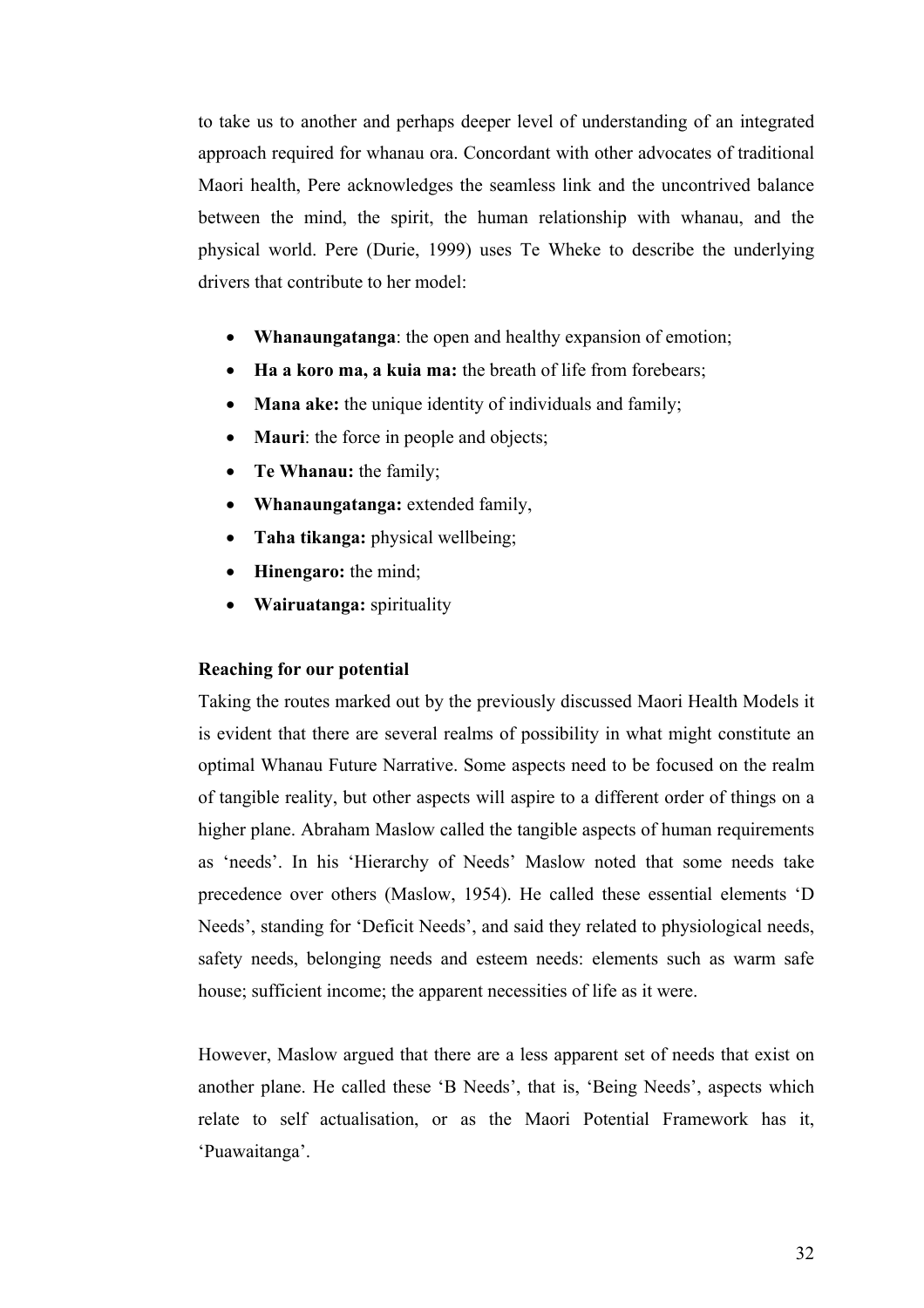to take us to another and perhaps deeper level of understanding of an integrated approach required for whanau ora. Concordant with other advocates of traditional Maori health, Pere acknowledges the seamless link and the uncontrived balance between the mind, the spirit, the human relationship with whanau, and the physical world. Pere (Durie, 1999) uses Te Wheke to describe the underlying drivers that contribute to her model:

- **Whanaungatanga**: the open and healthy expansion of emotion;
- **Ha a koro ma, a kuia ma:** the breath of life from forebears;
- **Mana ake:** the unique identity of individuals and family;
- **Mauri**: the force in people and objects;
- **Te Whanau:** the family;
- **Whanaungatanga:** extended family,
- **Taha tikanga:** physical wellbeing;
- **Hinengaro:** the mind;
- **Wairuatanga:** spirituality

**Reaching for our potential**

Taking the routes marked out by the previously discussed Maori Health Models it is evident that there are several realms of possibility in what might constitute an optimal Whanau Future Narrative. Some aspects need to be focused on the realm of tangible reality, but other aspects will aspire to a different order of things on a higher plane. Abraham Maslow called the tangible aspects of human requirements as 'needs'. In his 'Hierarchy of Needs' Maslow noted that some needs take precedence over others (Maslow, 1954). He called these essential elements 'D Needs', standing for 'Deficit Needs', and said they related to physiological needs, safety needs, belonging needs and esteem needs: elements such as warm safe house; sufficient income; the apparent necessities of life as it were.

However, Maslow argued that there are a less apparent set of needs that exist on another plane. He called these 'B Needs', that is, 'Being Needs', aspects which relate to self actualisation, or as the Maori Potential Framework has it, 'Puawaitanga'.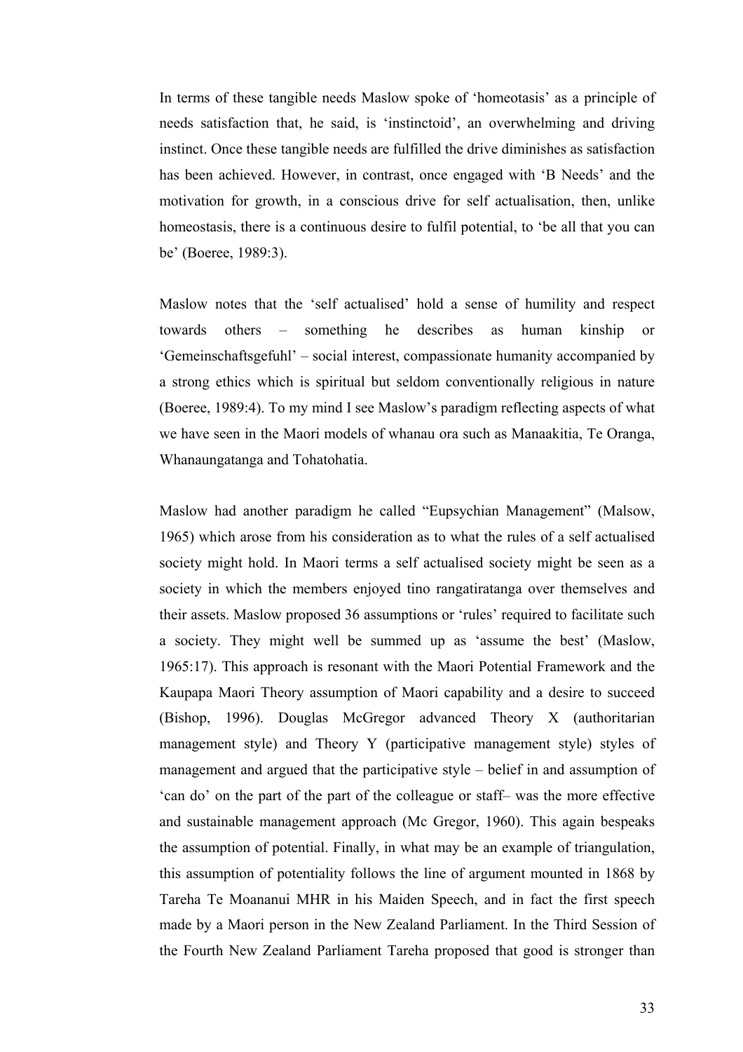In terms of these tangible needs Maslow spoke of 'homeotasis' as a principle of needs satisfaction that, he said, is 'instinctoid', an overwhelming and driving instinct. Once these tangible needs are fulfilled the drive diminishes as satisfaction has been achieved. However, in contrast, once engaged with 'B Needs' and the motivation for growth, in a conscious drive for self actualisation, then, unlike homeostasis, there is a continuous desire to fulfil potential, to 'be all that you can be' (Boeree, 1989:3).

Maslow notes that the 'self actualised' hold a sense of humility and respect towards others – something he describes as human kinship or 'Gemeinschaftsgefuhl' – social interest, compassionate humanity accompanied by a strong ethics which is spiritual but seldom conventionally religious in nature (Boeree, 1989:4). To my mind I see Maslow's paradigm reflecting aspects of what we have seen in the Maori models of whanau ora such as Manaakitia, Te Oranga, Whanaungatanga and Tohatohatia.

Maslow had another paradigm he called "Eupsychian Management" (Malsow, 1965) which arose from his consideration as to what the rules of a self actualised society might hold. In Maori terms a self actualised society might be seen as a society in which the members enjoyed tino rangatiratanga over themselves and their assets. Maslow proposed 36 assumptions or 'rules' required to facilitate such a society. They might well be summed up as 'assume the best' (Maslow, 1965:17). This approach is resonant with the Maori Potential Framework and the Kaupapa Maori Theory assumption of Maori capability and a desire to succeed (Bishop, 1996). Douglas McGregor advanced Theory X (authoritarian management style) and Theory Y (participative management style) styles of management and argued that the participative style – belief in and assumption of 'can do' on the part of the part of the colleague or staff– was the more effective and sustainable management approach (Mc Gregor, 1960). This again bespeaks the assumption of potential. Finally, in what may be an example of triangulation, this assumption of potentiality follows the line of argument mounted in 1868 by Tareha Te Moananui MHR in his Maiden Speech, and in fact the first speech made by a Maori person in the New Zealand Parliament. In the Third Session of the Fourth New Zealand Parliament Tareha proposed that good is stronger than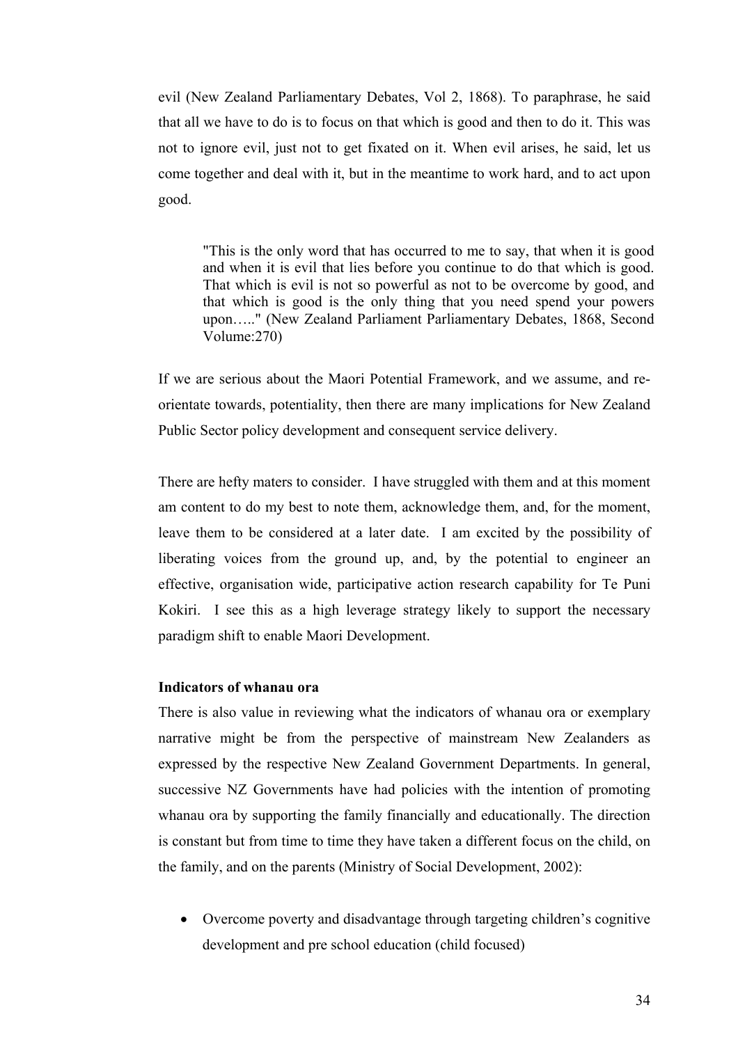evil (New Zealand Parliamentary Debates, Vol 2, 1868). To paraphrase, he said that all we have to do is to focus on that which is good and then to do it. This was not to ignore evil, just not to get fixated on it. When evil arises, he said, let us come together and deal with it, but in the meantime to work hard, and to act upon good.

> "This is the only word that has occurred to me to say, that when it is good and when it is evil that lies before you continue to do that which is good. That which is evil is not so powerful as not to be overcome by good, and that which is good is the only thing that you need spend your powers upon….." (New Zealand Parliament Parliamentary Debates, 1868, Second Volume:270)

If we are serious about the Maori Potential Framework, and we assume, and re-orientate towards, potentiality, then there are many implications for New Zealand Public Sector policy development and consequent service delivery.

There are hefty maters to consider. I have struggled with them and at this moment am content to do my best to note them, acknowledge them, and, for the moment, leave them to be considered at a later date. I am excited by the possibility of liberating voices from the ground up, and, by the potential to engineer an effective, organisation wide, participative action research capability for Te Puni Kokiri. I see this as a high leverage strategy likely to support the necessary paradigm shift to enable Maori Development.

**Indicators of whanau ora**

There is also value in reviewing what the indicators of whanau ora or exemplary narrative might be from the perspective of mainstream New Zealanders as expressed by the respective New Zealand Government Departments. In general, successive NZ Governments have had policies with the intention of promoting whanau ora by supporting the family financially and educationally. The direction is constant but from time to time they have taken a different focus on the child, on the family, and on the parents (Ministry of Social Development, 2002):

- Overcome poverty and disadvantage through targeting children's cognitive development and pre school education (child focused)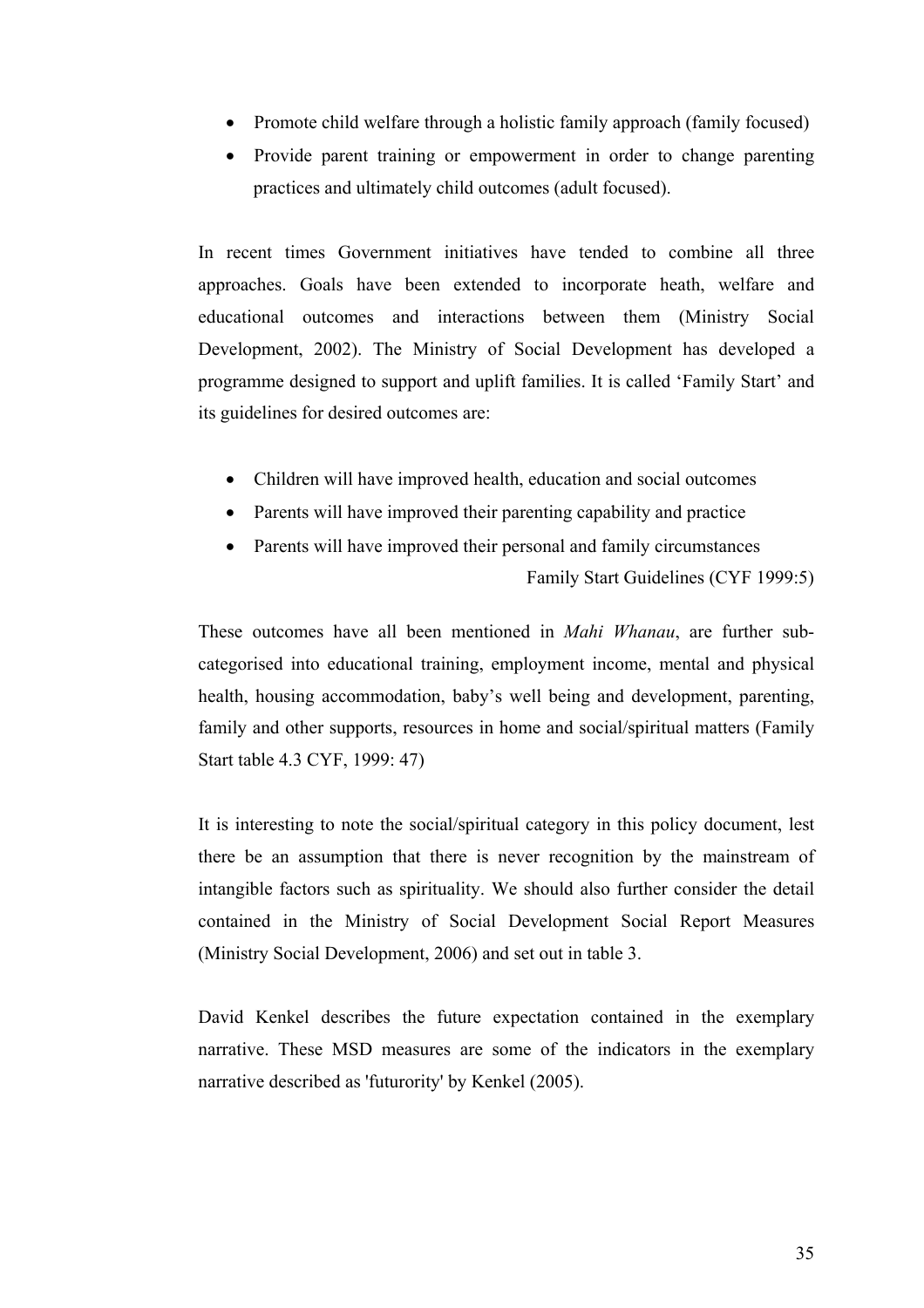- Promote child welfare through a holistic family approach (family focused)
- Provide parent training or empowerment in order to change parenting practices and ultimately child outcomes (adult focused).

In recent times Government initiatives have tended to combine all three approaches. Goals have been extended to incorporate heath, welfare and educational outcomes and interactions between them (Ministry Social Development, 2002). The Ministry of Social Development has developed a programme designed to support and uplift families. It is called 'Family Start' and its guidelines for desired outcomes are:

- Children will have improved health, education and social outcomes
- Parents will have improved their parenting capability and practice
- Parents will have improved their personal and family circumstances

Family Start Guidelines (CYF 1999:5)

These outcomes have all been mentioned in *Mahi Whanau*, are further sub-categorised into educational training, employment income, mental and physical health, housing accommodation, baby's well being and development, parenting, family and other supports, resources in home and social/spiritual matters (Family Start table 4.3 CYF, 1999: 47)

It is interesting to note the social/spiritual category in this policy document, lest there be an assumption that there is never recognition by the mainstream of intangible factors such as spirituality. We should also further consider the detail contained in the Ministry of Social Development Social Report Measures (Ministry Social Development, 2006) and set out in table 3.

David Kenkel describes the future expectation contained in the exemplary narrative. These MSD measures are some of the indicators in the exemplary narrative described as 'futurority' by Kenkel (2005).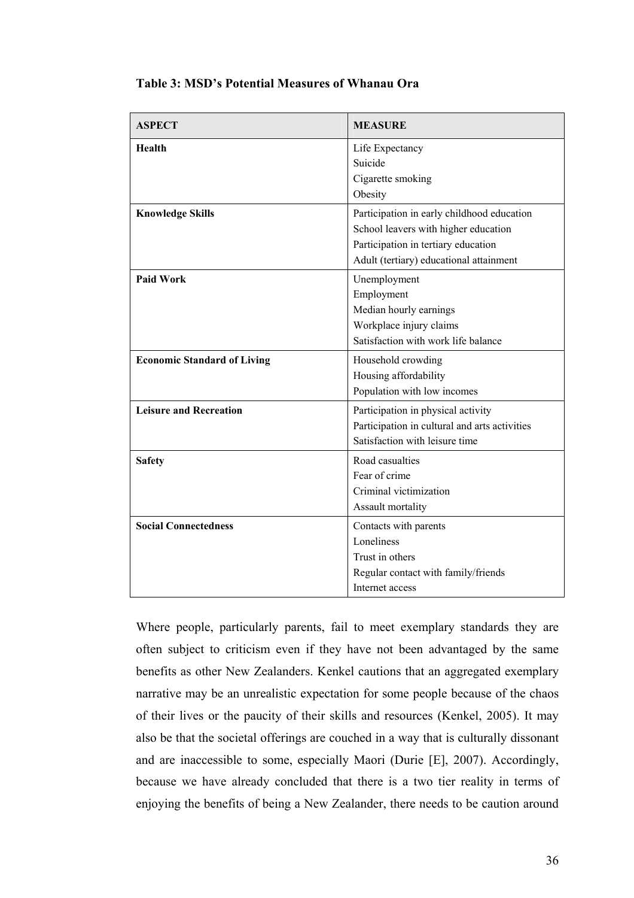**Table 3: MSD's Potential Measures of Whanau Ora**

| ASPECT | MEASURE |
|---|---|
| **Health** | Life Expectancy<br>Suicide<br>Cigarette smoking<br>Obesity |
| **Knowledge Skills** | Participation in early childhood education<br>School leavers with higher education<br>Participation in tertiary education<br>Adult (tertiary) educational attainment |
| **Paid Work** | Unemployment<br>Employment<br>Median hourly earnings<br>Workplace injury claims<br>Satisfaction with work life balance |
| **Economic Standard of Living** | Household crowding<br>Housing affordability<br>Population with low incomes |
| **Leisure and Recreation** | Participation in physical activity<br>Participation in cultural and arts activities<br>Satisfaction with leisure time |
| **Safety** | Road casualties<br>Fear of crime<br>Criminal victimization<br>Assault mortality |
| **Social Connectedness** | Contacts with parents<br>Loneliness<br>Trust in others<br>Regular contact with family/friends<br>Internet access |

Where people, particularly parents, fail to meet exemplary standards they are often subject to criticism even if they have not been advantaged by the same benefits as other New Zealanders. Kenkel cautions that an aggregated exemplary narrative may be an unrealistic expectation for some people because of the chaos of their lives or the paucity of their skills and resources (Kenkel, 2005). It may also be that the societal offerings are couched in a way that is culturally dissonant and are inaccessible to some, especially Maori (Durie [E], 2007). Accordingly, because we have already concluded that there is a two tier reality in terms of enjoying the benefits of being a New Zealander, there needs to be caution around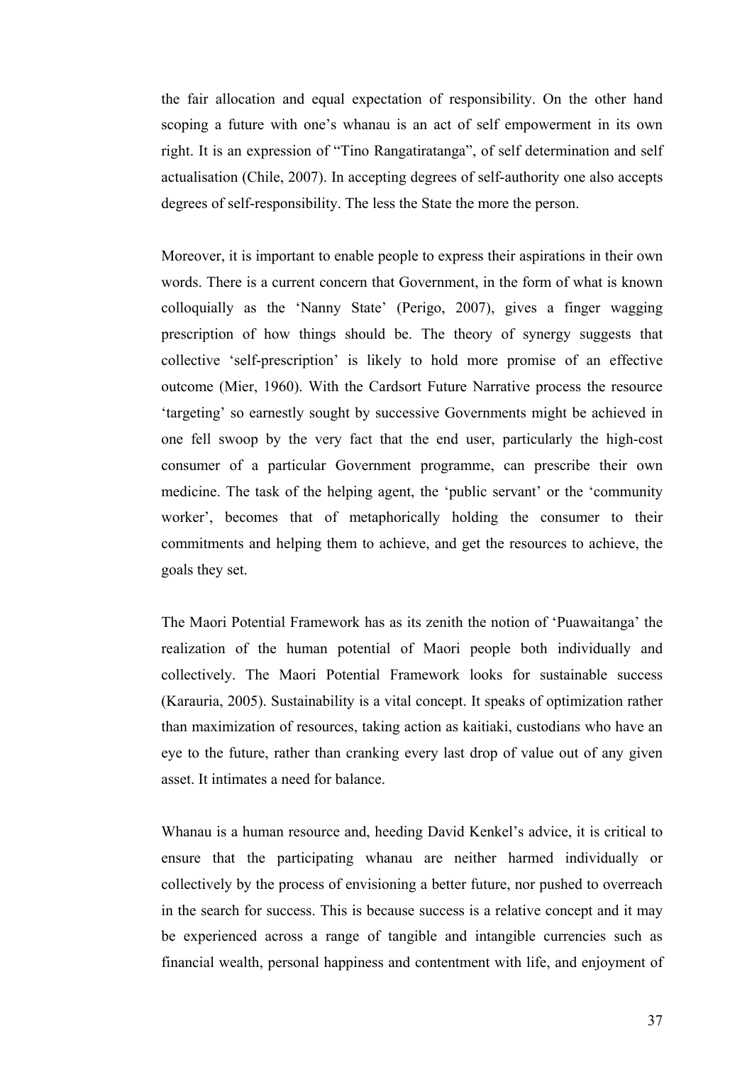the fair allocation and equal expectation of responsibility. On the other hand scoping a future with one's whanau is an act of self empowerment in its own right. It is an expression of "Tino Rangatiratanga", of self determination and self actualisation (Chile, 2007). In accepting degrees of self-authority one also accepts degrees of self-responsibility. The less the State the more the person.

Moreover, it is important to enable people to express their aspirations in their own words. There is a current concern that Government, in the form of what is known colloquially as the 'Nanny State' (Perigo, 2007), gives a finger wagging prescription of how things should be. The theory of synergy suggests that collective 'self-prescription' is likely to hold more promise of an effective outcome (Mier, 1960). With the Cardsort Future Narrative process the resource 'targeting' so earnestly sought by successive Governments might be achieved in one fell swoop by the very fact that the end user, particularly the high-cost consumer of a particular Government programme, can prescribe their own medicine. The task of the helping agent, the 'public servant' or the 'community worker', becomes that of metaphorically holding the consumer to their commitments and helping them to achieve, and get the resources to achieve, the goals they set.

The Maori Potential Framework has as its zenith the notion of 'Puawaitanga' the realization of the human potential of Maori people both individually and collectively. The Maori Potential Framework looks for sustainable success (Karauria, 2005). Sustainability is a vital concept. It speaks of optimization rather than maximization of resources, taking action as kaitiaki, custodians who have an eye to the future, rather than cranking every last drop of value out of any given asset. It intimates a need for balance.

Whanau is a human resource and, heeding David Kenkel's advice, it is critical to ensure that the participating whanau are neither harmed individually or collectively by the process of envisioning a better future, nor pushed to overreach in the search for success. This is because success is a relative concept and it may be experienced across a range of tangible and intangible currencies such as financial wealth, personal happiness and contentment with life, and enjoyment of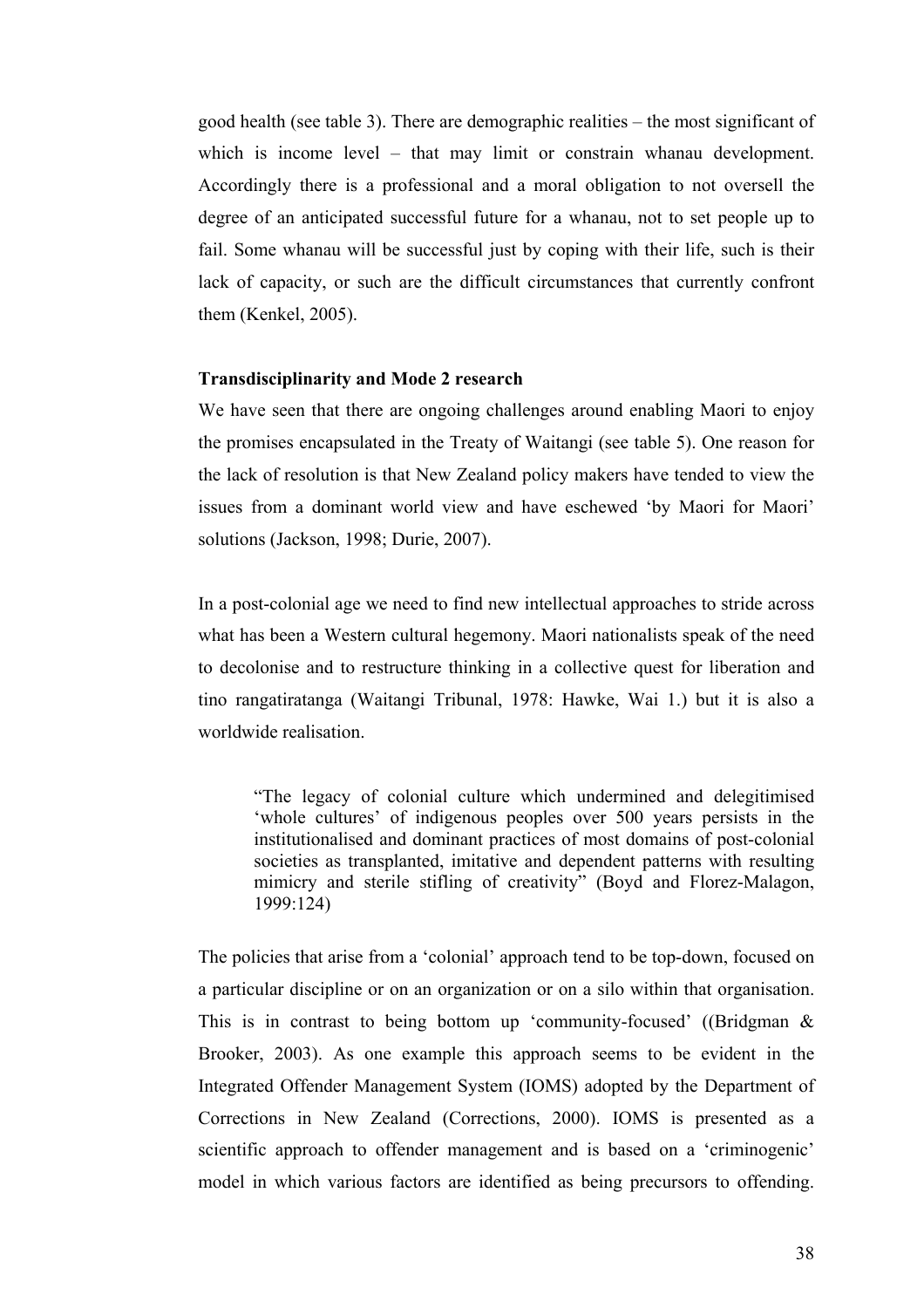good health (see table 3). There are demographic realities – the most significant of which is income level – that may limit or constrain whanau development. Accordingly there is a professional and a moral obligation to not oversell the degree of an anticipated successful future for a whanau, not to set people up to fail. Some whanau will be successful just by coping with their life, such is their lack of capacity, or such are the difficult circumstances that currently confront them (Kenkel, 2005).

**Transdisciplinarity and Mode 2 research**

We have seen that there are ongoing challenges around enabling Maori to enjoy the promises encapsulated in the Treaty of Waitangi (see table 5). One reason for the lack of resolution is that New Zealand policy makers have tended to view the issues from a dominant world view and have eschewed 'by Maori for Maori' solutions (Jackson, 1998; Durie, 2007).

In a post-colonial age we need to find new intellectual approaches to stride across what has been a Western cultural hegemony. Maori nationalists speak of the need to decolonise and to restructure thinking in a collective quest for liberation and tino rangatiratanga (Waitangi Tribunal, 1978: Hawke, Wai 1.) but it is also a worldwide realisation.

> "The legacy of colonial culture which undermined and delegitimised 'whole cultures' of indigenous peoples over 500 years persists in the institutionalised and dominant practices of most domains of post-colonial societies as transplanted, imitative and dependent patterns with resulting mimicry and sterile stifling of creativity" (Boyd and Florez-Malagon, 1999:124)

The policies that arise from a 'colonial' approach tend to be top-down, focused on a particular discipline or on an organization or on a silo within that organisation. This is in contrast to being bottom up 'community-focused' ((Bridgman & Brooker, 2003). As one example this approach seems to be evident in the Integrated Offender Management System (IOMS) adopted by the Department of Corrections in New Zealand (Corrections, 2000). IOMS is presented as a scientific approach to offender management and is based on a 'criminogenic' model in which various factors are identified as being precursors to offending.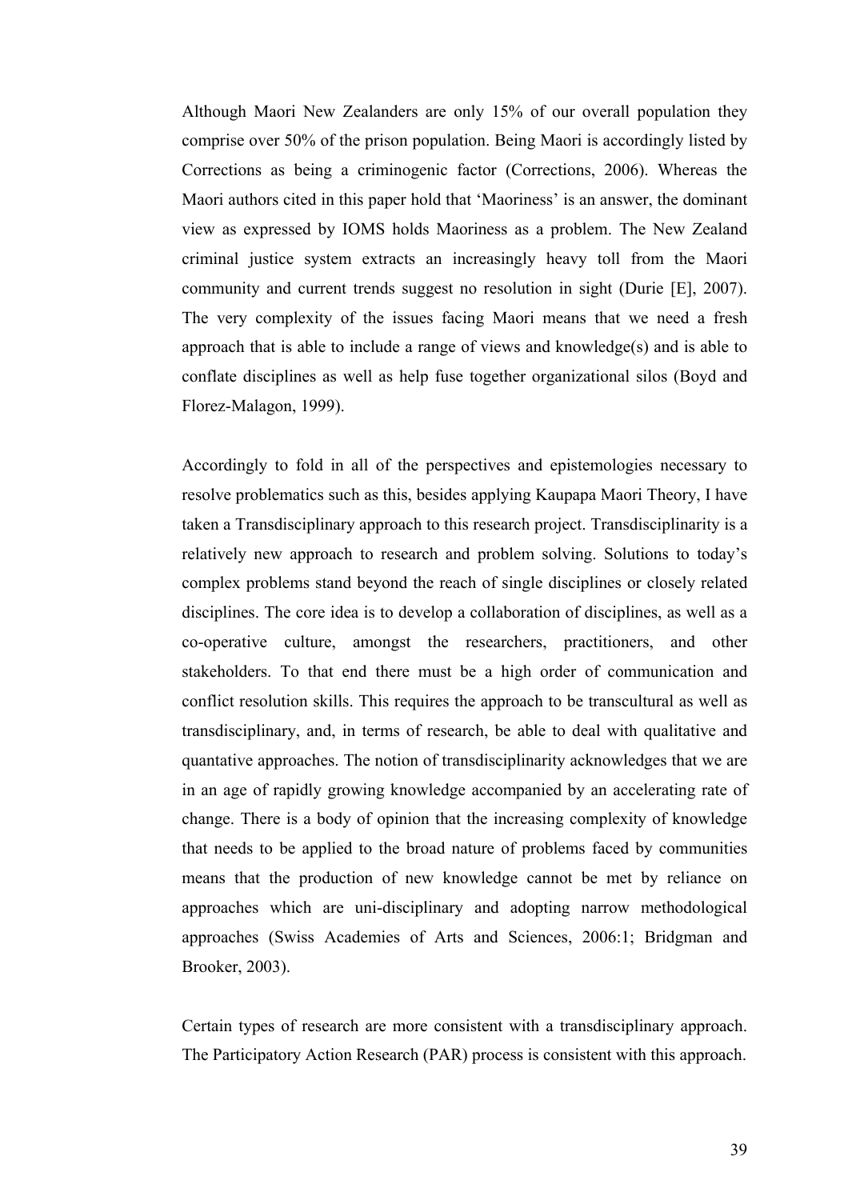Although Maori New Zealanders are only 15% of our overall population they comprise over 50% of the prison population. Being Maori is accordingly listed by Corrections as being a criminogenic factor (Corrections, 2006). Whereas the Maori authors cited in this paper hold that 'Maoriness' is an answer, the dominant view as expressed by IOMS holds Maoriness as a problem. The New Zealand criminal justice system extracts an increasingly heavy toll from the Maori community and current trends suggest no resolution in sight (Durie [E], 2007). The very complexity of the issues facing Maori means that we need a fresh approach that is able to include a range of views and knowledge(s) and is able to conflate disciplines as well as help fuse together organizational silos (Boyd and Florez-Malagon, 1999).

Accordingly to fold in all of the perspectives and epistemologies necessary to resolve problematics such as this, besides applying Kaupapa Maori Theory, I have taken a Transdisciplinary approach to this research project. Transdisciplinarity is a relatively new approach to research and problem solving. Solutions to today's complex problems stand beyond the reach of single disciplines or closely related disciplines. The core idea is to develop a collaboration of disciplines, as well as a co-operative culture, amongst the researchers, practitioners, and other stakeholders. To that end there must be a high order of communication and conflict resolution skills. This requires the approach to be transcultural as well as transdisciplinary, and, in terms of research, be able to deal with qualitative and quantative approaches. The notion of transdisciplinarity acknowledges that we are in an age of rapidly growing knowledge accompanied by an accelerating rate of change. There is a body of opinion that the increasing complexity of knowledge that needs to be applied to the broad nature of problems faced by communities means that the production of new knowledge cannot be met by reliance on approaches which are uni-disciplinary and adopting narrow methodological approaches (Swiss Academies of Arts and Sciences, 2006:1; Bridgman and Brooker, 2003).

Certain types of research are more consistent with a transdisciplinary approach. The Participatory Action Research (PAR) process is consistent with this approach.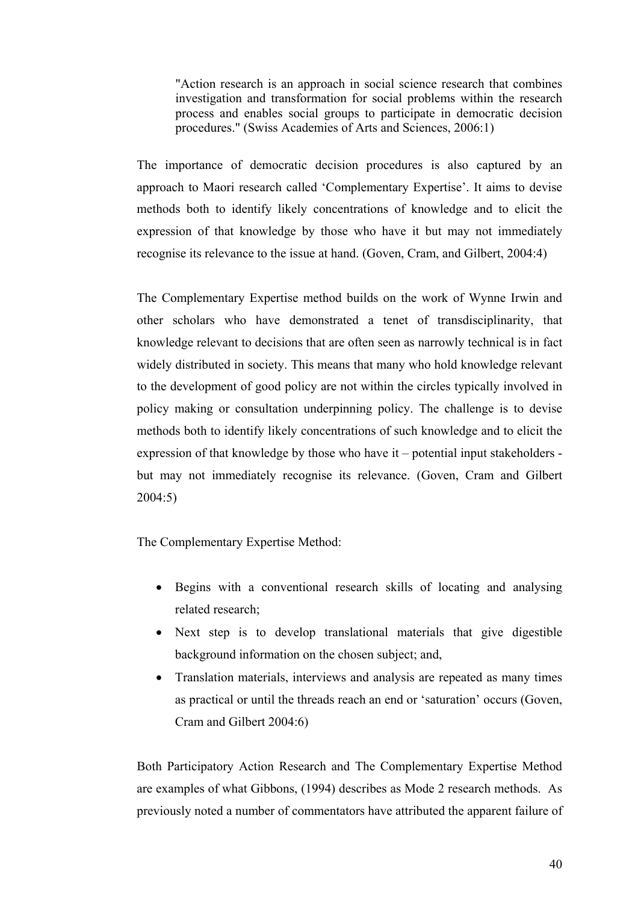> "Action research is an approach in social science research that combines investigation and transformation for social problems within the research process and enables social groups to participate in democratic decision procedures." (Swiss Academies of Arts and Sciences, 2006:1)

The importance of democratic decision procedures is also captured by an approach to Maori research called 'Complementary Expertise'. It aims to devise methods both to identify likely concentrations of knowledge and to elicit the expression of that knowledge by those who have it but may not immediately recognise its relevance to the issue at hand. (Goven, Cram, and Gilbert, 2004:4)

The Complementary Expertise method builds on the work of Wynne Irwin and other scholars who have demonstrated a tenet of transdisciplinarity, that knowledge relevant to decisions that are often seen as narrowly technical is in fact widely distributed in society. This means that many who hold knowledge relevant to the development of good policy are not within the circles typically involved in policy making or consultation underpinning policy. The challenge is to devise methods both to identify likely concentrations of such knowledge and to elicit the expression of that knowledge by those who have it – potential input stakeholders - but may not immediately recognise its relevance. (Goven, Cram and Gilbert 2004:5)

The Complementary Expertise Method:

- Begins with a conventional research skills of locating and analysing related research;
- Next step is to develop translational materials that give digestible background information on the chosen subject; and,
- Translation materials, interviews and analysis are repeated as many times as practical or until the threads reach an end or 'saturation' occurs (Goven, Cram and Gilbert 2004:6)

Both Participatory Action Research and The Complementary Expertise Method are examples of what Gibbons, (1994) describes as Mode 2 research methods. As previously noted a number of commentators have attributed the apparent failure of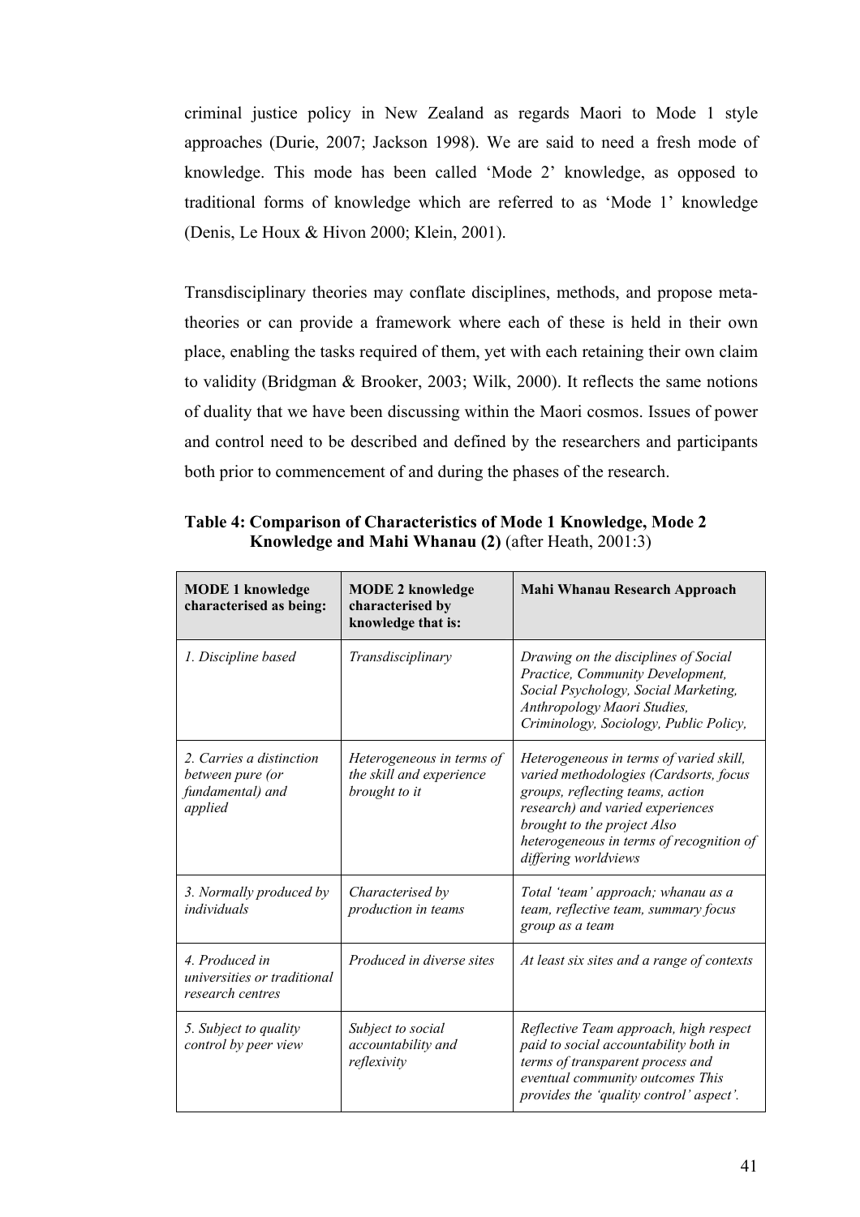criminal justice policy in New Zealand as regards Maori to Mode 1 style approaches (Durie, 2007; Jackson 1998). We are said to need a fresh mode of knowledge. This mode has been called 'Mode 2' knowledge, as opposed to traditional forms of knowledge which are referred to as 'Mode 1' knowledge (Denis, Le Houx & Hivon 2000; Klein, 2001).

Transdisciplinary theories may conflate disciplines, methods, and propose meta-theories or can provide a framework where each of these is held in their own place, enabling the tasks required of them, yet with each retaining their own claim to validity (Bridgman & Brooker, 2003; Wilk, 2000). It reflects the same notions of duality that we have been discussing within the Maori cosmos. Issues of power and control need to be described and defined by the researchers and participants both prior to commencement of and during the phases of the research.

**Table 4: Comparison of Characteristics of Mode 1 Knowledge, Mode 2 Knowledge and Mahi Whanau (2)** (after Heath, 2001:3)

| **MODE 1 knowledge characterised as being:** | **MODE 2 knowledge characterised by knowledge that is:** | **Mahi Whanau Research Approach** |
|---|---|---|
| *1. Discipline based* | *Transdisciplinary* | *Drawing on the disciplines of Social Practice, Community Development, Social Psychology, Social Marketing, Anthropology Maori Studies, Criminology, Sociology, Public Policy,* |
| *2. Carries a distinction between pure (or fundamental) and applied* | *Heterogeneous in terms of the skill and experience brought to it* | *Heterogeneous in terms of varied skill, varied methodologies (Cardsorts, focus groups, reflecting teams, action research) and varied experiences brought to the project Also heterogeneous in terms of recognition of differing worldviews* |
| *3. Normally produced by individuals* | *Characterised by production in teams* | *Total 'team' approach; whanau as a team, reflective team, summary focus group as a team* |
| *4. Produced in universities or traditional research centres* | *Produced in diverse sites* | *At least six sites and a range of contexts* |
| *5. Subject to quality control by peer view* | *Subject to social accountability and reflexivity* | *Reflective Team approach, high respect paid to social accountability both in terms of transparent process and eventual community outcomes This provides the 'quality control' aspect'.* |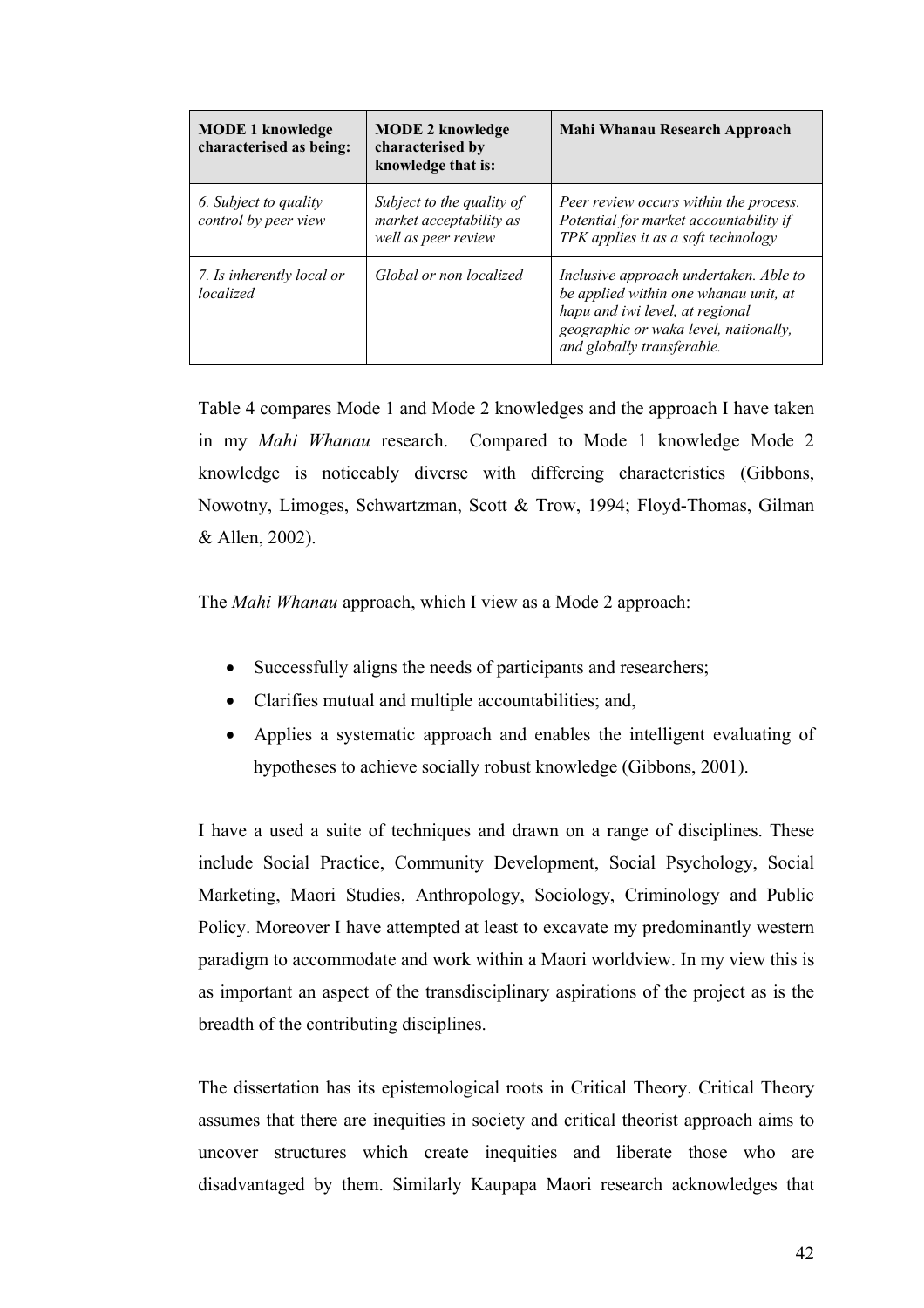| **MODE 1 knowledge characterised as being:** | **MODE 2 knowledge characterised by knowledge that is:** | **Mahi Whanau Research Approach** |
|---|---|---|
| *6. Subject to quality control by peer view* | *Subject to the quality of market acceptability as well as peer review* | *Peer review occurs within the process. Potential for market accountability if TPK applies it as a soft technology* |
| *7. Is inherently local or localized* | *Global or non localized* | *Inclusive approach undertaken. Able to be applied within one whanau unit, at hapu and iwi level, at regional geographic or waka level, nationally, and globally transferable.* |

Table 4 compares Mode 1 and Mode 2 knowledges and the approach I have taken in my *Mahi Whanau* research. Compared to Mode 1 knowledge Mode 2 knowledge is noticeably diverse with differeing characteristics (Gibbons, Nowotny, Limoges, Schwartzman, Scott & Trow, 1994; Floyd-Thomas, Gilman & Allen, 2002).

The *Mahi Whanau* approach, which I view as a Mode 2 approach:

- Successfully aligns the needs of participants and researchers;
- Clarifies mutual and multiple accountabilities; and,
- Applies a systematic approach and enables the intelligent evaluating of hypotheses to achieve socially robust knowledge (Gibbons, 2001).

I have a used a suite of techniques and drawn on a range of disciplines. These include Social Practice, Community Development, Social Psychology, Social Marketing, Maori Studies, Anthropology, Sociology, Criminology and Public Policy. Moreover I have attempted at least to excavate my predominantly western paradigm to accommodate and work within a Maori worldview. In my view this is as important an aspect of the transdisciplinary aspirations of the project as is the breadth of the contributing disciplines.

The dissertation has its epistemological roots in Critical Theory. Critical Theory assumes that there are inequities in society and critical theorist approach aims to uncover structures which create inequities and liberate those who are disadvantaged by them. Similarly Kaupapa Maori research acknowledges that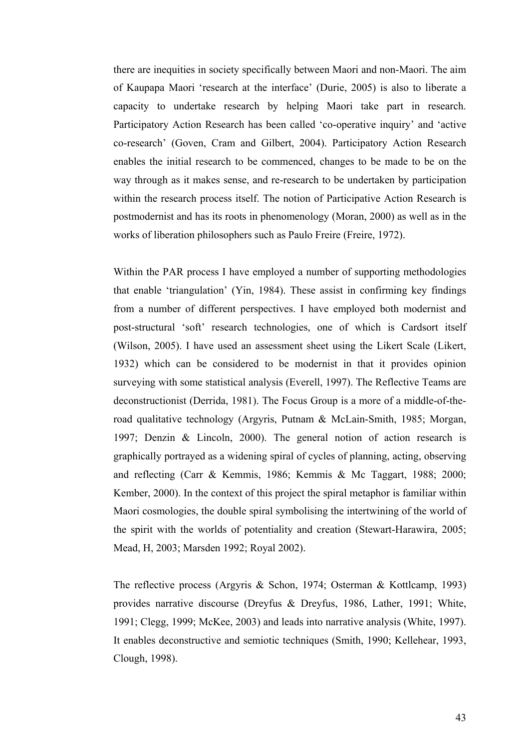there are inequities in society specifically between Maori and non-Maori. The aim of Kaupapa Maori 'research at the interface' (Durie, 2005) is also to liberate a capacity to undertake research by helping Maori take part in research. Participatory Action Research has been called 'co-operative inquiry' and 'active co-research' (Goven, Cram and Gilbert, 2004). Participatory Action Research enables the initial research to be commenced, changes to be made to be on the way through as it makes sense, and re-research to be undertaken by participation within the research process itself. The notion of Participative Action Research is postmodernist and has its roots in phenomenology (Moran, 2000) as well as in the works of liberation philosophers such as Paulo Freire (Freire, 1972).

Within the PAR process I have employed a number of supporting methodologies that enable 'triangulation' (Yin, 1984). These assist in confirming key findings from a number of different perspectives. I have employed both modernist and post-structural 'soft' research technologies, one of which is Cardsort itself (Wilson, 2005). I have used an assessment sheet using the Likert Scale (Likert, 1932) which can be considered to be modernist in that it provides opinion surveying with some statistical analysis (Everell, 1997). The Reflective Teams are deconstructionist (Derrida, 1981). The Focus Group is a more of a middle-of-the-road qualitative technology (Argyris, Putnam & McLain-Smith, 1985; Morgan, 1997; Denzin & Lincoln, 2000). The general notion of action research is graphically portrayed as a widening spiral of cycles of planning, acting, observing and reflecting (Carr & Kemmis, 1986; Kemmis & Mc Taggart, 1988; 2000; Kember, 2000). In the context of this project the spiral metaphor is familiar within Maori cosmologies, the double spiral symbolising the intertwining of the world of the spirit with the worlds of potentiality and creation (Stewart-Harawira, 2005; Mead, H, 2003; Marsden 1992; Royal 2002).

The reflective process (Argyris & Schon, 1974; Osterman & Kottlcamp, 1993) provides narrative discourse (Dreyfus & Dreyfus, 1986, Lather, 1991; White, 1991; Clegg, 1999; McKee, 2003) and leads into narrative analysis (White, 1997). It enables deconstructive and semiotic techniques (Smith, 1990; Kellehear, 1993, Clough, 1998).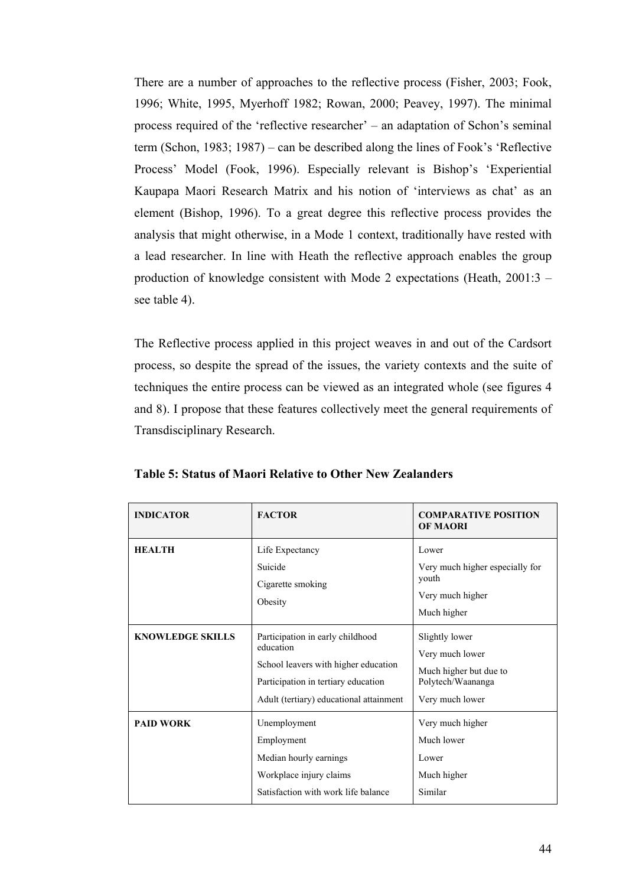There are a number of approaches to the reflective process (Fisher, 2003; Fook, 1996; White, 1995, Myerhoff 1982; Rowan, 2000; Peavey, 1997). The minimal process required of the 'reflective researcher' – an adaptation of Schon's seminal term (Schon, 1983; 1987) – can be described along the lines of Fook's 'Reflective Process' Model (Fook, 1996). Especially relevant is Bishop's 'Experiential Kaupapa Maori Research Matrix and his notion of 'interviews as chat' as an element (Bishop, 1996). To a great degree this reflective process provides the analysis that might otherwise, in a Mode 1 context, traditionally have rested with a lead researcher. In line with Heath the reflective approach enables the group production of knowledge consistent with Mode 2 expectations (Heath, 2001:3 – see table 4).

The Reflective process applied in this project weaves in and out of the Cardsort process, so despite the spread of the issues, the variety contexts and the suite of techniques the entire process can be viewed as an integrated whole (see figures 4 and 8). I propose that these features collectively meet the general requirements of Transdisciplinary Research.

**Table 5: Status of Maori Relative to Other New Zealanders**

| INDICATOR | FACTOR | COMPARATIVE POSITION OF MAORI |
|---|---|---|
| **HEALTH** | Life Expectancy | Lower |
| | Suicide | Very much higher especially for youth |
| | Cigarette smoking | Very much higher |
| | Obesity | Much higher |
| **KNOWLEDGE SKILLS** | Participation in early childhood education | Slightly lower |
| | School leavers with higher education | Very much lower |
| | Participation in tertiary education | Much higher but due to Polytech/Waananga |
| | Adult (tertiary) educational attainment | Very much lower |
| **PAID WORK** | Unemployment | Very much higher |
| | Employment | Much lower |
| | Median hourly earnings | Lower |
| | Workplace injury claims | Much higher |
| | Satisfaction with work life balance | Similar |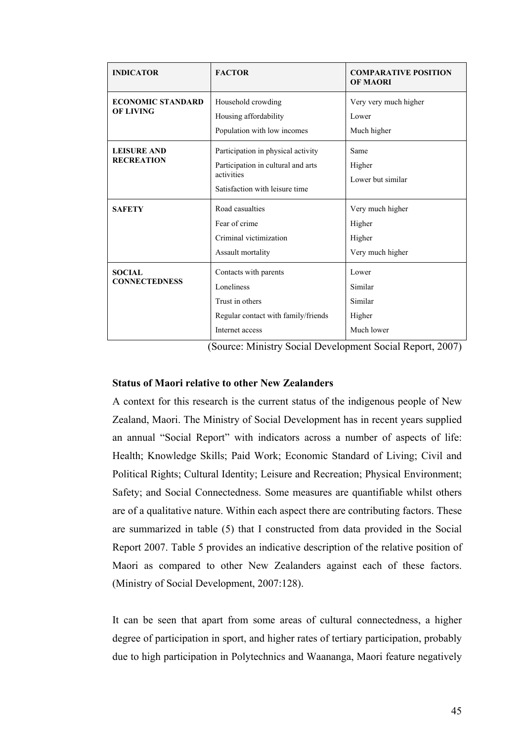| INDICATOR | FACTOR | COMPARATIVE POSITION OF MAORI |
|---|---|---|
| **ECONOMIC STANDARD OF LIVING** | Household crowding | Very very much higher |
| | Housing affordability | Lower |
| | Population with low incomes | Much higher |
| **LEISURE AND RECREATION** | Participation in physical activity | Same |
| | Participation in cultural and arts activities | Higher |
| | Satisfaction with leisure time | Lower but similar |
| **SAFETY** | Road casualties | Very much higher |
| | Fear of crime | Higher |
| | Criminal victimization | Higher |
| | Assault mortality | Very much higher |
| **SOCIAL CONNECTEDNESS** | Contacts with parents | Lower |
| | Loneliness | Similar |
| | Trust in others | Similar |
| | Regular contact with family/friends | Higher |
| | Internet access | Much lower |

(Source: Ministry Social Development Social Report, 2007)

**Status of Maori relative to other New Zealanders**

A context for this research is the current status of the indigenous people of New Zealand, Maori. The Ministry of Social Development has in recent years supplied an annual "Social Report" with indicators across a number of aspects of life: Health; Knowledge Skills; Paid Work; Economic Standard of Living; Civil and Political Rights; Cultural Identity; Leisure and Recreation; Physical Environment; Safety; and Social Connectedness. Some measures are quantifiable whilst others are of a qualitative nature. Within each aspect there are contributing factors. These are summarized in table (5) that I constructed from data provided in the Social Report 2007. Table 5 provides an indicative description of the relative position of Maori as compared to other New Zealanders against each of these factors. (Ministry of Social Development, 2007:128).

It can be seen that apart from some areas of cultural connectedness, a higher degree of participation in sport, and higher rates of tertiary participation, probably due to high participation in Polytechnics and Waananga, Maori feature negatively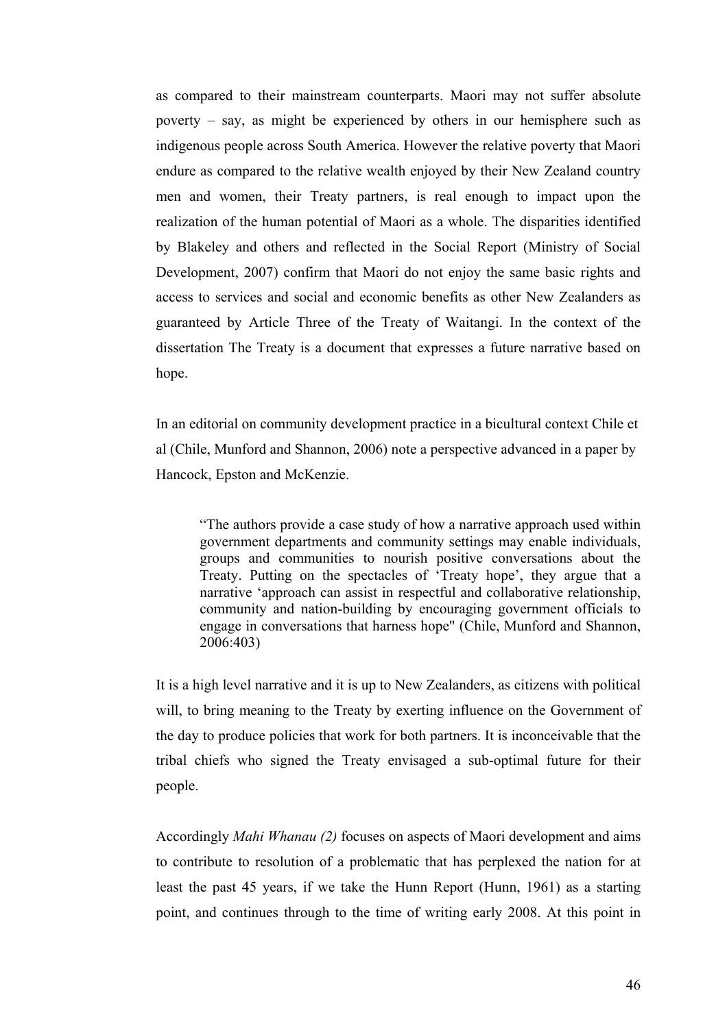as compared to their mainstream counterparts. Maori may not suffer absolute poverty – say, as might be experienced by others in our hemisphere such as indigenous people across South America. However the relative poverty that Maori endure as compared to the relative wealth enjoyed by their New Zealand country men and women, their Treaty partners, is real enough to impact upon the realization of the human potential of Maori as a whole. The disparities identified by Blakeley and others and reflected in the Social Report (Ministry of Social Development, 2007) confirm that Maori do not enjoy the same basic rights and access to services and social and economic benefits as other New Zealanders as guaranteed by Article Three of the Treaty of Waitangi. In the context of the dissertation The Treaty is a document that expresses a future narrative based on hope.

In an editorial on community development practice in a bicultural context Chile et al (Chile, Munford and Shannon, 2006) note a perspective advanced in a paper by Hancock, Epston and McKenzie.

> "The authors provide a case study of how a narrative approach used within government departments and community settings may enable individuals, groups and communities to nourish positive conversations about the Treaty. Putting on the spectacles of 'Treaty hope', they argue that a narrative 'approach can assist in respectful and collaborative relationship, community and nation-building by encouraging government officials to engage in conversations that harness hope" (Chile, Munford and Shannon, 2006:403)

It is a high level narrative and it is up to New Zealanders, as citizens with political will, to bring meaning to the Treaty by exerting influence on the Government of the day to produce policies that work for both partners. It is inconceivable that the tribal chiefs who signed the Treaty envisaged a sub-optimal future for their people.

Accordingly *Mahi Whanau (2)* focuses on aspects of Maori development and aims to contribute to resolution of a problematic that has perplexed the nation for at least the past 45 years, if we take the Hunn Report (Hunn, 1961) as a starting point, and continues through to the time of writing early 2008. At this point in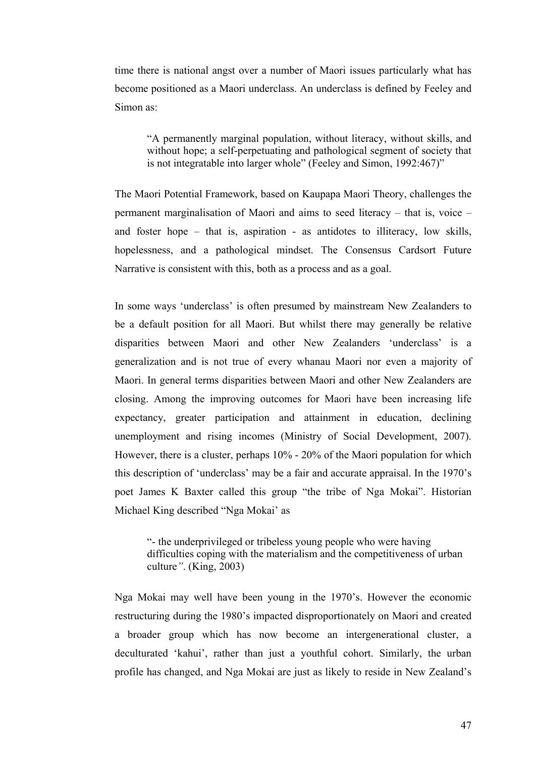time there is national angst over a number of Maori issues particularly what has become positioned as a Maori underclass. An underclass is defined by Feeley and Simon as:

> "A permanently marginal population, without literacy, without skills, and without hope; a self-perpetuating and pathological segment of society that is not integratable into larger whole" (Feeley and Simon, 1992:467)"

The Maori Potential Framework, based on Kaupapa Maori Theory, challenges the permanent marginalisation of Maori and aims to seed literacy – that is, voice – and foster hope – that is, aspiration - as antidotes to illiteracy, low skills, hopelessness, and a pathological mindset. The Consensus Cardsort Future Narrative is consistent with this, both as a process and as a goal.

In some ways 'underclass' is often presumed by mainstream New Zealanders to be a default position for all Maori. But whilst there may generally be relative disparities between Maori and other New Zealanders 'underclass' is a generalization and is not true of every whanau Maori nor even a majority of Maori. In general terms disparities between Maori and other New Zealanders are closing. Among the improving outcomes for Maori have been increasing life expectancy, greater participation and attainment in education, declining unemployment and rising incomes (Ministry of Social Development, 2007). However, there is a cluster, perhaps 10% - 20% of the Maori population for which this description of 'underclass' may be a fair and accurate appraisal. In the 1970's poet James K Baxter called this group "the tribe of Nga Mokai". Historian Michael King described "Nga Mokai' as

> "- the underprivileged or tribeless young people who were having difficulties coping with the materialism and the competitiveness of urban culture*"*. (King, 2003)

Nga Mokai may well have been young in the 1970's. However the economic restructuring during the 1980's impacted disproportionately on Maori and created a broader group which has now become an intergenerational cluster, a deculturated 'kahui', rather than just a youthful cohort. Similarly, the urban profile has changed, and Nga Mokai are just as likely to reside in New Zealand's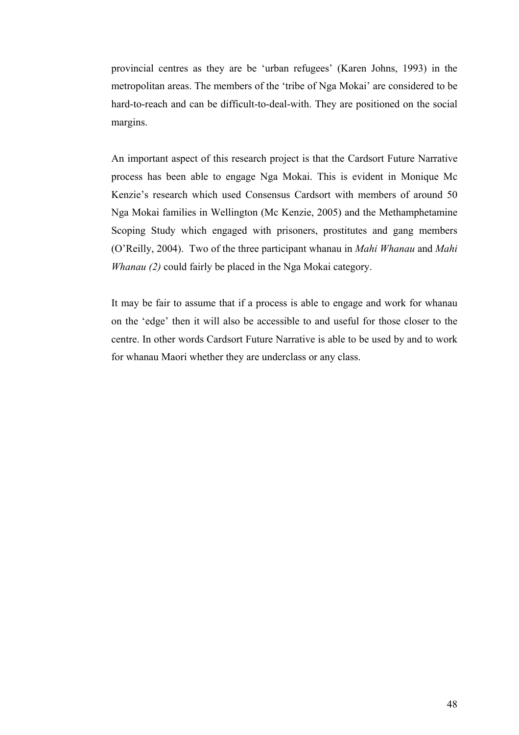provincial centres as they are be ‘urban refugees’ (Karen Johns, 1993) in the metropolitan areas. The members of the ‘tribe of Nga Mokai’ are considered to be hard-to-reach and can be difficult-to-deal-with. They are positioned on the social margins.

An important aspect of this research project is that the Cardsort Future Narrative process has been able to engage Nga Mokai. This is evident in Monique Mc Kenzie’s research which used Consensus Cardsort with members of around 50 Nga Mokai families in Wellington (Mc Kenzie, 2005) and the Methamphetamine Scoping Study which engaged with prisoners, prostitutes and gang members (O’Reilly, 2004). Two of the three participant whanau in *Mahi Whanau* and *Mahi Whanau (2)* could fairly be placed in the Nga Mokai category.

It may be fair to assume that if a process is able to engage and work for whanau on the ‘edge’ then it will also be accessible to and useful for those closer to the centre. In other words Cardsort Future Narrative is able to be used by and to work for whanau Maori whether they are underclass or any class.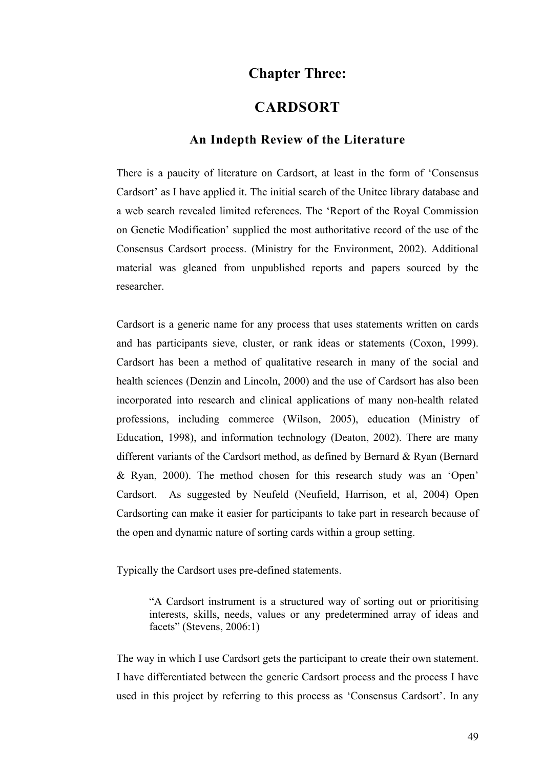# Chapter Three:

# CARDSORT

## An Indepth Review of the Literature

There is a paucity of literature on Cardsort, at least in the form of 'Consensus Cardsort' as I have applied it. The initial search of the Unitec library database and a web search revealed limited references. The 'Report of the Royal Commission on Genetic Modification' supplied the most authoritative record of the use of the Consensus Cardsort process. (Ministry for the Environment, 2002). Additional material was gleaned from unpublished reports and papers sourced by the researcher.

Cardsort is a generic name for any process that uses statements written on cards and has participants sieve, cluster, or rank ideas or statements (Coxon, 1999). Cardsort has been a method of qualitative research in many of the social and health sciences (Denzin and Lincoln, 2000) and the use of Cardsort has also been incorporated into research and clinical applications of many non-health related professions, including commerce (Wilson, 2005), education (Ministry of Education, 1998), and information technology (Deaton, 2002). There are many different variants of the Cardsort method, as defined by Bernard & Ryan (Bernard & Ryan, 2000). The method chosen for this research study was an 'Open' Cardsort. As suggested by Neufeld (Neufield, Harrison, et al, 2004) Open Cardsorting can make it easier for participants to take part in research because of the open and dynamic nature of sorting cards within a group setting.

Typically the Cardsort uses pre-defined statements.

> "A Cardsort instrument is a structured way of sorting out or prioritising interests, skills, needs, values or any predetermined array of ideas and facets" (Stevens, 2006:1)

The way in which I use Cardsort gets the participant to create their own statement. I have differentiated between the generic Cardsort process and the process I have used in this project by referring to this process as 'Consensus Cardsort'. In any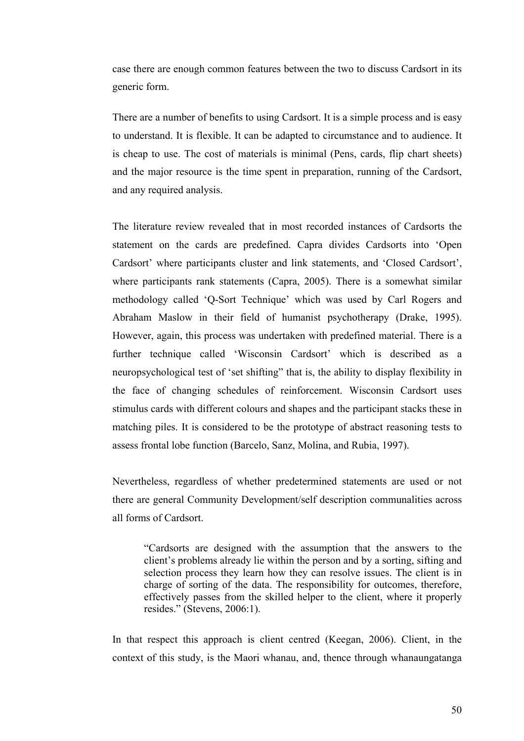case there are enough common features between the two to discuss Cardsort in its generic form.

There are a number of benefits to using Cardsort. It is a simple process and is easy to understand. It is flexible. It can be adapted to circumstance and to audience. It is cheap to use. The cost of materials is minimal (Pens, cards, flip chart sheets) and the major resource is the time spent in preparation, running of the Cardsort, and any required analysis.

The literature review revealed that in most recorded instances of Cardsorts the statement on the cards are predefined. Capra divides Cardsorts into 'Open Cardsort' where participants cluster and link statements, and 'Closed Cardsort', where participants rank statements (Capra, 2005). There is a somewhat similar methodology called 'Q-Sort Technique' which was used by Carl Rogers and Abraham Maslow in their field of humanist psychotherapy (Drake, 1995). However, again, this process was undertaken with predefined material. There is a further technique called 'Wisconsin Cardsort' which is described as a neuropsychological test of 'set shifting" that is, the ability to display flexibility in the face of changing schedules of reinforcement. Wisconsin Cardsort uses stimulus cards with different colours and shapes and the participant stacks these in matching piles. It is considered to be the prototype of abstract reasoning tests to assess frontal lobe function (Barcelo, Sanz, Molina, and Rubia, 1997).

Nevertheless, regardless of whether predetermined statements are used or not there are general Community Development/self description communalities across all forms of Cardsort.

> "Cardsorts are designed with the assumption that the answers to the client's problems already lie within the person and by a sorting, sifting and selection process they learn how they can resolve issues. The client is in charge of sorting of the data. The responsibility for outcomes, therefore, effectively passes from the skilled helper to the client, where it properly resides." (Stevens, 2006:1).

In that respect this approach is client centred (Keegan, 2006). Client, in the context of this study, is the Maori whanau, and, thence through whanaungatanga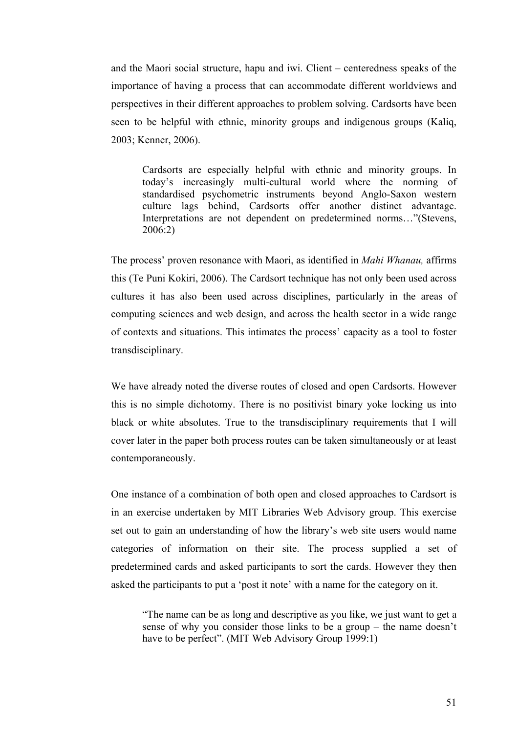and the Maori social structure, hapu and iwi. Client – centeredness speaks of the importance of having a process that can accommodate different worldviews and perspectives in their different approaches to problem solving. Cardsorts have been seen to be helpful with ethnic, minority groups and indigenous groups (Kaliq, 2003; Kenner, 2006).

> Cardsorts are especially helpful with ethnic and minority groups. In today's increasingly multi-cultural world where the norming of standardised psychometric instruments beyond Anglo-Saxon western culture lags behind, Cardsorts offer another distinct advantage. Interpretations are not dependent on predetermined norms…"(Stevens, 2006:2)

The process' proven resonance with Maori, as identified in *Mahi Whanau,* affirms this (Te Puni Kokiri, 2006). The Cardsort technique has not only been used across cultures it has also been used across disciplines, particularly in the areas of computing sciences and web design, and across the health sector in a wide range of contexts and situations. This intimates the process' capacity as a tool to foster transdisciplinary.

We have already noted the diverse routes of closed and open Cardsorts. However this is no simple dichotomy. There is no positivist binary yoke locking us into black or white absolutes. True to the transdisciplinary requirements that I will cover later in the paper both process routes can be taken simultaneously or at least contemporaneously.

One instance of a combination of both open and closed approaches to Cardsort is in an exercise undertaken by MIT Libraries Web Advisory group. This exercise set out to gain an understanding of how the library's web site users would name categories of information on their site. The process supplied a set of predetermined cards and asked participants to sort the cards. However they then asked the participants to put a 'post it note' with a name for the category on it.

> "The name can be as long and descriptive as you like, we just want to get a sense of why you consider those links to be a group – the name doesn't have to be perfect". (MIT Web Advisory Group 1999:1)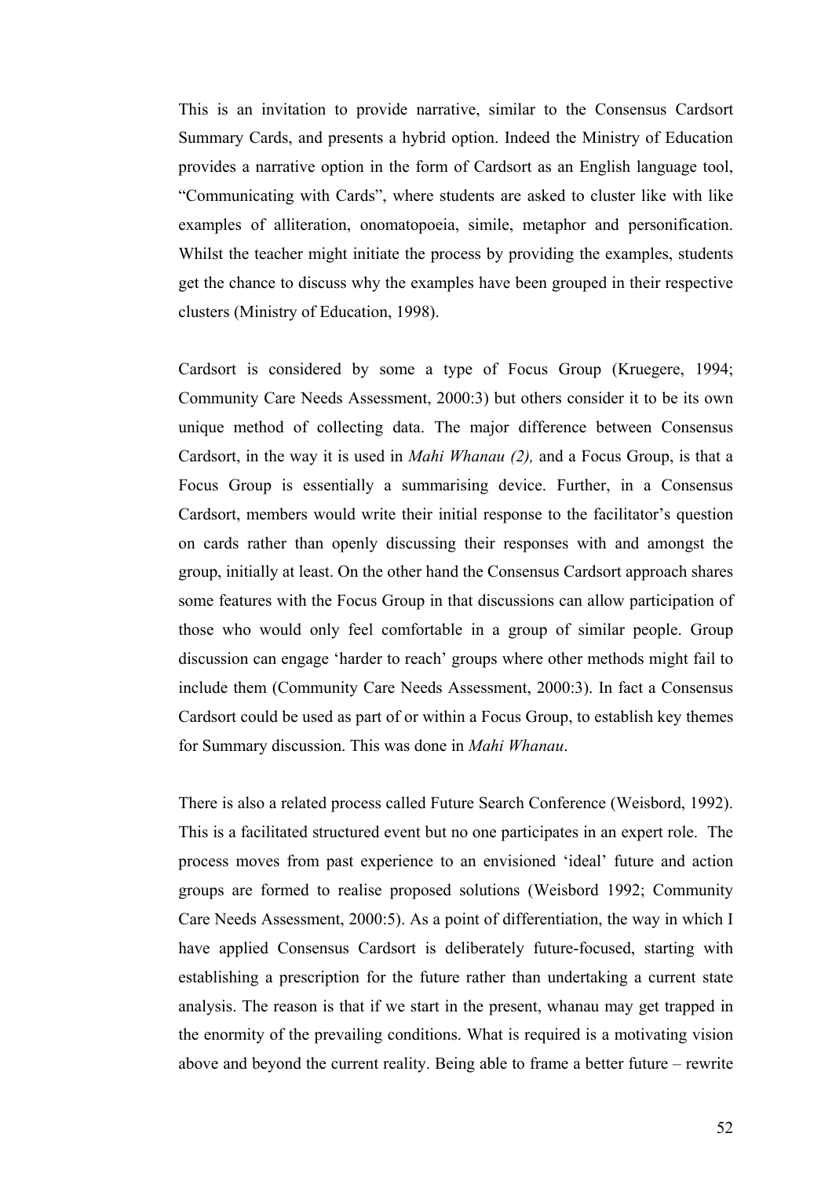This is an invitation to provide narrative, similar to the Consensus Cardsort Summary Cards, and presents a hybrid option. Indeed the Ministry of Education provides a narrative option in the form of Cardsort as an English language tool, "Communicating with Cards", where students are asked to cluster like with like examples of alliteration, onomatopoeia, simile, metaphor and personification. Whilst the teacher might initiate the process by providing the examples, students get the chance to discuss why the examples have been grouped in their respective clusters (Ministry of Education, 1998).

Cardsort is considered by some a type of Focus Group (Kruegere, 1994; Community Care Needs Assessment, 2000:3) but others consider it to be its own unique method of collecting data. The major difference between Consensus Cardsort, in the way it is used in *Mahi Whanau (2),* and a Focus Group, is that a Focus Group is essentially a summarising device. Further, in a Consensus Cardsort, members would write their initial response to the facilitator's question on cards rather than openly discussing their responses with and amongst the group, initially at least. On the other hand the Consensus Cardsort approach shares some features with the Focus Group in that discussions can allow participation of those who would only feel comfortable in a group of similar people. Group discussion can engage 'harder to reach' groups where other methods might fail to include them (Community Care Needs Assessment, 2000:3). In fact a Consensus Cardsort could be used as part of or within a Focus Group, to establish key themes for Summary discussion. This was done in *Mahi Whanau*.

There is also a related process called Future Search Conference (Weisbord, 1992). This is a facilitated structured event but no one participates in an expert role. The process moves from past experience to an envisioned 'ideal' future and action groups are formed to realise proposed solutions (Weisbord 1992; Community Care Needs Assessment, 2000:5). As a point of differentiation, the way in which I have applied Consensus Cardsort is deliberately future-focused, starting with establishing a prescription for the future rather than undertaking a current state analysis. The reason is that if we start in the present, whanau may get trapped in the enormity of the prevailing conditions. What is required is a motivating vision above and beyond the current reality. Being able to frame a better future – rewrite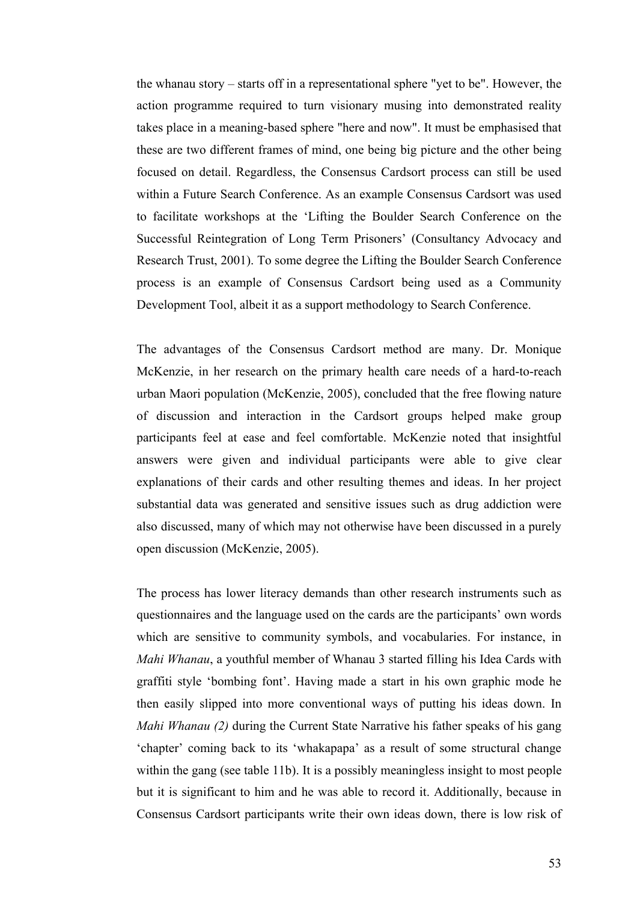the whanau story – starts off in a representational sphere "yet to be". However, the action programme required to turn visionary musing into demonstrated reality takes place in a meaning-based sphere "here and now". It must be emphasised that these are two different frames of mind, one being big picture and the other being focused on detail. Regardless, the Consensus Cardsort process can still be used within a Future Search Conference. As an example Consensus Cardsort was used to facilitate workshops at the 'Lifting the Boulder Search Conference on the Successful Reintegration of Long Term Prisoners' (Consultancy Advocacy and Research Trust, 2001). To some degree the Lifting the Boulder Search Conference process is an example of Consensus Cardsort being used as a Community Development Tool, albeit it as a support methodology to Search Conference.

The advantages of the Consensus Cardsort method are many. Dr. Monique McKenzie, in her research on the primary health care needs of a hard-to-reach urban Maori population (McKenzie, 2005), concluded that the free flowing nature of discussion and interaction in the Cardsort groups helped make group participants feel at ease and feel comfortable. McKenzie noted that insightful answers were given and individual participants were able to give clear explanations of their cards and other resulting themes and ideas. In her project substantial data was generated and sensitive issues such as drug addiction were also discussed, many of which may not otherwise have been discussed in a purely open discussion (McKenzie, 2005).

The process has lower literacy demands than other research instruments such as questionnaires and the language used on the cards are the participants' own words which are sensitive to community symbols, and vocabularies. For instance, in *Mahi Whanau*, a youthful member of Whanau 3 started filling his Idea Cards with graffiti style 'bombing font'. Having made a start in his own graphic mode he then easily slipped into more conventional ways of putting his ideas down. In *Mahi Whanau (2)* during the Current State Narrative his father speaks of his gang 'chapter' coming back to its 'whakapapa' as a result of some structural change within the gang (see table 11b). It is a possibly meaningless insight to most people but it is significant to him and he was able to record it. Additionally, because in Consensus Cardsort participants write their own ideas down, there is low risk of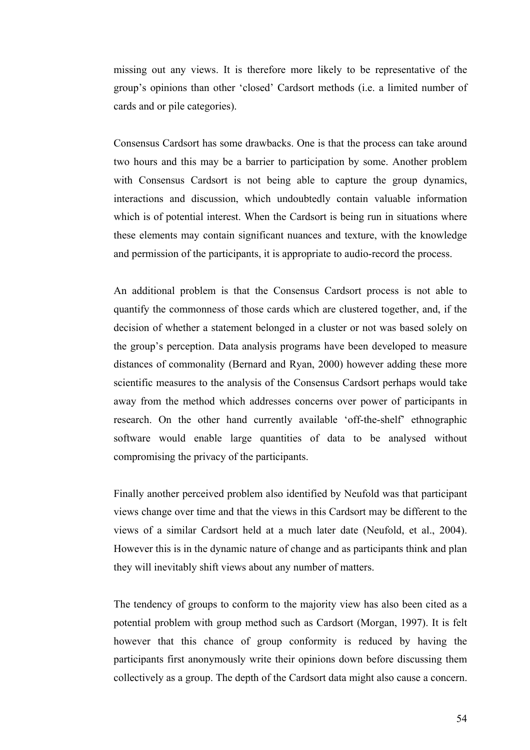missing out any views. It is therefore more likely to be representative of the group's opinions than other 'closed' Cardsort methods (i.e. a limited number of cards and or pile categories).

Consensus Cardsort has some drawbacks. One is that the process can take around two hours and this may be a barrier to participation by some. Another problem with Consensus Cardsort is not being able to capture the group dynamics, interactions and discussion, which undoubtedly contain valuable information which is of potential interest. When the Cardsort is being run in situations where these elements may contain significant nuances and texture, with the knowledge and permission of the participants, it is appropriate to audio-record the process.

An additional problem is that the Consensus Cardsort process is not able to quantify the commonness of those cards which are clustered together, and, if the decision of whether a statement belonged in a cluster or not was based solely on the group's perception. Data analysis programs have been developed to measure distances of commonality (Bernard and Ryan, 2000) however adding these more scientific measures to the analysis of the Consensus Cardsort perhaps would take away from the method which addresses concerns over power of participants in research. On the other hand currently available 'off-the-shelf' ethnographic software would enable large quantities of data to be analysed without compromising the privacy of the participants.

Finally another perceived problem also identified by Neufold was that participant views change over time and that the views in this Cardsort may be different to the views of a similar Cardsort held at a much later date (Neufold, et al., 2004). However this is in the dynamic nature of change and as participants think and plan they will inevitably shift views about any number of matters.

The tendency of groups to conform to the majority view has also been cited as a potential problem with group method such as Cardsort (Morgan, 1997). It is felt however that this chance of group conformity is reduced by having the participants first anonymously write their opinions down before discussing them collectively as a group. The depth of the Cardsort data might also cause a concern.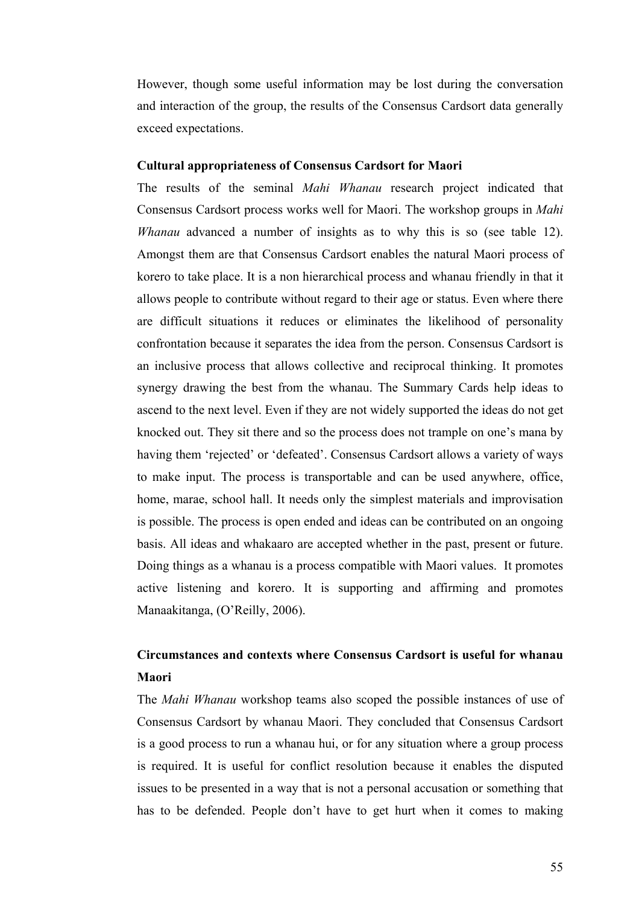However, though some useful information may be lost during the conversation and interaction of the group, the results of the Consensus Cardsort data generally exceed expectations.

**Cultural appropriateness of Consensus Cardsort for Maori**

The results of the seminal *Mahi Whanau* research project indicated that Consensus Cardsort process works well for Maori. The workshop groups in *Mahi Whanau* advanced a number of insights as to why this is so (see table 12). Amongst them are that Consensus Cardsort enables the natural Maori process of korero to take place. It is a non hierarchical process and whanau friendly in that it allows people to contribute without regard to their age or status. Even where there are difficult situations it reduces or eliminates the likelihood of personality confrontation because it separates the idea from the person. Consensus Cardsort is an inclusive process that allows collective and reciprocal thinking. It promotes synergy drawing the best from the whanau. The Summary Cards help ideas to ascend to the next level. Even if they are not widely supported the ideas do not get knocked out. They sit there and so the process does not trample on one's mana by having them 'rejected' or 'defeated'. Consensus Cardsort allows a variety of ways to make input. The process is transportable and can be used anywhere, office, home, marae, school hall. It needs only the simplest materials and improvisation is possible. The process is open ended and ideas can be contributed on an ongoing basis. All ideas and whakaaro are accepted whether in the past, present or future. Doing things as a whanau is a process compatible with Maori values. It promotes active listening and korero. It is supporting and affirming and promotes Manaakitanga, (O'Reilly, 2006).

## Circumstances and contexts where Consensus Cardsort is useful for whanau Maori

The *Mahi Whanau* workshop teams also scoped the possible instances of use of Consensus Cardsort by whanau Maori. They concluded that Consensus Cardsort is a good process to run a whanau hui, or for any situation where a group process is required. It is useful for conflict resolution because it enables the disputed issues to be presented in a way that is not a personal accusation or something that has to be defended. People don't have to get hurt when it comes to making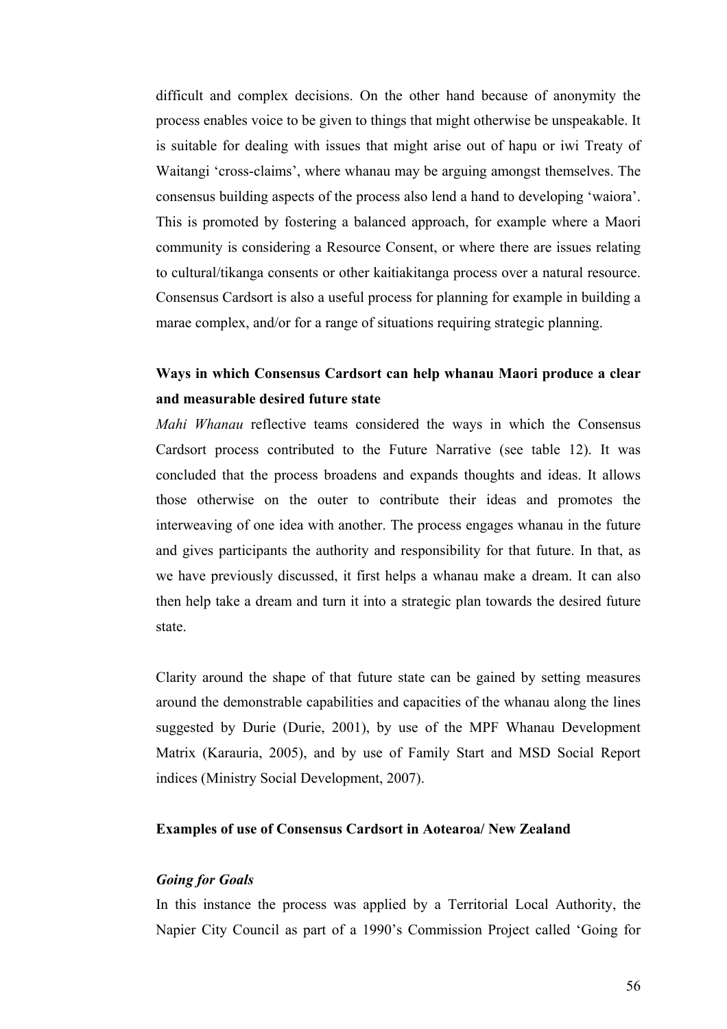difficult and complex decisions. On the other hand because of anonymity the process enables voice to be given to things that might otherwise be unspeakable. It is suitable for dealing with issues that might arise out of hapu or iwi Treaty of Waitangi 'cross-claims', where whanau may be arguing amongst themselves. The consensus building aspects of the process also lend a hand to developing 'waiora'. This is promoted by fostering a balanced approach, for example where a Maori community is considering a Resource Consent, or where there are issues relating to cultural/tikanga consents or other kaitiakitanga process over a natural resource. Consensus Cardsort is also a useful process for planning for example in building a marae complex, and/or for a range of situations requiring strategic planning.

**Ways in which Consensus Cardsort can help whanau Maori produce a clear and measurable desired future state**

*Mahi Whanau* reflective teams considered the ways in which the Consensus Cardsort process contributed to the Future Narrative (see table 12). It was concluded that the process broadens and expands thoughts and ideas. It allows those otherwise on the outer to contribute their ideas and promotes the interweaving of one idea with another. The process engages whanau in the future and gives participants the authority and responsibility for that future. In that, as we have previously discussed, it first helps a whanau make a dream. It can also then help take a dream and turn it into a strategic plan towards the desired future state.

Clarity around the shape of that future state can be gained by setting measures around the demonstrable capabilities and capacities of the whanau along the lines suggested by Durie (Durie, 2001), by use of the MPF Whanau Development Matrix (Karauria, 2005), and by use of Family Start and MSD Social Report indices (Ministry Social Development, 2007).

**Examples of use of Consensus Cardsort in Aotearoa/ New Zealand**

***Going for Goals***

In this instance the process was applied by a Territorial Local Authority, the Napier City Council as part of a 1990's Commission Project called 'Going for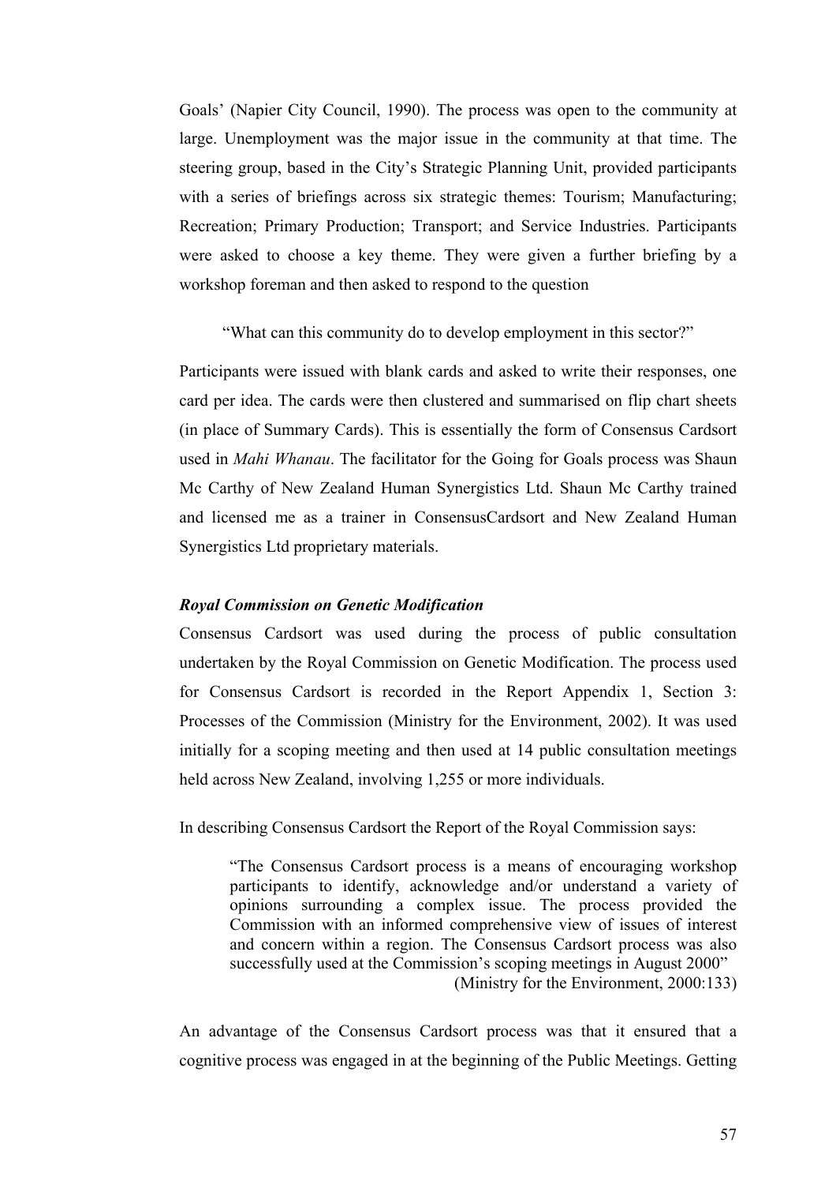Goals' (Napier City Council, 1990). The process was open to the community at large. Unemployment was the major issue in the community at that time. The steering group, based in the City's Strategic Planning Unit, provided participants with a series of briefings across six strategic themes: Tourism; Manufacturing; Recreation; Primary Production; Transport; and Service Industries. Participants were asked to choose a key theme. They were given a further briefing by a workshop foreman and then asked to respond to the question

> "What can this community do to develop employment in this sector?"

Participants were issued with blank cards and asked to write their responses, one card per idea. The cards were then clustered and summarised on flip chart sheets (in place of Summary Cards). This is essentially the form of Consensus Cardsort used in *Mahi Whanau*. The facilitator for the Going for Goals process was Shaun Mc Carthy of New Zealand Human Synergistics Ltd. Shaun Mc Carthy trained and licensed me as a trainer in ConsensusCardsort and New Zealand Human Synergistics Ltd proprietary materials.

### *Royal Commission on Genetic Modification*

Consensus Cardsort was used during the process of public consultation undertaken by the Royal Commission on Genetic Modification. The process used for Consensus Cardsort is recorded in the Report Appendix 1, Section 3: Processes of the Commission (Ministry for the Environment, 2002). It was used initially for a scoping meeting and then used at 14 public consultation meetings held across New Zealand, involving 1,255 or more individuals.

In describing Consensus Cardsort the Report of the Royal Commission says:

> "The Consensus Cardsort process is a means of encouraging workshop participants to identify, acknowledge and/or understand a variety of opinions surrounding a complex issue. The process provided the Commission with an informed comprehensive view of issues of interest and concern within a region. The Consensus Cardsort process was also successfully used at the Commission's scoping meetings in August 2000"
>
> (Ministry for the Environment, 2000:133)

An advantage of the Consensus Cardsort process was that it ensured that a cognitive process was engaged in at the beginning of the Public Meetings. Getting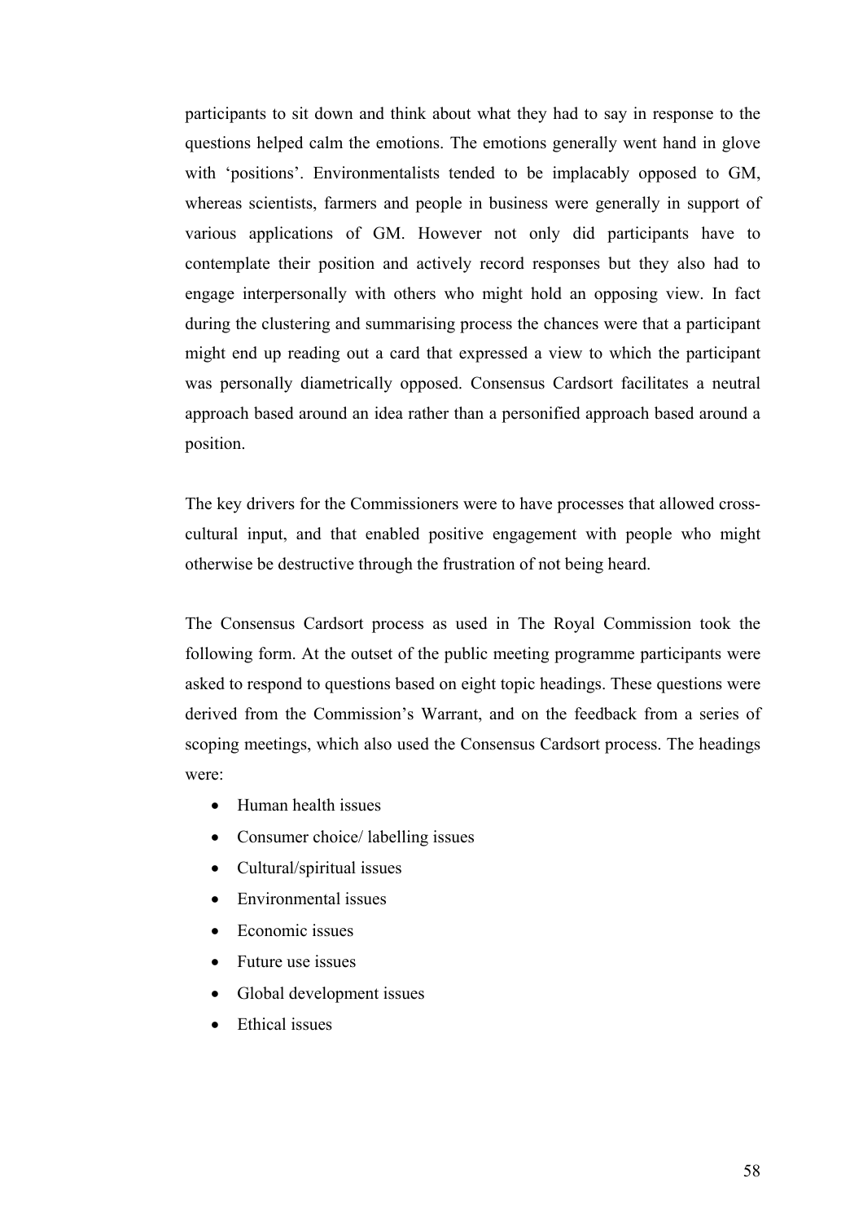participants to sit down and think about what they had to say in response to the questions helped calm the emotions. The emotions generally went hand in glove with 'positions'. Environmentalists tended to be implacably opposed to GM, whereas scientists, farmers and people in business were generally in support of various applications of GM. However not only did participants have to contemplate their position and actively record responses but they also had to engage interpersonally with others who might hold an opposing view. In fact during the clustering and summarising process the chances were that a participant might end up reading out a card that expressed a view to which the participant was personally diametrically opposed. Consensus Cardsort facilitates a neutral approach based around an idea rather than a personified approach based around a position.

The key drivers for the Commissioners were to have processes that allowed cross-cultural input, and that enabled positive engagement with people who might otherwise be destructive through the frustration of not being heard.

The Consensus Cardsort process as used in The Royal Commission took the following form. At the outset of the public meeting programme participants were asked to respond to questions based on eight topic headings. These questions were derived from the Commission's Warrant, and on the feedback from a series of scoping meetings, which also used the Consensus Cardsort process. The headings were:

- Human health issues
- Consumer choice/ labelling issues
- Cultural/spiritual issues
- Environmental issues
- Economic issues
- Future use issues
- Global development issues
- Ethical issues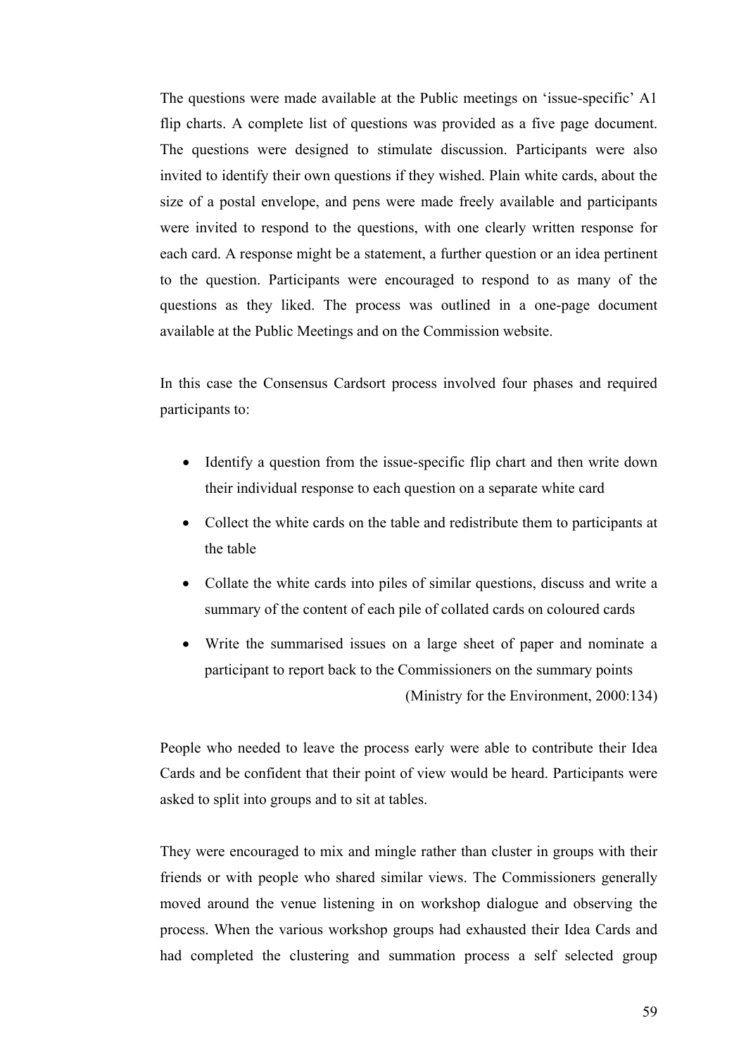The questions were made available at the Public meetings on 'issue-specific' A1 flip charts. A complete list of questions was provided as a five page document. The questions were designed to stimulate discussion. Participants were also invited to identify their own questions if they wished. Plain white cards, about the size of a postal envelope, and pens were made freely available and participants were invited to respond to the questions, with one clearly written response for each card. A response might be a statement, a further question or an idea pertinent to the question. Participants were encouraged to respond to as many of the questions as they liked. The process was outlined in a one-page document available at the Public Meetings and on the Commission website.

In this case the Consensus Cardsort process involved four phases and required participants to:

- Identify a question from the issue-specific flip chart and then write down their individual response to each question on a separate white card
- Collect the white cards on the table and redistribute them to participants at the table
- Collate the white cards into piles of similar questions, discuss and write a summary of the content of each pile of collated cards on coloured cards
- Write the summarised issues on a large sheet of paper and nominate a participant to report back to the Commissioners on the summary points

(Ministry for the Environment, 2000:134)

People who needed to leave the process early were able to contribute their Idea Cards and be confident that their point of view would be heard. Participants were asked to split into groups and to sit at tables.

They were encouraged to mix and mingle rather than cluster in groups with their friends or with people who shared similar views. The Commissioners generally moved around the venue listening in on workshop dialogue and observing the process. When the various workshop groups had exhausted their Idea Cards and had completed the clustering and summation process a self selected group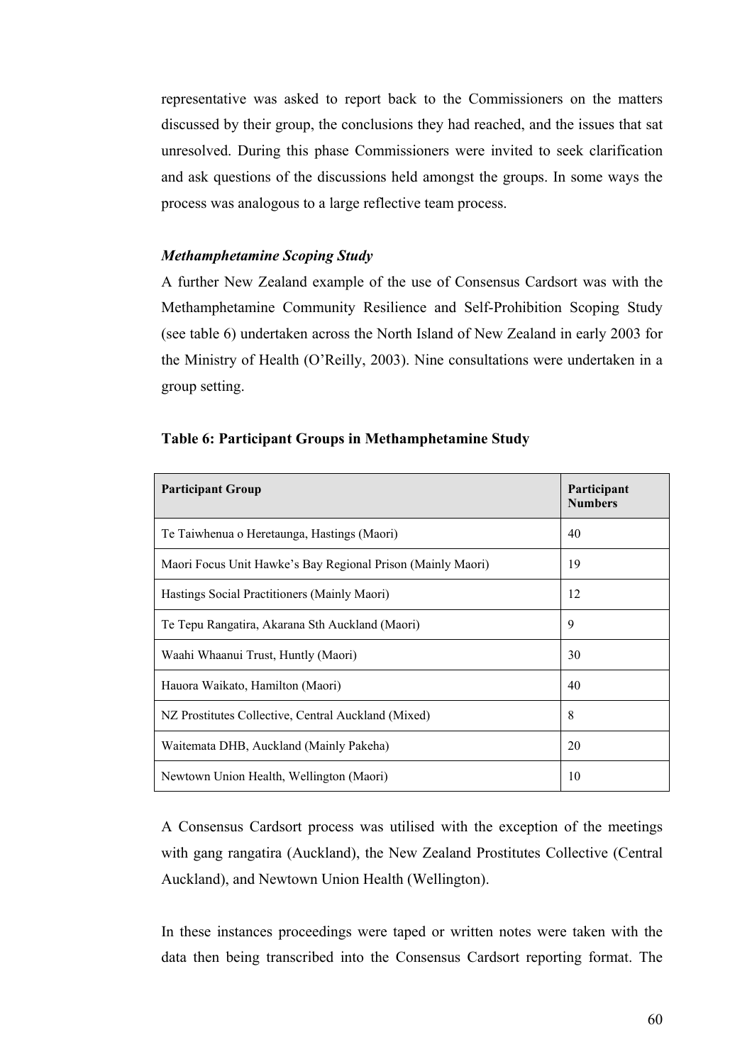representative was asked to report back to the Commissioners on the matters discussed by their group, the conclusions they had reached, and the issues that sat unresolved. During this phase Commissioners were invited to seek clarification and ask questions of the discussions held amongst the groups. In some ways the process was analogous to a large reflective team process.

***Methamphetamine Scoping Study***

A further New Zealand example of the use of Consensus Cardsort was with the Methamphetamine Community Resilience and Self-Prohibition Scoping Study (see table 6) undertaken across the North Island of New Zealand in early 2003 for the Ministry of Health (O'Reilly, 2003). Nine consultations were undertaken in a group setting.

**Table 6: Participant Groups in Methamphetamine Study**

| Participant Group | Participant Numbers |
|---|---|
| Te Taiwhenua o Heretaunga, Hastings (Maori) | 40 |
| Maori Focus Unit Hawke's Bay Regional Prison (Mainly Maori) | 19 |
| Hastings Social Practitioners (Mainly Maori) | 12 |
| Te Tepu Rangatira, Akarana Sth Auckland (Maori) | 9 |
| Waahi Whaanui Trust, Huntly (Maori) | 30 |
| Hauora Waikato, Hamilton (Maori) | 40 |
| NZ Prostitutes Collective, Central Auckland (Mixed) | 8 |
| Waitemata DHB, Auckland (Mainly Pakeha) | 20 |
| Newtown Union Health, Wellington (Maori) | 10 |

A Consensus Cardsort process was utilised with the exception of the meetings with gang rangatira (Auckland), the New Zealand Prostitutes Collective (Central Auckland), and Newtown Union Health (Wellington).

In these instances proceedings were taped or written notes were taken with the data then being transcribed into the Consensus Cardsort reporting format. The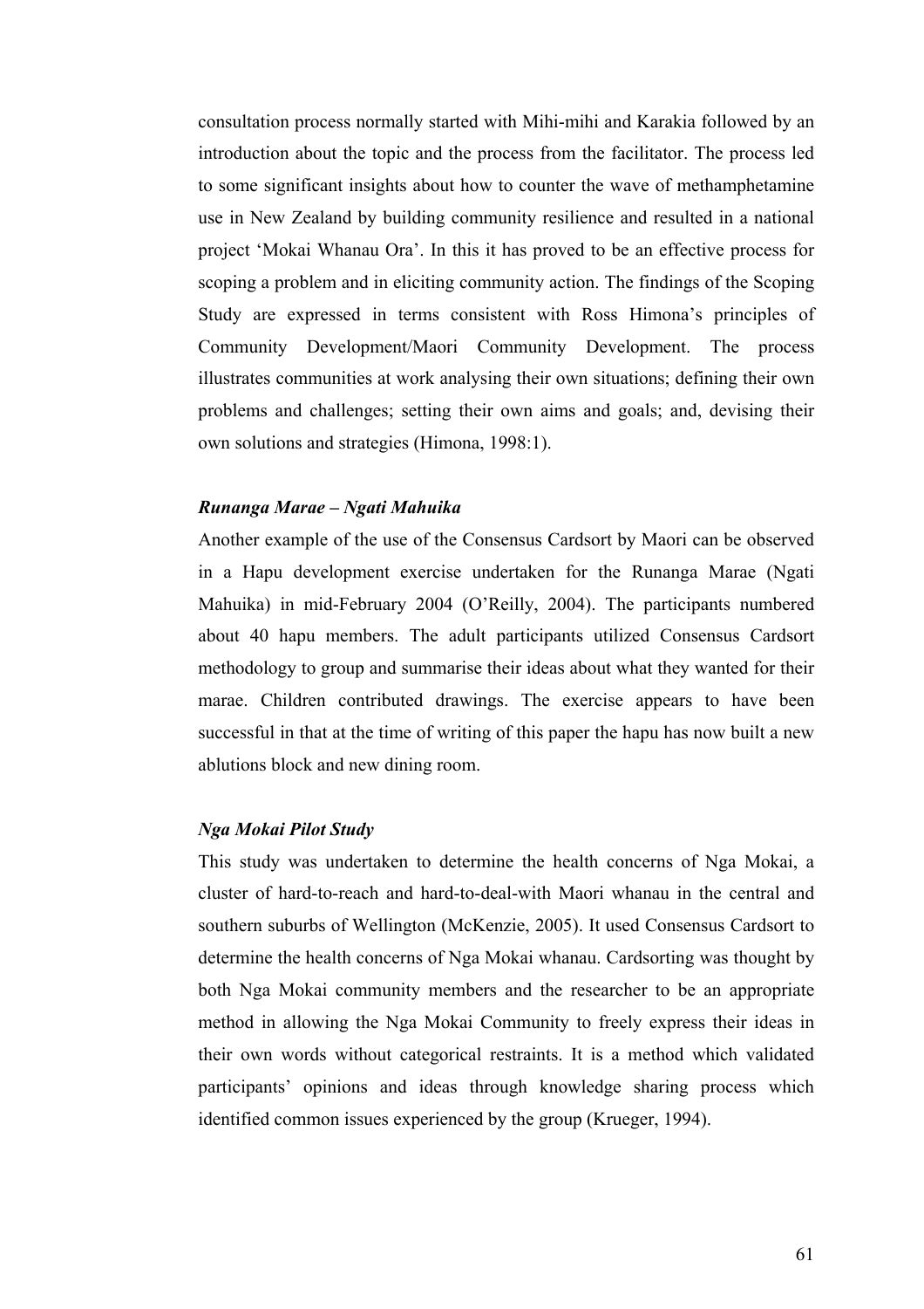consultation process normally started with Mihi-mihi and Karakia followed by an introduction about the topic and the process from the facilitator. The process led to some significant insights about how to counter the wave of methamphetamine use in New Zealand by building community resilience and resulted in a national project 'Mokai Whanau Ora'. In this it has proved to be an effective process for scoping a problem and in eliciting community action. The findings of the Scoping Study are expressed in terms consistent with Ross Himona's principles of Community Development/Maori Community Development. The process illustrates communities at work analysing their own situations; defining their own problems and challenges; setting their own aims and goals; and, devising their own solutions and strategies (Himona, 1998:1).

### *Runanga Marae – Ngati Mahuika*

Another example of the use of the Consensus Cardsort by Maori can be observed in a Hapu development exercise undertaken for the Runanga Marae (Ngati Mahuika) in mid-February 2004 (O'Reilly, 2004). The participants numbered about 40 hapu members. The adult participants utilized Consensus Cardsort methodology to group and summarise their ideas about what they wanted for their marae. Children contributed drawings. The exercise appears to have been successful in that at the time of writing of this paper the hapu has now built a new ablutions block and new dining room.

### *Nga Mokai Pilot Study*

This study was undertaken to determine the health concerns of Nga Mokai, a cluster of hard-to-reach and hard-to-deal-with Maori whanau in the central and southern suburbs of Wellington (McKenzie, 2005). It used Consensus Cardsort to determine the health concerns of Nga Mokai whanau. Cardsorting was thought by both Nga Mokai community members and the researcher to be an appropriate method in allowing the Nga Mokai Community to freely express their ideas in their own words without categorical restraints. It is a method which validated participants' opinions and ideas through knowledge sharing process which identified common issues experienced by the group (Krueger, 1994).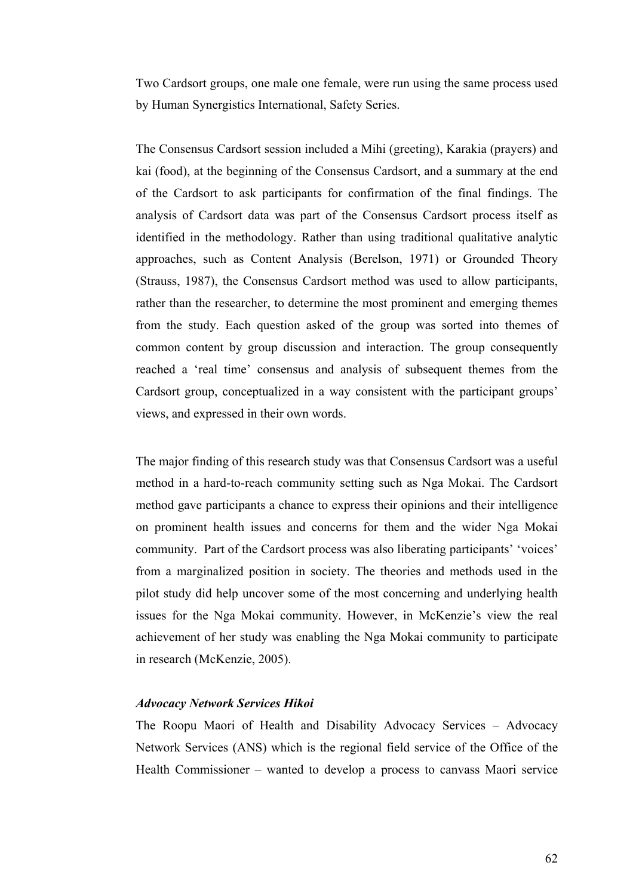Two Cardsort groups, one male one female, were run using the same process used by Human Synergistics International, Safety Series.

The Consensus Cardsort session included a Mihi (greeting), Karakia (prayers) and kai (food), at the beginning of the Consensus Cardsort, and a summary at the end of the Cardsort to ask participants for confirmation of the final findings. The analysis of Cardsort data was part of the Consensus Cardsort process itself as identified in the methodology. Rather than using traditional qualitative analytic approaches, such as Content Analysis (Berelson, 1971) or Grounded Theory (Strauss, 1987), the Consensus Cardsort method was used to allow participants, rather than the researcher, to determine the most prominent and emerging themes from the study. Each question asked of the group was sorted into themes of common content by group discussion and interaction. The group consequently reached a 'real time' consensus and analysis of subsequent themes from the Cardsort group, conceptualized in a way consistent with the participant groups' views, and expressed in their own words.

The major finding of this research study was that Consensus Cardsort was a useful method in a hard-to-reach community setting such as Nga Mokai. The Cardsort method gave participants a chance to express their opinions and their intelligence on prominent health issues and concerns for them and the wider Nga Mokai community. Part of the Cardsort process was also liberating participants' 'voices' from a marginalized position in society. The theories and methods used in the pilot study did help uncover some of the most concerning and underlying health issues for the Nga Mokai community. However, in McKenzie's view the real achievement of her study was enabling the Nga Mokai community to participate in research (McKenzie, 2005).

***Advocacy Network Services Hikoi***

The Roopu Maori of Health and Disability Advocacy Services – Advocacy Network Services (ANS) which is the regional field service of the Office of the Health Commissioner – wanted to develop a process to canvass Maori service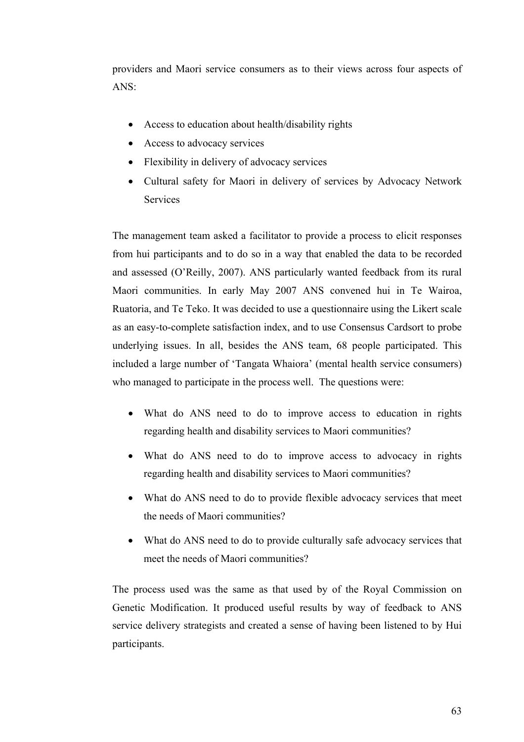providers and Maori service consumers as to their views across four aspects of ANS:

- Access to education about health/disability rights
- Access to advocacy services
- Flexibility in delivery of advocacy services
- Cultural safety for Maori in delivery of services by Advocacy Network Services

The management team asked a facilitator to provide a process to elicit responses from hui participants and to do so in a way that enabled the data to be recorded and assessed (O'Reilly, 2007). ANS particularly wanted feedback from its rural Maori communities. In early May 2007 ANS convened hui in Te Wairoa, Ruatoria, and Te Teko. It was decided to use a questionnaire using the Likert scale as an easy-to-complete satisfaction index, and to use Consensus Cardsort to probe underlying issues. In all, besides the ANS team, 68 people participated. This included a large number of 'Tangata Whaiora' (mental health service consumers) who managed to participate in the process well. The questions were:

- What do ANS need to do to improve access to education in rights regarding health and disability services to Maori communities?
- What do ANS need to do to improve access to advocacy in rights regarding health and disability services to Maori communities?
- What do ANS need to do to provide flexible advocacy services that meet the needs of Maori communities?
- What do ANS need to do to provide culturally safe advocacy services that meet the needs of Maori communities?

The process used was the same as that used by of the Royal Commission on Genetic Modification. It produced useful results by way of feedback to ANS service delivery strategists and created a sense of having been listened to by Hui participants.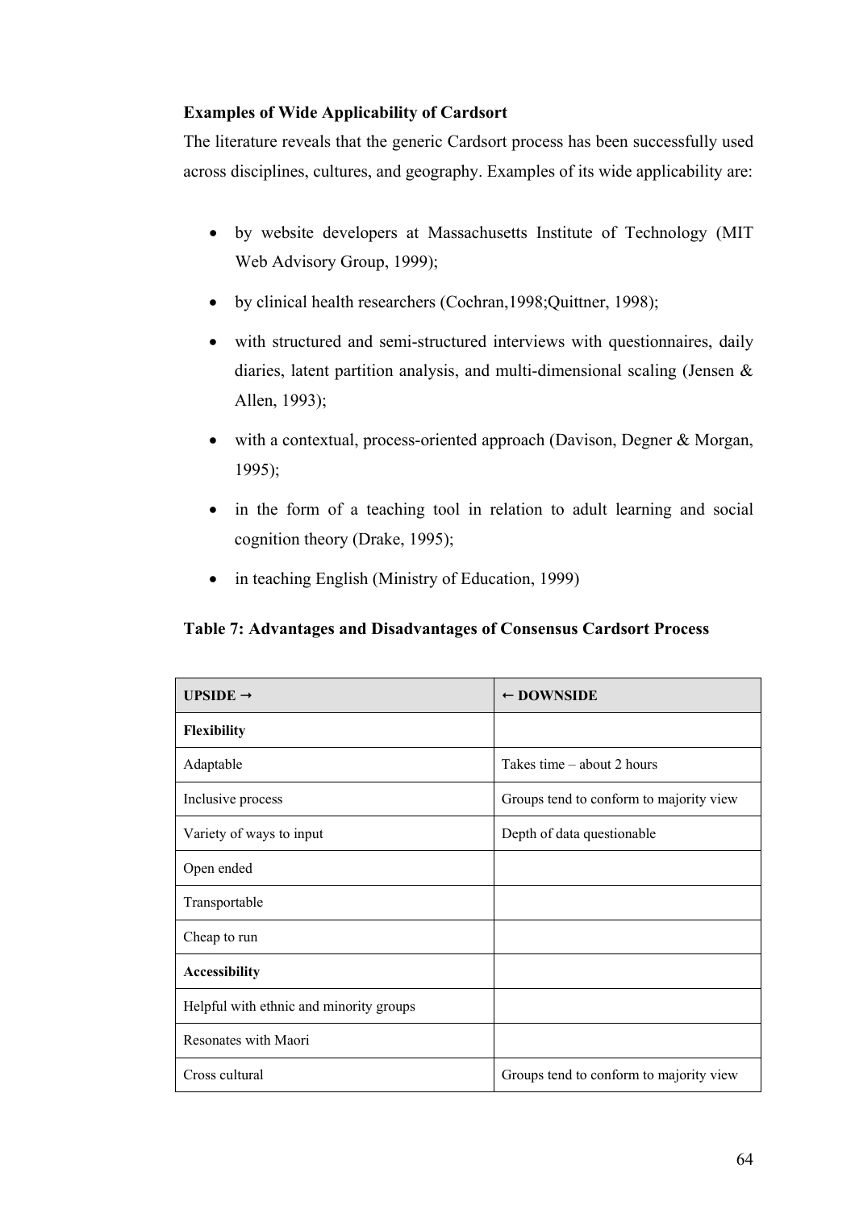**Examples of Wide Applicability of Cardsort**

The literature reveals that the generic Cardsort process has been successfully used across disciplines, cultures, and geography. Examples of its wide applicability are:

- by website developers at Massachusetts Institute of Technology (MIT Web Advisory Group, 1999);
- by clinical health researchers (Cochran,1998;Quittner, 1998);
- with structured and semi-structured interviews with questionnaires, daily diaries, latent partition analysis, and multi-dimensional scaling (Jensen & Allen, 1993);
- with a contextual, process-oriented approach (Davison, Degner & Morgan, 1995);
- in the form of a teaching tool in relation to adult learning and social cognition theory (Drake, 1995);
- in teaching English (Ministry of Education, 1999)

**Table 7: Advantages and Disadvantages of Consensus Cardsort Process**

| UPSIDE → | ← DOWNSIDE |
| --- | --- |
| **Flexibility** | |
| Adaptable | Takes time – about 2 hours |
| Inclusive process | Groups tend to conform to majority view |
| Variety of ways to input | Depth of data questionable |
| Open ended | |
| Transportable | |
| Cheap to run | |
| **Accessibility** | |
| Helpful with ethnic and minority groups | |
| Resonates with Maori | |
| Cross cultural | Groups tend to conform to majority view |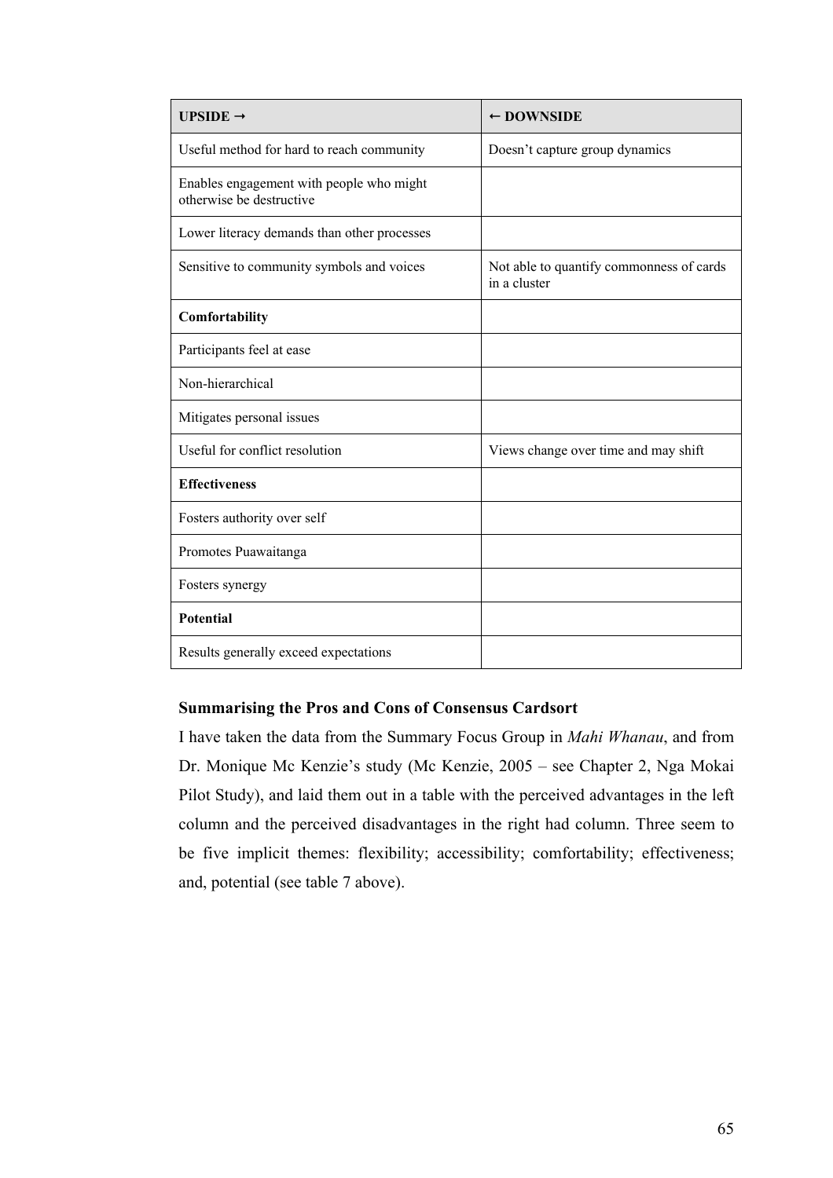| **UPSIDE →** | **← DOWNSIDE** |
|---|---|
| Useful method for hard to reach community | Doesn't capture group dynamics |
| Enables engagement with people who might otherwise be destructive | |
| Lower literacy demands than other processes | |
| Sensitive to community symbols and voices | Not able to quantify commonness of cards in a cluster |
| **Comfortability** | |
| Participants feel at ease | |
| Non-hierarchical | |
| Mitigates personal issues | |
| Useful for conflict resolution | Views change over time and may shift |
| **Effectiveness** | |
| Fosters authority over self | |
| Promotes Puawaitanga | |
| Fosters synergy | |
| **Potential** | |
| Results generally exceed expectations | |

### Summarising the Pros and Cons of Consensus Cardsort

I have taken the data from the Summary Focus Group in *Mahi Whanau*, and from Dr. Monique Mc Kenzie's study (Mc Kenzie, 2005 – see Chapter 2, Nga Mokai Pilot Study), and laid them out in a table with the perceived advantages in the left column and the perceived disadvantages in the right had column. Three seem to be five implicit themes: flexibility; accessibility; comfortability; effectiveness; and, potential (see table 7 above).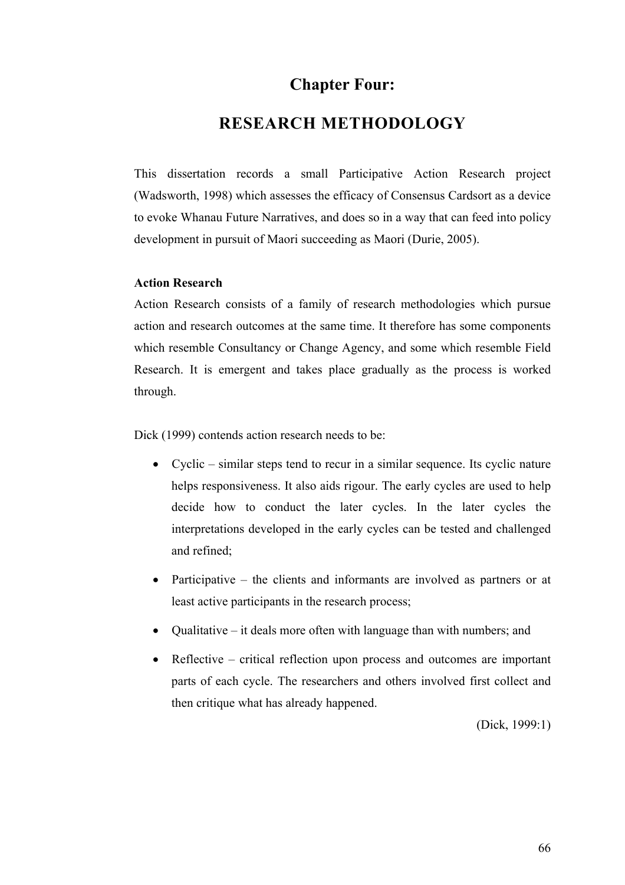# Chapter Four:

# RESEARCH METHODOLOGY

This dissertation records a small Participative Action Research project (Wadsworth, 1998) which assesses the efficacy of Consensus Cardsort as a device to evoke Whanau Future Narratives, and does so in a way that can feed into policy development in pursuit of Maori succeeding as Maori (Durie, 2005).

**Action Research**

Action Research consists of a family of research methodologies which pursue action and research outcomes at the same time. It therefore has some components which resemble Consultancy or Change Agency, and some which resemble Field Research. It is emergent and takes place gradually as the process is worked through.

Dick (1999) contends action research needs to be:

- Cyclic – similar steps tend to recur in a similar sequence. Its cyclic nature helps responsiveness. It also aids rigour. The early cycles are used to help decide how to conduct the later cycles. In the later cycles the interpretations developed in the early cycles can be tested and challenged and refined;
- Participative – the clients and informants are involved as partners or at least active participants in the research process;
- Qualitative – it deals more often with language than with numbers; and
- Reflective – critical reflection upon process and outcomes are important parts of each cycle. The researchers and others involved first collect and then critique what has already happened.

(Dick, 1999:1)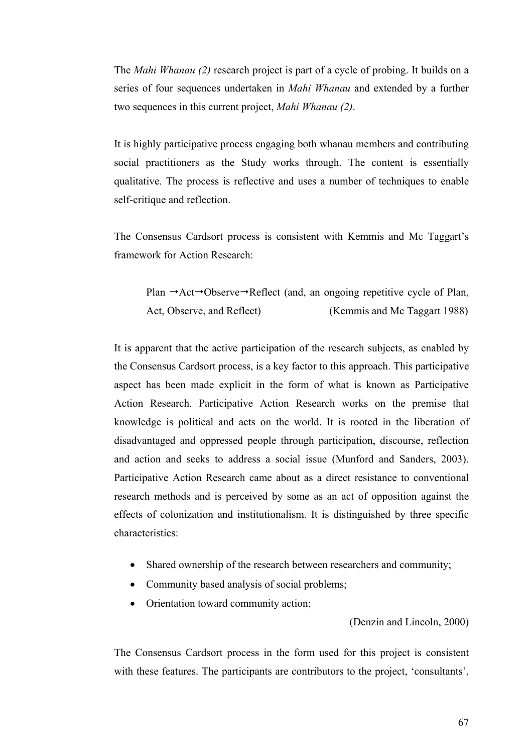The *Mahi Whanau (2)* research project is part of a cycle of probing. It builds on a series of four sequences undertaken in *Mahi Whanau* and extended by a further two sequences in this current project, *Mahi Whanau (2)*.

It is highly participative process engaging both whanau members and contributing social practitioners as the Study works through. The content is essentially qualitative. The process is reflective and uses a number of techniques to enable self-critique and reflection.

The Consensus Cardsort process is consistent with Kemmis and Mc Taggart's framework for Action Research:

> Plan →Act→Observe→Reflect (and, an ongoing repetitive cycle of Plan, Act, Observe, and Reflect) (Kemmis and Mc Taggart 1988)

It is apparent that the active participation of the research subjects, as enabled by the Consensus Cardsort process, is a key factor to this approach. This participative aspect has been made explicit in the form of what is known as Participative Action Research. Participative Action Research works on the premise that knowledge is political and acts on the world. It is rooted in the liberation of disadvantaged and oppressed people through participation, discourse, reflection and action and seeks to address a social issue (Munford and Sanders, 2003). Participative Action Research came about as a direct resistance to conventional research methods and is perceived by some as an act of opposition against the effects of colonization and institutionalism. It is distinguished by three specific characteristics:

- Shared ownership of the research between researchers and community;
- Community based analysis of social problems;
- Orientation toward community action;

(Denzin and Lincoln, 2000)

The Consensus Cardsort process in the form used for this project is consistent with these features. The participants are contributors to the project, 'consultants',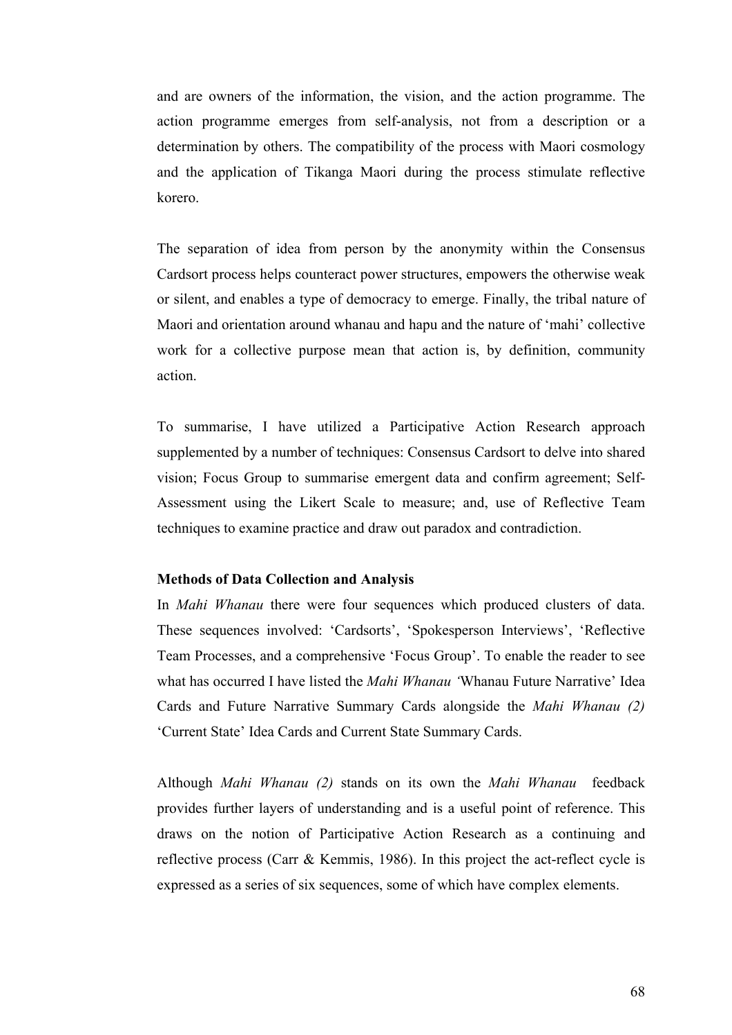and are owners of the information, the vision, and the action programme. The action programme emerges from self-analysis, not from a description or a determination by others. The compatibility of the process with Maori cosmology and the application of Tikanga Maori during the process stimulate reflective korero.

The separation of idea from person by the anonymity within the Consensus Cardsort process helps counteract power structures, empowers the otherwise weak or silent, and enables a type of democracy to emerge. Finally, the tribal nature of Maori and orientation around whanau and hapu and the nature of 'mahi' collective work for a collective purpose mean that action is, by definition, community action.

To summarise, I have utilized a Participative Action Research approach supplemented by a number of techniques: Consensus Cardsort to delve into shared vision; Focus Group to summarise emergent data and confirm agreement; Self-Assessment using the Likert Scale to measure; and, use of Reflective Team techniques to examine practice and draw out paradox and contradiction.

**Methods of Data Collection and Analysis**

In *Mahi Whanau* there were four sequences which produced clusters of data. These sequences involved: 'Cardsorts', 'Spokesperson Interviews', 'Reflective Team Processes, and a comprehensive 'Focus Group'. To enable the reader to see what has occurred I have listed the *Mahi Whanau '*Whanau Future Narrative' Idea Cards and Future Narrative Summary Cards alongside the *Mahi Whanau (2)* 'Current State' Idea Cards and Current State Summary Cards.

Although *Mahi Whanau (2)* stands on its own the *Mahi Whanau* feedback provides further layers of understanding and is a useful point of reference. This draws on the notion of Participative Action Research as a continuing and reflective process (Carr & Kemmis, 1986). In this project the act-reflect cycle is expressed as a series of six sequences, some of which have complex elements.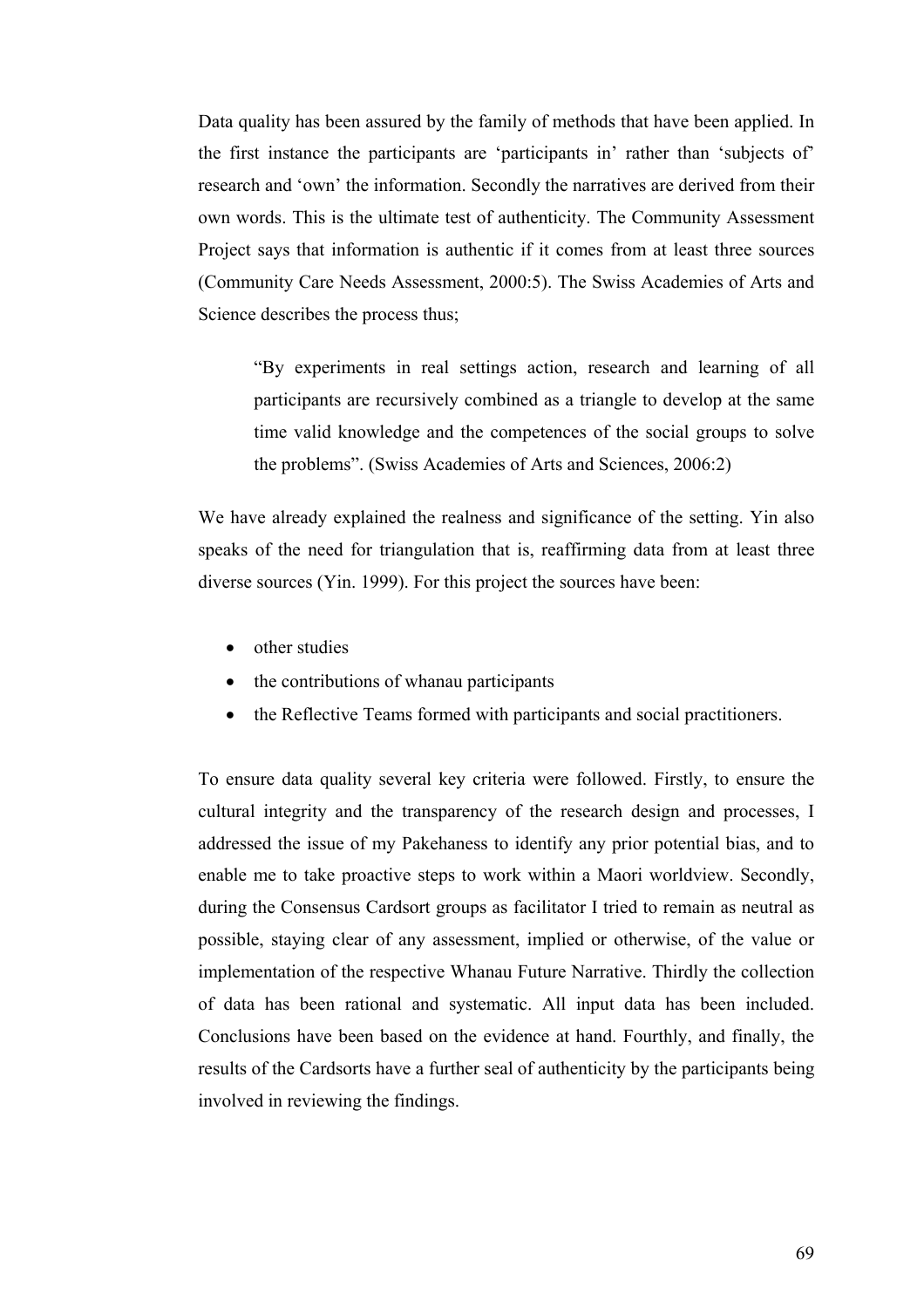Data quality has been assured by the family of methods that have been applied. In the first instance the participants are 'participants in' rather than 'subjects of' research and 'own' the information. Secondly the narratives are derived from their own words. This is the ultimate test of authenticity. The Community Assessment Project says that information is authentic if it comes from at least three sources (Community Care Needs Assessment, 2000:5). The Swiss Academies of Arts and Science describes the process thus;

> "By experiments in real settings action, research and learning of all participants are recursively combined as a triangle to develop at the same time valid knowledge and the competences of the social groups to solve the problems". (Swiss Academies of Arts and Sciences, 2006:2)

We have already explained the realness and significance of the setting. Yin also speaks of the need for triangulation that is, reaffirming data from at least three diverse sources (Yin. 1999). For this project the sources have been:

- other studies
- the contributions of whanau participants
- the Reflective Teams formed with participants and social practitioners.

To ensure data quality several key criteria were followed. Firstly, to ensure the cultural integrity and the transparency of the research design and processes, I addressed the issue of my Pakehaness to identify any prior potential bias, and to enable me to take proactive steps to work within a Maori worldview. Secondly, during the Consensus Cardsort groups as facilitator I tried to remain as neutral as possible, staying clear of any assessment, implied or otherwise, of the value or implementation of the respective Whanau Future Narrative. Thirdly the collection of data has been rational and systematic. All input data has been included. Conclusions have been based on the evidence at hand. Fourthly, and finally, the results of the Cardsorts have a further seal of authenticity by the participants being involved in reviewing the findings.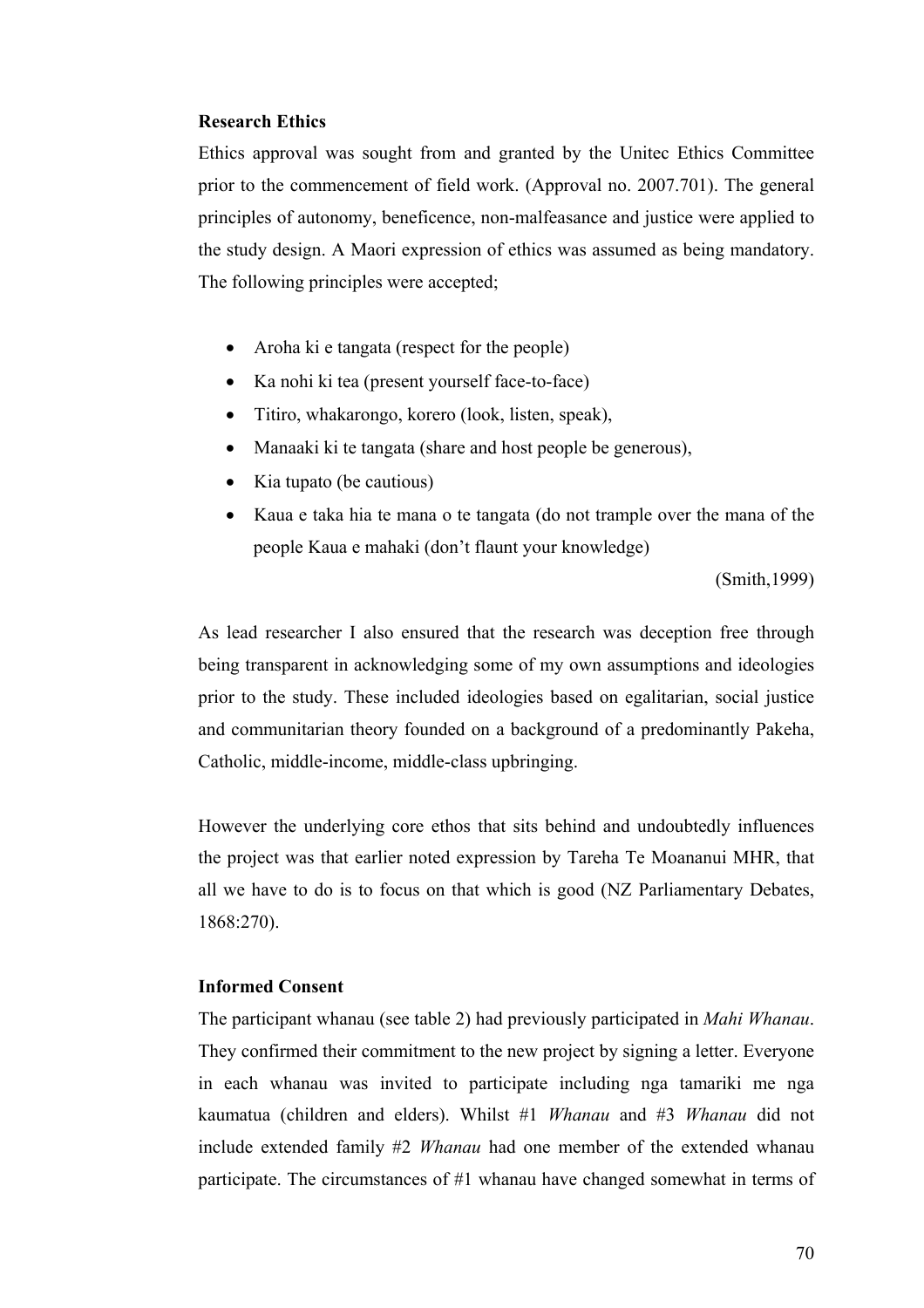**Research Ethics**

Ethics approval was sought from and granted by the Unitec Ethics Committee prior to the commencement of field work. (Approval no. 2007.701). The general principles of autonomy, beneficence, non-malfeasance and justice were applied to the study design. A Maori expression of ethics was assumed as being mandatory. The following principles were accepted;

- Aroha ki e tangata (respect for the people)
- Ka nohi ki tea (present yourself face-to-face)
- Titiro, whakarongo, korero (look, listen, speak),
- Manaaki ki te tangata (share and host people be generous),
- Kia tupato (be cautious)
- Kaua e taka hia te mana o te tangata (do not trample over the mana of the people Kaua e mahaki (don't flaunt your knowledge)

(Smith,1999)

As lead researcher I also ensured that the research was deception free through being transparent in acknowledging some of my own assumptions and ideologies prior to the study. These included ideologies based on egalitarian, social justice and communitarian theory founded on a background of a predominantly Pakeha, Catholic, middle-income, middle-class upbringing.

However the underlying core ethos that sits behind and undoubtedly influences the project was that earlier noted expression by Tareha Te Moananui MHR, that all we have to do is to focus on that which is good (NZ Parliamentary Debates, 1868:270).

**Informed Consent**

The participant whanau (see table 2) had previously participated in *Mahi Whanau*. They confirmed their commitment to the new project by signing a letter. Everyone in each whanau was invited to participate including nga tamariki me nga kaumatua (children and elders). Whilst #1 *Whanau* and #3 *Whanau* did not include extended family #2 *Whanau* had one member of the extended whanau participate. The circumstances of #1 whanau have changed somewhat in terms of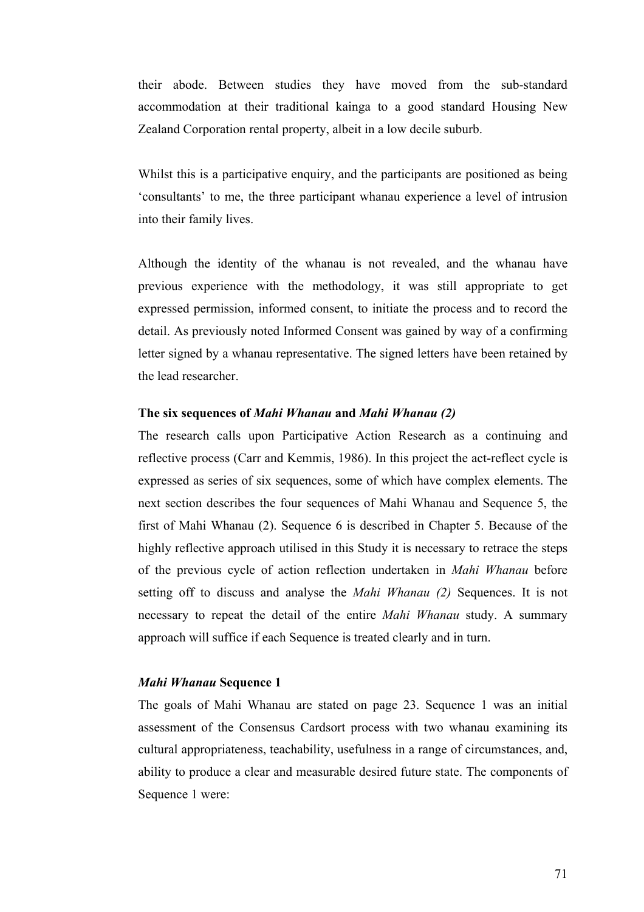their abode. Between studies they have moved from the sub-standard accommodation at their traditional kainga to a good standard Housing New Zealand Corporation rental property, albeit in a low decile suburb.

Whilst this is a participative enquiry, and the participants are positioned as being 'consultants' to me, the three participant whanau experience a level of intrusion into their family lives.

Although the identity of the whanau is not revealed, and the whanau have previous experience with the methodology, it was still appropriate to get expressed permission, informed consent, to initiate the process and to record the detail. As previously noted Informed Consent was gained by way of a confirming letter signed by a whanau representative. The signed letters have been retained by the lead researcher.

**The six sequences of *Mahi Whanau* and *Mahi Whanau (2)***

The research calls upon Participative Action Research as a continuing and reflective process (Carr and Kemmis, 1986). In this project the act-reflect cycle is expressed as series of six sequences, some of which have complex elements. The next section describes the four sequences of Mahi Whanau and Sequence 5, the first of Mahi Whanau (2). Sequence 6 is described in Chapter 5. Because of the highly reflective approach utilised in this Study it is necessary to retrace the steps of the previous cycle of action reflection undertaken in *Mahi Whanau* before setting off to discuss and analyse the *Mahi Whanau (2)* Sequences. It is not necessary to repeat the detail of the entire *Mahi Whanau* study. A summary approach will suffice if each Sequence is treated clearly and in turn.

***Mahi Whanau* Sequence 1**

The goals of Mahi Whanau are stated on page 23. Sequence 1 was an initial assessment of the Consensus Cardsort process with two whanau examining its cultural appropriateness, teachability, usefulness in a range of circumstances, and, ability to produce a clear and measurable desired future state. The components of Sequence 1 were: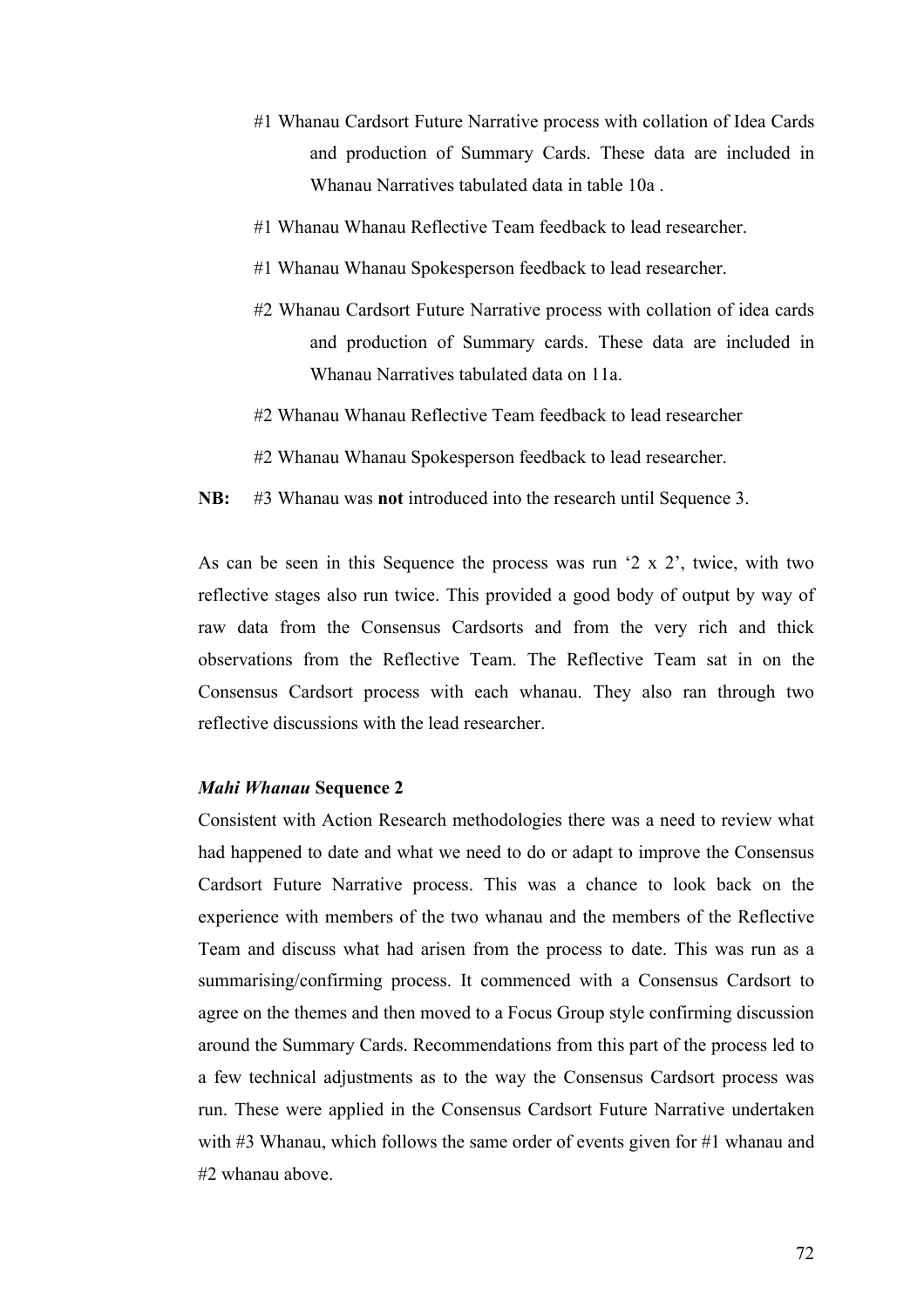#1 Whanau Cardsort Future Narrative process with collation of Idea Cards and production of Summary Cards. These data are included in Whanau Narratives tabulated data in table 10a .

#1 Whanau Whanau Reflective Team feedback to lead researcher.

#1 Whanau Whanau Spokesperson feedback to lead researcher.

#2 Whanau Cardsort Future Narrative process with collation of idea cards and production of Summary cards. These data are included in Whanau Narratives tabulated data on 11a.

#2 Whanau Whanau Reflective Team feedback to lead researcher

#2 Whanau Whanau Spokesperson feedback to lead researcher.

**NB:** #3 Whanau was **not** introduced into the research until Sequence 3.

As can be seen in this Sequence the process was run '2 x 2', twice, with two reflective stages also run twice. This provided a good body of output by way of raw data from the Consensus Cardsorts and from the very rich and thick observations from the Reflective Team. The Reflective Team sat in on the Consensus Cardsort process with each whanau. They also ran through two reflective discussions with the lead researcher.

***Mahi Whanau* Sequence 2**

Consistent with Action Research methodologies there was a need to review what had happened to date and what we need to do or adapt to improve the Consensus Cardsort Future Narrative process. This was a chance to look back on the experience with members of the two whanau and the members of the Reflective Team and discuss what had arisen from the process to date. This was run as a summarising/confirming process. It commenced with a Consensus Cardsort to agree on the themes and then moved to a Focus Group style confirming discussion around the Summary Cards. Recommendations from this part of the process led to a few technical adjustments as to the way the Consensus Cardsort process was run. These were applied in the Consensus Cardsort Future Narrative undertaken with #3 Whanau, which follows the same order of events given for #1 whanau and #2 whanau above.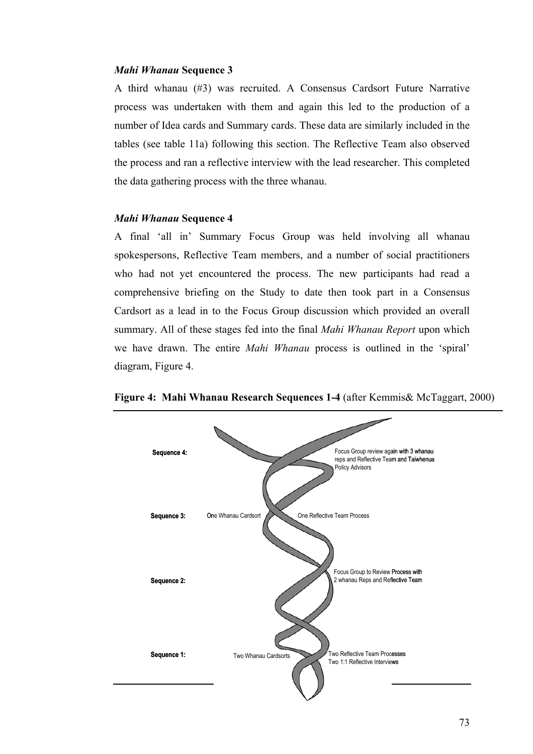### *Mahi Whanau* Sequence 3

A third whanau (#3) was recruited. A Consensus Cardsort Future Narrative process was undertaken with them and again this led to the production of a number of Idea cards and Summary cards. These data are similarly included in the tables (see table 11a) following this section. The Reflective Team also observed the process and ran a reflective interview with the lead researcher. This completed the data gathering process with the three whanau.

### *Mahi Whanau* Sequence 4

A final 'all in' Summary Focus Group was held involving all whanau spokespersons, Reflective Team members, and a number of social practitioners who had not yet encountered the process. The new participants had read a comprehensive briefing on the Study to date then took part in a Consensus Cardsort as a lead in to the Focus Group discussion which provided an overall summary. All of these stages fed into the final *Mahi Whanau Report* upon which we have drawn. The entire *Mahi Whanau* process is outlined in the 'spiral' diagram, Figure 4.

**Figure 4: Mahi Whanau Research Sequences 1-4** (after Kemmis& McTaggart, 2000)

**Sequence 4:** Focus Group review again with 3 whanau reps and Reflective Team and Taiwhenua Policy Advisors

**Sequence 3:** One Whanau Cardsort — One Reflective Team Process

**Sequence 2:** Focus Group to Review Process with 2 whanau Reps and Reflective Team

**Sequence 1:** Two Whanau Cardsorts — Two Reflective Team Processes, Two 1:1 Reflective Interviews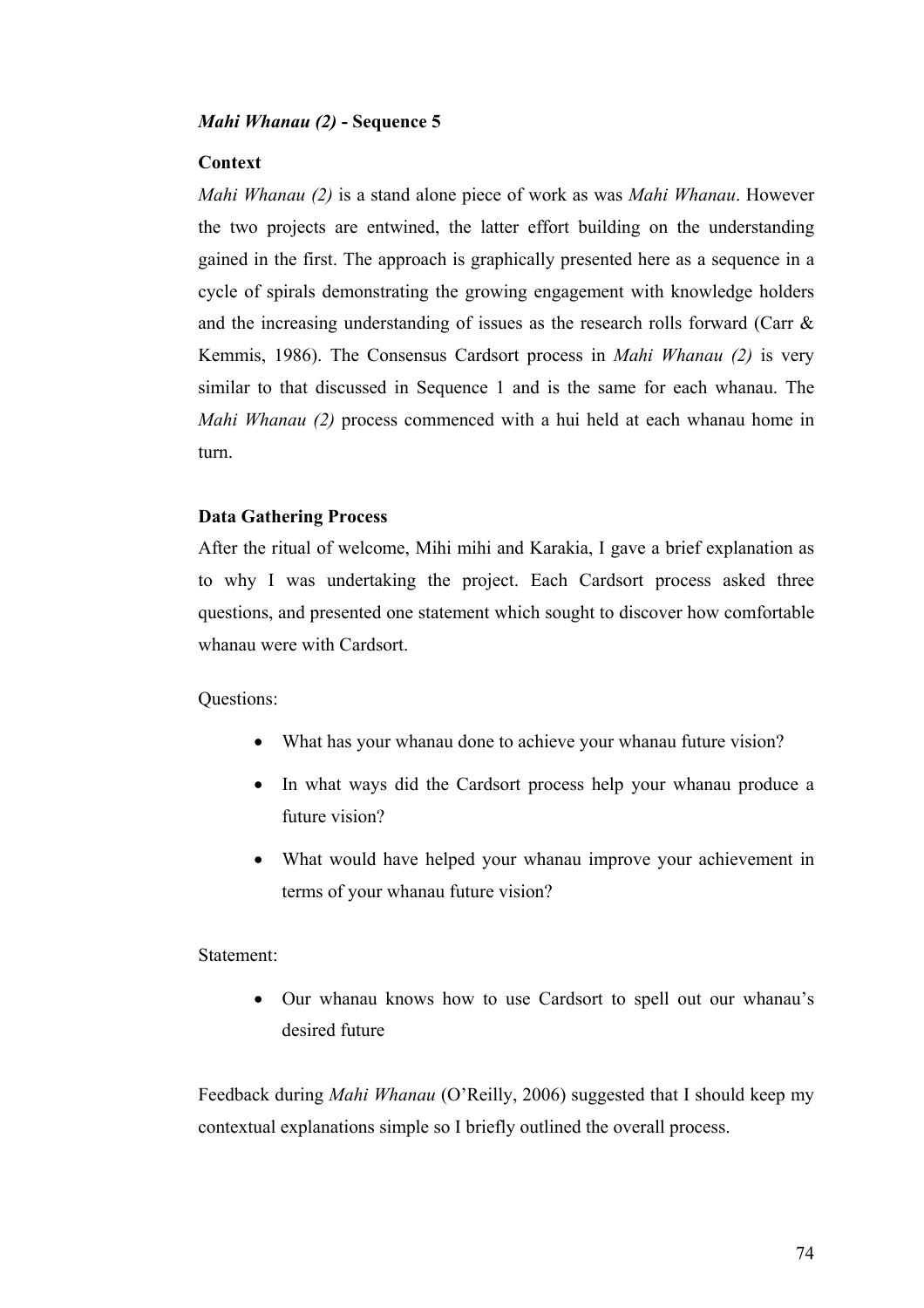### *Mahi Whanau (2)* - Sequence 5

**Context**

*Mahi Whanau (2)* is a stand alone piece of work as was *Mahi Whanau*. However the two projects are entwined, the latter effort building on the understanding gained in the first. The approach is graphically presented here as a sequence in a cycle of spirals demonstrating the growing engagement with knowledge holders and the increasing understanding of issues as the research rolls forward (Carr & Kemmis, 1986). The Consensus Cardsort process in *Mahi Whanau (2)* is very similar to that discussed in Sequence 1 and is the same for each whanau. The *Mahi Whanau (2)* process commenced with a hui held at each whanau home in turn.

**Data Gathering Process**

After the ritual of welcome, Mihi mihi and Karakia, I gave a brief explanation as to why I was undertaking the project. Each Cardsort process asked three questions, and presented one statement which sought to discover how comfortable whanau were with Cardsort.

Questions:

- What has your whanau done to achieve your whanau future vision?
- In what ways did the Cardsort process help your whanau produce a future vision?
- What would have helped your whanau improve your achievement in terms of your whanau future vision?

Statement:

- Our whanau knows how to use Cardsort to spell out our whanau's desired future

Feedback during *Mahi Whanau* (O'Reilly, 2006) suggested that I should keep my contextual explanations simple so I briefly outlined the overall process.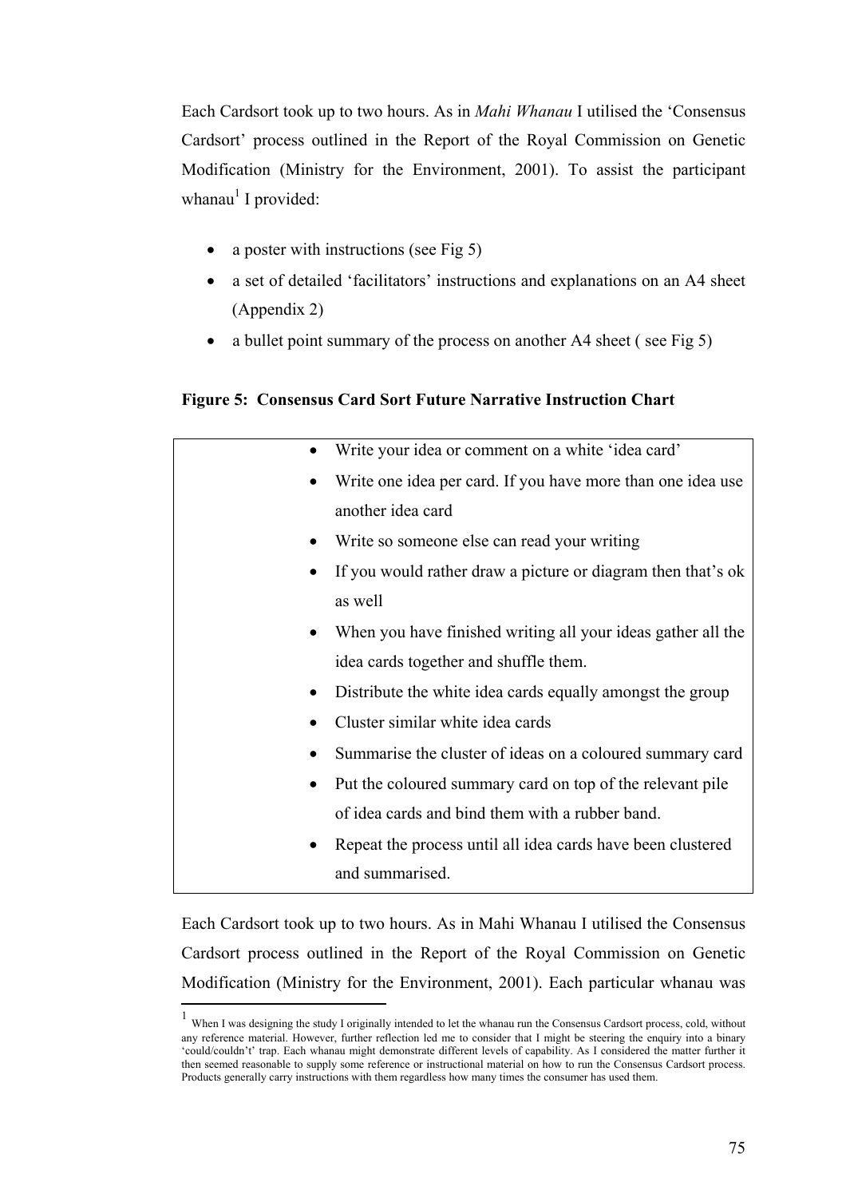Each Cardsort took up to two hours. As in *Mahi Whanau* I utilised the 'Consensus Cardsort' process outlined in the Report of the Royal Commission on Genetic Modification (Ministry for the Environment, 2001). To assist the participant whanau[1] I provided:

- a poster with instructions (see Fig 5)
- a set of detailed 'facilitators' instructions and explanations on an A4 sheet (Appendix 2)
- a bullet point summary of the process on another A4 sheet ( see Fig 5)

**Figure 5: Consensus Card Sort Future Narrative Instruction Chart**

- Write your idea or comment on a white 'idea card'
- Write one idea per card. If you have more than one idea use another idea card
- Write so someone else can read your writing
- If you would rather draw a picture or diagram then that's ok as well
- When you have finished writing all your ideas gather all the idea cards together and shuffle them.
- Distribute the white idea cards equally amongst the group
- Cluster similar white idea cards
- Summarise the cluster of ideas on a coloured summary card
- Put the coloured summary card on top of the relevant pile of idea cards and bind them with a rubber band.
- Repeat the process until all idea cards have been clustered and summarised.

Each Cardsort took up to two hours. As in Mahi Whanau I utilised the Consensus Cardsort process outlined in the Report of the Royal Commission on Genetic Modification (Ministry for the Environment, 2001). Each particular whanau was

[1] When I was designing the study I originally intended to let the whanau run the Consensus Cardsort process, cold, without any reference material. However, further reflection led me to consider that I might be steering the enquiry into a binary 'could/couldn't' trap. Each whanau might demonstrate different levels of capability. As I considered the matter further it then seemed reasonable to supply some reference or instructional material on how to run the Consensus Cardsort process. Products generally carry instructions with them regardless how many times the consumer has used them.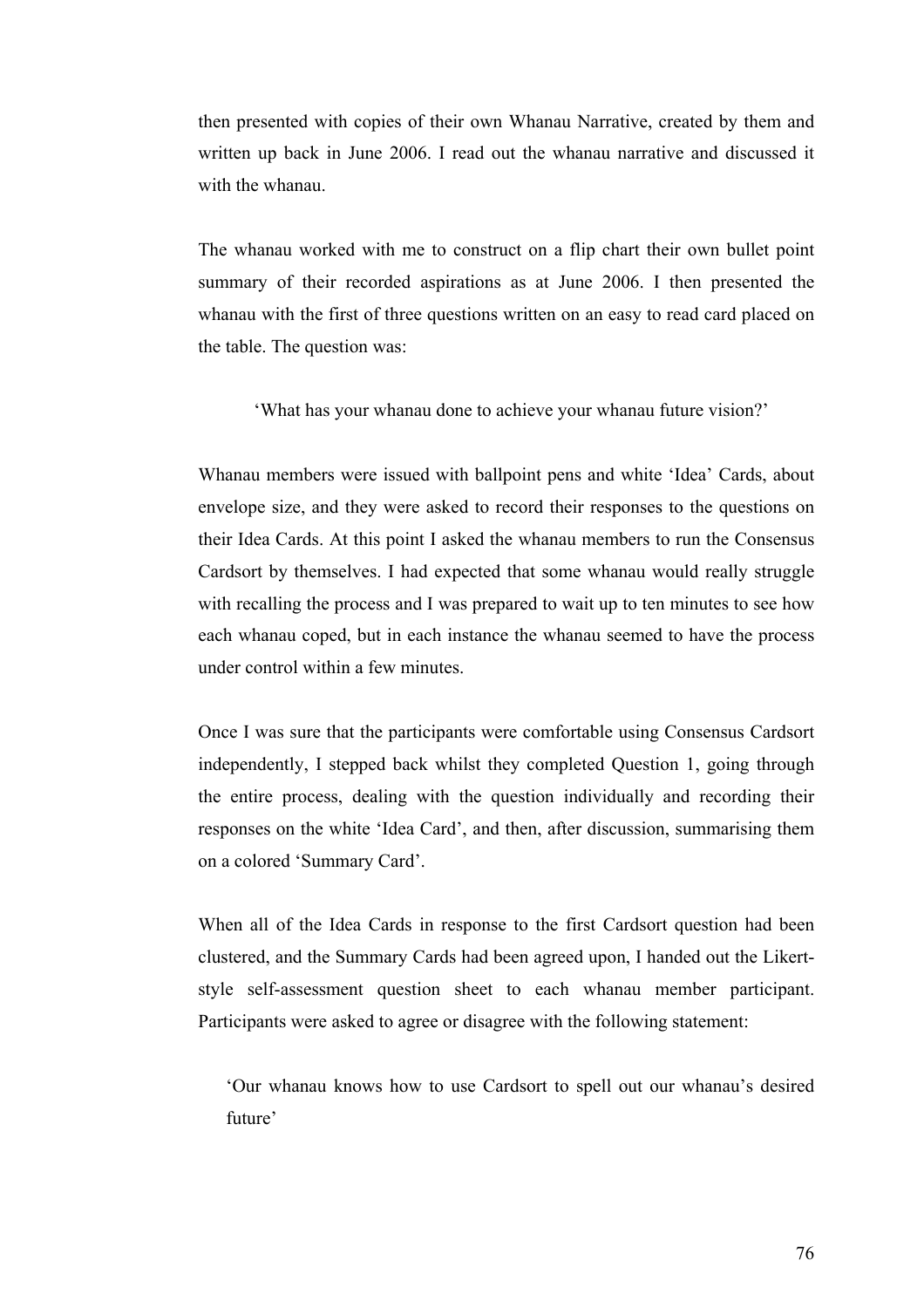then presented with copies of their own Whanau Narrative, created by them and written up back in June 2006. I read out the whanau narrative and discussed it with the whanau.

The whanau worked with me to construct on a flip chart their own bullet point summary of their recorded aspirations as at June 2006. I then presented the whanau with the first of three questions written on an easy to read card placed on the table. The question was:

> 'What has your whanau done to achieve your whanau future vision?'

Whanau members were issued with ballpoint pens and white 'Idea' Cards, about envelope size, and they were asked to record their responses to the questions on their Idea Cards. At this point I asked the whanau members to run the Consensus Cardsort by themselves. I had expected that some whanau would really struggle with recalling the process and I was prepared to wait up to ten minutes to see how each whanau coped, but in each instance the whanau seemed to have the process under control within a few minutes.

Once I was sure that the participants were comfortable using Consensus Cardsort independently, I stepped back whilst they completed Question 1, going through the entire process, dealing with the question individually and recording their responses on the white 'Idea Card', and then, after discussion, summarising them on a colored 'Summary Card'.

When all of the Idea Cards in response to the first Cardsort question had been clustered, and the Summary Cards had been agreed upon, I handed out the Likert-style self-assessment question sheet to each whanau member participant. Participants were asked to agree or disagree with the following statement:

> 'Our whanau knows how to use Cardsort to spell out our whanau's desired future'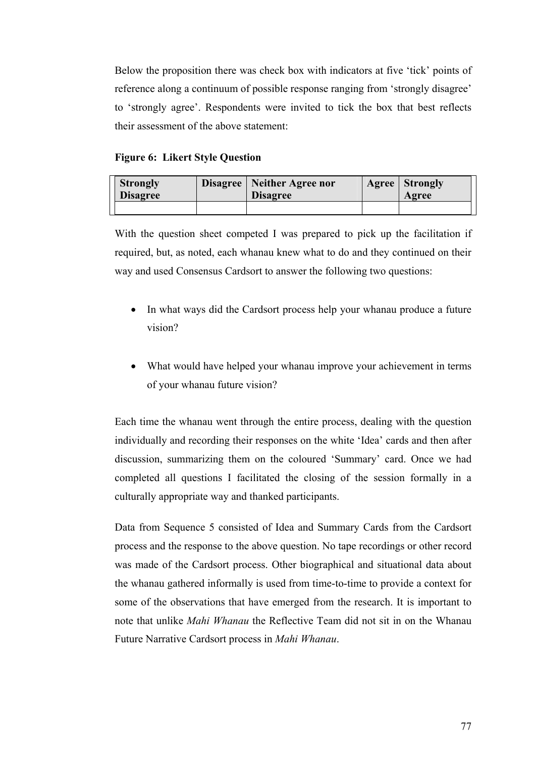Below the proposition there was check box with indicators at five 'tick' points of reference along a continuum of possible response ranging from 'strongly disagree' to 'strongly agree'. Respondents were invited to tick the box that best reflects their assessment of the above statement:

**Figure 6: Likert Style Question**

| **Strongly Disagree** | **Disagree** | **Neither Agree nor Disagree** | **Agree** | **Strongly Agree** |
|---|---|---|---|---|
| | | | | |

With the question sheet competed I was prepared to pick up the facilitation if required, but, as noted, each whanau knew what to do and they continued on their way and used Consensus Cardsort to answer the following two questions:

- In what ways did the Cardsort process help your whanau produce a future vision?

- What would have helped your whanau improve your achievement in terms of your whanau future vision?

Each time the whanau went through the entire process, dealing with the question individually and recording their responses on the white 'Idea' cards and then after discussion, summarizing them on the coloured 'Summary' card. Once we had completed all questions I facilitated the closing of the session formally in a culturally appropriate way and thanked participants.

Data from Sequence 5 consisted of Idea and Summary Cards from the Cardsort process and the response to the above question. No tape recordings or other record was made of the Cardsort process. Other biographical and situational data about the whanau gathered informally is used from time-to-time to provide a context for some of the observations that have emerged from the research. It is important to note that unlike *Mahi Whanau* the Reflective Team did not sit in on the Whanau Future Narrative Cardsort process in *Mahi Whanau*.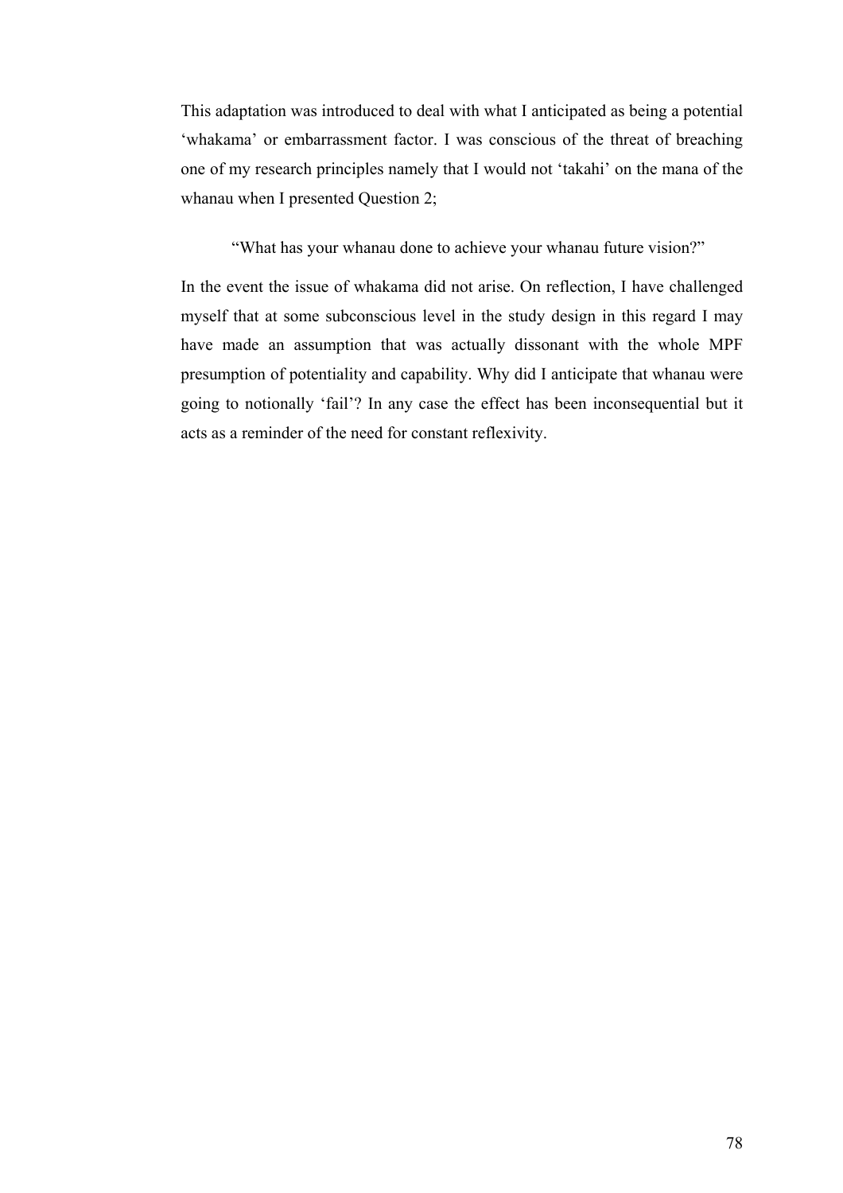This adaptation was introduced to deal with what I anticipated as being a potential 'whakama' or embarrassment factor. I was conscious of the threat of breaching one of my research principles namely that I would not 'takahi' on the mana of the whanau when I presented Question 2;

> "What has your whanau done to achieve your whanau future vision?"

In the event the issue of whakama did not arise. On reflection, I have challenged myself that at some subconscious level in the study design in this regard I may have made an assumption that was actually dissonant with the whole MPF presumption of potentiality and capability. Why did I anticipate that whanau were going to notionally 'fail'? In any case the effect has been inconsequential but it acts as a reminder of the need for constant reflexivity.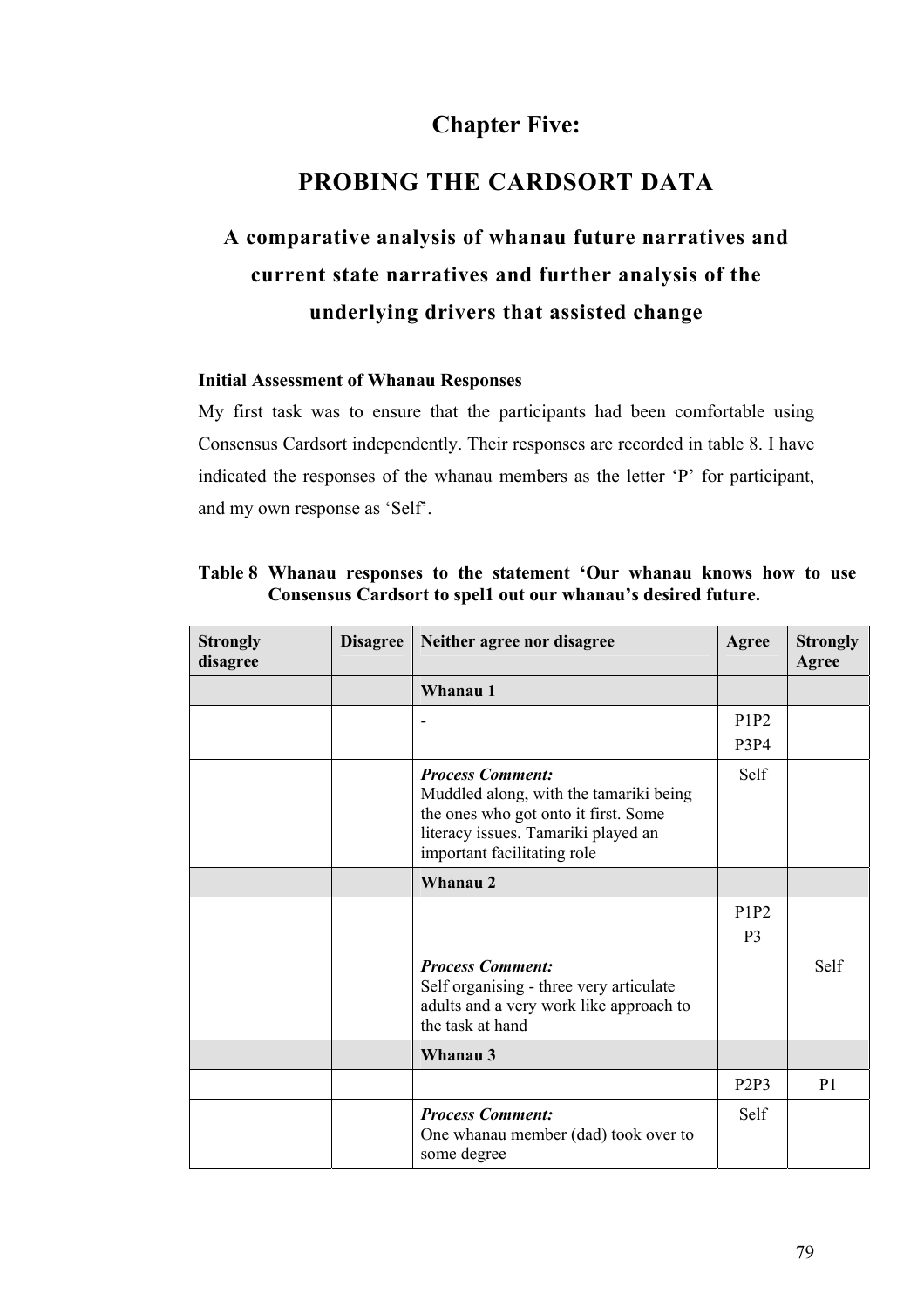# Chapter Five:

# PROBING THE CARDSORT DATA

## A comparative analysis of whanau future narratives and current state narratives and further analysis of the underlying drivers that assisted change

**Initial Assessment of Whanau Responses**

My first task was to ensure that the participants had been comfortable using Consensus Cardsort independently. Their responses are recorded in table 8. I have indicated the responses of the whanau members as the letter 'P' for participant, and my own response as 'Self'.

**Table 8 Whanau responses to the statement 'Our whanau knows how to use Consensus Cardsort to spel1 out our whanau's desired future.**

| Strongly disagree | Disagree | Neither agree nor disagree | Agree | Strongly Agree |
|---|---|---|---|---|
| | | **Whanau 1** | | |
| | | - | P1P2 P3P4 | |
| | | ***Process Comment:*** Muddled along, with the tamariki being the ones who got onto it first. Some literacy issues. Tamariki played an important facilitating role | Self | |
| | | **Whanau 2** | | |
| | | | P1P2 P3 | |
| | | ***Process Comment:*** Self organising - three very articulate adults and a very work like approach to the task at hand | | Self |
| | | **Whanau 3** | | |
| | | | P2P3 | P1 |
| | | ***Process Comment:*** One whanau member (dad) took over to some degree | Self | |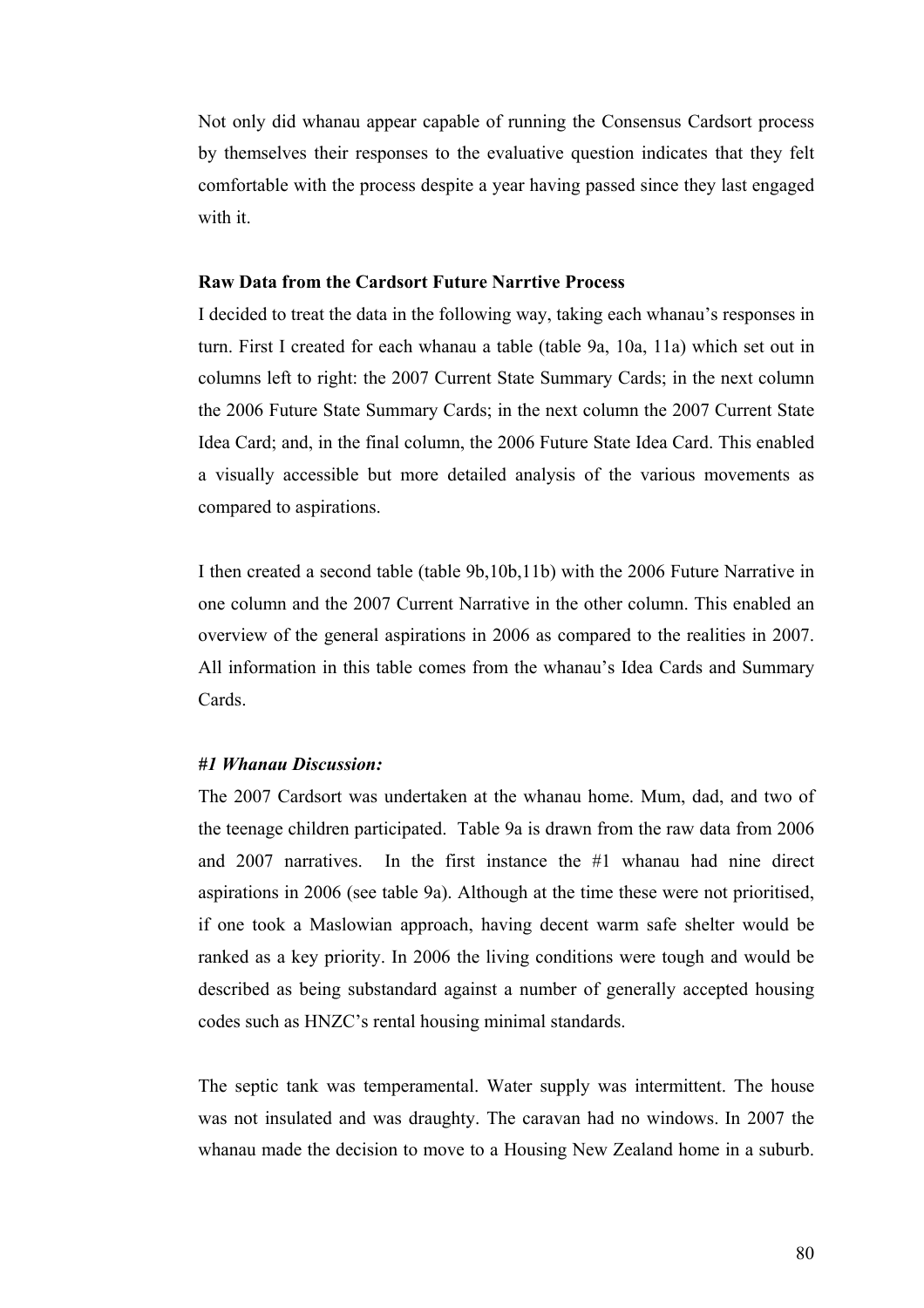Not only did whanau appear capable of running the Consensus Cardsort process by themselves their responses to the evaluative question indicates that they felt comfortable with the process despite a year having passed since they last engaged with it.

**Raw Data from the Cardsort Future Narrtive Process**

I decided to treat the data in the following way, taking each whanau's responses in turn. First I created for each whanau a table (table 9a, 10a, 11a) which set out in columns left to right: the 2007 Current State Summary Cards; in the next column the 2006 Future State Summary Cards; in the next column the 2007 Current State Idea Card; and, in the final column, the 2006 Future State Idea Card. This enabled a visually accessible but more detailed analysis of the various movements as compared to aspirations.

I then created a second table (table 9b,10b,11b) with the 2006 Future Narrative in one column and the 2007 Current Narrative in the other column. This enabled an overview of the general aspirations in 2006 as compared to the realities in 2007. All information in this table comes from the whanau's Idea Cards and Summary Cards.

***#1 Whanau Discussion:***

The 2007 Cardsort was undertaken at the whanau home. Mum, dad, and two of the teenage children participated. Table 9a is drawn from the raw data from 2006 and 2007 narratives. In the first instance the #1 whanau had nine direct aspirations in 2006 (see table 9a). Although at the time these were not prioritised, if one took a Maslowian approach, having decent warm safe shelter would be ranked as a key priority. In 2006 the living conditions were tough and would be described as being substandard against a number of generally accepted housing codes such as HNZC's rental housing minimal standards.

The septic tank was temperamental. Water supply was intermittent. The house was not insulated and was draughty. The caravan had no windows. In 2007 the whanau made the decision to move to a Housing New Zealand home in a suburb.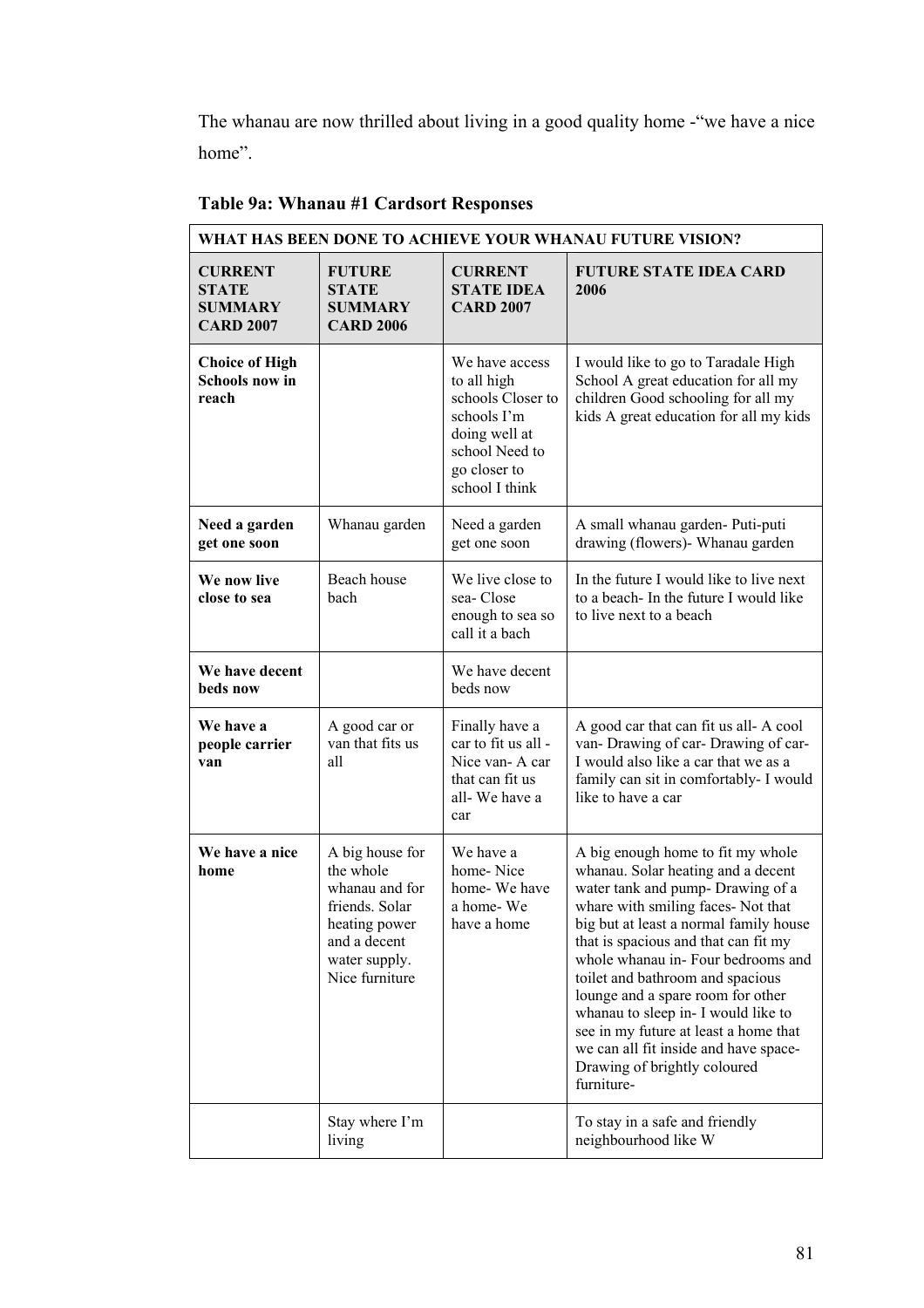The whanau are now thrilled about living in a good quality home -"we have a nice home".

**Table 9a: Whanau #1 Cardsort Responses**

| WHAT HAS BEEN DONE TO ACHIEVE YOUR WHANAU FUTURE VISION? | | | |
|---|---|---|---|
| **CURRENT STATE SUMMARY CARD 2007** | **FUTURE STATE SUMMARY CARD 2006** | **CURRENT STATE IDEA CARD 2007** | **FUTURE STATE IDEA CARD 2006** |
| **Choice of High Schools now in reach** | | We have access to all high schools Closer to schools I'm doing well at school Need to go closer to school I think | I would like to go to Taradale High School A great education for all my children Good schooling for all my kids A great education for all my kids |
| **Need a garden get one soon** | Whanau garden | Need a garden get one soon | A small whanau garden- Puti-puti drawing (flowers)- Whanau garden |
| **We now live close to sea** | Beach house bach | We live close to sea- Close enough to sea so call it a bach | In the future I would like to live next to a beach- In the future I would like to live next to a beach |
| **We have decent beds now** | | We have decent beds now | |
| **We have a people carrier van** | A good car or van that fits us all | Finally have a car to fit us all - Nice van- A car that can fit us all- We have a car | A good car that can fit us all- A cool van- Drawing of car- Drawing of car- I would also like a car that we as a family can sit in comfortably- I would like to have a car |
| **We have a nice home** | A big house for the whole whanau and for friends. Solar heating power and a decent water supply. Nice furniture | We have a home- Nice home- We have a home- We have a home | A big enough home to fit my whole whanau. Solar heating and a decent water tank and pump- Drawing of a whare with smiling faces- Not that big but at least a normal family house that is spacious and that can fit my whole whanau in- Four bedrooms and toilet and bathroom and spacious lounge and a spare room for other whanau to sleep in- I would like to see in my future at least a home that we can all fit inside and have space- Drawing of brightly coloured furniture- |
| | Stay where I'm living | | To stay in a safe and friendly neighbourhood like W |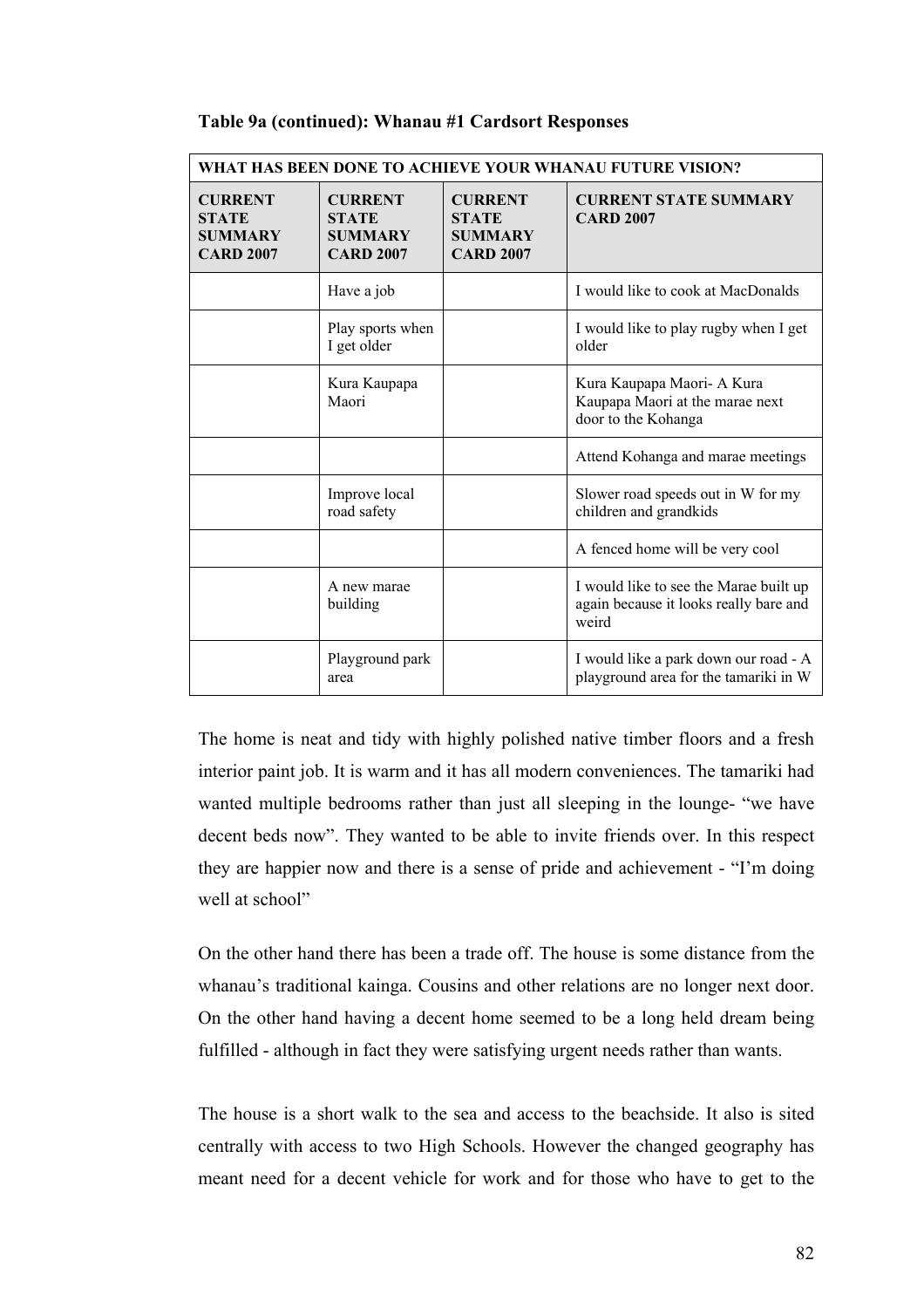**Table 9a (continued): Whanau #1 Cardsort Responses**

| WHAT HAS BEEN DONE TO ACHIEVE YOUR WHANAU FUTURE VISION? | | | |
|---|---|---|---|
| **CURRENT STATE SUMMARY CARD 2007** | **CURRENT STATE SUMMARY CARD 2007** | **CURRENT STATE SUMMARY CARD 2007** | **CURRENT STATE SUMMARY CARD 2007** |
| | Have a job | | I would like to cook at MacDonalds |
| | Play sports when I get older | | I would like to play rugby when I get older |
| | Kura Kaupapa Maori | | Kura Kaupapa Maori- A Kura Kaupapa Maori at the marae next door to the Kohanga |
| | | | Attend Kohanga and marae meetings |
| | Improve local road safety | | Slower road speeds out in W for my children and grandkids |
| | | | A fenced home will be very cool |
| | A new marae building | | I would like to see the Marae built up again because it looks really bare and weird |
| | Playground park area | | I would like a park down our road - A playground area for the tamariki in W |

The home is neat and tidy with highly polished native timber floors and a fresh interior paint job. It is warm and it has all modern conveniences. The tamariki had wanted multiple bedrooms rather than just all sleeping in the lounge- "we have decent beds now". They wanted to be able to invite friends over. In this respect they are happier now and there is a sense of pride and achievement - "I'm doing well at school"

On the other hand there has been a trade off. The house is some distance from the whanau's traditional kainga. Cousins and other relations are no longer next door. On the other hand having a decent home seemed to be a long held dream being fulfilled - although in fact they were satisfying urgent needs rather than wants.

The house is a short walk to the sea and access to the beachside. It also is sited centrally with access to two High Schools. However the changed geography has meant need for a decent vehicle for work and for those who have to get to the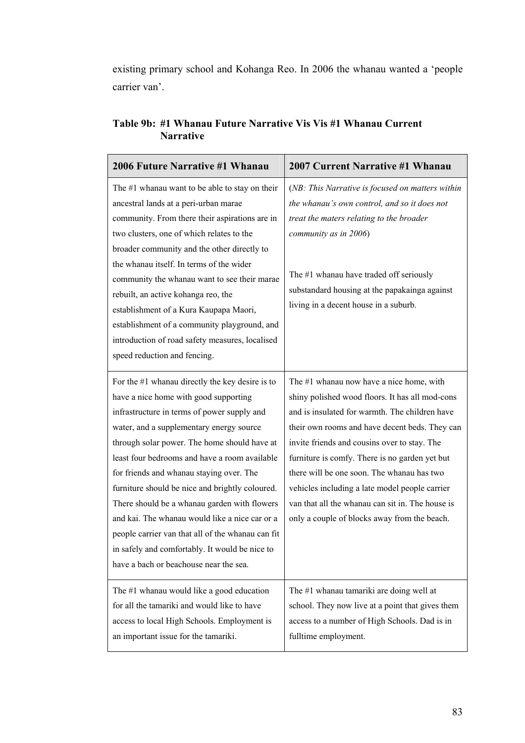existing primary school and Kohanga Reo. In 2006 the whanau wanted a 'people carrier van'.

**Table 9b: #1 Whanau Future Narrative Vis Vis #1 Whanau Current Narrative**

| 2006 Future Narrative #1 Whanau | 2007 Current Narrative #1 Whanau |
|---|---|
| The #1 whanau want to be able to stay on their ancestral lands at a peri-urban marae community. From there their aspirations are in two clusters, one of which relates to the broader community and the other directly to the whanau itself. In terms of the wider community the whanau want to see their marae rebuilt, an active kohanga reo, the establishment of a Kura Kaupapa Maori, establishment of a community playground, and introduction of road safety measures, localised speed reduction and fencing. | (*NB: This Narrative is focused on matters within the whanau's own control, and so it does not treat the maters relating to the broader community as in 2006*)<br><br>The #1 whanau have traded off seriously substandard housing at the papakainga against living in a decent house in a suburb. |
| For the #1 whanau directly the key desire is to have a nice home with good supporting infrastructure in terms of power supply and water, and a supplementary energy source through solar power. The home should have at least four bedrooms and have a room available for friends and whanau staying over. The furniture should be nice and brightly coloured. There should be a whanau garden with flowers and kai. The whanau would like a nice car or a people carrier van that all of the whanau can fit in safely and comfortably. It would be nice to have a bach or beachouse near the sea. | The #1 whanau now have a nice home, with shiny polished wood floors. It has all mod-cons and is insulated for warmth. The children have their own rooms and have decent beds. They can invite friends and cousins over to stay. The furniture is comfy. There is no garden yet but there will be one soon. The whanau has two vehicles including a late model people carrier van that all the whanau can sit in. The house is only a couple of blocks away from the beach. |
| The #1 whanau would like a good education for all the tamariki and would like to have access to local High Schools. Employment is an important issue for the tamariki. | The #1 whanau tamariki are doing well at school. They now live at a point that gives them access to a number of High Schools. Dad is in fulltime employment. |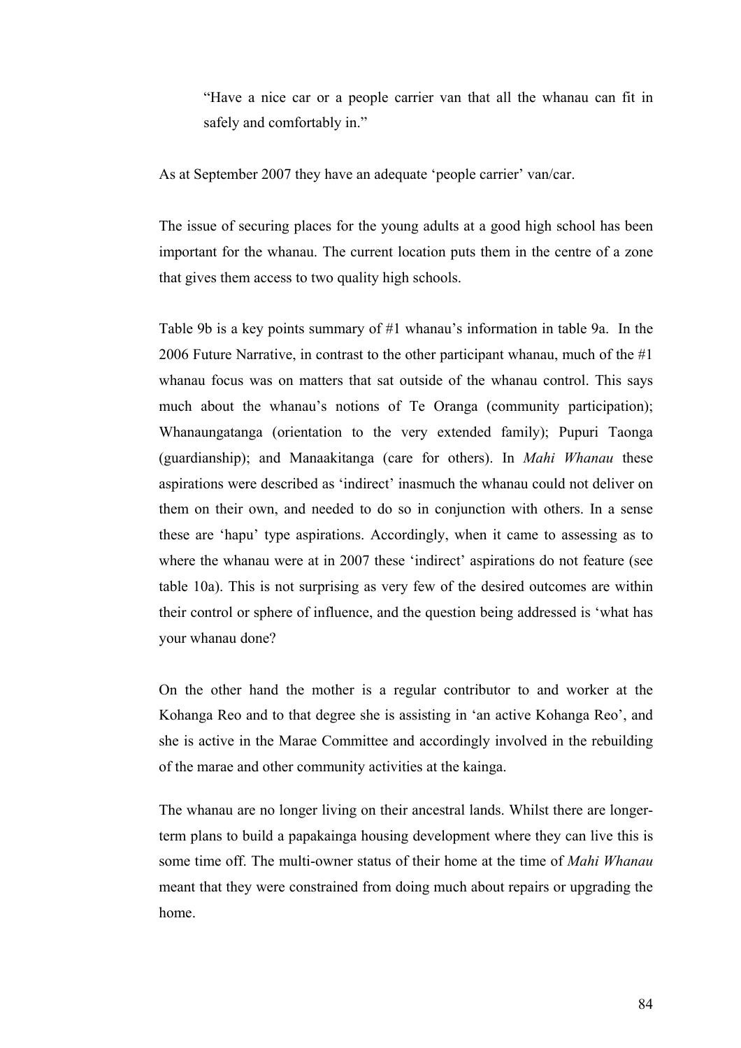> "Have a nice car or a people carrier van that all the whanau can fit in safely and comfortably in."

As at September 2007 they have an adequate 'people carrier' van/car.

The issue of securing places for the young adults at a good high school has been important for the whanau. The current location puts them in the centre of a zone that gives them access to two quality high schools.

Table 9b is a key points summary of #1 whanau's information in table 9a. In the 2006 Future Narrative, in contrast to the other participant whanau, much of the #1 whanau focus was on matters that sat outside of the whanau control. This says much about the whanau's notions of Te Oranga (community participation); Whanaungatanga (orientation to the very extended family); Pupuri Taonga (guardianship); and Manaakitanga (care for others). In *Mahi Whanau* these aspirations were described as 'indirect' inasmuch the whanau could not deliver on them on their own, and needed to do so in conjunction with others. In a sense these are 'hapu' type aspirations. Accordingly, when it came to assessing as to where the whanau were at in 2007 these 'indirect' aspirations do not feature (see table 10a). This is not surprising as very few of the desired outcomes are within their control or sphere of influence, and the question being addressed is 'what has your whanau done?

On the other hand the mother is a regular contributor to and worker at the Kohanga Reo and to that degree she is assisting in 'an active Kohanga Reo', and she is active in the Marae Committee and accordingly involved in the rebuilding of the marae and other community activities at the kainga.

The whanau are no longer living on their ancestral lands. Whilst there are longer-term plans to build a papakainga housing development where they can live this is some time off. The multi-owner status of their home at the time of *Mahi Whanau* meant that they were constrained from doing much about repairs or upgrading the home.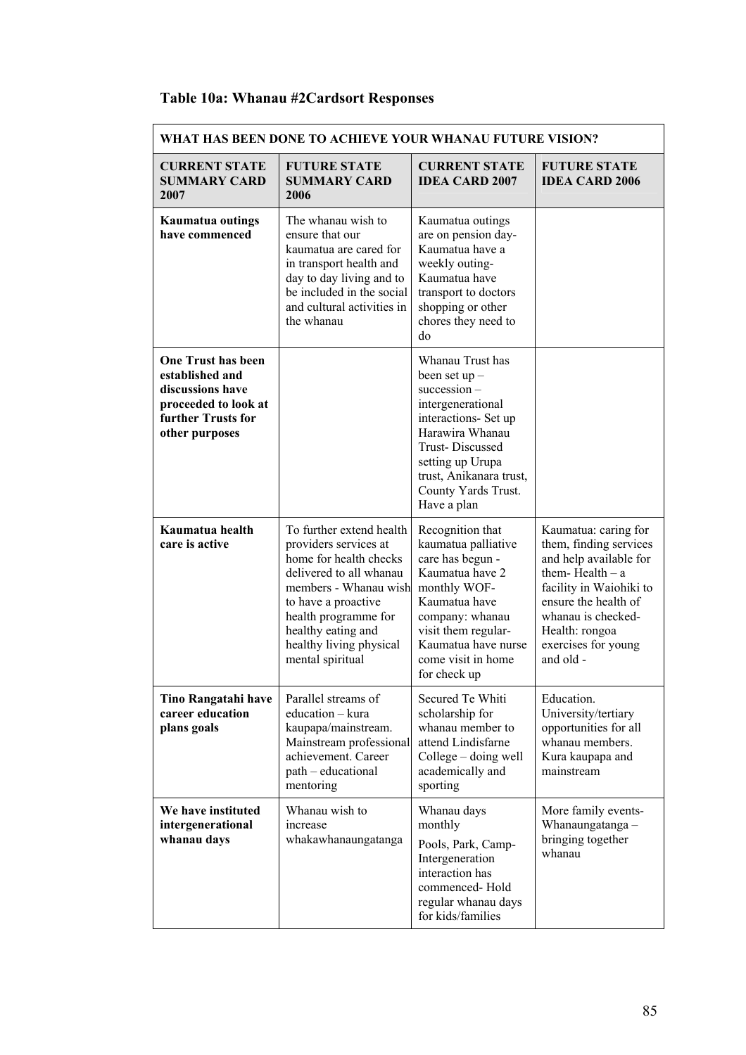### Table 10a: Whanau #2Cardsort Responses

| WHAT HAS BEEN DONE TO ACHIEVE YOUR WHANAU FUTURE VISION? | | | |
|---|---|---|---|
| **CURRENT STATE SUMMARY CARD 2007** | **FUTURE STATE SUMMARY CARD 2006** | **CURRENT STATE IDEA CARD 2007** | **FUTURE STATE IDEA CARD 2006** |
| **Kaumatua outings have commenced** | The whanau wish to ensure that our kaumatua are cared for in transport health and day to day living and to be included in the social and cultural activities in the whanau | Kaumatua outings are on pension day- Kaumatua have a weekly outing- Kaumatua have transport to doctors shopping or other chores they need to do | |
| **One Trust has been established and discussions have proceeded to look at further Trusts for other purposes** | | Whanau Trust has been set up – succession – intergenerational interactions- Set up Harawira Whanau Trust- Discussed setting up Urupa trust, Anikanara trust, County Yards Trust. Have a plan | |
| **Kaumatua health care is active** | To further extend health providers services at home for health checks delivered to all whanau members - Whanau wish to have a proactive health programme for healthy eating and healthy living physical mental spiritual | Recognition that kaumatua palliative care has begun - Kaumatua have 2 monthly WOF- Kaumatua have company: whanau visit them regular- Kaumatua have nurse come visit in home for check up | Kaumatua: caring for them, finding services and help available for them- Health – a facility in Waiohiki to ensure the health of whanau is checked- Health: rongoa exercises for young and old - |
| **Tino Rangatahi have career education plans goals** | Parallel streams of education – kura kaupapa/mainstream. Mainstream professional achievement. Career path – educational mentoring | Secured Te Whiti scholarship for whanau member to attend Lindisfarne College – doing well academically and sporting | Education. University/tertiary opportunities for all whanau members. Kura kaupapa and mainstream |
| **We have instituted intergenerational whanau days** | Whanau wish to increase whakawhanaungatanga | Whanau days monthly<br>Pools, Park, Camp- Intergeneration interaction has commenced- Hold regular whanau days for kids/families | More family events- Whanaungatanga – bringing together whanau |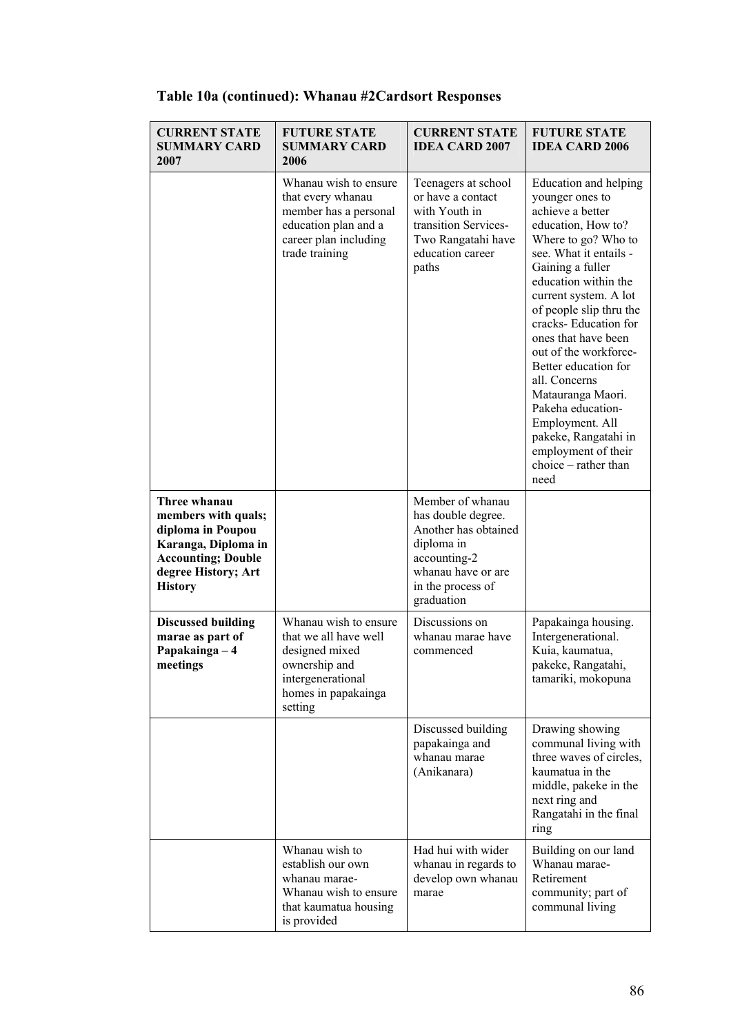**Table 10a (continued): Whanau #2Cardsort Responses**

| CURRENT STATE SUMMARY CARD 2007 | FUTURE STATE SUMMARY CARD 2006 | CURRENT STATE IDEA CARD 2007 | FUTURE STATE IDEA CARD 2006 |
|---|---|---|---|
| | Whanau wish to ensure that every whanau member has a personal education plan and a career plan including trade training | Teenagers at school or have a contact with Youth in transition Services-Two Rangatahi have education career paths | Education and helping younger ones to achieve a better education, How to? Where to go? Who to see. What it entails - Gaining a fuller education within the current system. A lot of people slip thru the cracks- Education for ones that have been out of the workforce- Better education for all. Concerns Matauranga Maori. Pakeha education- Employment. All pakeke, Rangatahi in employment of their choice – rather than need |
| **Three whanau members with quals; diploma in Poupou Karanga, Diploma in Accounting; Double degree History; Art History** | | Member of whanau has double degree. Another has obtained diploma in accounting-2 whanau have or are in the process of graduation | |
| **Discussed building marae as part of Papakainga – 4 meetings** | Whanau wish to ensure that we all have well designed mixed ownership and intergenerational homes in papakainga setting | Discussions on whanau marae have commenced | Papakainga housing. Intergenerational. Kuia, kaumatua, pakeke, Rangatahi, tamariki, mokopuna |
| | | Discussed building papakainga and whanau marae (Anikanara) | Drawing showing communal living with three waves of circles, kaumatua in the middle, pakeke in the next ring and Rangatahi in the final ring |
| | Whanau wish to establish our own whanau marae-Whanau wish to ensure that kaumatua housing is provided | Had hui with wider whanau in regards to develop own whanau marae | Building on our land Whanau marae-Retirement community; part of communal living |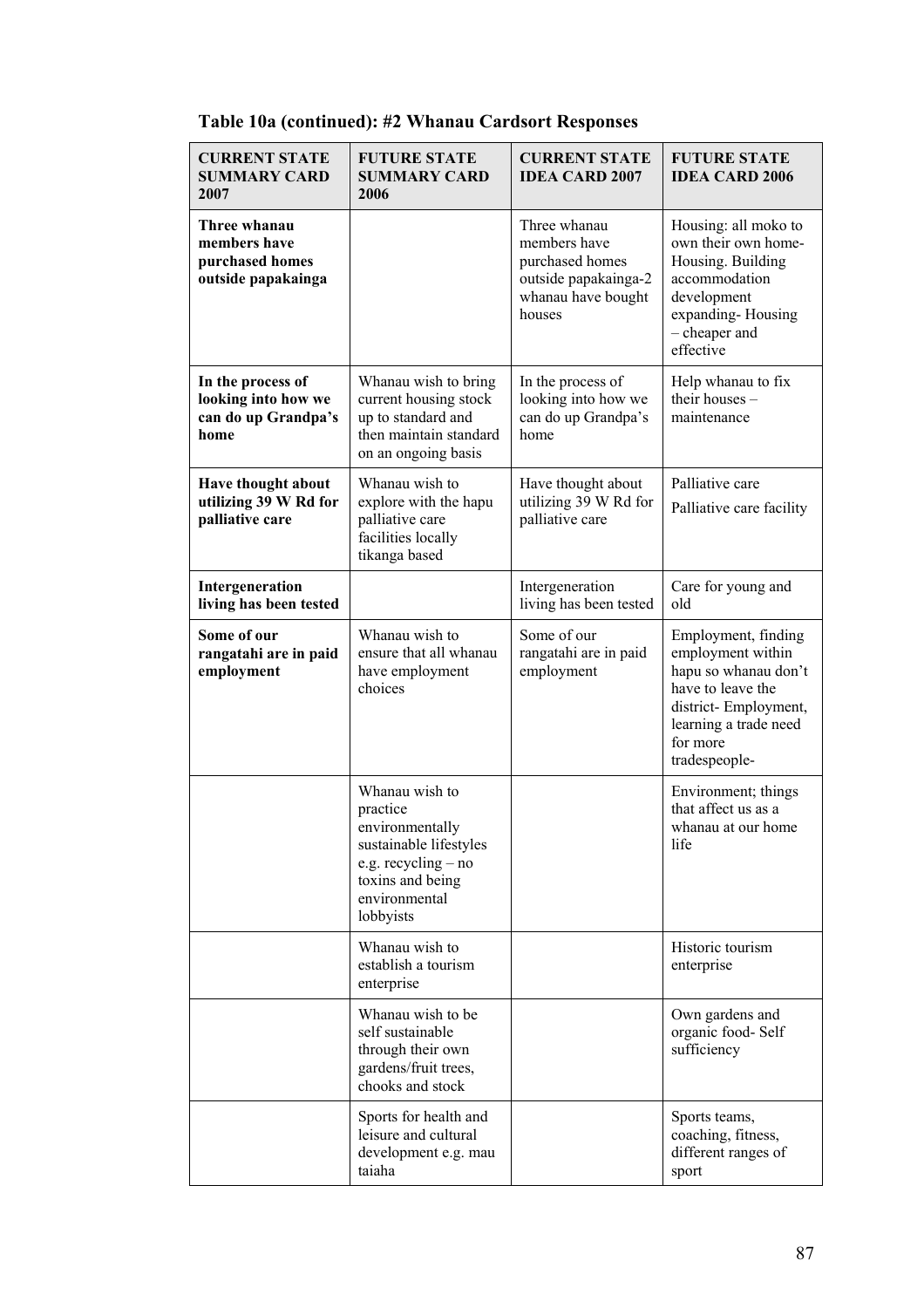**Table 10a (continued): #2 Whanau Cardsort Responses**

| CURRENT STATE SUMMARY CARD 2007 | FUTURE STATE SUMMARY CARD 2006 | CURRENT STATE IDEA CARD 2007 | FUTURE STATE IDEA CARD 2006 |
|---|---|---|---|
| **Three whanau members have purchased homes outside papakainga** | | Three whanau members have purchased homes outside papakainga-2 whanau have bought houses | Housing: all moko to own their own home- Housing. Building accommodation development expanding- Housing – cheaper and effective |
| **In the process of looking into how we can do up Grandpa's home** | Whanau wish to bring current housing stock up to standard and then maintain standard on an ongoing basis | In the process of looking into how we can do up Grandpa's home | Help whanau to fix their houses – maintenance |
| **Have thought about utilizing 39 W Rd for palliative care** | Whanau wish to explore with the hapu palliative care facilities locally tikanga based | Have thought about utilizing 39 W Rd for palliative care | Palliative care<br>Palliative care facility |
| **Intergeneration living has been tested** | | Intergeneration living has been tested | Care for young and old |
| **Some of our rangatahi are in paid employment** | Whanau wish to ensure that all whanau have employment choices | Some of our rangatahi are in paid employment | Employment, finding employment within hapu so whanau don't have to leave the district- Employment, learning a trade need for more tradespeople- |
| | Whanau wish to practice environmentally sustainable lifestyles e.g. recycling – no toxins and being environmental lobbyists | | Environment; things that affect us as a whanau at our home life |
| | Whanau wish to establish a tourism enterprise | | Historic tourism enterprise |
| | Whanau wish to be self sustainable through their own gardens/fruit trees, chooks and stock | | Own gardens and organic food- Self sufficiency |
| | Sports for health and leisure and cultural development e.g. mau taiaha | | Sports teams, coaching, fitness, different ranges of sport |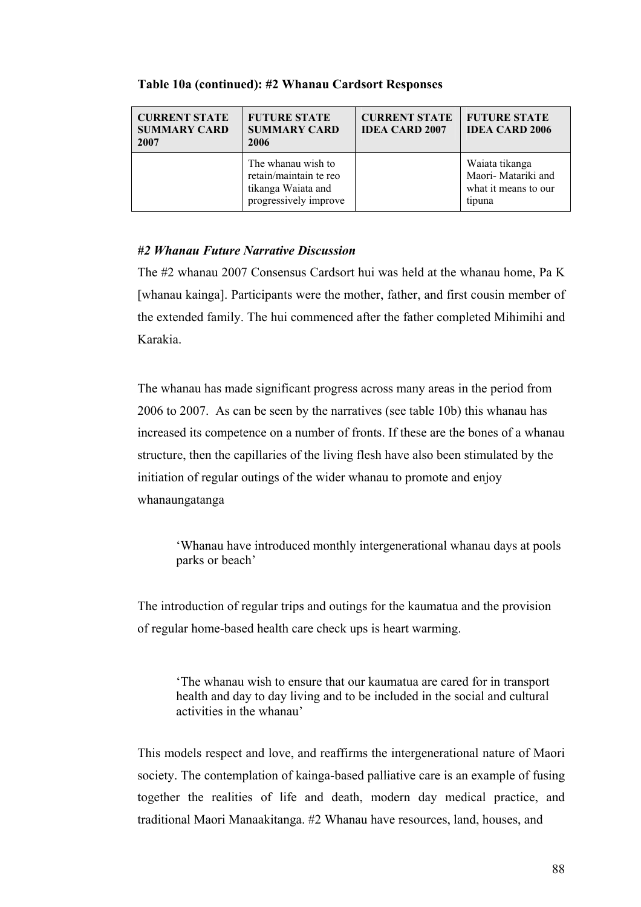**Table 10a (continued): #2 Whanau Cardsort Responses**

| CURRENT STATE SUMMARY CARD 2007 | FUTURE STATE SUMMARY CARD 2006 | CURRENT STATE IDEA CARD 2007 | FUTURE STATE IDEA CARD 2006 |
|---|---|---|---|
| | The whanau wish to retain/maintain te reo tikanga Waiata and progressively improve | | Waiata tikanga Maori- Matariki and what it means to our tipuna |

***#2 Whanau Future Narrative Discussion***

The #2 whanau 2007 Consensus Cardsort hui was held at the whanau home, Pa K [whanau kainga]. Participants were the mother, father, and first cousin member of the extended family. The hui commenced after the father completed Mihimihi and Karakia.

The whanau has made significant progress across many areas in the period from 2006 to 2007. As can be seen by the narratives (see table 10b) this whanau has increased its competence on a number of fronts. If these are the bones of a whanau structure, then the capillaries of the living flesh have also been stimulated by the initiation of regular outings of the wider whanau to promote and enjoy whanaungatanga

> 'Whanau have introduced monthly intergenerational whanau days at pools parks or beach'

The introduction of regular trips and outings for the kaumatua and the provision of regular home-based health care check ups is heart warming.

> 'The whanau wish to ensure that our kaumatua are cared for in transport health and day to day living and to be included in the social and cultural activities in the whanau'

This models respect and love, and reaffirms the intergenerational nature of Maori society. The contemplation of kainga-based palliative care is an example of fusing together the realities of life and death, modern day medical practice, and traditional Maori Manaakitanga. #2 Whanau have resources, land, houses, and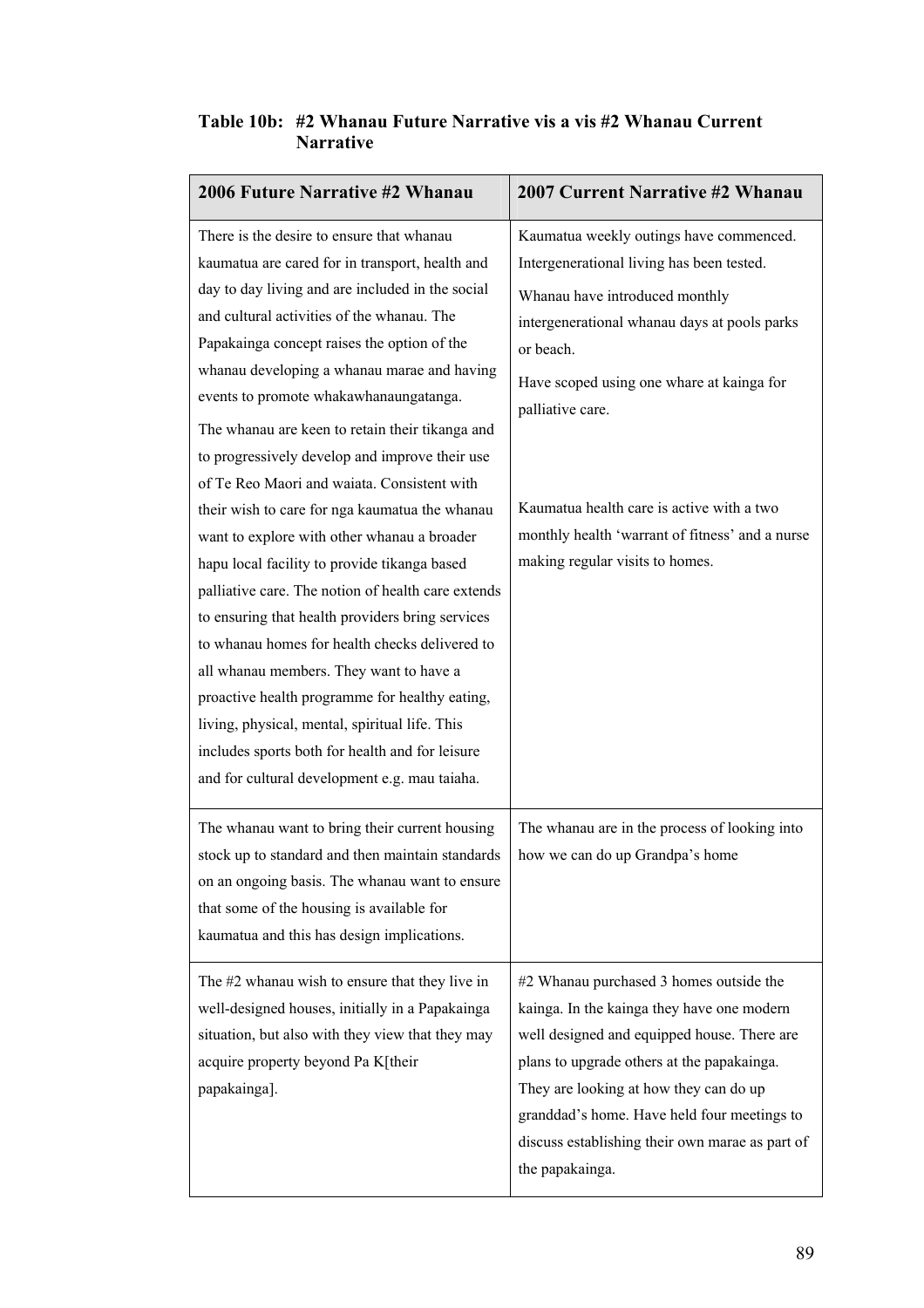**Table 10b: #2 Whanau Future Narrative vis a vis #2 Whanau Current Narrative**

| 2006 Future Narrative #2 Whanau | 2007 Current Narrative #2 Whanau |
|---|---|
| There is the desire to ensure that whanau kaumatua are cared for in transport, health and day to day living and are included in the social and cultural activities of the whanau. The Papakainga concept raises the option of the whanau developing a whanau marae and having events to promote whakawhanaungatanga.<br><br>The whanau are keen to retain their tikanga and to progressively develop and improve their use of Te Reo Maori and waiata. Consistent with their wish to care for nga kaumatua the whanau want to explore with other whanau a broader hapu local facility to provide tikanga based palliative care. The notion of health care extends to ensuring that health providers bring services to whanau homes for health checks delivered to all whanau members. They want to have a proactive health programme for healthy eating, living, physical, mental, spiritual life. This includes sports both for health and for leisure and for cultural development e.g. mau taiaha. | Kaumatua weekly outings have commenced. Intergenerational living has been tested.<br><br>Whanau have introduced monthly intergenerational whanau days at pools parks or beach.<br><br>Have scoped using one whare at kainga for palliative care.<br><br>Kaumatua health care is active with a two monthly health 'warrant of fitness' and a nurse making regular visits to homes. |
| The whanau want to bring their current housing stock up to standard and then maintain standards on an ongoing basis. The whanau want to ensure that some of the housing is available for kaumatua and this has design implications. | The whanau are in the process of looking into how we can do up Grandpa's home |
| The #2 whanau wish to ensure that they live in well-designed houses, initially in a Papakainga situation, but also with they view that they may acquire property beyond Pa K[their papakainga]. | #2 Whanau purchased 3 homes outside the kainga. In the kainga they have one modern well designed and equipped house. There are plans to upgrade others at the papakainga. They are looking at how they can do up granddad's home. Have held four meetings to discuss establishing their own marae as part of the papakainga. |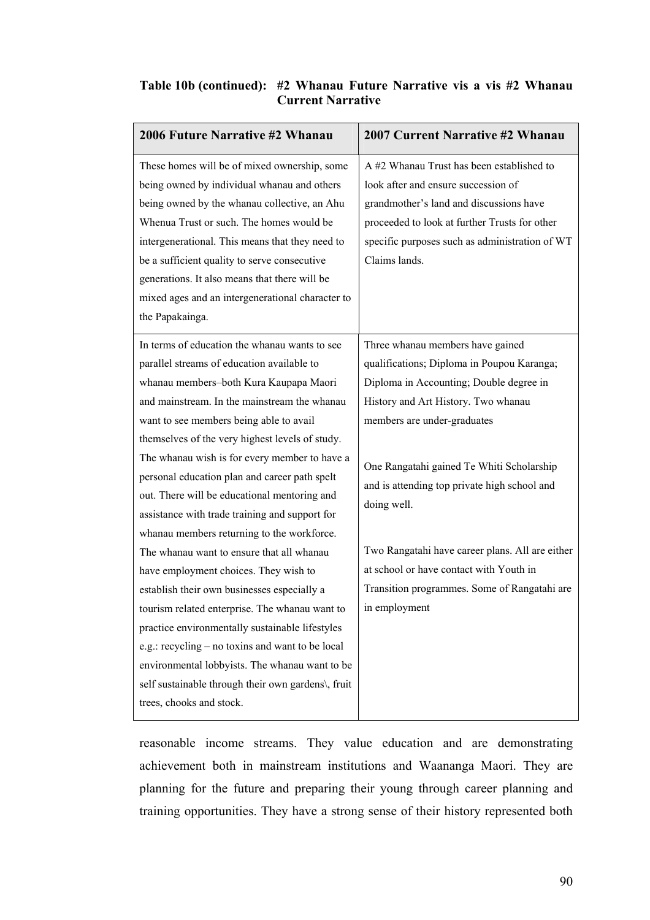**Table 10b (continued): #2 Whanau Future Narrative vis a vis #2 Whanau Current Narrative**

| 2006 Future Narrative #2 Whanau | 2007 Current Narrative #2 Whanau |
|---|---|
| These homes will be of mixed ownership, some being owned by individual whanau and others being owned by the whanau collective, an Ahu Whenua Trust or such. The homes would be intergenerational. This means that they need to be a sufficient quality to serve consecutive generations. It also means that there will be mixed ages and an intergenerational character to the Papakainga. | A #2 Whanau Trust has been established to look after and ensure succession of grandmother's land and discussions have proceeded to look at further Trusts for other specific purposes such as administration of WT Claims lands. |
| In terms of education the whanau wants to see parallel streams of education available to whanau members–both Kura Kaupapa Maori and mainstream. In the mainstream the whanau want to see members being able to avail themselves of the very highest levels of study. The whanau wish is for every member to have a personal education plan and career path spelt out. There will be educational mentoring and assistance with trade training and support for whanau members returning to the workforce. The whanau want to ensure that all whanau have employment choices. They wish to establish their own businesses especially a tourism related enterprise. The whanau want to practice environmentally sustainable lifestyles e.g.: recycling – no toxins and want to be local environmental lobbyists. The whanau want to be self sustainable through their own gardens\, fruit trees, chooks and stock. | Three whanau members have gained qualifications; Diploma in Poupou Karanga; Diploma in Accounting; Double degree in History and Art History. Two whanau members are under-graduates<br><br>One Rangatahi gained Te Whiti Scholarship and is attending top private high school and doing well.<br><br>Two Rangatahi have career plans. All are either at school or have contact with Youth in Transition programmes. Some of Rangatahi are in employment |

reasonable income streams. They value education and are demonstrating achievement both in mainstream institutions and Waananga Maori. They are planning for the future and preparing their young through career planning and training opportunities. They have a strong sense of their history represented both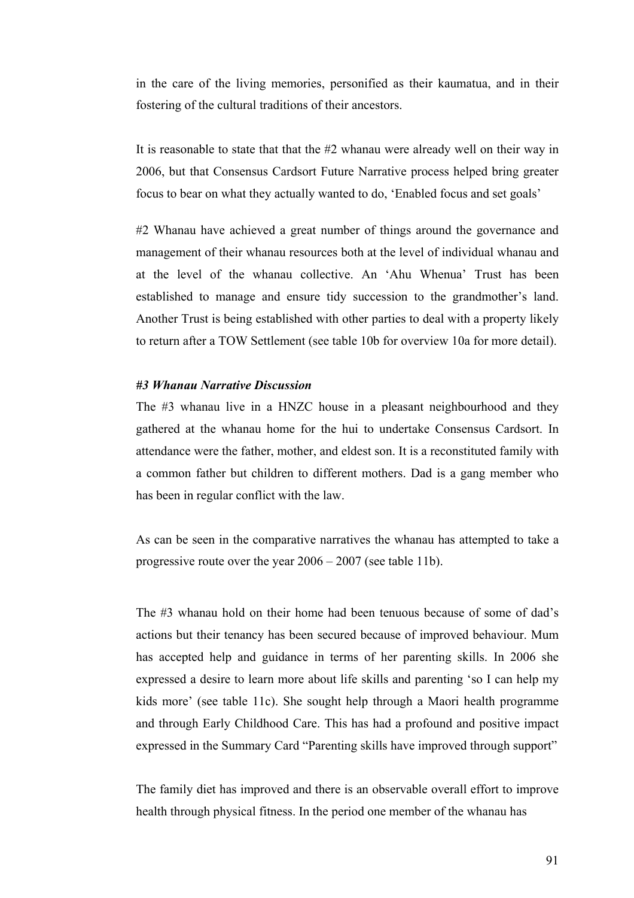in the care of the living memories, personified as their kaumatua, and in their fostering of the cultural traditions of their ancestors.

It is reasonable to state that that the #2 whanau were already well on their way in 2006, but that Consensus Cardsort Future Narrative process helped bring greater focus to bear on what they actually wanted to do, 'Enabled focus and set goals'

#2 Whanau have achieved a great number of things around the governance and management of their whanau resources both at the level of individual whanau and at the level of the whanau collective. An 'Ahu Whenua' Trust has been established to manage and ensure tidy succession to the grandmother's land. Another Trust is being established with other parties to deal with a property likely to return after a TOW Settlement (see table 10b for overview 10a for more detail).

***#3 Whanau Narrative Discussion***

The #3 whanau live in a HNZC house in a pleasant neighbourhood and they gathered at the whanau home for the hui to undertake Consensus Cardsort. In attendance were the father, mother, and eldest son. It is a reconstituted family with a common father but children to different mothers. Dad is a gang member who has been in regular conflict with the law.

As can be seen in the comparative narratives the whanau has attempted to take a progressive route over the year 2006 – 2007 (see table 11b).

The #3 whanau hold on their home had been tenuous because of some of dad's actions but their tenancy has been secured because of improved behaviour. Mum has accepted help and guidance in terms of her parenting skills. In 2006 she expressed a desire to learn more about life skills and parenting 'so I can help my kids more' (see table 11c). She sought help through a Maori health programme and through Early Childhood Care. This has had a profound and positive impact expressed in the Summary Card "Parenting skills have improved through support"

The family diet has improved and there is an observable overall effort to improve health through physical fitness. In the period one member of the whanau has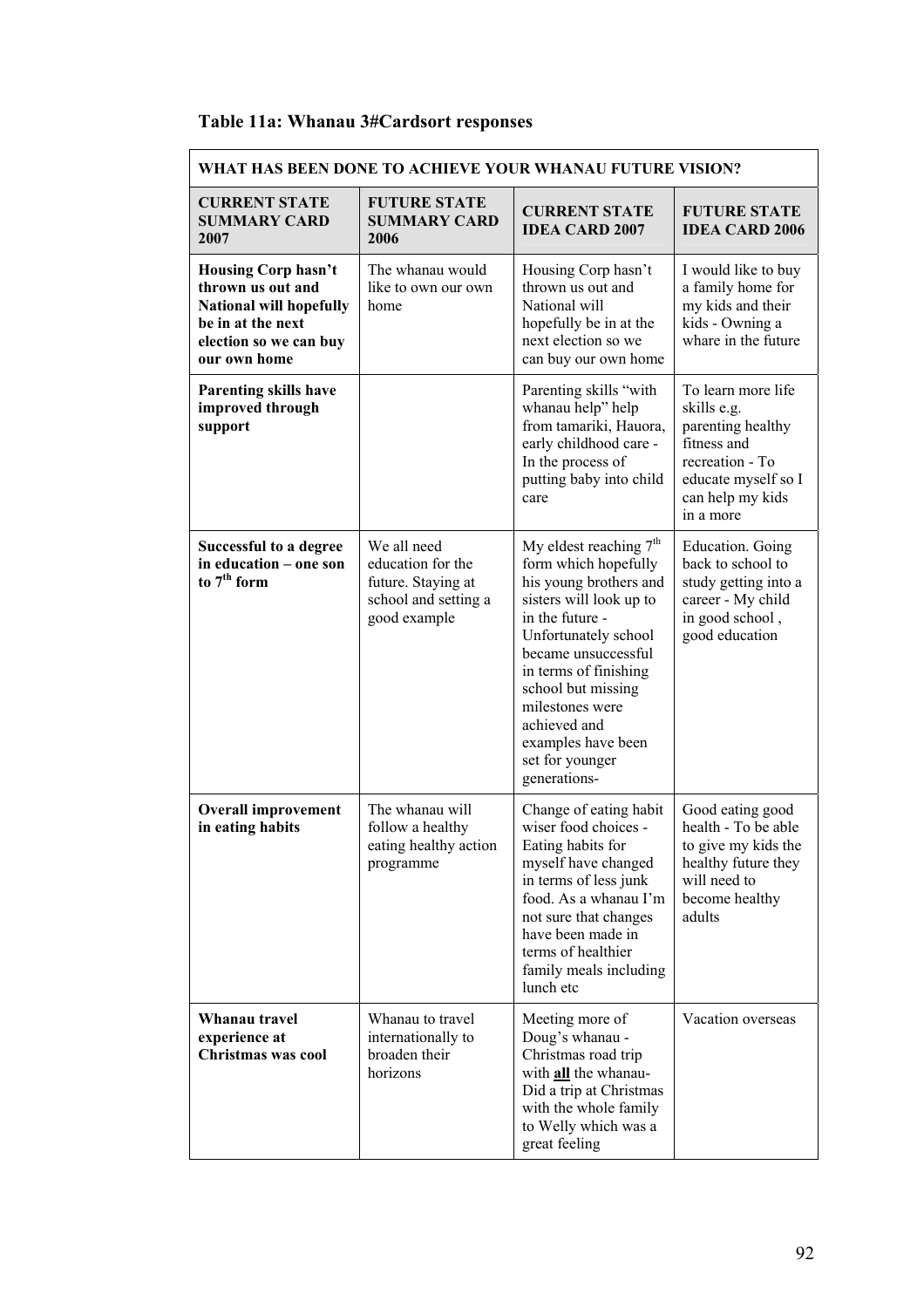**Table 11a: Whanau 3#Cardsort responses**

| WHAT HAS BEEN DONE TO ACHIEVE YOUR WHANAU FUTURE VISION? | | | |
|---|---|---|---|
| **CURRENT STATE SUMMARY CARD 2007** | **FUTURE STATE SUMMARY CARD 2006** | **CURRENT STATE IDEA CARD 2007** | **FUTURE STATE IDEA CARD 2006** |
| **Housing Corp hasn't thrown us out and National will hopefully be in at the next election so we can buy our own home** | The whanau would like to own our own home | Housing Corp hasn't thrown us out and National will hopefully be in at the next election so we can buy our own home | I would like to buy a family home for my kids and their kids - Owning a whare in the future |
| **Parenting skills have improved through support** | | Parenting skills "with whanau help" help from tamariki, Hauora, early childhood care - In the process of putting baby into child care | To learn more life skills e.g. parenting healthy fitness and recreation - To educate myself so I can help my kids in a more |
| **Successful to a degree in education – one son to 7th form** | We all need education for the future. Staying at school and setting a good example | My eldest reaching 7th form which hopefully his young brothers and sisters will look up to in the future - Unfortunately school became unsuccessful in terms of finishing school but missing milestones were achieved and examples have been set for younger generations- | Education. Going back to school to study getting into a career - My child in good school , good education |
| **Overall improvement in eating habits** | The whanau will follow a healthy eating healthy action programme | Change of eating habit wiser food choices - Eating habits for myself have changed in terms of less junk food. As a whanau I'm not sure that changes have been made in terms of healthier family meals including lunch etc | Good eating good health - To be able to give my kids the healthy future they will need to become healthy adults |
| **Whanau travel experience at Christmas was cool** | Whanau to travel internationally to broaden their horizons | Meeting more of Doug's whanau - Christmas road trip with **all** the whanau- Did a trip at Christmas with the whole family to Welly which was a great feeling | Vacation overseas |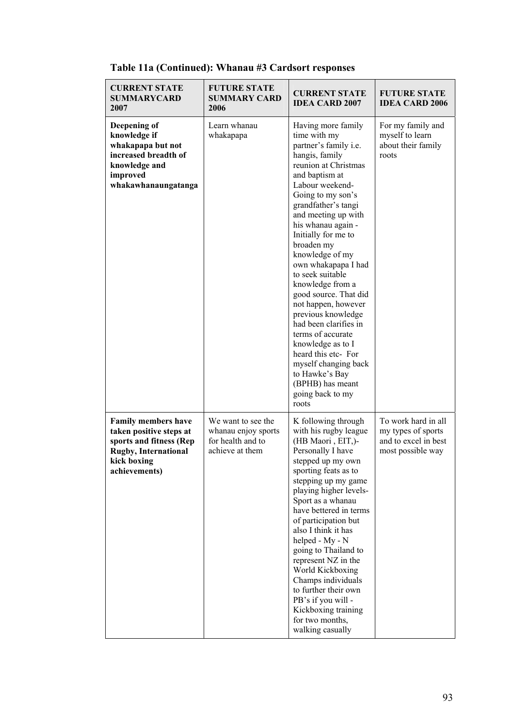**Table 11a (Continued): Whanau #3 Cardsort responses**

| CURRENT STATE SUMMARYCARD 2007 | FUTURE STATE SUMMARY CARD 2006 | CURRENT STATE IDEA CARD 2007 | FUTURE STATE IDEA CARD 2006 |
|---|---|---|---|
| **Deepening of knowledge if whakapapa but not increased breadth of knowledge and improved whakawhanaungatanga** | Learn whanau whakapapa | Having more family time with my partner's family i.e. hangis, family reunion at Christmas and baptism at Labour weekend- Going to my son's grandfather's tangi and meeting up with his whanau again - Initially for me to broaden my knowledge of my own whakapapa I had to seek suitable knowledge from a good source. That did not happen, however previous knowledge had been clarifies in terms of accurate knowledge as to I heard this etc- For myself changing back to Hawke's Bay (BPHB) has meant going back to my roots | For my family and myself to learn about their family roots |
| **Family members have taken positive steps at sports and fitness (Rep Rugby, International kick boxing achievements)** | We want to see the whanau enjoy sports for health and to achieve at them | K following through with his rugby league (HB Maori , EIT,)- Personally I have stepped up my own sporting feats as to stepping up my game playing higher levels- Sport as a whanau have bettered in terms of participation but also I think it has helped - My - N going to Thailand to represent NZ in the World Kickboxing Champs individuals to further their own PB's if you will - Kickboxing training for two months, walking casually | To work hard in all my types of sports and to excel in best most possible way |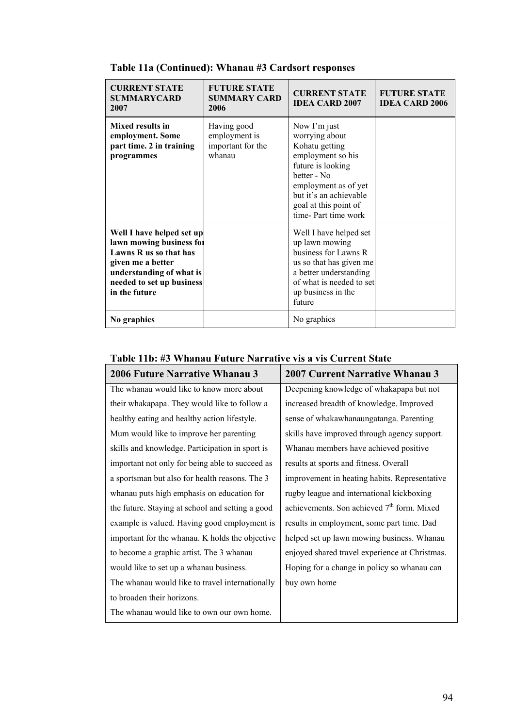**Table 11a (Continued): Whanau #3 Cardsort responses**

| CURRENT STATE SUMMARYCARD 2007 | FUTURE STATE SUMMARY CARD 2006 | CURRENT STATE IDEA CARD 2007 | FUTURE STATE IDEA CARD 2006 |
|---|---|---|---|
| **Mixed results in employment. Some part time. 2 in training programmes** | Having good employment is important for the whanau | Now I'm just worrying about Kohatu getting employment so his future is looking better - No employment as of yet but it's an achievable goal at this point of time- Part time work | |
| **Well I have helped set up lawn mowing business for Lawns R us so that has given me a better understanding of what is needed to set up business in the future** | | Well I have helped set up lawn mowing business for Lawns R us so that has given me a better understanding of what is needed to set up business in the future | |
| **No graphics** | | No graphics | |

**Table 11b: #3 Whanau Future Narrative vis a vis Current State**

| 2006 Future Narrative Whanau 3 | 2007 Current Narrative Whanau 3 |
|---|---|
| The whanau would like to know more about their whakapapa. They would like to follow a healthy eating and healthy action lifestyle. Mum would like to improve her parenting skills and knowledge. Participation in sport is important not only for being able to succeed as a sportsman but also for health reasons. The 3 whanau puts high emphasis on education for the future. Staying at school and setting a good example is valued. Having good employment is important for the whanau. K holds the objective to become a graphic artist. The 3 whanau would like to set up a whanau business. The whanau would like to travel internationally to broaden their horizons. The whanau would like to own our own home. | Deepening knowledge of whakapapa but not increased breadth of knowledge. Improved sense of whakawhanaungatanga. Parenting skills have improved through agency support. Whanau members have achieved positive results at sports and fitness. Overall improvement in heating habits. Representative rugby league and international kickboxing achievements. Son achieved 7th form. Mixed results in employment, some part time. Dad helped set up lawn mowing business. Whanau enjoyed shared travel experience at Christmas. Hoping for a change in policy so whanau can buy own home |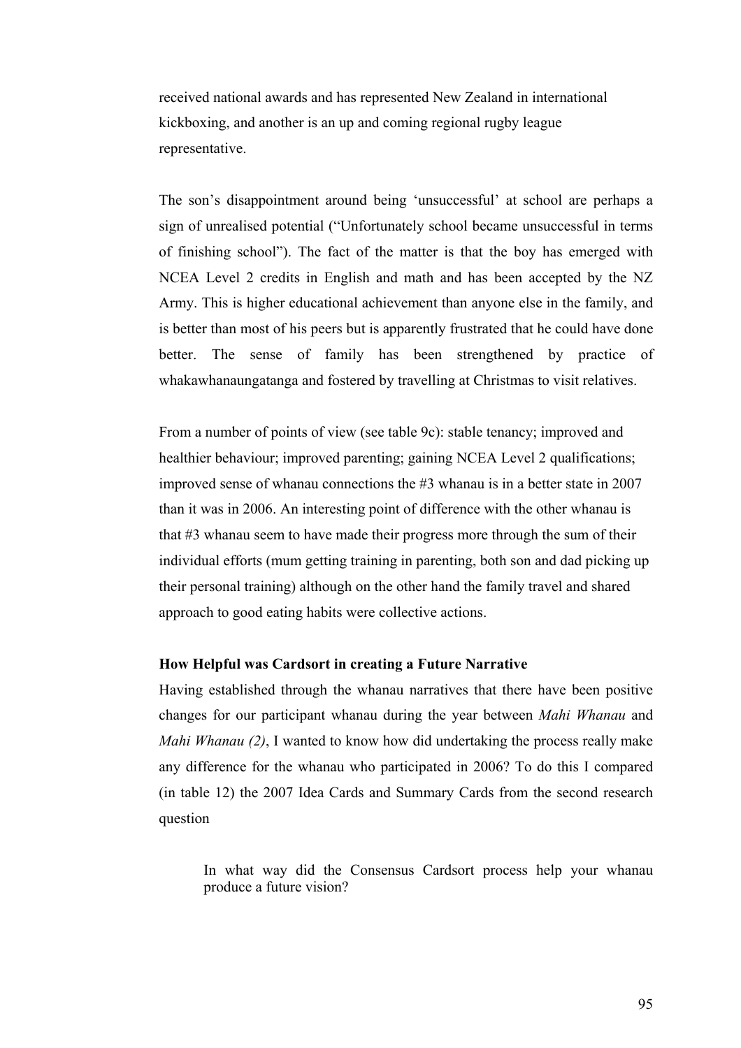received national awards and has represented New Zealand in international kickboxing, and another is an up and coming regional rugby league representative.

The son's disappointment around being 'unsuccessful' at school are perhaps a sign of unrealised potential ("Unfortunately school became unsuccessful in terms of finishing school"). The fact of the matter is that the boy has emerged with NCEA Level 2 credits in English and math and has been accepted by the NZ Army. This is higher educational achievement than anyone else in the family, and is better than most of his peers but is apparently frustrated that he could have done better. The sense of family has been strengthened by practice of whakawhanaungatanga and fostered by travelling at Christmas to visit relatives.

From a number of points of view (see table 9c): stable tenancy; improved and healthier behaviour; improved parenting; gaining NCEA Level 2 qualifications; improved sense of whanau connections the #3 whanau is in a better state in 2007 than it was in 2006. An interesting point of difference with the other whanau is that #3 whanau seem to have made their progress more through the sum of their individual efforts (mum getting training in parenting, both son and dad picking up their personal training) although on the other hand the family travel and shared approach to good eating habits were collective actions.

**How Helpful was Cardsort in creating a Future Narrative**

Having established through the whanau narratives that there have been positive changes for our participant whanau during the year between *Mahi Whanau* and *Mahi Whanau (2)*, I wanted to know how did undertaking the process really make any difference for the whanau who participated in 2006? To do this I compared (in table 12) the 2007 Idea Cards and Summary Cards from the second research question

> In what way did the Consensus Cardsort process help your whanau produce a future vision?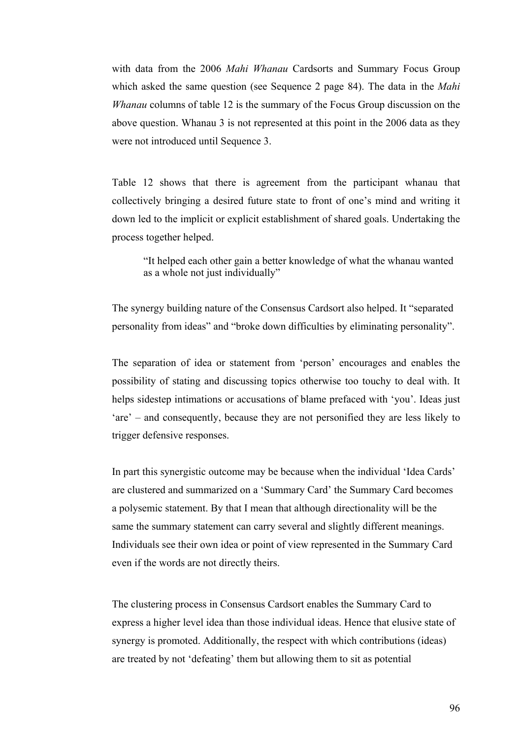with data from the 2006 *Mahi Whanau* Cardsorts and Summary Focus Group which asked the same question (see Sequence 2 page 84). The data in the *Mahi Whanau* columns of table 12 is the summary of the Focus Group discussion on the above question. Whanau 3 is not represented at this point in the 2006 data as they were not introduced until Sequence 3.

Table 12 shows that there is agreement from the participant whanau that collectively bringing a desired future state to front of one's mind and writing it down led to the implicit or explicit establishment of shared goals. Undertaking the process together helped.

> "It helped each other gain a better knowledge of what the whanau wanted as a whole not just individually"

The synergy building nature of the Consensus Cardsort also helped. It "separated personality from ideas" and "broke down difficulties by eliminating personality".

The separation of idea or statement from 'person' encourages and enables the possibility of stating and discussing topics otherwise too touchy to deal with. It helps sidestep intimations or accusations of blame prefaced with 'you'. Ideas just 'are' – and consequently, because they are not personified they are less likely to trigger defensive responses.

In part this synergistic outcome may be because when the individual 'Idea Cards' are clustered and summarized on a 'Summary Card' the Summary Card becomes a polysemic statement. By that I mean that although directionality will be the same the summary statement can carry several and slightly different meanings. Individuals see their own idea or point of view represented in the Summary Card even if the words are not directly theirs.

The clustering process in Consensus Cardsort enables the Summary Card to express a higher level idea than those individual ideas. Hence that elusive state of synergy is promoted. Additionally, the respect with which contributions (ideas) are treated by not 'defeating' them but allowing them to sit as potential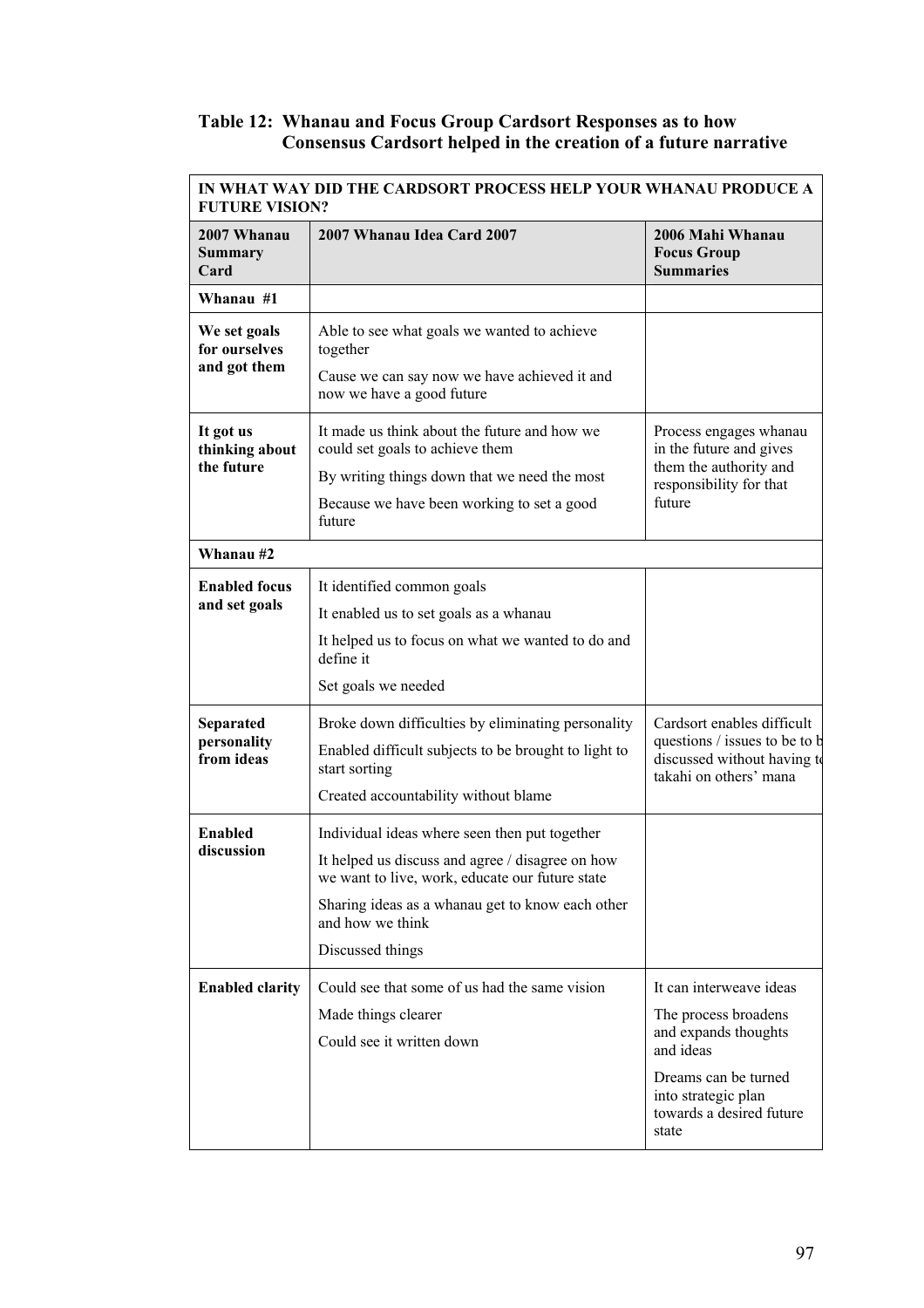**Table 12: Whanau and Focus Group Cardsort Responses as to how Consensus Cardsort helped in the creation of a future narrative**

| IN WHAT WAY DID THE CARDSORT PROCESS HELP YOUR WHANAU PRODUCE A FUTURE VISION? | | |
|---|---|---|
| **2007 Whanau Summary Card** | **2007 Whanau Idea Card 2007** | **2006 Mahi Whanau Focus Group Summaries** |
| **Whanau #1** | | |
| **We set goals for ourselves and got them** | Able to see what goals we wanted to achieve together<br>Cause we can say now we have achieved it and now we have a good future | |
| **It got us thinking about the future** | It made us think about the future and how we could set goals to achieve them<br>By writing things down that we need the most<br>Because we have been working to set a good future | Process engages whanau in the future and gives them the authority and responsibility for that future |
| **Whanau #2** | | |
| **Enabled focus and set goals** | It identified common goals<br>It enabled us to set goals as a whanau<br>It helped us to focus on what we wanted to do and define it<br>Set goals we needed | |
| **Separated personality from ideas** | Broke down difficulties by eliminating personality<br>Enabled difficult subjects to be brought to light to start sorting<br>Created accountability without blame | Cardsort enables difficult questions / issues to be to b discussed without having t takahi on others' mana |
| **Enabled discussion** | Individual ideas where seen then put together<br>It helped us discuss and agree / disagree on how we want to live, work, educate our future state<br>Sharing ideas as a whanau get to know each other and how we think<br>Discussed things | |
| **Enabled clarity** | Could see that some of us had the same vision<br>Made things clearer<br>Could see it written down | It can interweave ideas<br>The process broadens and expands thoughts and ideas<br>Dreams can be turned into strategic plan towards a desired future state |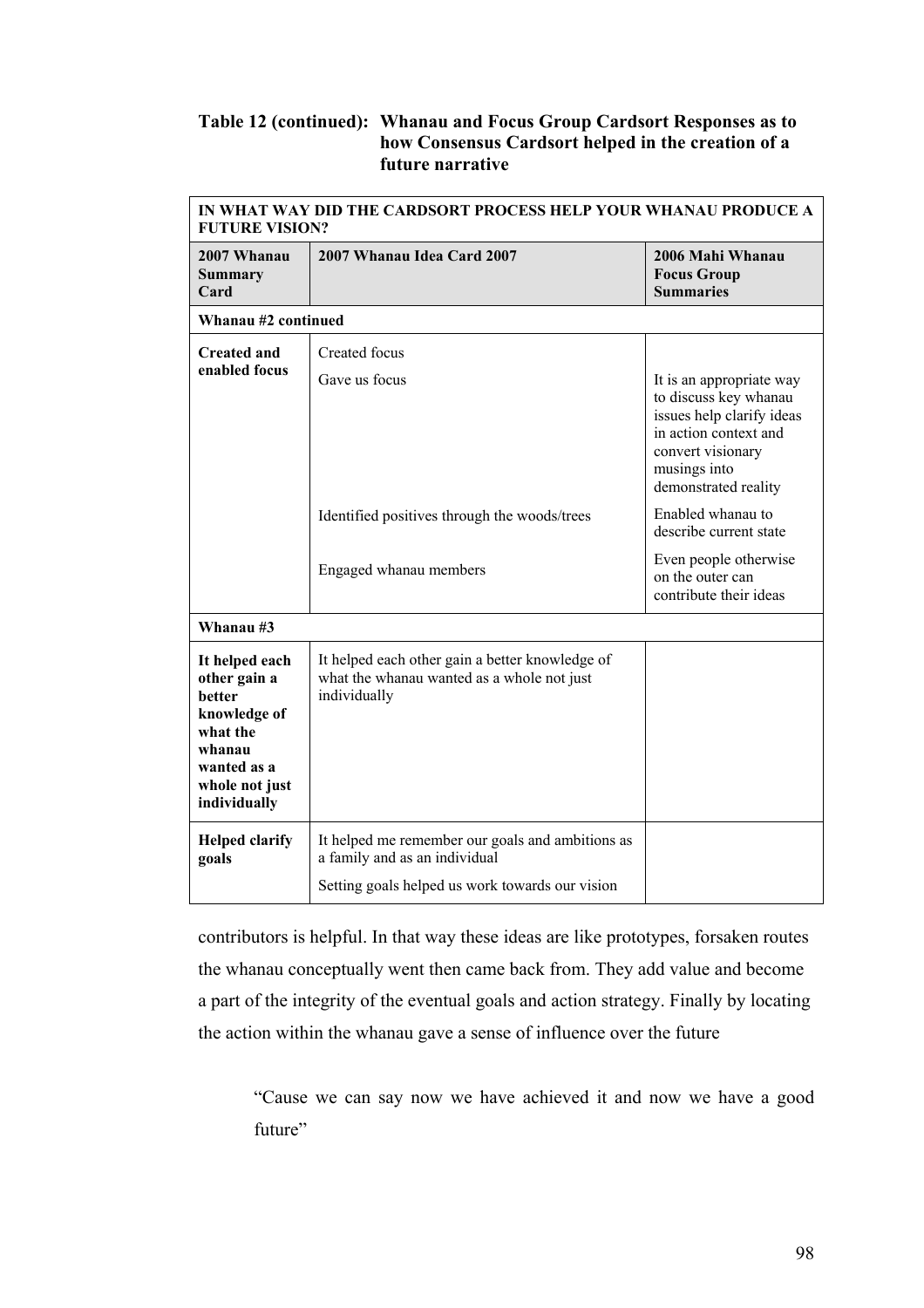**Table 12 (continued): Whanau and Focus Group Cardsort Responses as to how Consensus Cardsort helped in the creation of a future narrative**

| IN WHAT WAY DID THE CARDSORT PROCESS HELP YOUR WHANAU PRODUCE A FUTURE VISION? | | |
|---|---|---|
| **2007 Whanau Summary Card** | **2007 Whanau Idea Card 2007** | **2006 Mahi Whanau Focus Group Summaries** |
| **Whanau #2 continued** | | |
| **Created and enabled focus** | Created focus | |
| | Gave us focus | It is an appropriate way to discuss key whanau issues help clarify ideas in action context and convert visionary musings into demonstrated reality |
| | Identified positives through the woods/trees | Enabled whanau to describe current state |
| | Engaged whanau members | Even people otherwise on the outer can contribute their ideas |
| **Whanau #3** | | |
| **It helped each other gain a better knowledge of what the whanau wanted as a whole not just individually** | It helped each other gain a better knowledge of what the whanau wanted as a whole not just individually | |
| **Helped clarify goals** | It helped me remember our goals and ambitions as a family and as an individual | |
| | Setting goals helped us work towards our vision | |

contributors is helpful. In that way these ideas are like prototypes, forsaken routes the whanau conceptually went then came back from. They add value and become a part of the integrity of the eventual goals and action strategy. Finally by locating the action within the whanau gave a sense of influence over the future

> "Cause we can say now we have achieved it and now we have a good future"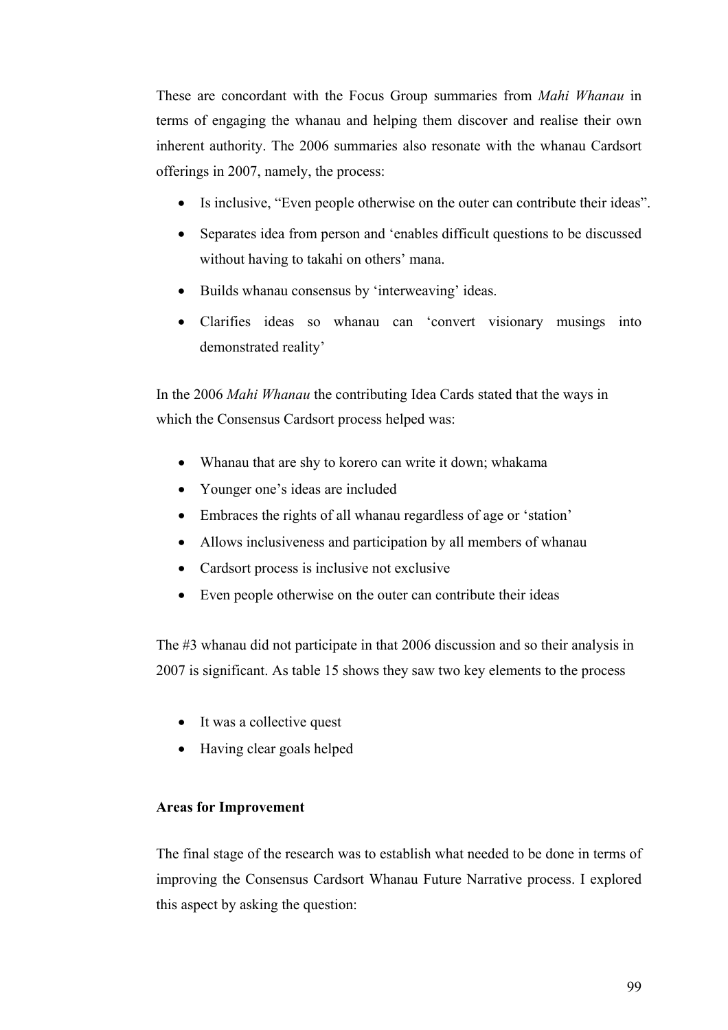These are concordant with the Focus Group summaries from *Mahi Whanau* in terms of engaging the whanau and helping them discover and realise their own inherent authority. The 2006 summaries also resonate with the whanau Cardsort offerings in 2007, namely, the process:

- Is inclusive, "Even people otherwise on the outer can contribute their ideas".
- Separates idea from person and 'enables difficult questions to be discussed without having to takahi on others' mana.
- Builds whanau consensus by 'interweaving' ideas.
- Clarifies ideas so whanau can 'convert visionary musings into demonstrated reality'

In the 2006 *Mahi Whanau* the contributing Idea Cards stated that the ways in which the Consensus Cardsort process helped was:

- Whanau that are shy to korero can write it down; whakama
- Younger one's ideas are included
- Embraces the rights of all whanau regardless of age or 'station'
- Allows inclusiveness and participation by all members of whanau
- Cardsort process is inclusive not exclusive
- Even people otherwise on the outer can contribute their ideas

The #3 whanau did not participate in that 2006 discussion and so their analysis in 2007 is significant. As table 15 shows they saw two key elements to the process

- It was a collective quest
- Having clear goals helped

**Areas for Improvement**

The final stage of the research was to establish what needed to be done in terms of improving the Consensus Cardsort Whanau Future Narrative process. I explored this aspect by asking the question: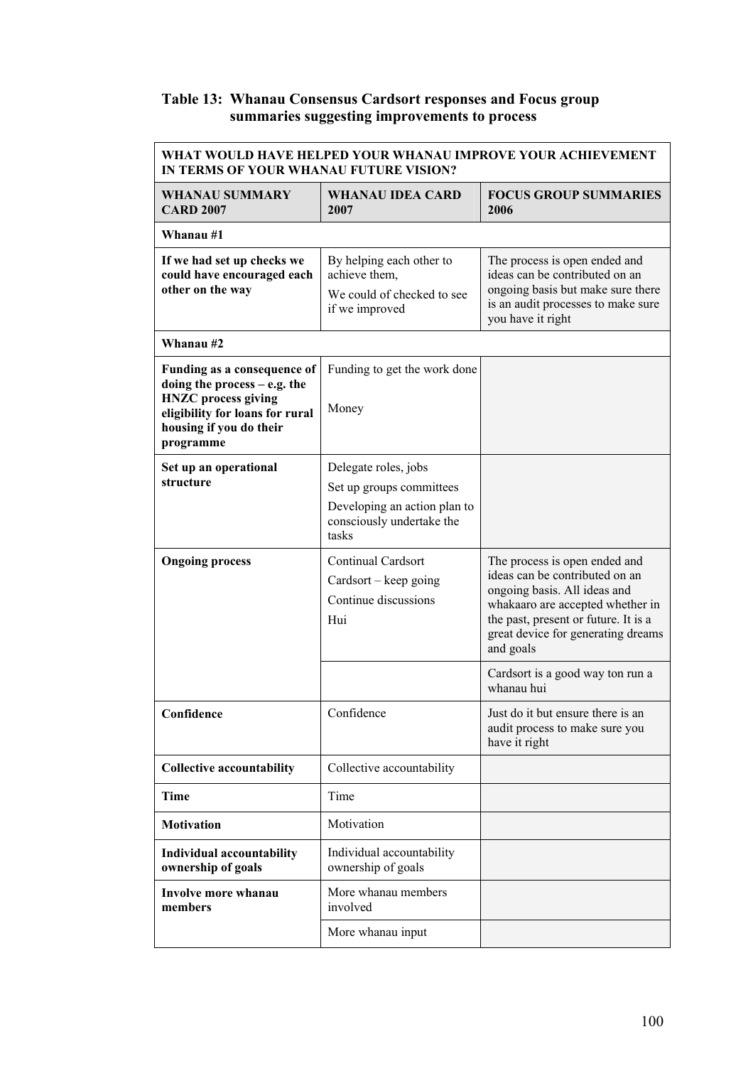**Table 13: Whanau Consensus Cardsort responses and Focus group summaries suggesting improvements to process**

| WHAT WOULD HAVE HELPED YOUR WHANAU IMPROVE YOUR ACHIEVEMENT IN TERMS OF YOUR WHANAU FUTURE VISION? | | |
|---|---|---|
| **WHANAU SUMMARY CARD 2007** | **WHANAU IDEA CARD 2007** | **FOCUS GROUP SUMMARIES 2006** |
| **Whanau #1** | | |
| **If we had set up checks we could have encouraged each other on the way** | By helping each other to achieve them,<br>We could of checked to see if we improved | The process is open ended and ideas can be contributed on an ongoing basis but make sure there is an audit processes to make sure you have it right |
| **Whanau #2** | | |
| **Funding as a consequence of doing the process – e.g. the HNZC process giving eligibility for loans for rural housing if you do their programme** | Funding to get the work done<br>Money | |
| **Set up an operational structure** | Delegate roles, jobs<br>Set up groups committees<br>Developing an action plan to consciously undertake the tasks | |
| **Ongoing process** | Continual Cardsort<br>Cardsort – keep going<br>Continue discussions<br>Hui | The process is open ended and ideas can be contributed on an ongoing basis. All ideas and whakaaro are accepted whether in the past, present or future. It is a great device for generating dreams and goals |
| | | Cardsort is a good way ton run a whanau hui |
| **Confidence** | Confidence | Just do it but ensure there is an audit process to make sure you have it right |
| **Collective accountability** | Collective accountability | |
| **Time** | Time | |
| **Motivation** | Motivation | |
| **Individual accountability ownership of goals** | Individual accountability ownership of goals | |
| **Involve more whanau members** | More whanau members involved | |
| | More whanau input | |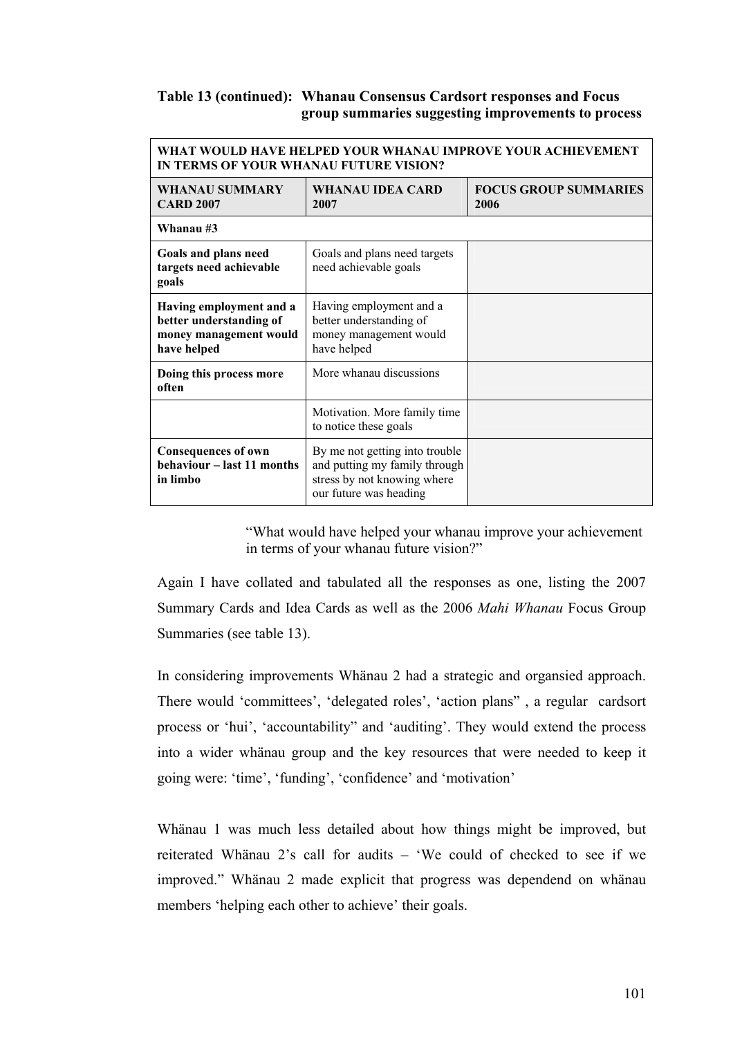**Table 13 (continued): Whanau Consensus Cardsort responses and Focus group summaries suggesting improvements to process**

| WHAT WOULD HAVE HELPED YOUR WHANAU IMPROVE YOUR ACHIEVEMENT IN TERMS OF YOUR WHANAU FUTURE VISION? | | |
|---|---|---|
| **WHANAU SUMMARY CARD 2007** | **WHANAU IDEA CARD 2007** | **FOCUS GROUP SUMMARIES 2006** |
| **Whanau #3** | | |
| **Goals and plans need targets need achievable goals** | Goals and plans need targets need achievable goals | |
| **Having employment and a better understanding of money management would have helped** | Having employment and a better understanding of money management would have helped | |
| **Doing this process more often** | More whanau discussions | |
| | Motivation. More family time to notice these goals | |
| **Consequences of own behaviour – last 11 months in limbo** | By me not getting into trouble and putting my family through stress by not knowing where our future was heading | |

"What would have helped your whanau improve your achievement in terms of your whanau future vision?"

Again I have collated and tabulated all the responses as one, listing the 2007 Summary Cards and Idea Cards as well as the 2006 *Mahi Whanau* Focus Group Summaries (see table 13).

In considering improvements Whänau 2 had a strategic and organsied approach. There would 'committees', 'delegated roles', 'action plans" , a regular cardsort process or 'hui', 'accountability" and 'auditing'. They would extend the process into a wider whänau group and the key resources that were needed to keep it going were: 'time', 'funding', 'confidence' and 'motivation'

Whänau 1 was much less detailed about how things might be improved, but reiterated Whänau 2's call for audits – 'We could of checked to see if we improved." Whänau 2 made explicit that progress was dependend on whänau members 'helping each other to achieve' their goals.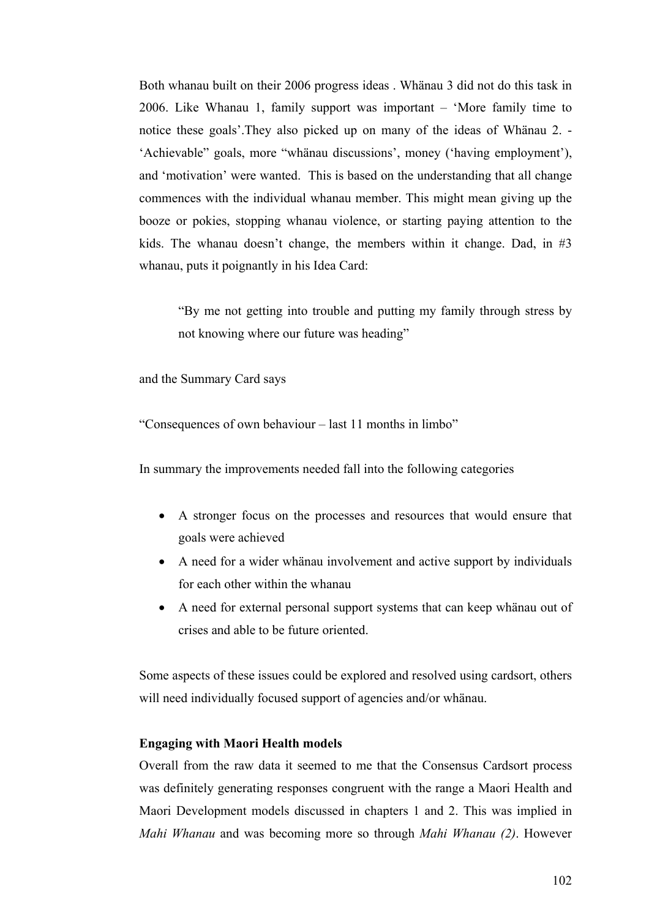Both whanau built on their 2006 progress ideas . Whänau 3 did not do this task in 2006. Like Whanau 1, family support was important – 'More family time to notice these goals'.They also picked up on many of the ideas of Whänau 2. - 'Achievable" goals, more "whänau discussions', money ('having employment'), and 'motivation' were wanted. This is based on the understanding that all change commences with the individual whanau member. This might mean giving up the booze or pokies, stopping whanau violence, or starting paying attention to the kids. The whanau doesn't change, the members within it change. Dad, in #3 whanau, puts it poignantly in his Idea Card:

> "By me not getting into trouble and putting my family through stress by not knowing where our future was heading"

and the Summary Card says

"Consequences of own behaviour – last 11 months in limbo"

In summary the improvements needed fall into the following categories

- A stronger focus on the processes and resources that would ensure that goals were achieved
- A need for a wider whänau involvement and active support by individuals for each other within the whanau
- A need for external personal support systems that can keep whänau out of crises and able to be future oriented.

Some aspects of these issues could be explored and resolved using cardsort, others will need individually focused support of agencies and/or whänau.

**Engaging with Maori Health models**

Overall from the raw data it seemed to me that the Consensus Cardsort process was definitely generating responses congruent with the range a Maori Health and Maori Development models discussed in chapters 1 and 2. This was implied in *Mahi Whanau* and was becoming more so through *Mahi Whanau (2)*. However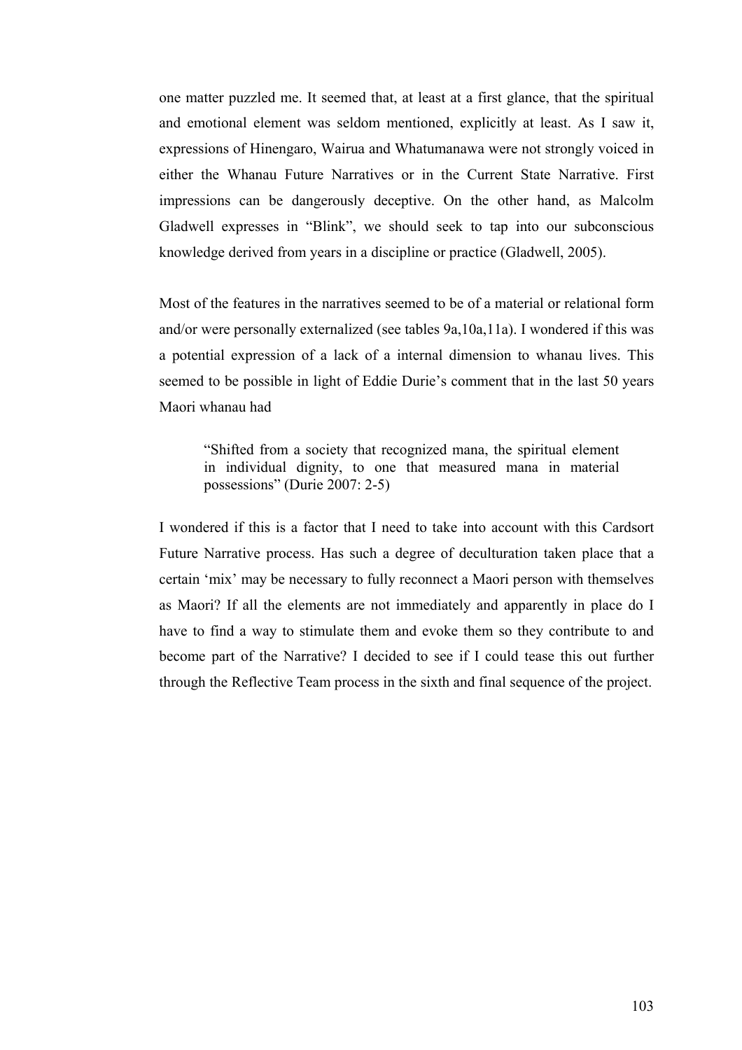one matter puzzled me. It seemed that, at least at a first glance, that the spiritual and emotional element was seldom mentioned, explicitly at least. As I saw it, expressions of Hinengaro, Wairua and Whatumanawa were not strongly voiced in either the Whanau Future Narratives or in the Current State Narrative. First impressions can be dangerously deceptive. On the other hand, as Malcolm Gladwell expresses in "Blink", we should seek to tap into our subconscious knowledge derived from years in a discipline or practice (Gladwell, 2005).

Most of the features in the narratives seemed to be of a material or relational form and/or were personally externalized (see tables 9a,10a,11a). I wondered if this was a potential expression of a lack of a internal dimension to whanau lives. This seemed to be possible in light of Eddie Durie's comment that in the last 50 years Maori whanau had

> "Shifted from a society that recognized mana, the spiritual element in individual dignity, to one that measured mana in material possessions" (Durie 2007: 2-5)

I wondered if this is a factor that I need to take into account with this Cardsort Future Narrative process. Has such a degree of deculturation taken place that a certain 'mix' may be necessary to fully reconnect a Maori person with themselves as Maori? If all the elements are not immediately and apparently in place do I have to find a way to stimulate them and evoke them so they contribute to and become part of the Narrative? I decided to see if I could tease this out further through the Reflective Team process in the sixth and final sequence of the project.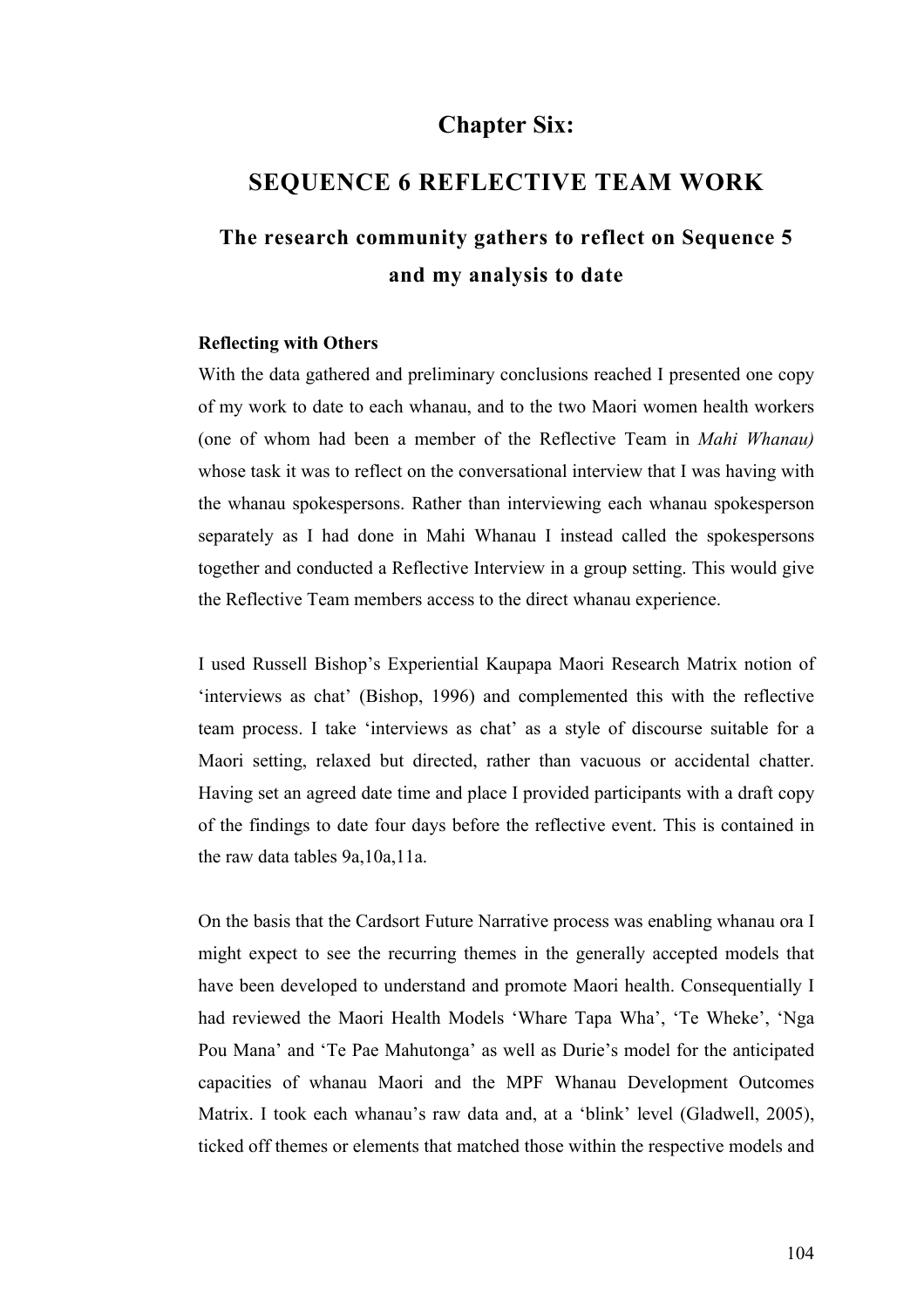# Chapter Six:

# SEQUENCE 6 REFLECTIVE TEAM WORK

## The research community gathers to reflect on Sequence 5 and my analysis to date

**Reflecting with Others**

With the data gathered and preliminary conclusions reached I presented one copy of my work to date to each whanau, and to the two Maori women health workers (one of whom had been a member of the Reflective Team in *Mahi Whanau)* whose task it was to reflect on the conversational interview that I was having with the whanau spokespersons. Rather than interviewing each whanau spokesperson separately as I had done in Mahi Whanau I instead called the spokespersons together and conducted a Reflective Interview in a group setting. This would give the Reflective Team members access to the direct whanau experience.

I used Russell Bishop's Experiential Kaupapa Maori Research Matrix notion of 'interviews as chat' (Bishop, 1996) and complemented this with the reflective team process. I take 'interviews as chat' as a style of discourse suitable for a Maori setting, relaxed but directed, rather than vacuous or accidental chatter. Having set an agreed date time and place I provided participants with a draft copy of the findings to date four days before the reflective event. This is contained in the raw data tables 9a,10a,11a.

On the basis that the Cardsort Future Narrative process was enabling whanau ora I might expect to see the recurring themes in the generally accepted models that have been developed to understand and promote Maori health. Consequentially I had reviewed the Maori Health Models 'Whare Tapa Wha', 'Te Wheke', 'Nga Pou Mana' and 'Te Pae Mahutonga' as well as Durie's model for the anticipated capacities of whanau Maori and the MPF Whanau Development Outcomes Matrix. I took each whanau's raw data and, at a 'blink' level (Gladwell, 2005), ticked off themes or elements that matched those within the respective models and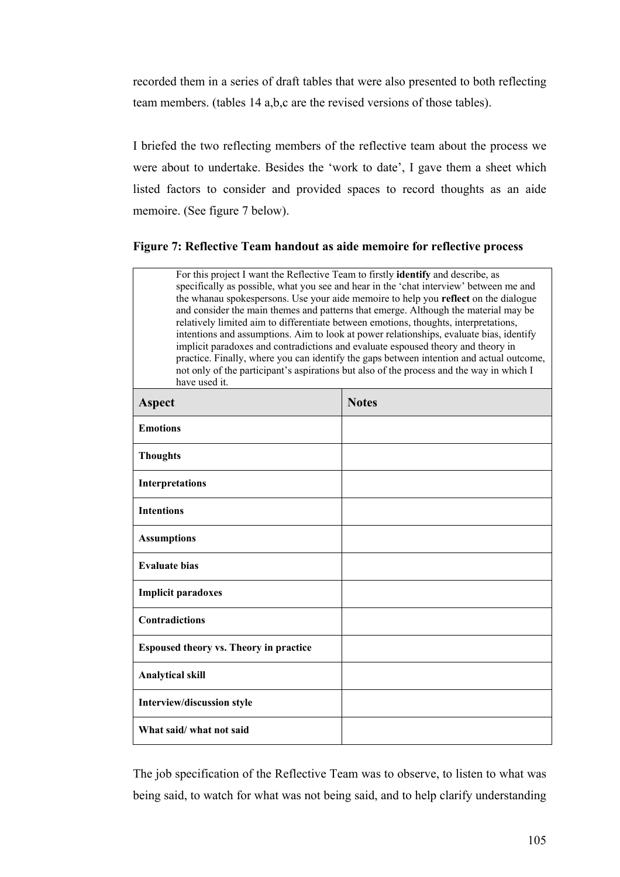recorded them in a series of draft tables that were also presented to both reflecting team members. (tables 14 a,b,c are the revised versions of those tables).

I briefed the two reflecting members of the reflective team about the process we were about to undertake. Besides the 'work to date', I gave them a sheet which listed factors to consider and provided spaces to record thoughts as an aide memoire. (See figure 7 below).

**Figure 7: Reflective Team handout as aide memoire for reflective process**

For this project I want the Reflective Team to firstly **identify** and describe, as specifically as possible, what you see and hear in the 'chat interview' between me and the whanau spokespersons. Use your aide memoire to help you **reflect** on the dialogue and consider the main themes and patterns that emerge. Although the material may be relatively limited aim to differentiate between emotions, thoughts, interpretations, intentions and assumptions. Aim to look at power relationships, evaluate bias, identify implicit paradoxes and contradictions and evaluate espoused theory and theory in practice. Finally, where you can identify the gaps between intention and actual outcome, not only of the participant's aspirations but also of the process and the way in which I have used it.

| Aspect | Notes |
|---|---|
| **Emotions** | |
| **Thoughts** | |
| **Interpretations** | |
| **Intentions** | |
| **Assumptions** | |
| **Evaluate bias** | |
| **Implicit paradoxes** | |
| **Contradictions** | |
| **Espoused theory vs. Theory in practice** | |
| **Analytical skill** | |
| **Interview/discussion style** | |
| **What said/ what not said** | |

The job specification of the Reflective Team was to observe, to listen to what was being said, to watch for what was not being said, and to help clarify understanding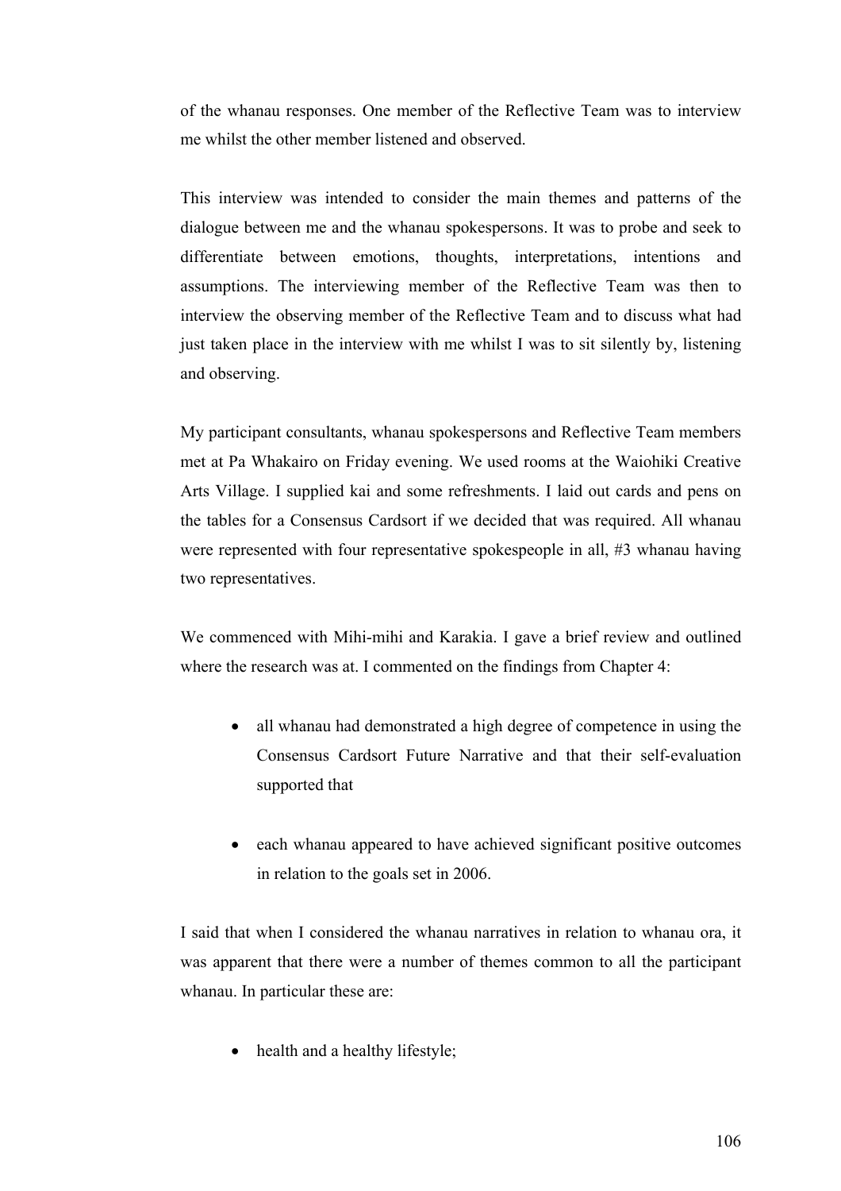of the whanau responses. One member of the Reflective Team was to interview me whilst the other member listened and observed.

This interview was intended to consider the main themes and patterns of the dialogue between me and the whanau spokespersons. It was to probe and seek to differentiate between emotions, thoughts, interpretations, intentions and assumptions. The interviewing member of the Reflective Team was then to interview the observing member of the Reflective Team and to discuss what had just taken place in the interview with me whilst I was to sit silently by, listening and observing.

My participant consultants, whanau spokespersons and Reflective Team members met at Pa Whakairo on Friday evening. We used rooms at the Waiohiki Creative Arts Village. I supplied kai and some refreshments. I laid out cards and pens on the tables for a Consensus Cardsort if we decided that was required. All whanau were represented with four representative spokespeople in all, #3 whanau having two representatives.

We commenced with Mihi-mihi and Karakia. I gave a brief review and outlined where the research was at. I commented on the findings from Chapter 4:

- all whanau had demonstrated a high degree of competence in using the Consensus Cardsort Future Narrative and that their self-evaluation supported that

- each whanau appeared to have achieved significant positive outcomes in relation to the goals set in 2006.

I said that when I considered the whanau narratives in relation to whanau ora, it was apparent that there were a number of themes common to all the participant whanau. In particular these are:

- health and a healthy lifestyle;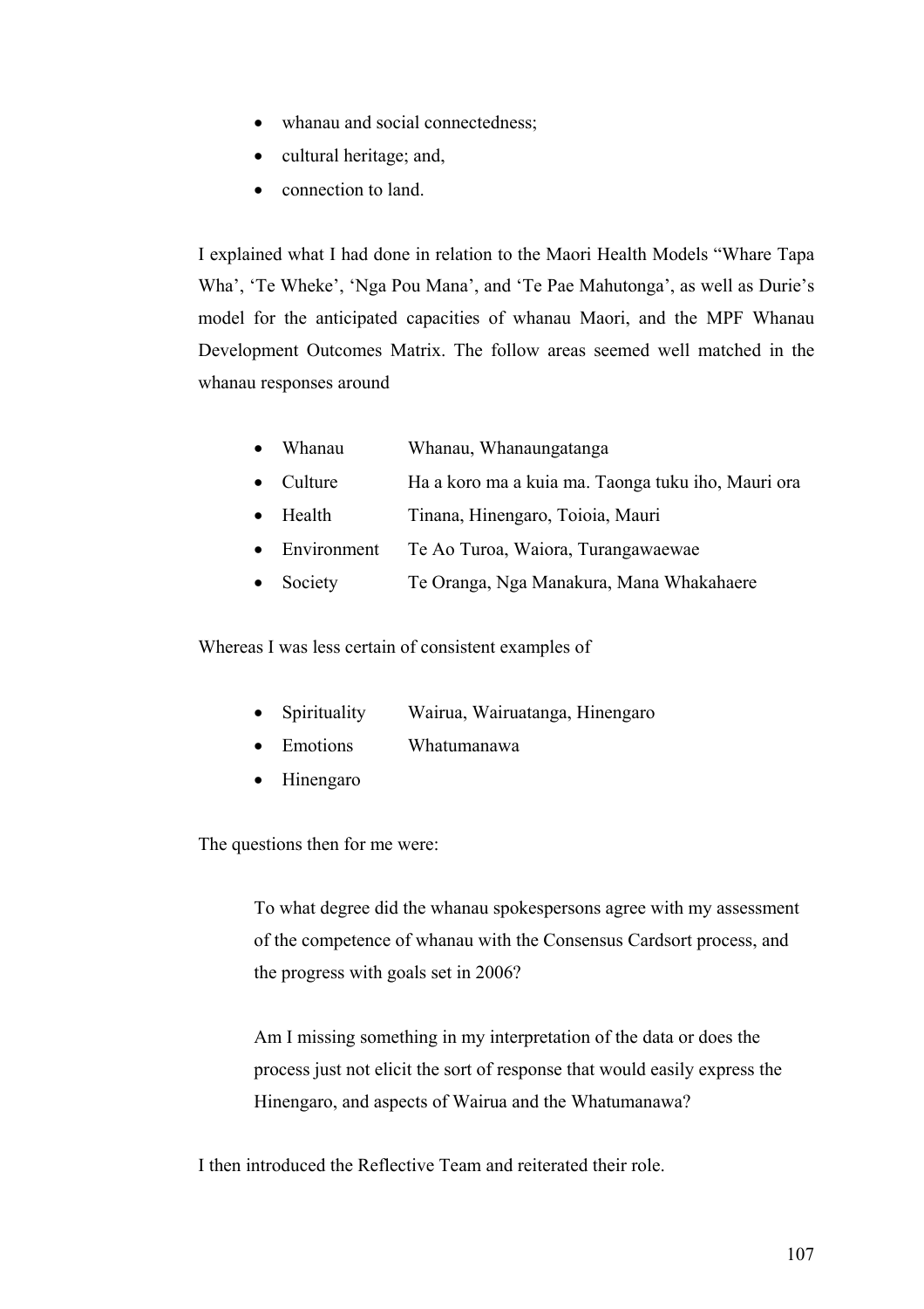- whanau and social connectedness;
- cultural heritage; and,
- connection to land.

I explained what I had done in relation to the Maori Health Models "Whare Tapa Wha', 'Te Wheke', 'Nga Pou Mana', and 'Te Pae Mahutonga', as well as Durie's model for the anticipated capacities of whanau Maori, and the MPF Whanau Development Outcomes Matrix. The follow areas seemed well matched in the whanau responses around

- Whanau Whanau, Whanaungatanga
- Culture Ha a koro ma a kuia ma. Taonga tuku iho, Mauri ora
- Health Tinana, Hinengaro, Toioia, Mauri
- Environment Te Ao Turoa, Waiora, Turangawaewae
- Society Te Oranga, Nga Manakura, Mana Whakahaere

Whereas I was less certain of consistent examples of

- Spirituality Wairua, Wairuatanga, Hinengaro
- Emotions Whatumanawa
- Hinengaro

The questions then for me were:

> To what degree did the whanau spokespersons agree with my assessment of the competence of whanau with the Consensus Cardsort process, and the progress with goals set in 2006?
>
> Am I missing something in my interpretation of the data or does the process just not elicit the sort of response that would easily express the Hinengaro, and aspects of Wairua and the Whatumanawa?

I then introduced the Reflective Team and reiterated their role.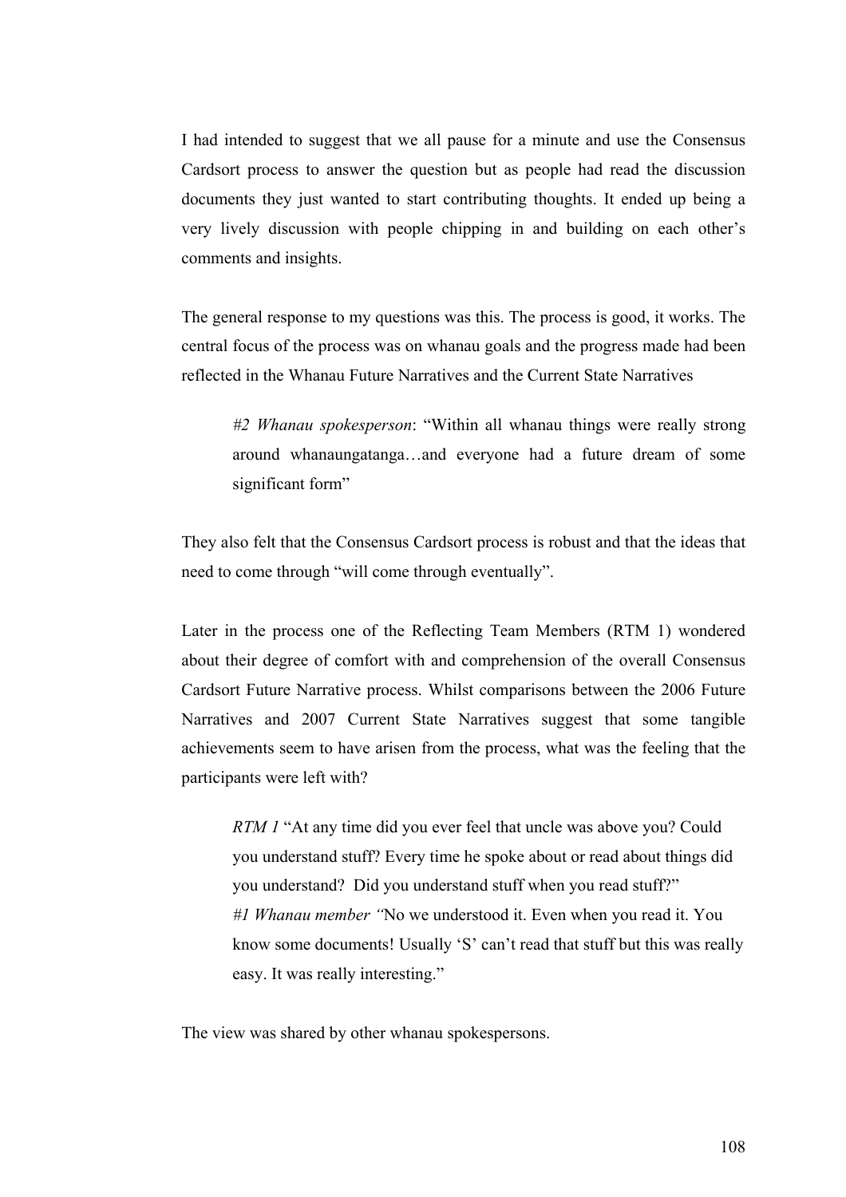I had intended to suggest that we all pause for a minute and use the Consensus Cardsort process to answer the question but as people had read the discussion documents they just wanted to start contributing thoughts. It ended up being a very lively discussion with people chipping in and building on each other's comments and insights.

The general response to my questions was this. The process is good, it works. The central focus of the process was on whanau goals and the progress made had been reflected in the Whanau Future Narratives and the Current State Narratives

> *#2 Whanau spokesperson*: "Within all whanau things were really strong around whanaungatanga…and everyone had a future dream of some significant form"

They also felt that the Consensus Cardsort process is robust and that the ideas that need to come through "will come through eventually".

Later in the process one of the Reflecting Team Members (RTM 1) wondered about their degree of comfort with and comprehension of the overall Consensus Cardsort Future Narrative process. Whilst comparisons between the 2006 Future Narratives and 2007 Current State Narratives suggest that some tangible achievements seem to have arisen from the process, what was the feeling that the participants were left with?

> *RTM 1* "At any time did you ever feel that uncle was above you? Could you understand stuff? Every time he spoke about or read about things did you understand? Did you understand stuff when you read stuff?"
> *#1 Whanau member "*No we understood it. Even when you read it. You know some documents! Usually 'S' can't read that stuff but this was really easy. It was really interesting."

The view was shared by other whanau spokespersons.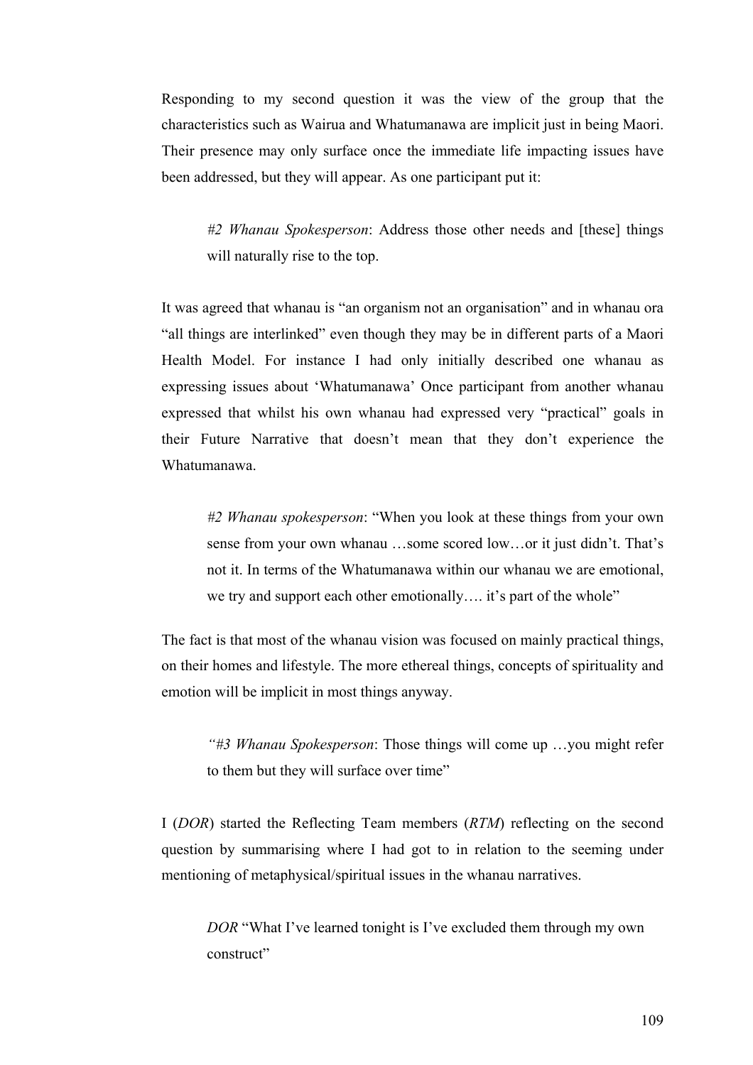Responding to my second question it was the view of the group that the characteristics such as Wairua and Whatumanawa are implicit just in being Maori. Their presence may only surface once the immediate life impacting issues have been addressed, but they will appear. As one participant put it:

> *#2 Whanau Spokesperson*: Address those other needs and [these] things will naturally rise to the top.

It was agreed that whanau is "an organism not an organisation" and in whanau ora "all things are interlinked" even though they may be in different parts of a Maori Health Model. For instance I had only initially described one whanau as expressing issues about 'Whatumanawa' Once participant from another whanau expressed that whilst his own whanau had expressed very "practical" goals in their Future Narrative that doesn't mean that they don't experience the Whatumanawa.

> *#2 Whanau spokesperson*: "When you look at these things from your own sense from your own whanau …some scored low…or it just didn't. That's not it. In terms of the Whatumanawa within our whanau we are emotional, we try and support each other emotionally…. it's part of the whole"

The fact is that most of the whanau vision was focused on mainly practical things, on their homes and lifestyle. The more ethereal things, concepts of spirituality and emotion will be implicit in most things anyway.

> *"#3 Whanau Spokesperson*: Those things will come up …you might refer to them but they will surface over time"

I (*DOR*) started the Reflecting Team members (*RTM*) reflecting on the second question by summarising where I had got to in relation to the seeming under mentioning of metaphysical/spiritual issues in the whanau narratives.

> *DOR* "What I've learned tonight is I've excluded them through my own construct"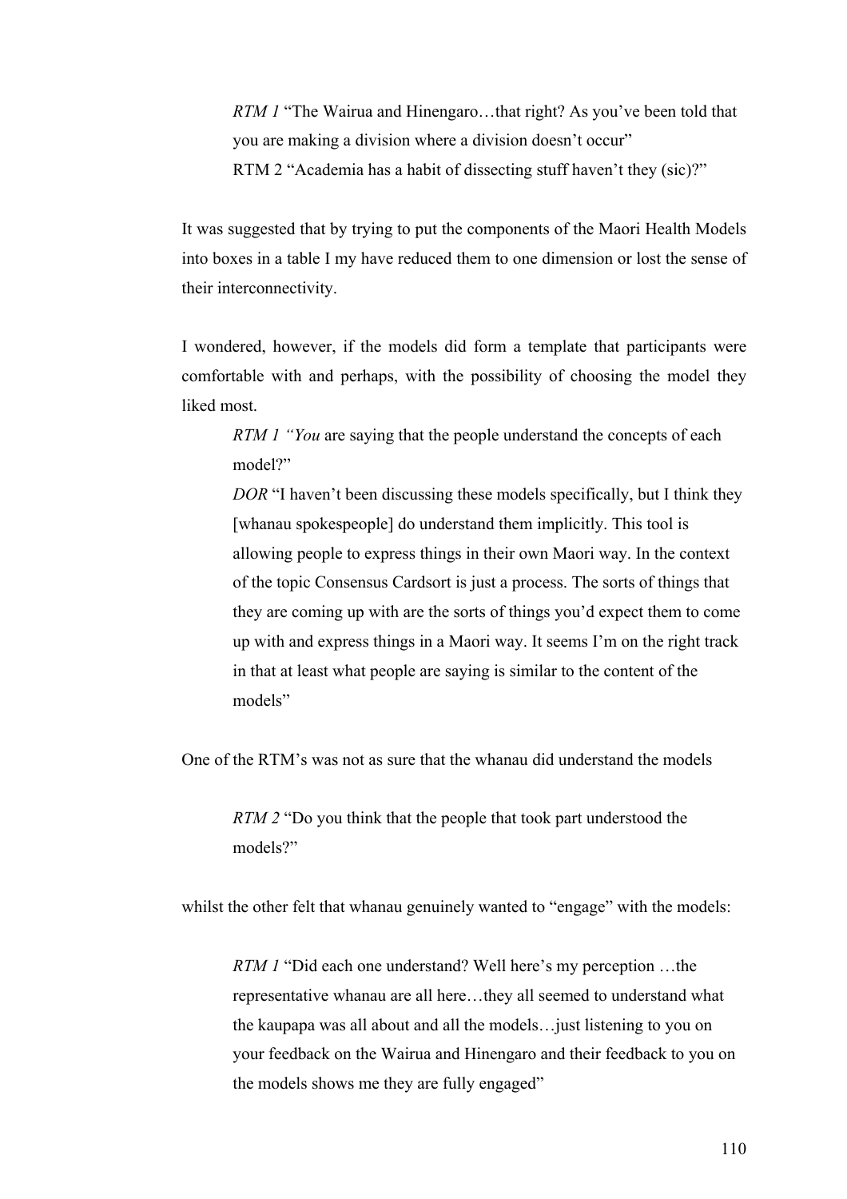> *RTM 1* "The Wairua and Hinengaro…that right? As you've been told that you are making a division where a division doesn't occur"
>
> RTM 2 "Academia has a habit of dissecting stuff haven't they (sic)?"

It was suggested that by trying to put the components of the Maori Health Models into boxes in a table I my have reduced them to one dimension or lost the sense of their interconnectivity.

I wondered, however, if the models did form a template that participants were comfortable with and perhaps, with the possibility of choosing the model they liked most.

> *RTM 1 "You* are saying that the people understand the concepts of each model?"
>
> *DOR* "I haven't been discussing these models specifically, but I think they [whanau spokespeople] do understand them implicitly. This tool is allowing people to express things in their own Maori way. In the context of the topic Consensus Cardsort is just a process. The sorts of things that they are coming up with are the sorts of things you'd expect them to come up with and express things in a Maori way. It seems I'm on the right track in that at least what people are saying is similar to the content of the models"

One of the RTM's was not as sure that the whanau did understand the models

> *RTM 2* "Do you think that the people that took part understood the models?"

whilst the other felt that whanau genuinely wanted to "engage" with the models:

> *RTM 1* "Did each one understand? Well here's my perception …the representative whanau are all here…they all seemed to understand what the kaupapa was all about and all the models…just listening to you on your feedback on the Wairua and Hinengaro and their feedback to you on the models shows me they are fully engaged"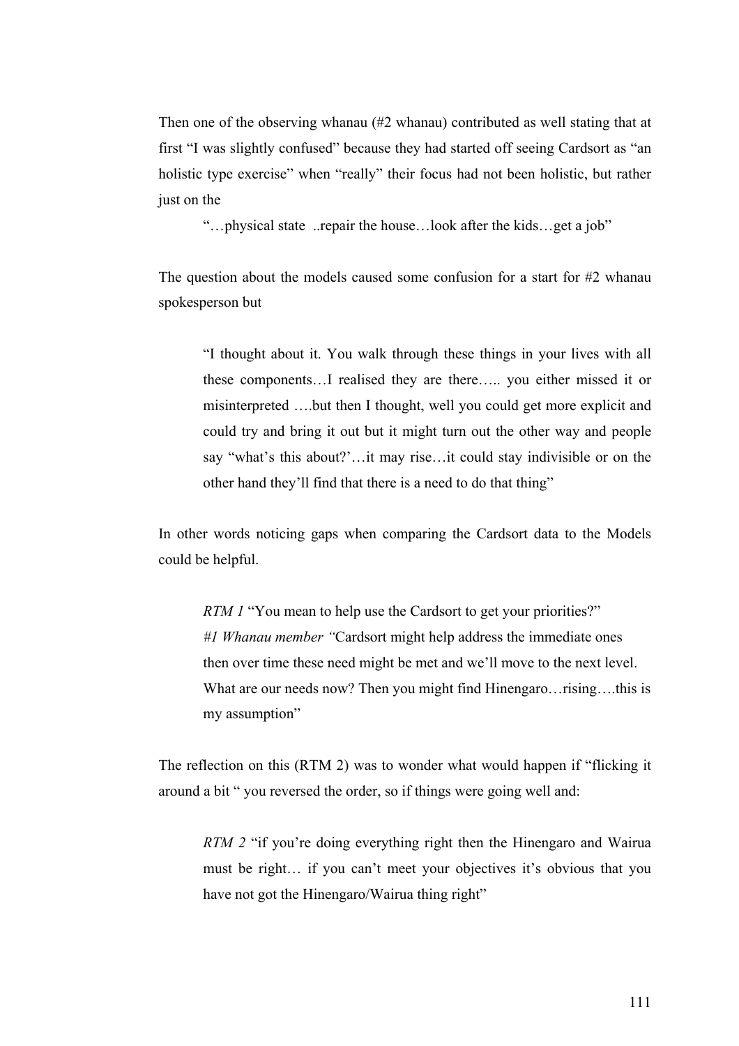Then one of the observing whanau (#2 whanau) contributed as well stating that at first "I was slightly confused" because they had started off seeing Cardsort as "an holistic type exercise" when "really" their focus had not been holistic, but rather just on the

> "…physical state ..repair the house…look after the kids…get a job"

The question about the models caused some confusion for a start for #2 whanau spokesperson but

> "I thought about it. You walk through these things in your lives with all these components…I realised they are there….. you either missed it or misinterpreted ….but then I thought, well you could get more explicit and could try and bring it out but it might turn out the other way and people say "what's this about?'…it may rise…it could stay indivisible or on the other hand they'll find that there is a need to do that thing"

In other words noticing gaps when comparing the Cardsort data to the Models could be helpful.

> *RTM 1* "You mean to help use the Cardsort to get your priorities?"
> *#1 Whanau member "*Cardsort might help address the immediate ones then over time these need might be met and we'll move to the next level. What are our needs now? Then you might find Hinengaro…rising….this is my assumption"

The reflection on this (RTM 2) was to wonder what would happen if "flicking it around a bit " you reversed the order, so if things were going well and:

> *RTM 2* "if you're doing everything right then the Hinengaro and Wairua must be right… if you can't meet your objectives it's obvious that you have not got the Hinengaro/Wairua thing right"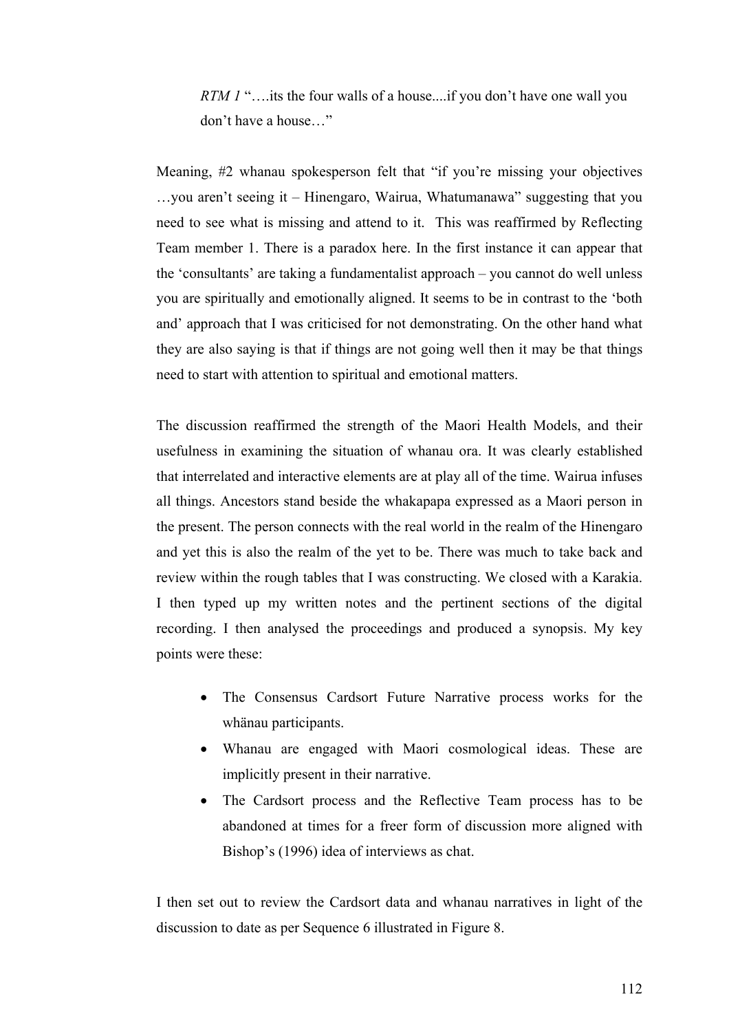*RTM 1* "….its the four walls of a house....if you don't have one wall you don't have a house…"

Meaning, #2 whanau spokesperson felt that "if you're missing your objectives …you aren't seeing it – Hinengaro, Wairua, Whatumanawa" suggesting that you need to see what is missing and attend to it. This was reaffirmed by Reflecting Team member 1. There is a paradox here. In the first instance it can appear that the 'consultants' are taking a fundamentalist approach – you cannot do well unless you are spiritually and emotionally aligned. It seems to be in contrast to the 'both and' approach that I was criticised for not demonstrating. On the other hand what they are also saying is that if things are not going well then it may be that things need to start with attention to spiritual and emotional matters.

The discussion reaffirmed the strength of the Maori Health Models, and their usefulness in examining the situation of whanau ora. It was clearly established that interrelated and interactive elements are at play all of the time. Wairua infuses all things. Ancestors stand beside the whakapapa expressed as a Maori person in the present. The person connects with the real world in the realm of the Hinengaro and yet this is also the realm of the yet to be. There was much to take back and review within the rough tables that I was constructing. We closed with a Karakia. I then typed up my written notes and the pertinent sections of the digital recording. I then analysed the proceedings and produced a synopsis. My key points were these:

- The Consensus Cardsort Future Narrative process works for the whänau participants.
- Whanau are engaged with Maori cosmological ideas. These are implicitly present in their narrative.
- The Cardsort process and the Reflective Team process has to be abandoned at times for a freer form of discussion more aligned with Bishop's (1996) idea of interviews as chat.

I then set out to review the Cardsort data and whanau narratives in light of the discussion to date as per Sequence 6 illustrated in Figure 8.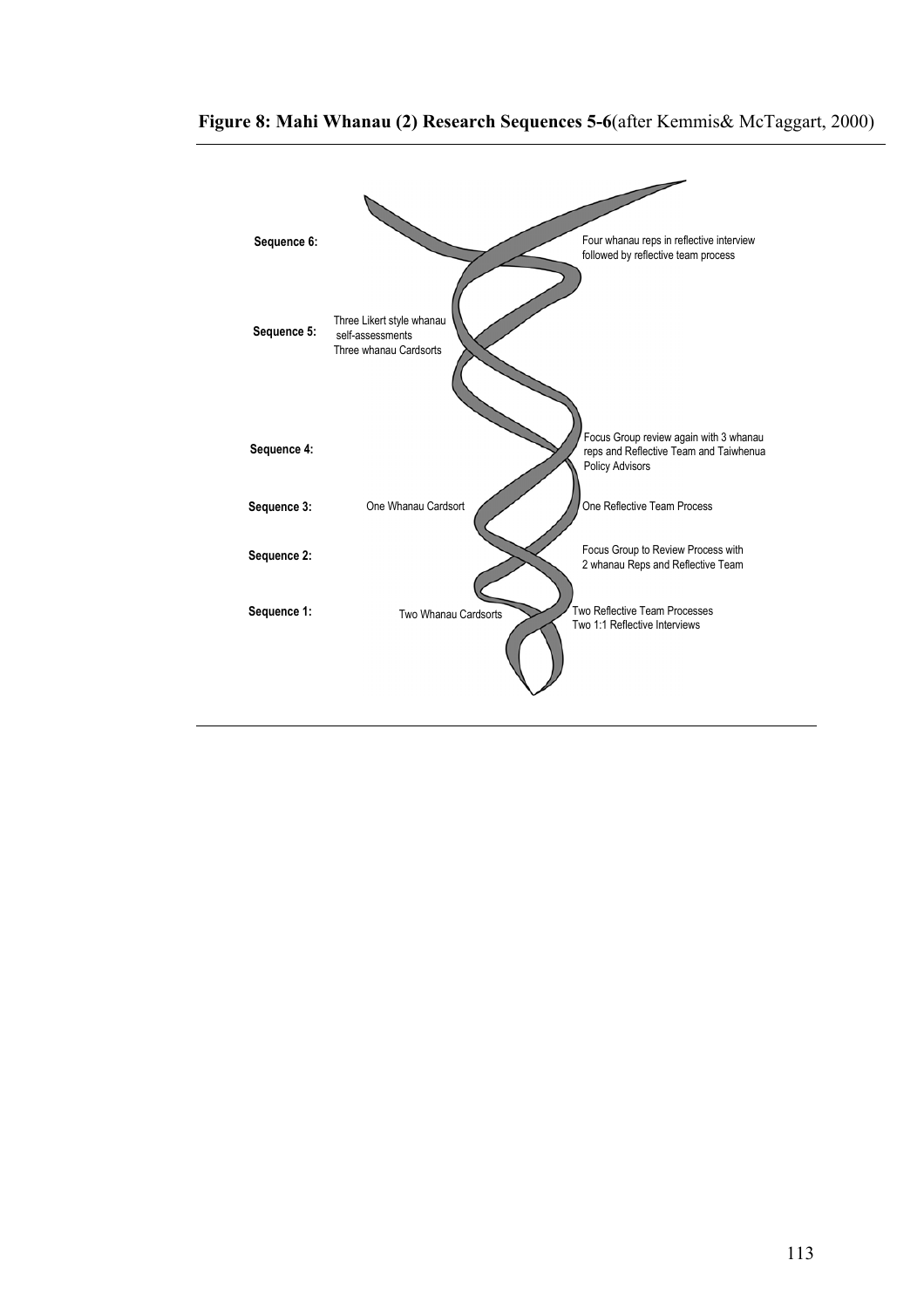**Figure 8: Mahi Whanau (2) Research Sequences 5-6**(after Kemmis& McTaggart, 2000)

| | | |
|---|---|---|
| **Sequence 6:** | | Four whanau reps in reflective interview followed by reflective team process |
| **Sequence 5:** | Three Likert style whanau self-assessments Three whanau Cardsorts | |
| **Sequence 4:** | | Focus Group review again with 3 whanau reps and Reflective Team and Taiwhenua Policy Advisors |
| **Sequence 3:** | One Whanau Cardsort | One Reflective Team Process |
| **Sequence 2:** | | Focus Group to Review Process with 2 whanau Reps and Reflective Team |
| **Sequence 1:** | Two Whanau Cardsorts | Two Reflective Team Processes Two 1:1 Reflective Interviews |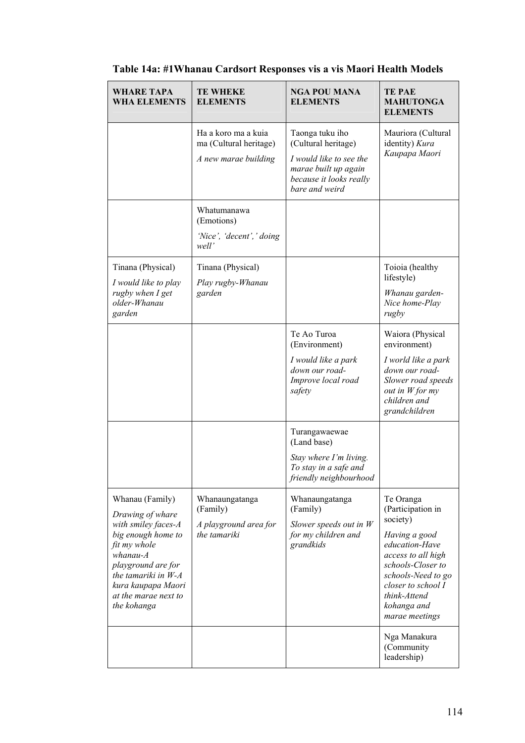**Table 14a: #1Whanau Cardsort Responses vis a vis Maori Health Models**

| WHARE TAPA WHA ELEMENTS | TE WHEKE ELEMENTS | NGA POU MANA ELEMENTS | TE PAE MAHUTONGA ELEMENTS |
|---|---|---|---|
| | Ha a koro ma a kuia ma (Cultural heritage) *A new marae building* | Taonga tuku iho (Cultural heritage) *I would like to see the marae built up again because it looks really bare and weird* | Mauriora (Cultural identity) *Kura Kaupapa Maori* |
| | Whatumanawa (Emotions) *'Nice', 'decent',' doing well'* | | |
| Tinana (Physical) *I would like to play rugby when I get older-Whanau garden* | Tinana (Physical) *Play rugby-Whanau garden* | | Toioia (healthy lifestyle) *Whanau garden-Nice home-Play rugby* |
| | | Te Ao Turoa (Environment) *I would like a park down our road-Improve local road safety* | Waiora (Physical environment) *I world like a park down our road-Slower road speeds out in W for my children and grandchildren* |
| | | Turangawaewae (Land base) *Stay where I'm living. To stay in a safe and friendly neighbourhood* | |
| Whanau (Family) *Drawing of whare with smiley faces-A big enough home to fit my whole whanau-A playground are for the tamariki in W-A kura kaupapa Maori at the marae next to the kohanga* | Whanaungatanga (Family) *A playground area for the tamariki* | Whanaungatanga (Family) *Slower speeds out in W for my children and grandkids* | Te Oranga (Participation in society) *Having a good education-Have access to all high schools-Closer to schools-Need to go closer to school I think-Attend kohanga and marae meetings* |
| | | | Nga Manakura (Community leadership) |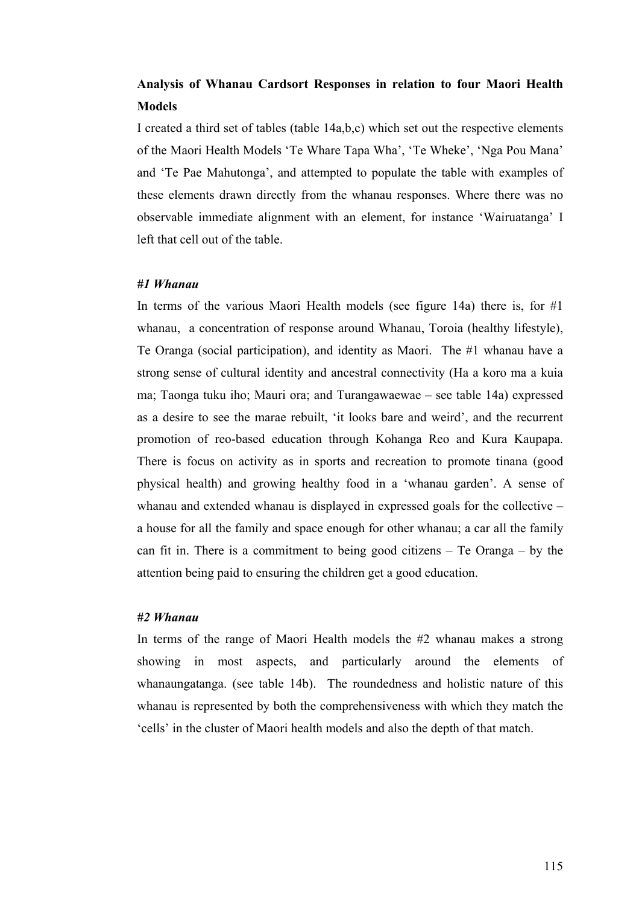**Analysis of Whanau Cardsort Responses in relation to four Maori Health Models**

I created a third set of tables (table 14a,b,c) which set out the respective elements of the Maori Health Models 'Te Whare Tapa Wha', 'Te Wheke', 'Nga Pou Mana' and 'Te Pae Mahutonga', and attempted to populate the table with examples of these elements drawn directly from the whanau responses. Where there was no observable immediate alignment with an element, for instance 'Wairuatanga' I left that cell out of the table.

***#1 Whanau***

In terms of the various Maori Health models (see figure 14a) there is, for #1 whanau, a concentration of response around Whanau, Toroia (healthy lifestyle), Te Oranga (social participation), and identity as Maori. The #1 whanau have a strong sense of cultural identity and ancestral connectivity (Ha a koro ma a kuia ma; Taonga tuku iho; Mauri ora; and Turangawaewae – see table 14a) expressed as a desire to see the marae rebuilt, 'it looks bare and weird', and the recurrent promotion of reo-based education through Kohanga Reo and Kura Kaupapa. There is focus on activity as in sports and recreation to promote tinana (good physical health) and growing healthy food in a 'whanau garden'. A sense of whanau and extended whanau is displayed in expressed goals for the collective – a house for all the family and space enough for other whanau; a car all the family can fit in. There is a commitment to being good citizens – Te Oranga – by the attention being paid to ensuring the children get a good education.

***#2 Whanau***

In terms of the range of Maori Health models the #2 whanau makes a strong showing in most aspects, and particularly around the elements of whanaungatanga. (see table 14b). The roundedness and holistic nature of this whanau is represented by both the comprehensiveness with which they match the 'cells' in the cluster of Maori health models and also the depth of that match.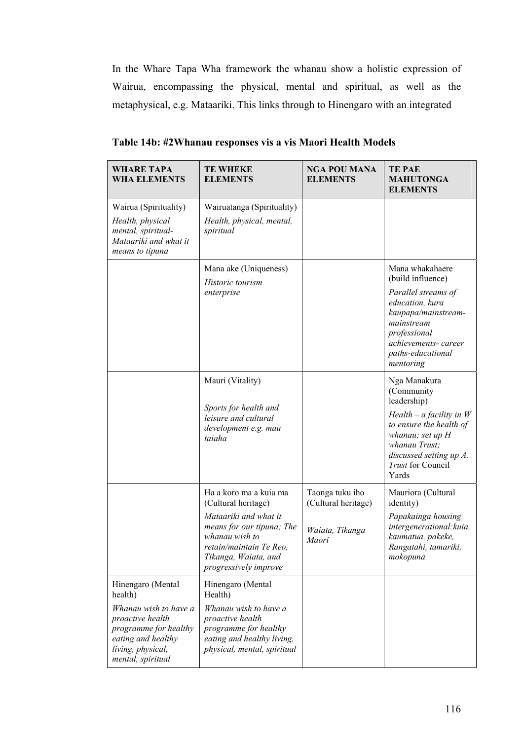In the Whare Tapa Wha framework the whanau show a holistic expression of Wairua, encompassing the physical, mental and spiritual, as well as the metaphysical, e.g. Mataariki. This links through to Hinengaro with an integrated

**Table 14b: #2Whanau responses vis a vis Maori Health Models**

| **WHARE TAPA WHA ELEMENTS** | **TE WHEKE ELEMENTS** | **NGA POU MANA ELEMENTS** | **TE PAE MAHUTONGA ELEMENTS** |
|---|---|---|---|
| Wairua (Spirituality) *Health, physical mental, spiritual- Mataariki and what it means to tipuna* | Wairuatanga (Spirituality) *Health, physical, mental, spiritual* | | |
| | Mana ake (Uniqueness) *Historic tourism enterprise* | | Mana whakahaere (build influence) *Parallel streams of education, kura kaupapa/mainstream- mainstream professional achievements- career paths-educational mentoring* |
| | Mauri (Vitality) *Sports for health and leisure and cultural development e.g. mau taiaha* | | Nga Manakura (Community leadership) *Health – a facility in W to ensure the health of whanau; set up H whanau Trust; discussed setting up A. Trust* for Council Yards |
| | Ha a koro ma a kuia ma (Cultural heritage) *Mataariki and what it means for our tipuna; The whanau wish to retain/maintain Te Reo, Tikanga, Waiata, and progressively improve* | Taonga tuku iho (Cultural heritage) *Waiata, Tikanga Maori* | Mauriora (Cultural identity) *Papakainga housing intergenerational:kuia, kaumatua, pakeke, Rangatahi, tamariki, mokopuna* |
| Hinengaro (Mental health) *Whanau wish to have a proactive health programme for healthy eating and healthy living, physical, mental, spiritual* | Hinengaro (Mental Health) *Whanau wish to have a proactive health programme for healthy eating and healthy living, physical, mental, spiritual* | | |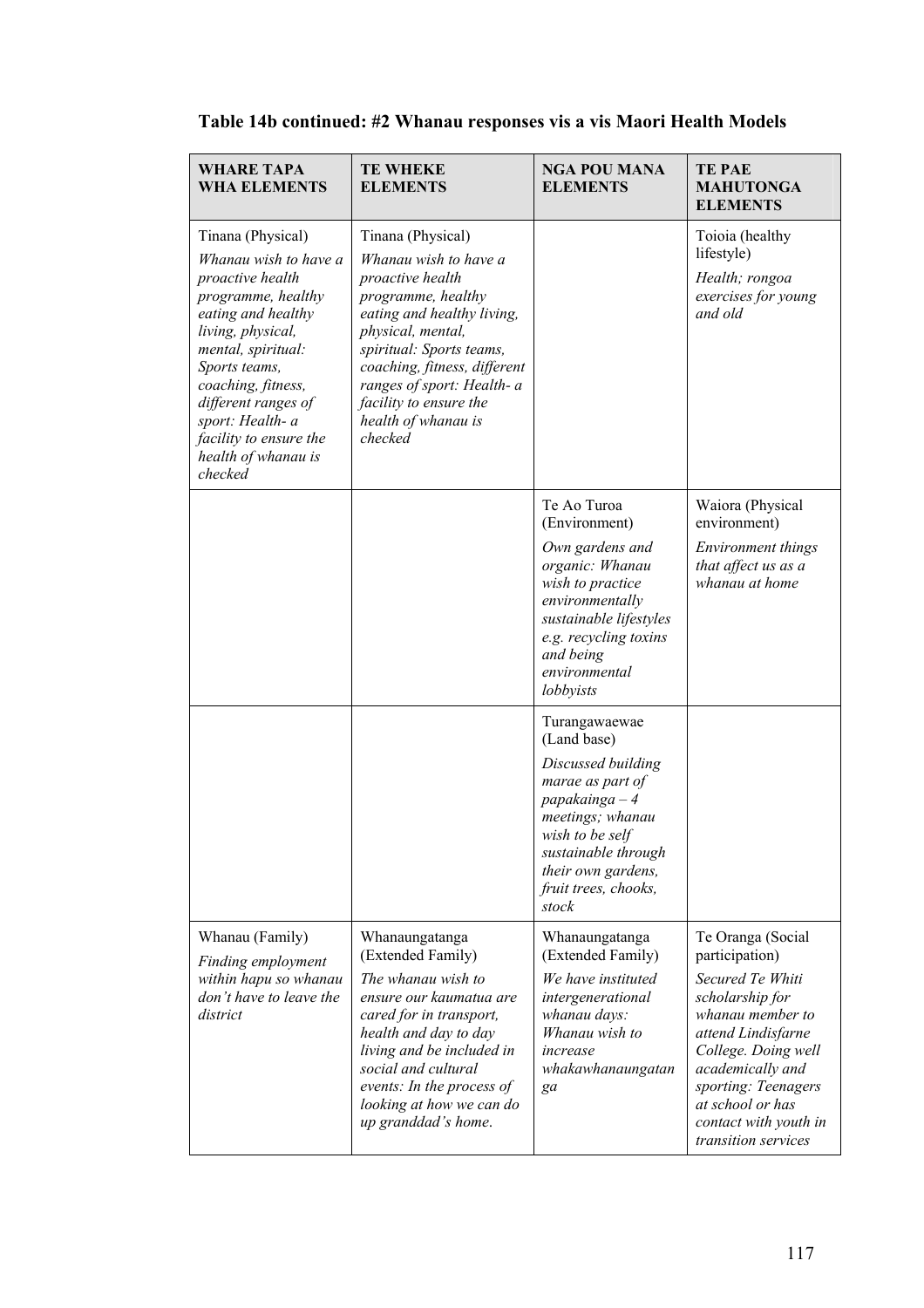**Table 14b continued: #2 Whanau responses vis a vis Maori Health Models**

| WHARE TAPA WHA ELEMENTS | TE WHEKE ELEMENTS | NGA POU MANA ELEMENTS | TE PAE MAHUTONGA ELEMENTS |
|---|---|---|---|
| Tinana (Physical) *Whanau wish to have a proactive health programme, healthy eating and healthy living, physical, mental, spiritual: Sports teams, coaching, fitness, different ranges of sport: Health- a facility to ensure the health of whanau is checked* | Tinana (Physical) *Whanau wish to have a proactive health programme, healthy eating and healthy living, physical, mental, spiritual: Sports teams, coaching, fitness, different ranges of sport: Health- a facility to ensure the health of whanau is checked* | | Toioia (healthy lifestyle) *Health; rongoa exercises for young and old* |
| | | Te Ao Turoa (Environment) *Own gardens and organic: Whanau wish to practice environmentally sustainable lifestyles e.g. recycling toxins and being environmental lobbyists* | Waiora (Physical environment) *Environment things that affect us as a whanau at home* |
| | | Turangawaewae (Land base) *Discussed building marae as part of papakainga – 4 meetings; whanau wish to be self sustainable through their own gardens, fruit trees, chooks, stock* | |
| Whanau (Family) *Finding employment within hapu so whanau don't have to leave the district* | Whanaungatanga (Extended Family) *The whanau wish to ensure our kaumatua are cared for in transport, health and day to day living and be included in social and cultural events: In the process of looking at how we can do up granddad's home.* | Whanaungatanga (Extended Family) *We have instituted intergenerational whanau days: Whanau wish to increase whakawhanaungatanga* | Te Oranga (Social participation) *Secured Te Whiti scholarship for whanau member to attend Lindisfarne College. Doing well academically and sporting: Teenagers at school or has contact with youth in transition services* |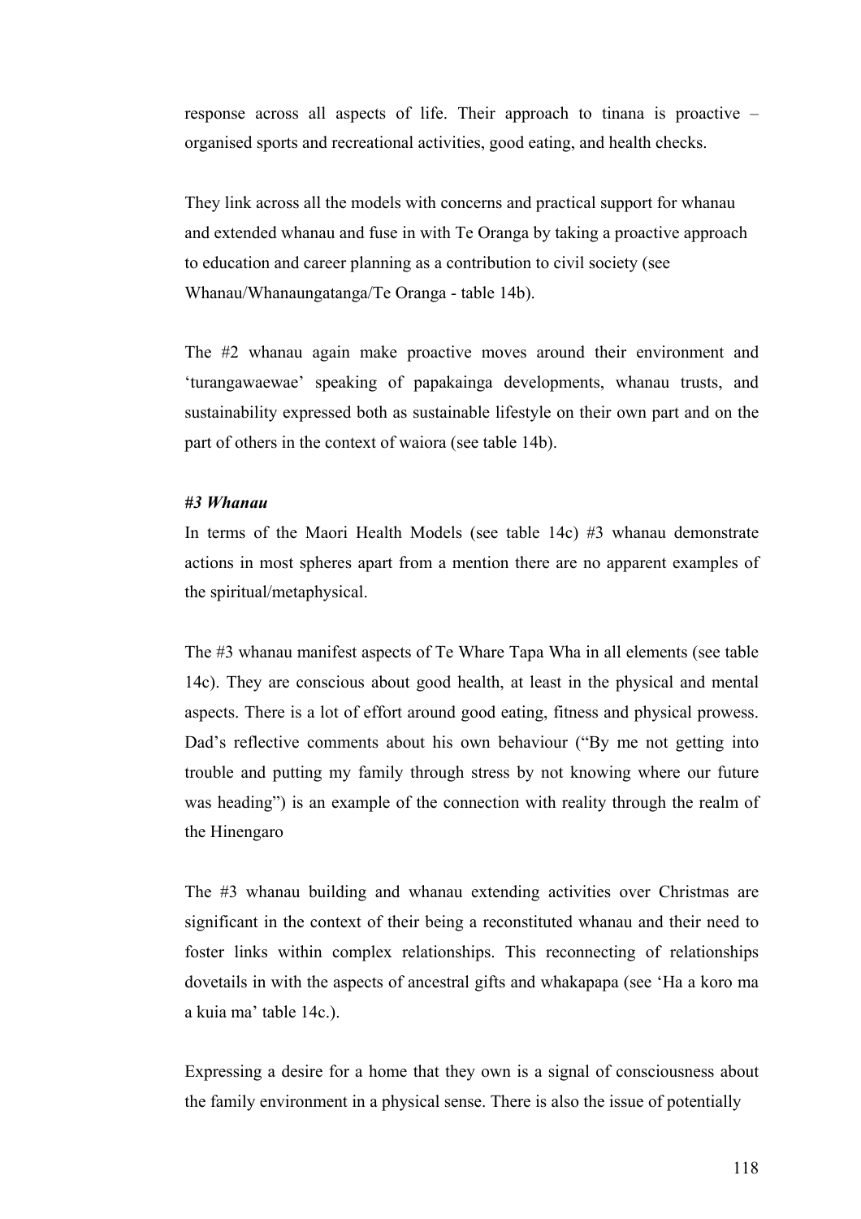response across all aspects of life. Their approach to tinana is proactive – organised sports and recreational activities, good eating, and health checks.

They link across all the models with concerns and practical support for whanau and extended whanau and fuse in with Te Oranga by taking a proactive approach to education and career planning as a contribution to civil society (see Whanau/Whanaungatanga/Te Oranga - table 14b).

The #2 whanau again make proactive moves around their environment and 'turangawaewae' speaking of papakainga developments, whanau trusts, and sustainability expressed both as sustainable lifestyle on their own part and on the part of others in the context of waiora (see table 14b).

***#3 Whanau***

In terms of the Maori Health Models (see table 14c) #3 whanau demonstrate actions in most spheres apart from a mention there are no apparent examples of the spiritual/metaphysical.

The #3 whanau manifest aspects of Te Whare Tapa Wha in all elements (see table 14c). They are conscious about good health, at least in the physical and mental aspects. There is a lot of effort around good eating, fitness and physical prowess. Dad's reflective comments about his own behaviour ("By me not getting into trouble and putting my family through stress by not knowing where our future was heading") is an example of the connection with reality through the realm of the Hinengaro

The #3 whanau building and whanau extending activities over Christmas are significant in the context of their being a reconstituted whanau and their need to foster links within complex relationships. This reconnecting of relationships dovetails in with the aspects of ancestral gifts and whakapapa (see 'Ha a koro ma a kuia ma' table 14c.).

Expressing a desire for a home that they own is a signal of consciousness about the family environment in a physical sense. There is also the issue of potentially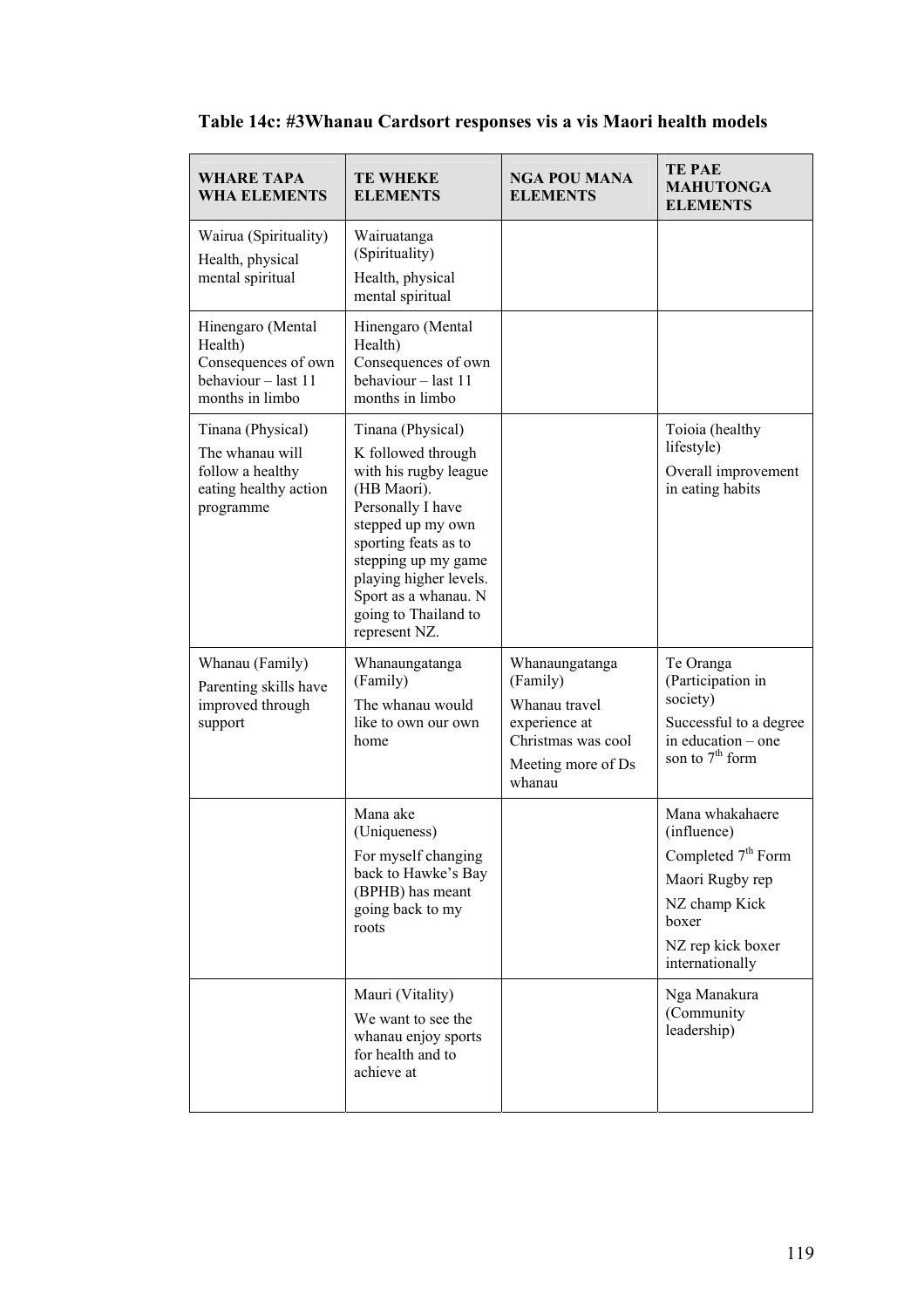**Table 14c: #3Whanau Cardsort responses vis a vis Maori health models**

| WHARE TAPA WHA ELEMENTS | TE WHEKE ELEMENTS | NGA POU MANA ELEMENTS | TE PAE MAHUTONGA ELEMENTS |
|---|---|---|---|
| Wairua (Spirituality)<br>Health, physical mental spiritual | Wairuatanga (Spirituality)<br>Health, physical mental spiritual | | |
| Hinengaro (Mental Health)<br>Consequences of own behaviour – last 11 months in limbo | Hinengaro (Mental Health)<br>Consequences of own behaviour – last 11 months in limbo | | |
| Tinana (Physical)<br>The whanau will follow a healthy eating healthy action programme | Tinana (Physical)<br>K followed through with his rugby league (HB Maori). Personally I have stepped up my own sporting feats as to stepping up my game playing higher levels. Sport as a whanau. N going to Thailand to represent NZ. | | Toioia (healthy lifestyle)<br>Overall improvement in eating habits |
| Whanau (Family)<br>Parenting skills have improved through support | Whanaungatanga (Family)<br>The whanau would like to own our own home | Whanaungatanga (Family)<br>Whanau travel experience at Christmas was cool<br>Meeting more of Ds whanau | Te Oranga (Participation in society)<br>Successful to a degree in education – one son to 7th form |
| | Mana ake (Uniqueness)<br>For myself changing back to Hawke's Bay (BPHB) has meant going back to my roots | | Mana whakahaere (influence)<br>Completed 7th Form<br>Maori Rugby rep<br>NZ champ Kick boxer<br>NZ rep kick boxer internationally |
| | Mauri (Vitality)<br>We want to see the whanau enjoy sports for health and to achieve at | | Nga Manakura (Community leadership) |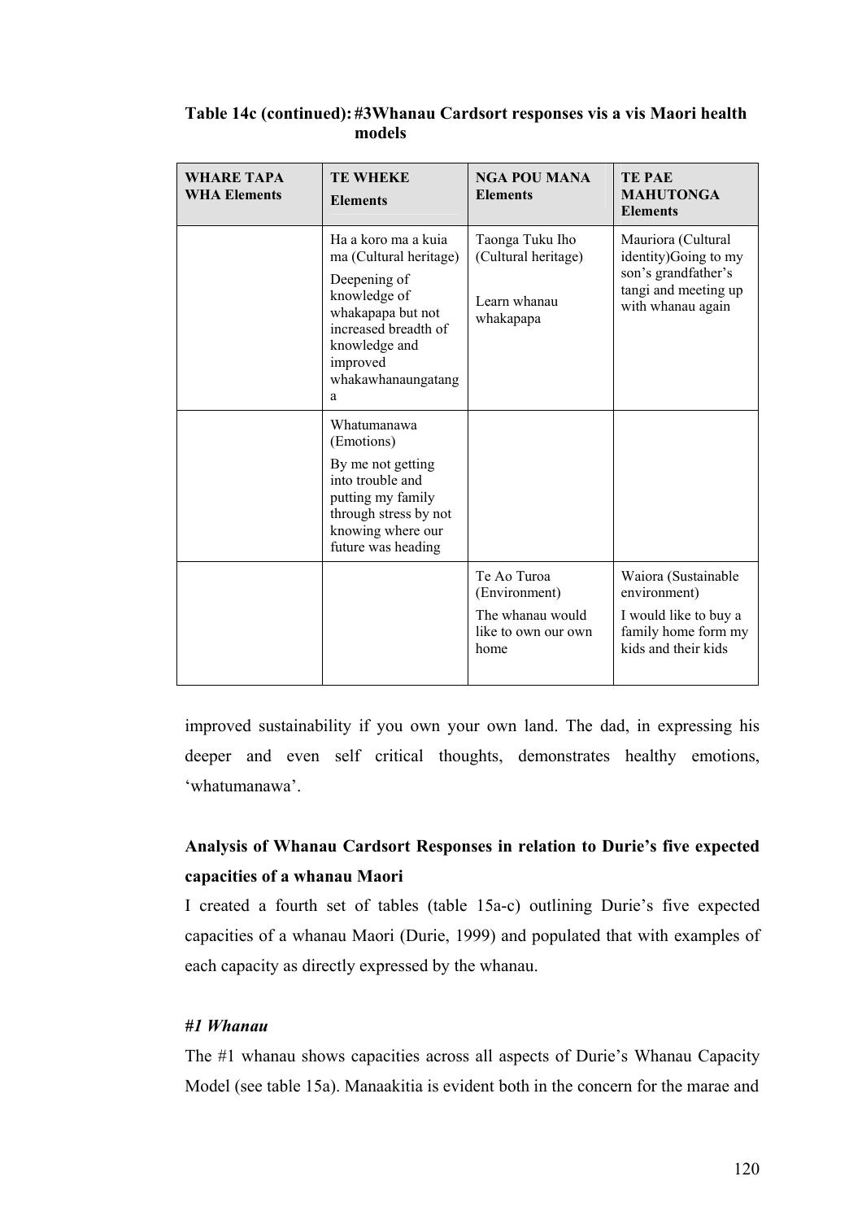**Table 14c (continued): #3Whanau Cardsort responses vis a vis Maori health models**

| WHARE TAPA WHA Elements | TE WHEKE Elements | NGA POU MANA Elements | TE PAE MAHUTONGA Elements |
|---|---|---|---|
| | Ha a koro ma a kuia ma (Cultural heritage) Deepening of knowledge of whakapapa but not increased breadth of knowledge and improved whakawhanaungatanga | Taonga Tuku Iho (Cultural heritage) Learn whanau whakapapa | Mauriora (Cultural identity)Going to my son's grandfather's tangi and meeting up with whanau again |
| | Whatumanawa (Emotions) By me not getting into trouble and putting my family through stress by not knowing where our future was heading | | |
| | | Te Ao Turoa (Environment) The whanau would like to own our own home | Waiora (Sustainable environment) I would like to buy a family home form my kids and their kids |

improved sustainability if you own your own land. The dad, in expressing his deeper and even self critical thoughts, demonstrates healthy emotions, 'whatumanawa'.

**Analysis of Whanau Cardsort Responses in relation to Durie's five expected capacities of a whanau Maori**

I created a fourth set of tables (table 15a-c) outlining Durie's five expected capacities of a whanau Maori (Durie, 1999) and populated that with examples of each capacity as directly expressed by the whanau.

***#1 Whanau***

The #1 whanau shows capacities across all aspects of Durie's Whanau Capacity Model (see table 15a). Manaakitia is evident both in the concern for the marae and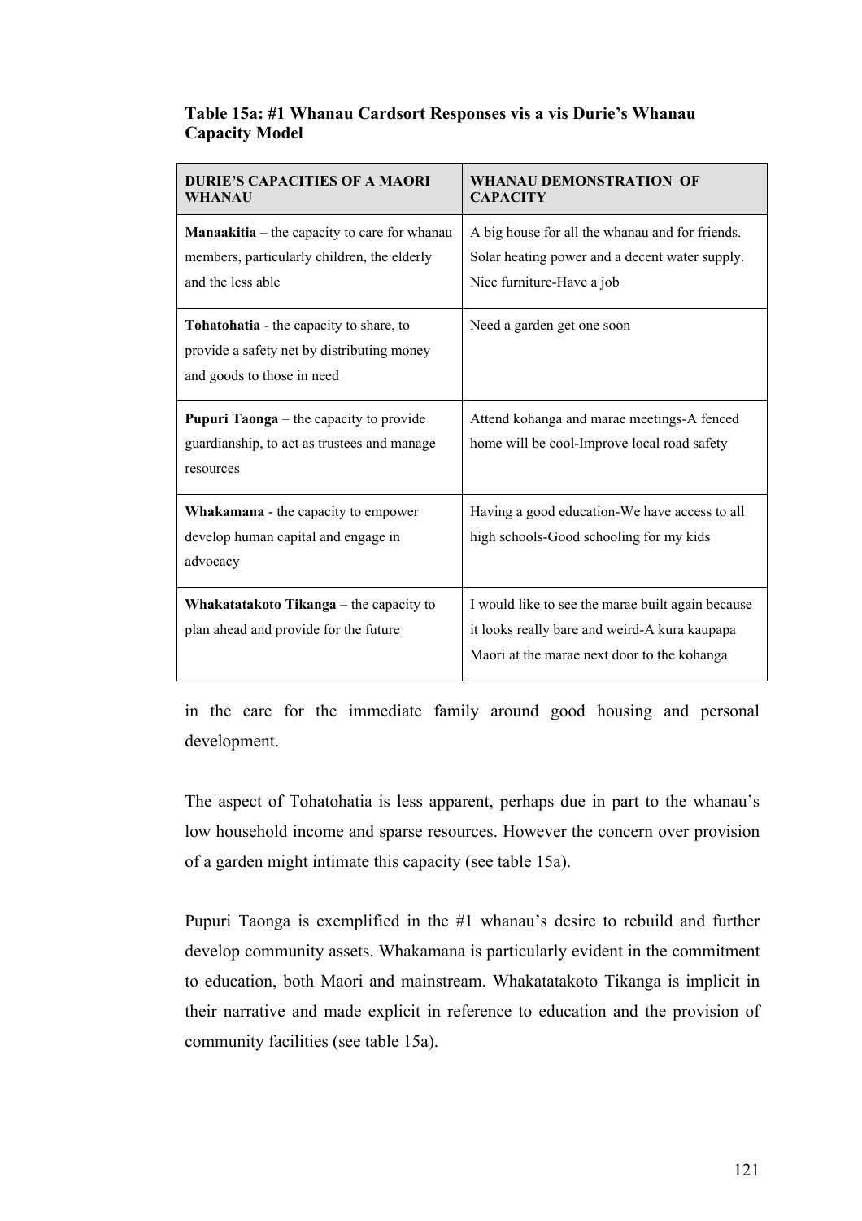**Table 15a: #1 Whanau Cardsort Responses vis a vis Durie's Whanau Capacity Model**

| DURIE'S CAPACITIES OF A MAORI WHANAU | WHANAU DEMONSTRATION OF CAPACITY |
|---|---|
| **Manaakitia** – the capacity to care for whanau members, particularly children, the elderly and the less able | A big house for all the whanau and for friends. Solar heating power and a decent water supply. Nice furniture-Have a job |
| **Tohatohatia** - the capacity to share, to provide a safety net by distributing money and goods to those in need | Need a garden get one soon |
| **Pupuri Taonga** – the capacity to provide guardianship, to act as trustees and manage resources | Attend kohanga and marae meetings-A fenced home will be cool-Improve local road safety |
| **Whakamana** - the capacity to empower develop human capital and engage in advocacy | Having a good education-We have access to all high schools-Good schooling for my kids |
| **Whakatatakoto Tikanga** – the capacity to plan ahead and provide for the future | I would like to see the marae built again because it looks really bare and weird-A kura kaupapa Maori at the marae next door to the kohanga |

in the care for the immediate family around good housing and personal development.

The aspect of Tohatohatia is less apparent, perhaps due in part to the whanau's low household income and sparse resources. However the concern over provision of a garden might intimate this capacity (see table 15a).

Pupuri Taonga is exemplified in the #1 whanau's desire to rebuild and further develop community assets. Whakamana is particularly evident in the commitment to education, both Maori and mainstream. Whakatatakoto Tikanga is implicit in their narrative and made explicit in reference to education and the provision of community facilities (see table 15a).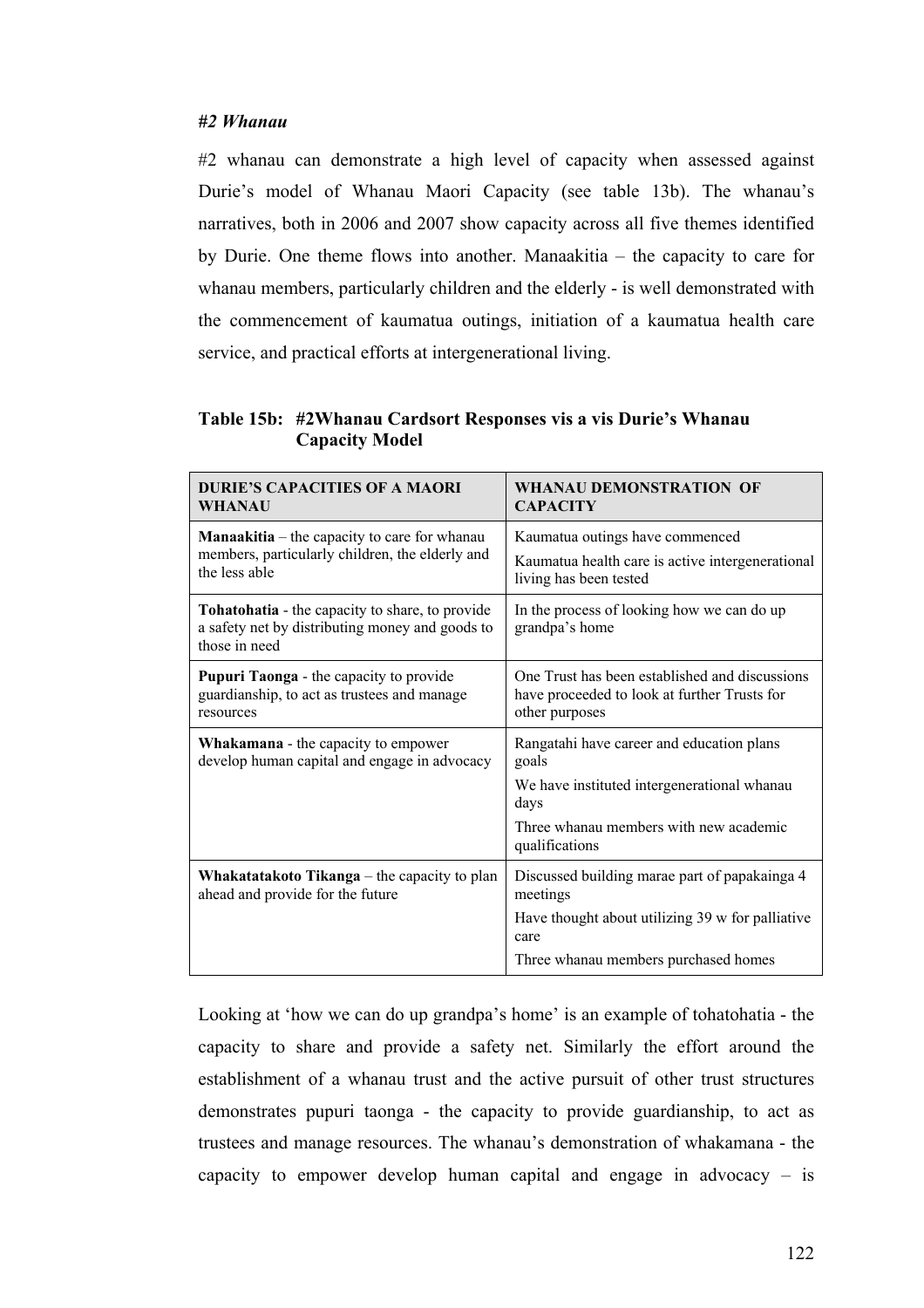*#2 Whanau*

#2 whanau can demonstrate a high level of capacity when assessed against Durie's model of Whanau Maori Capacity (see table 13b). The whanau's narratives, both in 2006 and 2007 show capacity across all five themes identified by Durie. One theme flows into another. Manaakitia – the capacity to care for whanau members, particularly children and the elderly - is well demonstrated with the commencement of kaumatua outings, initiation of a kaumatua health care service, and practical efforts at intergenerational living.

**Table 15b: #2Whanau Cardsort Responses vis a vis Durie's Whanau Capacity Model**

| DURIE'S CAPACITIES OF A MAORI WHANAU | WHANAU DEMONSTRATION OF CAPACITY |
|---|---|
| **Manaakitia** – the capacity to care for whanau members, particularly children, the elderly and the less able | Kaumatua outings have commenced<br>Kaumatua health care is active intergenerational living has been tested |
| **Tohatohatia** - the capacity to share, to provide a safety net by distributing money and goods to those in need | In the process of looking how we can do up grandpa's home |
| **Pupuri Taonga** - the capacity to provide guardianship, to act as trustees and manage resources | One Trust has been established and discussions have proceeded to look at further Trusts for other purposes |
| **Whakamana** - the capacity to empower develop human capital and engage in advocacy | Rangatahi have career and education plans goals<br>We have instituted intergenerational whanau days<br>Three whanau members with new academic qualifications |
| **Whakatatakoto Tikanga** – the capacity to plan ahead and provide for the future | Discussed building marae part of papakainga 4 meetings<br>Have thought about utilizing 39 w for palliative care<br>Three whanau members purchased homes |

Looking at 'how we can do up grandpa's home' is an example of tohatohatia - the capacity to share and provide a safety net. Similarly the effort around the establishment of a whanau trust and the active pursuit of other trust structures demonstrates pupuri taonga - the capacity to provide guardianship, to act as trustees and manage resources. The whanau's demonstration of whakamana - the capacity to empower develop human capital and engage in advocacy – is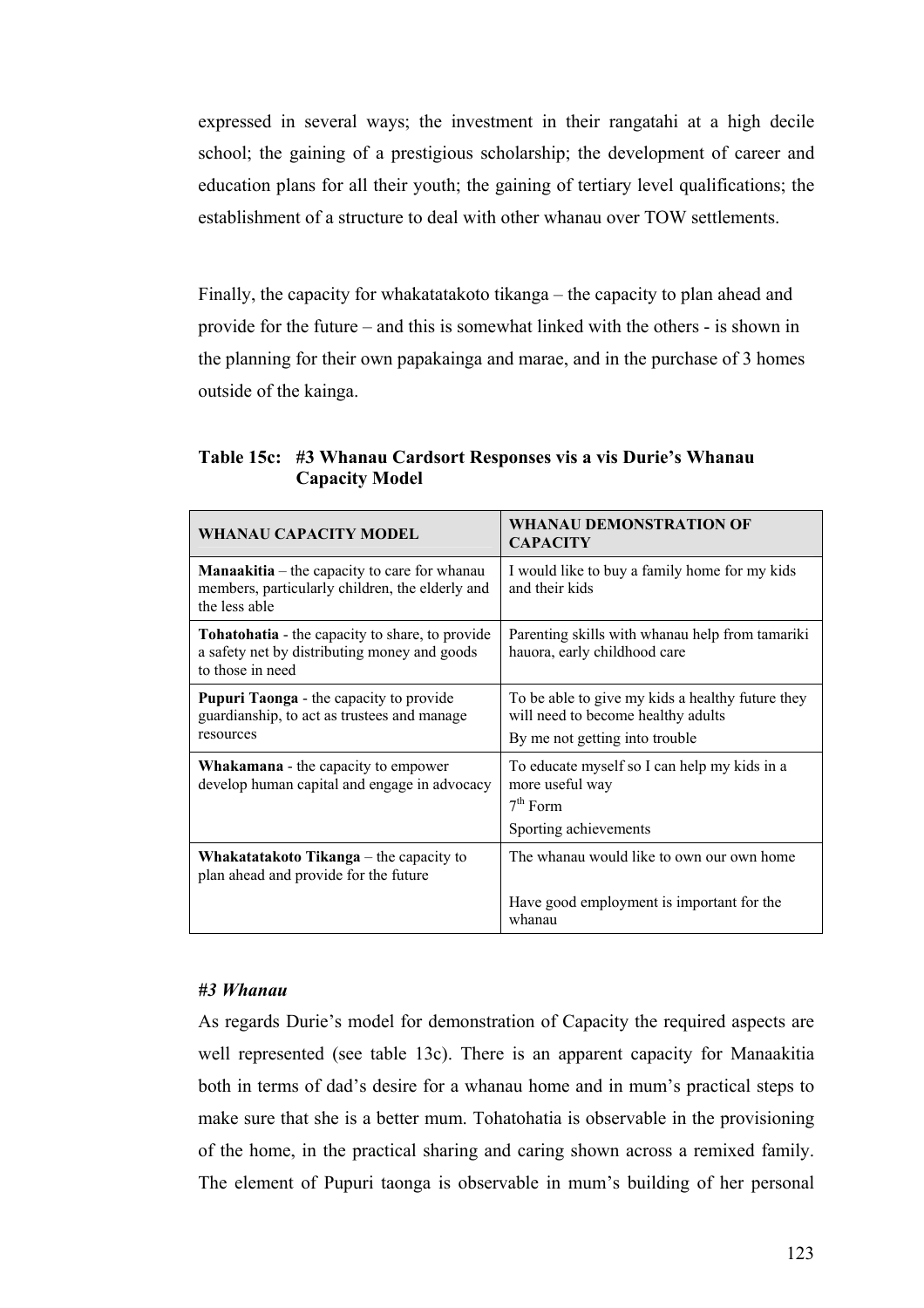expressed in several ways; the investment in their rangatahi at a high decile school; the gaining of a prestigious scholarship; the development of career and education plans for all their youth; the gaining of tertiary level qualifications; the establishment of a structure to deal with other whanau over TOW settlements.

Finally, the capacity for whakatatakoto tikanga – the capacity to plan ahead and provide for the future – and this is somewhat linked with the others - is shown in the planning for their own papakainga and marae, and in the purchase of 3 homes outside of the kainga.

**Table 15c: #3 Whanau Cardsort Responses vis a vis Durie's Whanau Capacity Model**

| WHANAU CAPACITY MODEL | WHANAU DEMONSTRATION OF CAPACITY |
|---|---|
| **Manaakitia** – the capacity to care for whanau members, particularly children, the elderly and the less able | I would like to buy a family home for my kids and their kids |
| **Tohatohatia** - the capacity to share, to provide a safety net by distributing money and goods to those in need | Parenting skills with whanau help from tamariki hauora, early childhood care |
| **Pupuri Taonga** - the capacity to provide guardianship, to act as trustees and manage resources | To be able to give my kids a healthy future they will need to become healthy adults<br>By me not getting into trouble |
| **Whakamana** - the capacity to empower develop human capital and engage in advocacy | To educate myself so I can help my kids in a more useful way<br>7th Form<br>Sporting achievements |
| **Whakatatakoto Tikanga** – the capacity to plan ahead and provide for the future | The whanau would like to own our own home<br><br>Have good employment is important for the whanau |

### *#3 Whanau*

As regards Durie's model for demonstration of Capacity the required aspects are well represented (see table 13c). There is an apparent capacity for Manaakitia both in terms of dad's desire for a whanau home and in mum's practical steps to make sure that she is a better mum. Tohatohatia is observable in the provisioning of the home, in the practical sharing and caring shown across a remixed family. The element of Pupuri taonga is observable in mum's building of her personal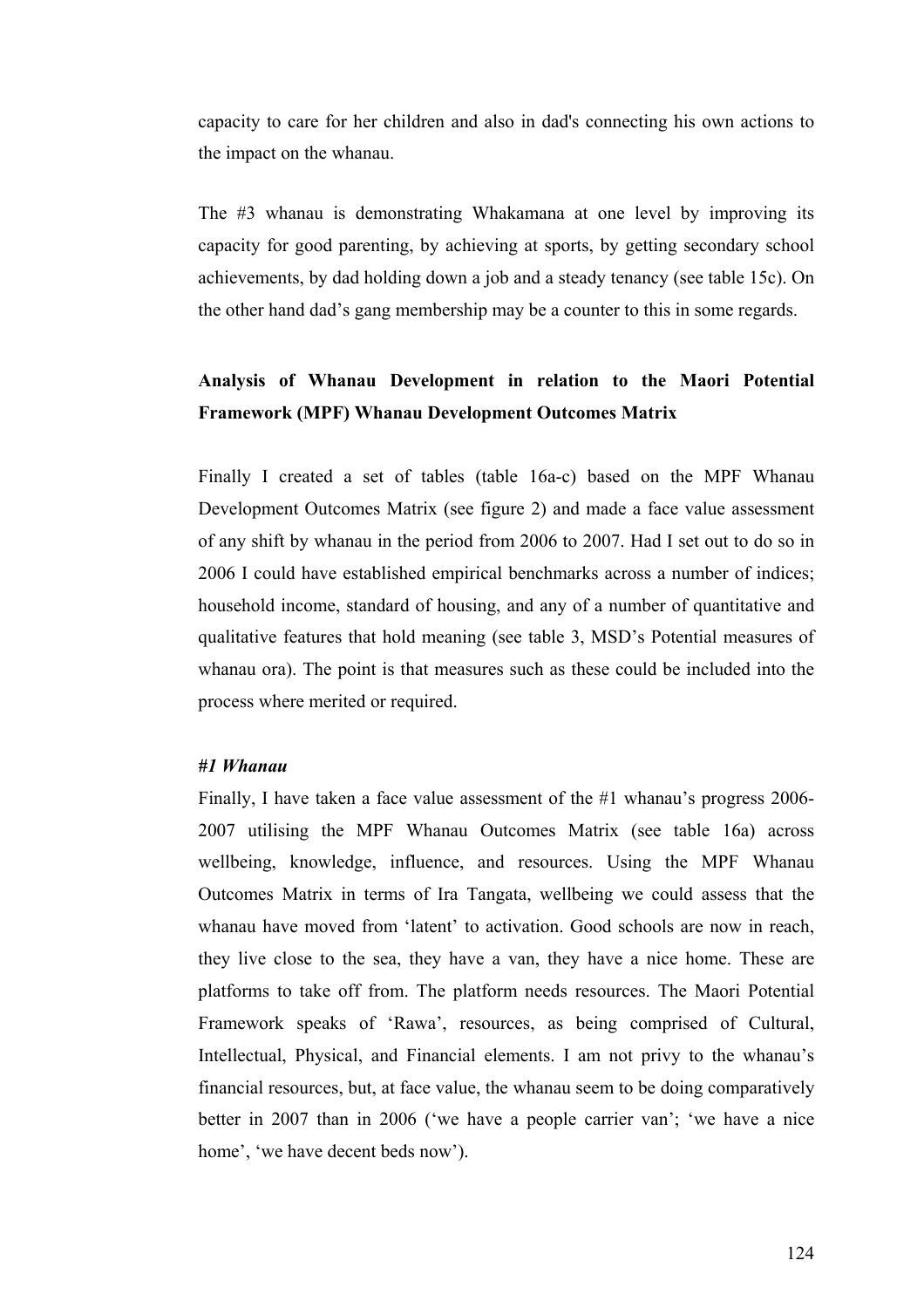capacity to care for her children and also in dad's connecting his own actions to the impact on the whanau.

The #3 whanau is demonstrating Whakamana at one level by improving its capacity for good parenting, by achieving at sports, by getting secondary school achievements, by dad holding down a job and a steady tenancy (see table 15c). On the other hand dad's gang membership may be a counter to this in some regards.

### Analysis of Whanau Development in relation to the Maori Potential Framework (MPF) Whanau Development Outcomes Matrix

Finally I created a set of tables (table 16a-c) based on the MPF Whanau Development Outcomes Matrix (see figure 2) and made a face value assessment of any shift by whanau in the period from 2006 to 2007. Had I set out to do so in 2006 I could have established empirical benchmarks across a number of indices; household income, standard of housing, and any of a number of quantitative and qualitative features that hold meaning (see table 3, MSD's Potential measures of whanau ora). The point is that measures such as these could be included into the process where merited or required.

***#1 Whanau***

Finally, I have taken a face value assessment of the #1 whanau's progress 2006-2007 utilising the MPF Whanau Outcomes Matrix (see table 16a) across wellbeing, knowledge, influence, and resources. Using the MPF Whanau Outcomes Matrix in terms of Ira Tangata, wellbeing we could assess that the whanau have moved from 'latent' to activation. Good schools are now in reach, they live close to the sea, they have a van, they have a nice home. These are platforms to take off from. The platform needs resources. The Maori Potential Framework speaks of 'Rawa', resources, as being comprised of Cultural, Intellectual, Physical, and Financial elements. I am not privy to the whanau's financial resources, but, at face value, the whanau seem to be doing comparatively better in 2007 than in 2006 ('we have a people carrier van'; 'we have a nice home', 'we have decent beds now').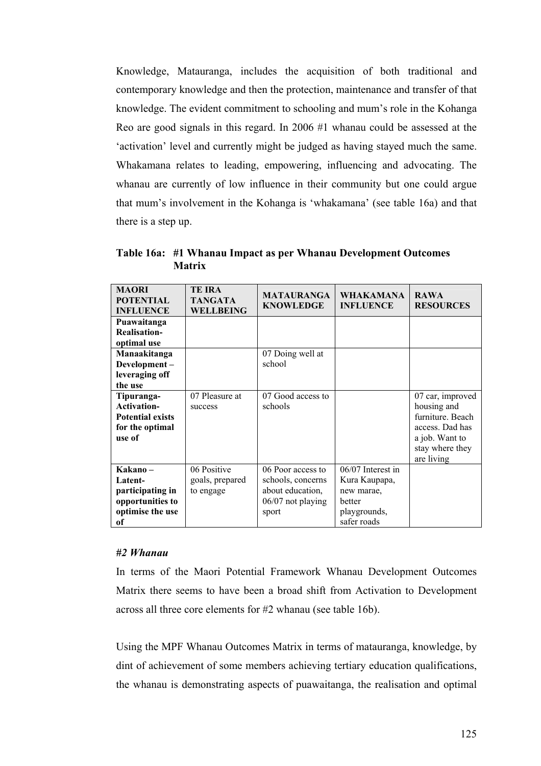Knowledge, Matauranga, includes the acquisition of both traditional and contemporary knowledge and then the protection, maintenance and transfer of that knowledge. The evident commitment to schooling and mum's role in the Kohanga Reo are good signals in this regard. In 2006 #1 whanau could be assessed at the 'activation' level and currently might be judged as having stayed much the same. Whakamana relates to leading, empowering, influencing and advocating. The whanau are currently of low influence in their community but one could argue that mum's involvement in the Kohanga is 'whakamana' (see table 16a) and that there is a step up.

**Table 16a: #1 Whanau Impact as per Whanau Development Outcomes Matrix**

| MAORI POTENTIAL INFLUENCE | TE IRA TANGATA WELLBEING | MATAURANGA KNOWLEDGE | WHAKAMANA INFLUENCE | RAWA RESOURCES |
|---|---|---|---|---|
| **Puawaitanga Realisation- optimal use** | | | | |
| **Manaakitanga Development – leveraging off the use** | | 07 Doing well at school | | |
| **Tipuranga- Activation- Potential exists for the optimal use of** | 07 Pleasure at success | 07 Good access to schools | | 07 car, improved housing and furniture. Beach access. Dad has a job. Want to stay where they are living |
| **Kakano – Latent- participating in opportunities to optimise the use of** | 06 Positive goals, prepared to engage | 06 Poor access to schools, concerns about education, 06/07 not playing sport | 06/07 Interest in Kura Kaupapa, new marae, better playgrounds, safer roads | |

***#2 Whanau***

In terms of the Maori Potential Framework Whanau Development Outcomes Matrix there seems to have been a broad shift from Activation to Development across all three core elements for #2 whanau (see table 16b).

Using the MPF Whanau Outcomes Matrix in terms of matauranga, knowledge, by dint of achievement of some members achieving tertiary education qualifications, the whanau is demonstrating aspects of puawaitanga, the realisation and optimal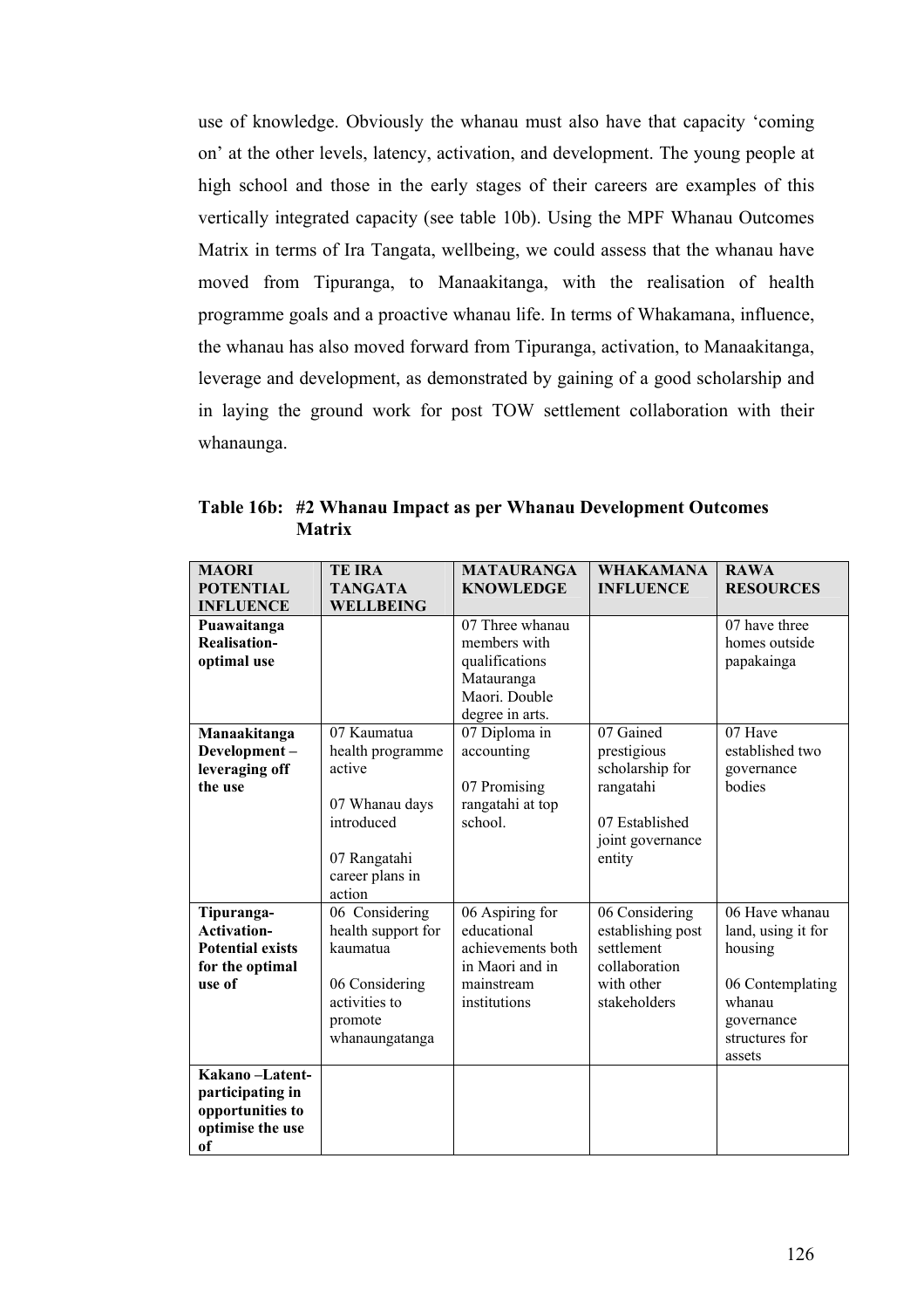use of knowledge. Obviously the whanau must also have that capacity 'coming on' at the other levels, latency, activation, and development. The young people at high school and those in the early stages of their careers are examples of this vertically integrated capacity (see table 10b). Using the MPF Whanau Outcomes Matrix in terms of Ira Tangata, wellbeing, we could assess that the whanau have moved from Tipuranga, to Manaakitanga, with the realisation of health programme goals and a proactive whanau life. In terms of Whakamana, influence, the whanau has also moved forward from Tipuranga, activation, to Manaakitanga, leverage and development, as demonstrated by gaining of a good scholarship and in laying the ground work for post TOW settlement collaboration with their whanaunga.

**Table 16b: #2 Whanau Impact as per Whanau Development Outcomes Matrix**

| MAORI POTENTIAL INFLUENCE | TE IRA TANGATA WELLBEING | MATAURANGA KNOWLEDGE | WHAKAMANA INFLUENCE | RAWA RESOURCES |
|---|---|---|---|---|
| **Puawaitanga Realisation- optimal use** | | 07 Three whanau members with qualifications Matauranga Maori. Double degree in arts. | | 07 have three homes outside papakainga |
| **Manaakitanga Development – leveraging off the use** | 07 Kaumatua health programme active<br><br>07 Whanau days introduced<br><br>07 Rangatahi career plans in action | 07 Diploma in accounting<br><br>07 Promising rangatahi at top school. | 07 Gained prestigious scholarship for rangatahi<br><br>07 Established joint governance entity | 07 Have established two governance bodies |
| **Tipuranga- Activation- Potential exists for the optimal use of** | 06 Considering health support for kaumatua<br><br>06 Considering activities to promote whanaungatanga | 06 Aspiring for educational achievements both in Maori and in mainstream institutions | 06 Considering establishing post settlement collaboration with other stakeholders | 06 Have whanau land, using it for housing<br><br>06 Contemplating whanau governance structures for assets |
| **Kakano –Latent- participating in opportunities to optimise the use of** | | | | |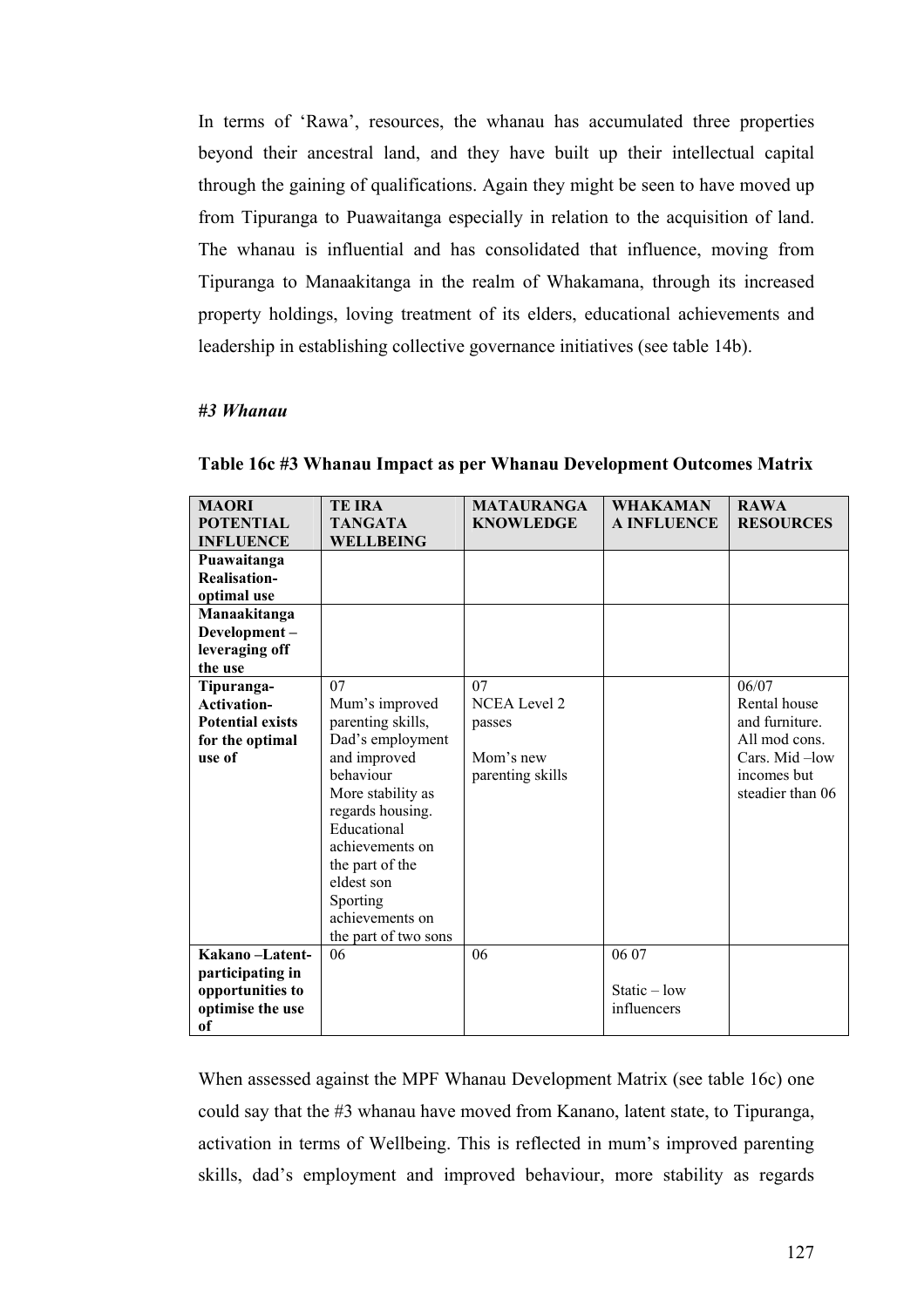In terms of 'Rawa', resources, the whanau has accumulated three properties beyond their ancestral land, and they have built up their intellectual capital through the gaining of qualifications. Again they might be seen to have moved up from Tipuranga to Puawaitanga especially in relation to the acquisition of land. The whanau is influential and has consolidated that influence, moving from Tipuranga to Manaakitanga in the realm of Whakamana, through its increased property holdings, loving treatment of its elders, educational achievements and leadership in establishing collective governance initiatives (see table 14b).

### *#3 Whanau*

**Table 16c #3 Whanau Impact as per Whanau Development Outcomes Matrix**

| MAORI POTENTIAL INFLUENCE | TE IRA TANGATA WELLBEING | MATAURANGA KNOWLEDGE | WHAKAMANA INFLUENCE | RAWA RESOURCES |
|---|---|---|---|---|
| **Puawaitanga Realisation- optimal use** | | | | |
| **Manaakitanga Development – leveraging off the use** | | | | |
| **Tipuranga- Activation- Potential exists for the optimal use of** | 07<br>Mum's improved parenting skills, Dad's employment and improved behaviour<br>More stability as regards housing.<br>Educational achievements on the part of the eldest son<br>Sporting achievements on the part of two sons | 07<br>NCEA Level 2 passes<br><br>Mom's new parenting skills | | 06/07<br>Rental house and furniture.<br>All mod cons.<br>Cars. Mid –low incomes but steadier than 06 |
| **Kakano –Latent- participating in opportunities to optimise the use of** | 06 | 06 | 06 07<br><br>Static – low influencers | |

When assessed against the MPF Whanau Development Matrix (see table 16c) one could say that the #3 whanau have moved from Kanano, latent state, to Tipuranga, activation in terms of Wellbeing. This is reflected in mum's improved parenting skills, dad's employment and improved behaviour, more stability as regards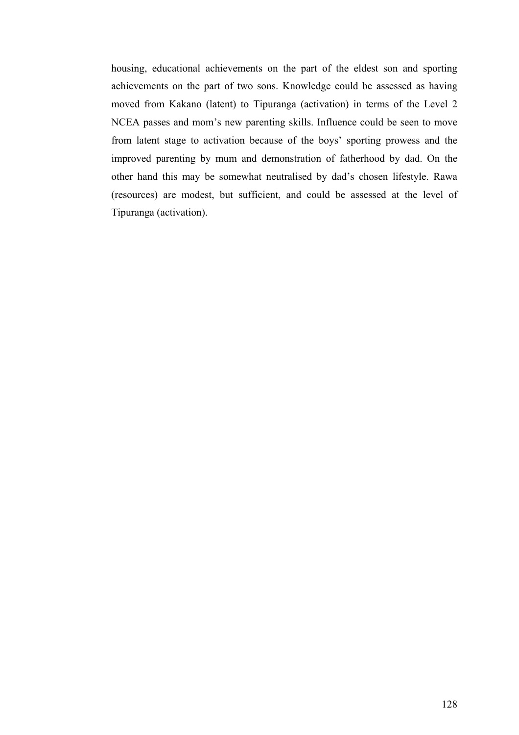housing, educational achievements on the part of the eldest son and sporting achievements on the part of two sons. Knowledge could be assessed as having moved from Kakano (latent) to Tipuranga (activation) in terms of the Level 2 NCEA passes and mom's new parenting skills. Influence could be seen to move from latent stage to activation because of the boys' sporting prowess and the improved parenting by mum and demonstration of fatherhood by dad. On the other hand this may be somewhat neutralised by dad's chosen lifestyle. Rawa (resources) are modest, but sufficient, and could be assessed at the level of Tipuranga (activation).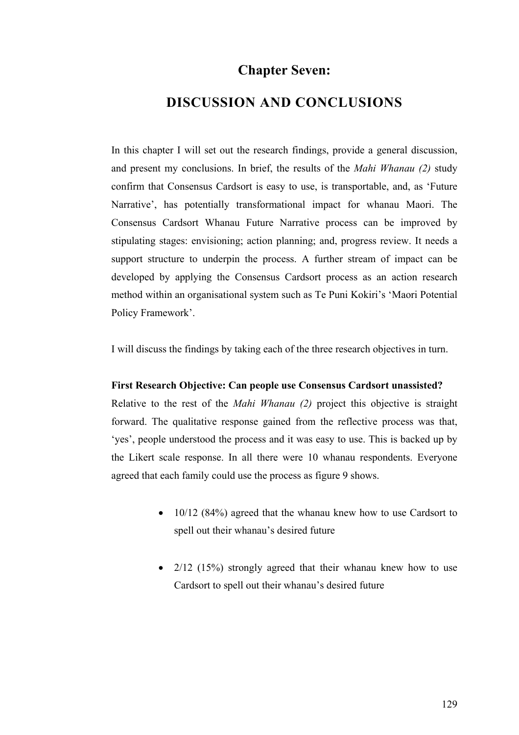# Chapter Seven:

# DISCUSSION AND CONCLUSIONS

In this chapter I will set out the research findings, provide a general discussion, and present my conclusions. In brief, the results of the *Mahi Whanau (2)* study confirm that Consensus Cardsort is easy to use, is transportable, and, as 'Future Narrative', has potentially transformational impact for whanau Maori. The Consensus Cardsort Whanau Future Narrative process can be improved by stipulating stages: envisioning; action planning; and, progress review. It needs a support structure to underpin the process. A further stream of impact can be developed by applying the Consensus Cardsort process as an action research method within an organisational system such as Te Puni Kokiri's 'Maori Potential Policy Framework'.

I will discuss the findings by taking each of the three research objectives in turn.

**First Research Objective: Can people use Consensus Cardsort unassisted?**

Relative to the rest of the *Mahi Whanau (2)* project this objective is straight forward. The qualitative response gained from the reflective process was that, 'yes', people understood the process and it was easy to use. This is backed up by the Likert scale response. In all there were 10 whanau respondents. Everyone agreed that each family could use the process as figure 9 shows.

- 10/12 (84%) agreed that the whanau knew how to use Cardsort to spell out their whanau's desired future

- 2/12 (15%) strongly agreed that their whanau knew how to use Cardsort to spell out their whanau's desired future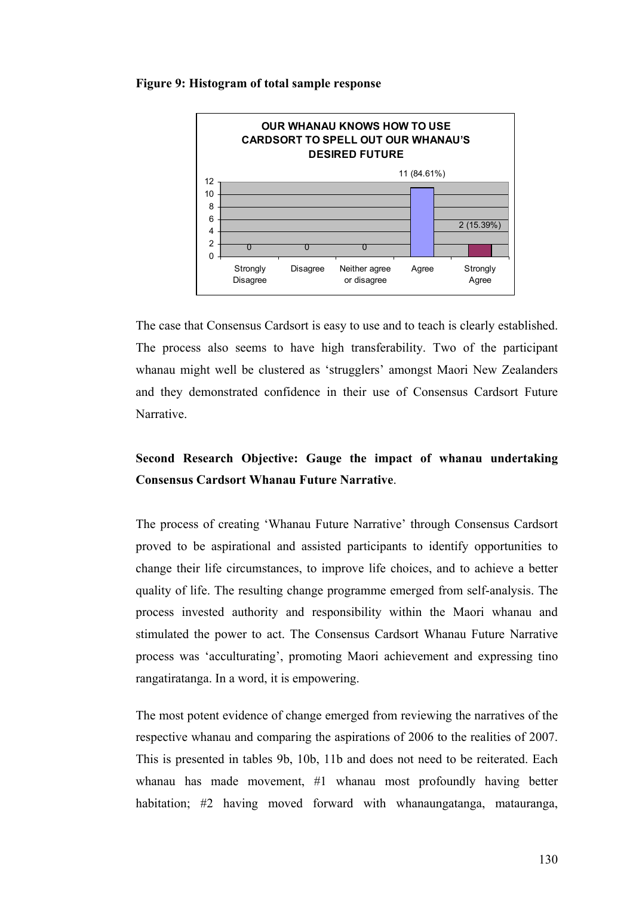**Figure 9: Histogram of total sample response**

| OUR WHANAU KNOWS HOW TO USE CARDSORT TO SPELL OUT OUR WHANAU'S DESIRED FUTURE | Count |
|---|---|
| Strongly Disagree | 0 |
| Disagree | 0 |
| Neither agree or disagree | 0 |
| Agree | 11 (84.61%) |
| Strongly Agree | 2 (15.39%) |

The case that Consensus Cardsort is easy to use and to teach is clearly established. The process also seems to have high transferability. Two of the participant whanau might well be clustered as 'strugglers' amongst Maori New Zealanders and they demonstrated confidence in their use of Consensus Cardsort Future Narrative.

**Second Research Objective: Gauge the impact of whanau undertaking Consensus Cardsort Whanau Future Narrative**.

The process of creating 'Whanau Future Narrative' through Consensus Cardsort proved to be aspirational and assisted participants to identify opportunities to change their life circumstances, to improve life choices, and to achieve a better quality of life. The resulting change programme emerged from self-analysis. The process invested authority and responsibility within the Maori whanau and stimulated the power to act. The Consensus Cardsort Whanau Future Narrative process was 'acculturating', promoting Maori achievement and expressing tino rangatiratanga. In a word, it is empowering.

The most potent evidence of change emerged from reviewing the narratives of the respective whanau and comparing the aspirations of 2006 to the realities of 2007. This is presented in tables 9b, 10b, 11b and does not need to be reiterated. Each whanau has made movement, #1 whanau most profoundly having better habitation; #2 having moved forward with whanaungatanga, matauranga,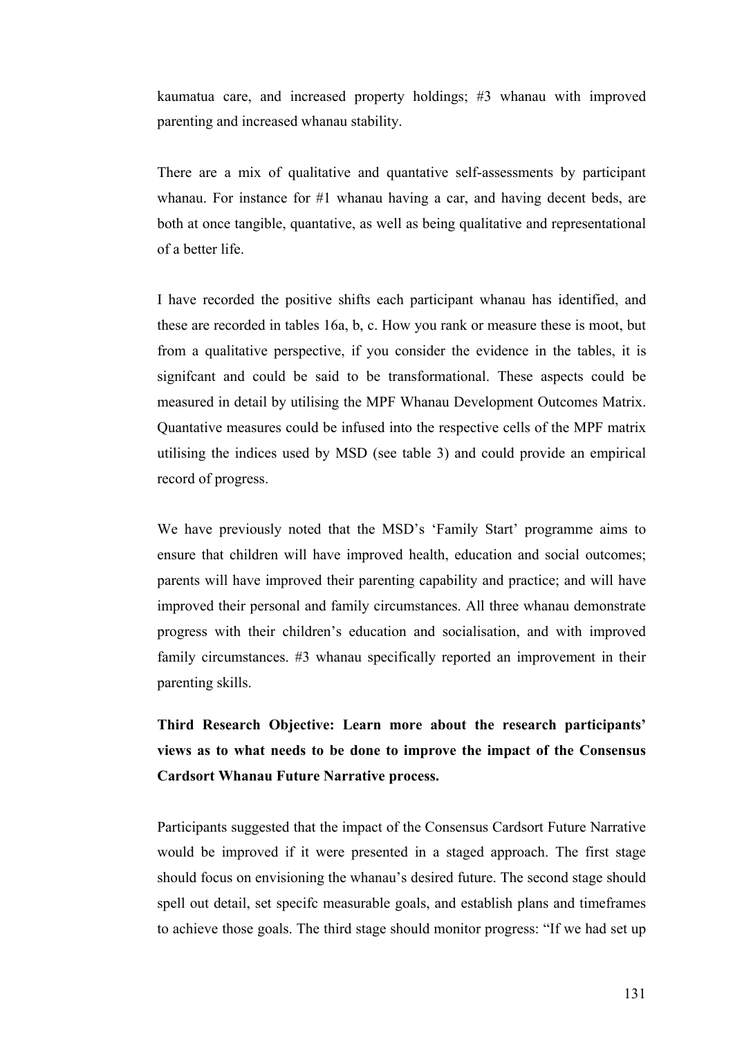kaumatua care, and increased property holdings; #3 whanau with improved parenting and increased whanau stability.

There are a mix of qualitative and quantative self-assessments by participant whanau. For instance for #1 whanau having a car, and having decent beds, are both at once tangible, quantative, as well as being qualitative and representational of a better life.

I have recorded the positive shifts each participant whanau has identified, and these are recorded in tables 16a, b, c. How you rank or measure these is moot, but from a qualitative perspective, if you consider the evidence in the tables, it is signifcant and could be said to be transformational. These aspects could be measured in detail by utilising the MPF Whanau Development Outcomes Matrix. Quantative measures could be infused into the respective cells of the MPF matrix utilising the indices used by MSD (see table 3) and could provide an empirical record of progress.

We have previously noted that the MSD's 'Family Start' programme aims to ensure that children will have improved health, education and social outcomes; parents will have improved their parenting capability and practice; and will have improved their personal and family circumstances. All three whanau demonstrate progress with their children's education and socialisation, and with improved family circumstances. #3 whanau specifically reported an improvement in their parenting skills.

**Third Research Objective: Learn more about the research participants' views as to what needs to be done to improve the impact of the Consensus Cardsort Whanau Future Narrative process.**

Participants suggested that the impact of the Consensus Cardsort Future Narrative would be improved if it were presented in a staged approach. The first stage should focus on envisioning the whanau's desired future. The second stage should spell out detail, set specifc measurable goals, and establish plans and timeframes to achieve those goals. The third stage should monitor progress: "If we had set up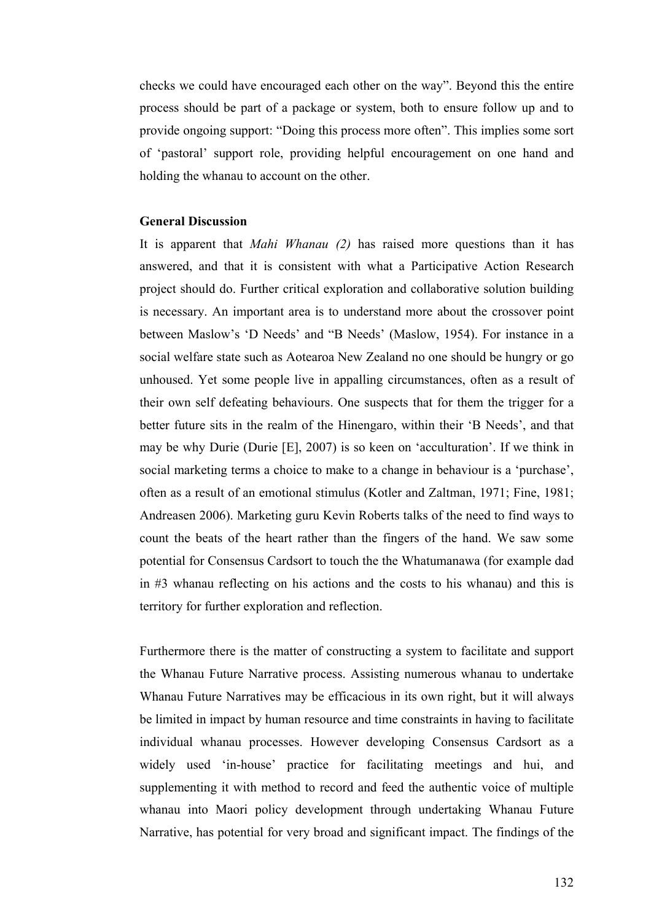checks we could have encouraged each other on the way". Beyond this the entire process should be part of a package or system, both to ensure follow up and to provide ongoing support: "Doing this process more often". This implies some sort of 'pastoral' support role, providing helpful encouragement on one hand and holding the whanau to account on the other.

**General Discussion**

It is apparent that *Mahi Whanau (2)* has raised more questions than it has answered, and that it is consistent with what a Participative Action Research project should do. Further critical exploration and collaborative solution building is necessary. An important area is to understand more about the crossover point between Maslow's 'D Needs' and "B Needs' (Maslow, 1954). For instance in a social welfare state such as Aotearoa New Zealand no one should be hungry or go unhoused. Yet some people live in appalling circumstances, often as a result of their own self defeating behaviours. One suspects that for them the trigger for a better future sits in the realm of the Hinengaro, within their 'B Needs', and that may be why Durie (Durie [E], 2007) is so keen on 'acculturation'. If we think in social marketing terms a choice to make to a change in behaviour is a 'purchase', often as a result of an emotional stimulus (Kotler and Zaltman, 1971; Fine, 1981; Andreasen 2006). Marketing guru Kevin Roberts talks of the need to find ways to count the beats of the heart rather than the fingers of the hand. We saw some potential for Consensus Cardsort to touch the the Whatumanawa (for example dad in #3 whanau reflecting on his actions and the costs to his whanau) and this is territory for further exploration and reflection.

Furthermore there is the matter of constructing a system to facilitate and support the Whanau Future Narrative process. Assisting numerous whanau to undertake Whanau Future Narratives may be efficacious in its own right, but it will always be limited in impact by human resource and time constraints in having to facilitate individual whanau processes. However developing Consensus Cardsort as a widely used 'in-house' practice for facilitating meetings and hui, and supplementing it with method to record and feed the authentic voice of multiple whanau into Maori policy development through undertaking Whanau Future Narrative, has potential for very broad and significant impact. The findings of the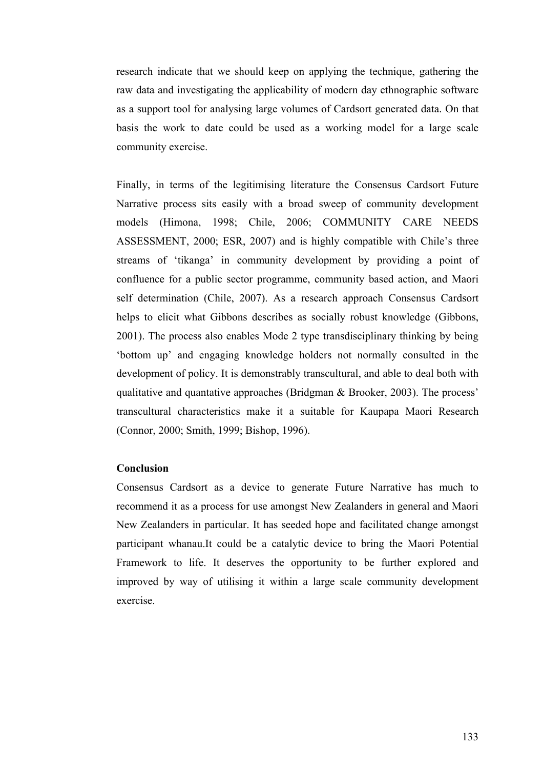research indicate that we should keep on applying the technique, gathering the raw data and investigating the applicability of modern day ethnographic software as a support tool for analysing large volumes of Cardsort generated data. On that basis the work to date could be used as a working model for a large scale community exercise.

Finally, in terms of the legitimising literature the Consensus Cardsort Future Narrative process sits easily with a broad sweep of community development models (Himona, 1998; Chile, 2006; COMMUNITY CARE NEEDS ASSESSMENT, 2000; ESR, 2007) and is highly compatible with Chile's three streams of 'tikanga' in community development by providing a point of confluence for a public sector programme, community based action, and Maori self determination (Chile, 2007). As a research approach Consensus Cardsort helps to elicit what Gibbons describes as socially robust knowledge (Gibbons, 2001). The process also enables Mode 2 type transdisciplinary thinking by being 'bottom up' and engaging knowledge holders not normally consulted in the development of policy. It is demonstrably transcultural, and able to deal both with qualitative and quantative approaches (Bridgman & Brooker, 2003). The process' transcultural characteristics make it a suitable for Kaupapa Maori Research (Connor, 2000; Smith, 1999; Bishop, 1996).

**Conclusion**

Consensus Cardsort as a device to generate Future Narrative has much to recommend it as a process for use amongst New Zealanders in general and Maori New Zealanders in particular. It has seeded hope and facilitated change amongst participant whanau.It could be a catalytic device to bring the Maori Potential Framework to life. It deserves the opportunity to be further explored and improved by way of utilising it within a large scale community development exercise.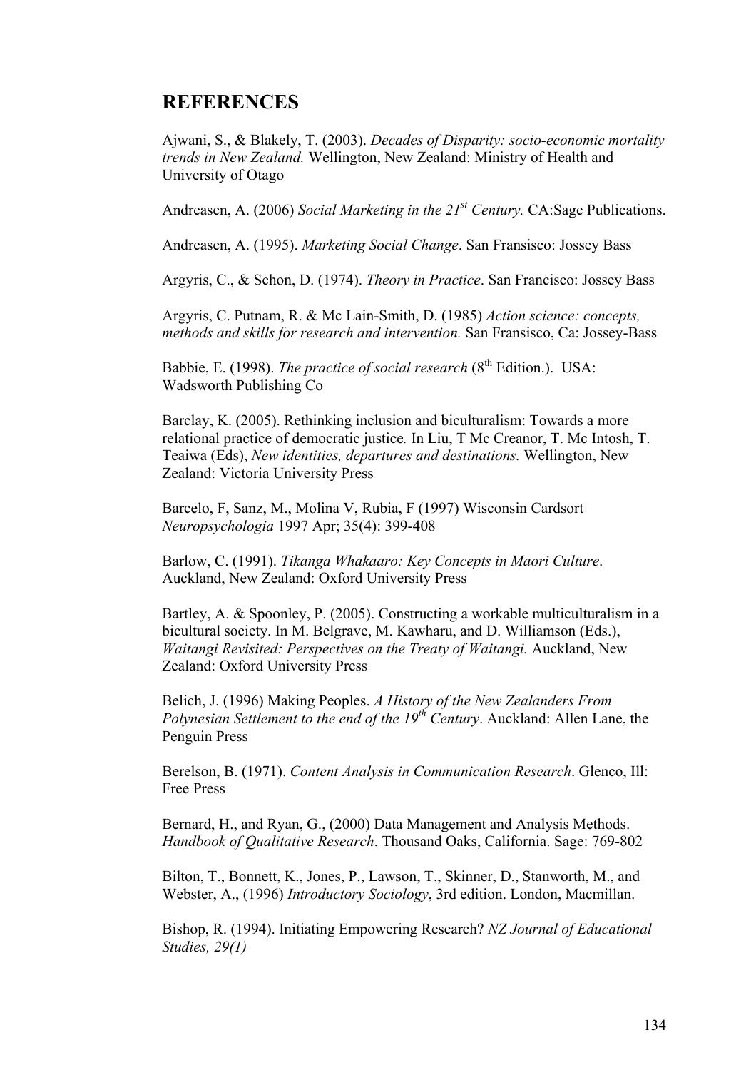## REFERENCES

Ajwani, S., & Blakely, T. (2003). *Decades of Disparity: socio-economic mortality trends in New Zealand.* Wellington, New Zealand: Ministry of Health and University of Otago

Andreasen, A. (2006) *Social Marketing in the 21st Century.* CA:Sage Publications.

Andreasen, A. (1995). *Marketing Social Change*. San Fransisco: Jossey Bass

Argyris, C., & Schon, D. (1974). *Theory in Practice*. San Francisco: Jossey Bass

Argyris, C. Putnam, R. & Mc Lain-Smith, D. (1985) *Action science: concepts, methods and skills for research and intervention.* San Fransisco, Ca: Jossey-Bass

Babbie, E. (1998). *The practice of social research* (8th Edition.). USA: Wadsworth Publishing Co

Barclay, K. (2005). Rethinking inclusion and biculturalism: Towards a more relational practice of democratic justice*.* In Liu, T Mc Creanor, T. Mc Intosh, T. Teaiwa (Eds), *New identities, departures and destinations.* Wellington, New Zealand: Victoria University Press

Barcelo, F, Sanz, M., Molina V, Rubia, F (1997) Wisconsin Cardsort *Neuropsychologia* 1997 Apr; 35(4): 399-408

Barlow, C. (1991). *Tikanga Whakaaro: Key Concepts in Maori Culture*. Auckland, New Zealand: Oxford University Press

Bartley, A. & Spoonley, P. (2005). Constructing a workable multiculturalism in a bicultural society. In M. Belgrave, M. Kawharu, and D. Williamson (Eds.), *Waitangi Revisited: Perspectives on the Treaty of Waitangi.* Auckland, New Zealand: Oxford University Press

Belich, J. (1996) Making Peoples. *A History of the New Zealanders From Polynesian Settlement to the end of the 19th Century*. Auckland: Allen Lane, the Penguin Press

Berelson, B. (1971). *Content Analysis in Communication Research*. Glenco, Ill: Free Press

Bernard, H., and Ryan, G., (2000) Data Management and Analysis Methods. *Handbook of Qualitative Research*. Thousand Oaks, California. Sage: 769-802

Bilton, T., Bonnett, K., Jones, P., Lawson, T., Skinner, D., Stanworth, M., and Webster, A., (1996) *Introductory Sociology*, 3rd edition. London, Macmillan.

Bishop, R. (1994). Initiating Empowering Research? *NZ Journal of Educational Studies, 29(1)*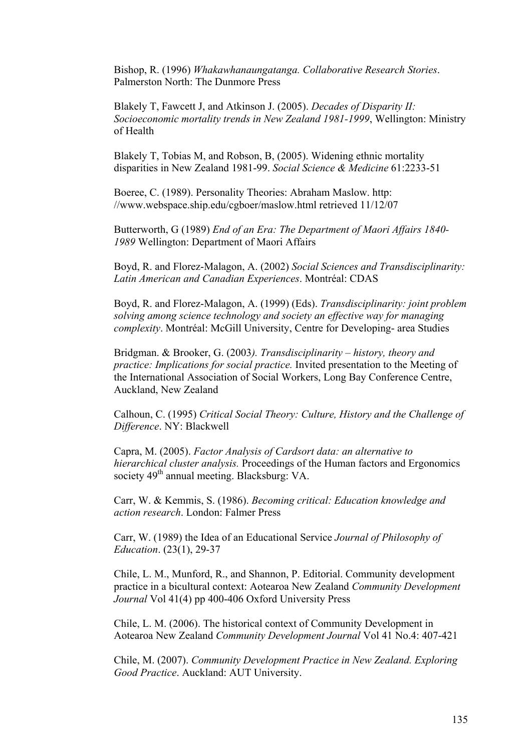Bishop, R. (1996) *Whakawhanaungatanga. Collaborative Research Stories*. Palmerston North: The Dunmore Press

Blakely T, Fawcett J, and Atkinson J. (2005). *Decades of Disparity II: Socioeconomic mortality trends in New Zealand 1981-1999*, Wellington: Ministry of Health

Blakely T, Tobias M, and Robson, B, (2005). Widening ethnic mortality disparities in New Zealand 1981-99. *Social Science & Medicine* 61:2233-51

Boeree, C. (1989). Personality Theories: Abraham Maslow. http: //www.webspace.ship.edu/cgboer/maslow.html retrieved 11/12/07

Butterworth, G (1989) *End of an Era: The Department of Maori Affairs 1840-1989* Wellington: Department of Maori Affairs

Boyd, R. and Florez-Malagon, A. (2002) *Social Sciences and Transdisciplinarity: Latin American and Canadian Experiences*. Montréal: CDAS

Boyd, R. and Florez-Malagon, A. (1999) (Eds). *Transdisciplinarity: joint problem solving among science technology and society an effective way for managing complexity*. Montréal: McGill University, Centre for Developing- area Studies

Bridgman. & Brooker, G. (2003*). Transdisciplinarity – history, theory and practice: Implications for social practice.* Invited presentation to the Meeting of the International Association of Social Workers, Long Bay Conference Centre, Auckland, New Zealand

Calhoun, C. (1995) *Critical Social Theory: Culture, History and the Challenge of Difference*. NY: Blackwell

Capra, M. (2005). *Factor Analysis of Cardsort data: an alternative to hierarchical cluster analysis.* Proceedings of the Human factors and Ergonomics society 49th annual meeting. Blacksburg: VA.

Carr, W. & Kemmis, S. (1986). *Becoming critical: Education knowledge and action research*. London: Falmer Press

Carr, W. (1989) the Idea of an Educational Service *Journal of Philosophy of Education*. (23(1), 29-37

Chile, L. M., Munford, R., and Shannon, P. Editorial. Community development practice in a bicultural context: Aotearoa New Zealand *Community Development Journal* Vol 41(4) pp 400-406 Oxford University Press

Chile, L. M. (2006). The historical context of Community Development in Aotearoa New Zealand *Community Development Journal* Vol 41 No.4: 407-421

Chile, M. (2007). *Community Development Practice in New Zealand. Exploring Good Practice*. Auckland: AUT University.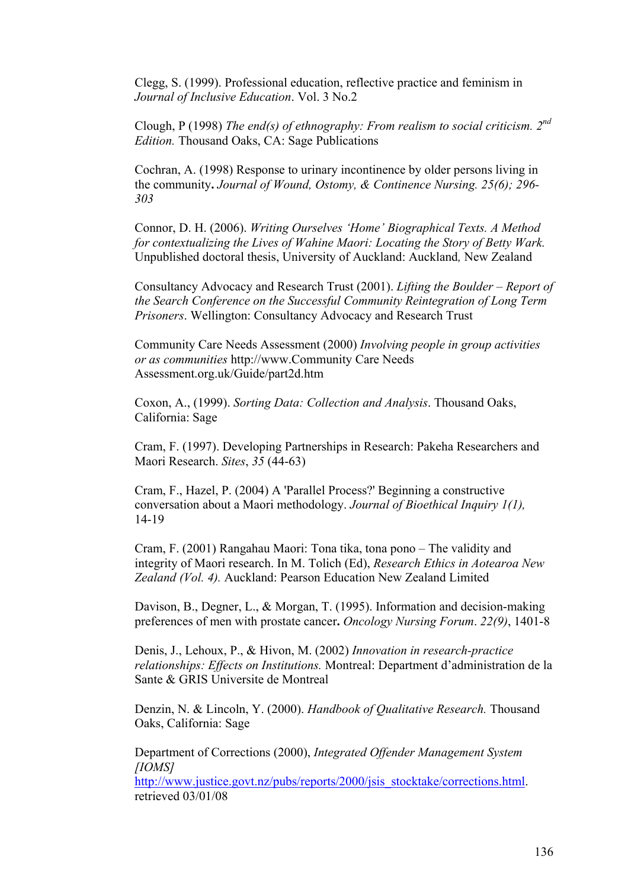Clegg, S. (1999). Professional education, reflective practice and feminism in *Journal of Inclusive Education*. Vol. 3 No.2

Clough, P (1998) *The end(s) of ethnography: From realism to social criticism. 2nd Edition.* Thousand Oaks, CA: Sage Publications

Cochran, A. (1998) Response to urinary incontinence by older persons living in the community**.** *Journal of Wound, Ostomy, & Continence Nursing. 25(6); 296-303*

Connor, D. H. (2006). *Writing Ourselves 'Home' Biographical Texts. A Method for contextualizing the Lives of Wahine Maori: Locating the Story of Betty Wark.* Unpublished doctoral thesis, University of Auckland: Auckland*,* New Zealand

Consultancy Advocacy and Research Trust (2001). *Lifting the Boulder – Report of the Search Conference on the Successful Community Reintegration of Long Term Prisoners*. Wellington: Consultancy Advocacy and Research Trust

Community Care Needs Assessment (2000) *Involving people in group activities or as communities* http://www.Community Care Needs Assessment.org.uk/Guide/part2d.htm

Coxon, A., (1999). *Sorting Data: Collection and Analysis*. Thousand Oaks, California: Sage

Cram, F. (1997). Developing Partnerships in Research: Pakeha Researchers and Maori Research. *Sites*, *35* (44-63)

Cram, F., Hazel, P. (2004) A 'Parallel Process?' Beginning a constructive conversation about a Maori methodology. *Journal of Bioethical Inquiry 1(1),* 14-19

Cram, F. (2001) Rangahau Maori: Tona tika, tona pono – The validity and integrity of Maori research. In M. Tolich (Ed), *Research Ethics in Aotearoa New Zealand (Vol. 4).* Auckland: Pearson Education New Zealand Limited

Davison, B., Degner, L., & Morgan, T. (1995). Information and decision-making preferences of men with prostate cancer**.** *Oncology Nursing Forum*. *22(9)*, 1401-8

Denis, J., Lehoux, P., & Hivon, M. (2002) *Innovation in research-practice relationships: Effects on Institutions.* Montreal: Department d'administration de la Sante & GRIS Universite de Montreal

Denzin, N. & Lincoln, Y. (2000). *Handbook of Qualitative Research.* Thousand Oaks, California: Sage

Department of Corrections (2000), *Integrated Offender Management System [IOMS]* http://www.justice.govt.nz/pubs/reports/2000/jsis_stocktake/corrections.html. retrieved 03/01/08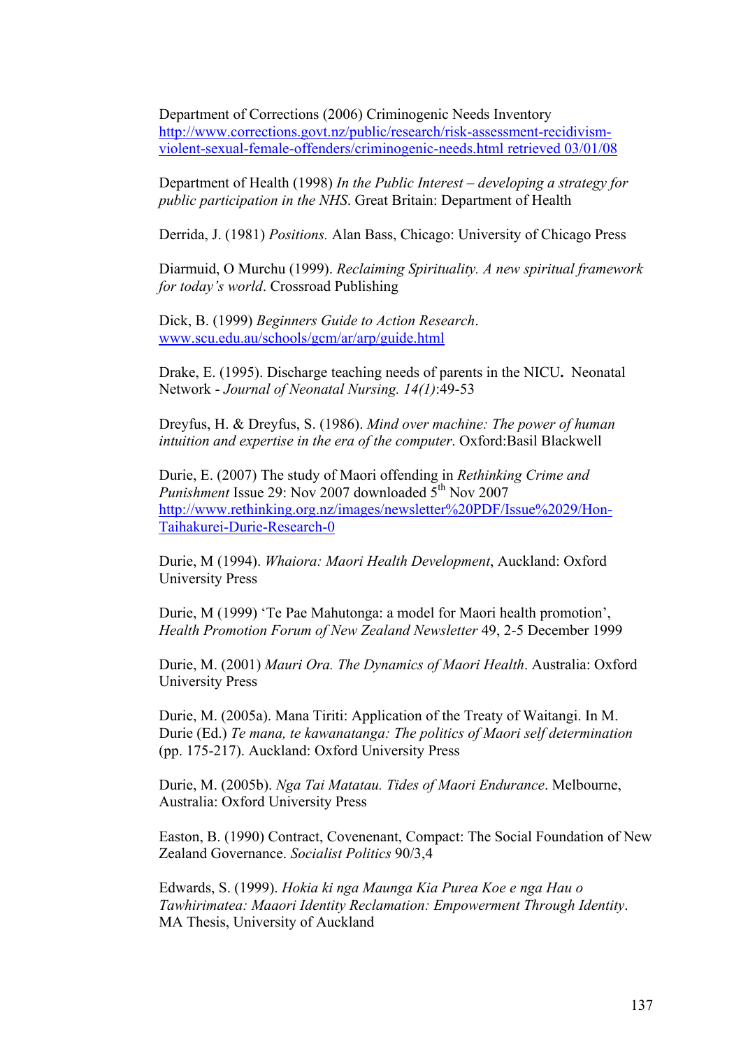Department of Corrections (2006) Criminogenic Needs Inventory http://www.corrections.govt.nz/public/research/risk-assessment-recidivism-violent-sexual-female-offenders/criminogenic-needs.html retrieved 03/01/08

Department of Health (1998) *In the Public Interest – developing a strategy for public participation in the NHS*. Great Britain: Department of Health

Derrida, J. (1981) *Positions.* Alan Bass, Chicago: University of Chicago Press

Diarmuid, O Murchu (1999). *Reclaiming Spirituality. A new spiritual framework for today's world*. Crossroad Publishing

Dick, B. (1999) *Beginners Guide to Action Research*. www.scu.edu.au/schools/gcm/ar/arp/guide.html

Drake, E. (1995). Discharge teaching needs of parents in the NICU**.** Neonatal Network - *Journal of Neonatal Nursing. 14(1)*:49-53

Dreyfus, H. & Dreyfus, S. (1986). *Mind over machine: The power of human intuition and expertise in the era of the computer*. Oxford:Basil Blackwell

Durie, E. (2007) The study of Maori offending in *Rethinking Crime and Punishment* Issue 29: Nov 2007 downloaded 5th Nov 2007 http://www.rethinking.org.nz/images/newsletter%20PDF/Issue%2029/Hon-Taihakurei-Durie-Research-0

Durie, M (1994). *Whaiora: Maori Health Development*, Auckland: Oxford University Press

Durie, M (1999) 'Te Pae Mahutonga: a model for Maori health promotion', *Health Promotion Forum of New Zealand Newsletter* 49, 2-5 December 1999

Durie, M. (2001) *Mauri Ora. The Dynamics of Maori Health*. Australia: Oxford University Press

Durie, M. (2005a). Mana Tiriti: Application of the Treaty of Waitangi. In M. Durie (Ed.) *Te mana, te kawanatanga: The politics of Maori self determination* (pp. 175-217). Auckland: Oxford University Press

Durie, M. (2005b). *Nga Tai Matatau. Tides of Maori Endurance*. Melbourne, Australia: Oxford University Press

Easton, B. (1990) Contract, Covenenant, Compact: The Social Foundation of New Zealand Governance. *Socialist Politics* 90/3,4

Edwards, S. (1999). *Hokia ki nga Maunga Kia Purea Koe e nga Hau o Tawhirimatea: Maaori Identity Reclamation: Empowerment Through Identity*. MA Thesis, University of Auckland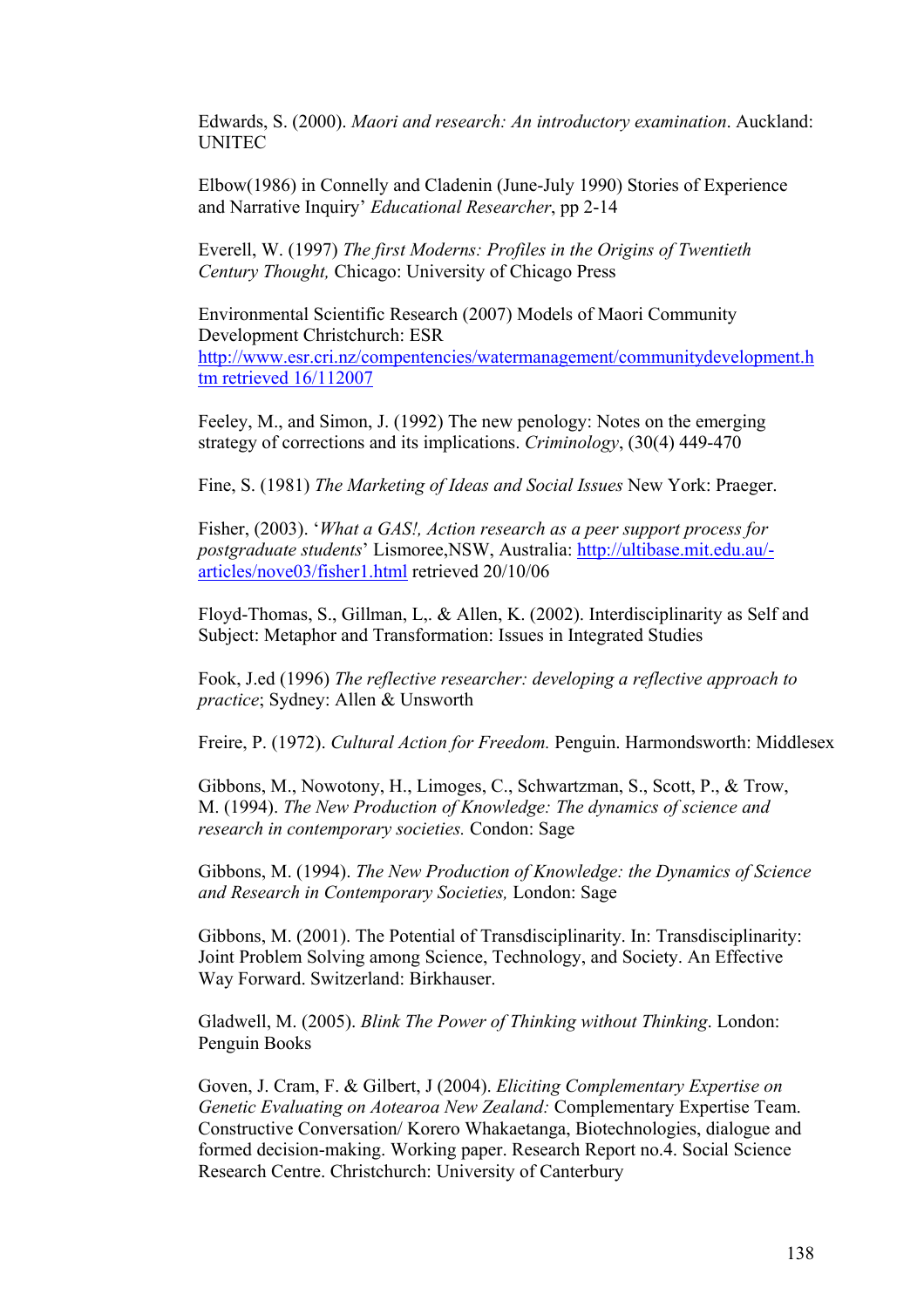Edwards, S. (2000). *Maori and research: An introductory examination*. Auckland: UNITEC

Elbow(1986) in Connelly and Cladenin (June-July 1990) Stories of Experience and Narrative Inquiry' *Educational Researcher*, pp 2-14

Everell, W. (1997) *The first Moderns: Profiles in the Origins of Twentieth Century Thought,* Chicago: University of Chicago Press

Environmental Scientific Research (2007) Models of Maori Community Development Christchurch: ESR http://www.esr.cri.nz/compentencies/watermanagement/communitydevelopment.htm retrieved 16/112007

Feeley, M., and Simon, J. (1992) The new penology: Notes on the emerging strategy of corrections and its implications. *Criminology*, (30(4) 449-470

Fine, S. (1981) *The Marketing of Ideas and Social Issues* New York: Praeger.

Fisher, (2003). '*What a GAS!, Action research as a peer support process for postgraduate students*' Lismoree,NSW, Australia: http://ultibase.mit.edu.au/-articles/nove03/fisher1.html retrieved 20/10/06

Floyd-Thomas, S., Gillman, L,. & Allen, K. (2002). Interdisciplinarity as Self and Subject: Metaphor and Transformation: Issues in Integrated Studies

Fook, J.ed (1996) *The reflective researcher: developing a reflective approach to practice*; Sydney: Allen & Unsworth

Freire, P. (1972). *Cultural Action for Freedom.* Penguin. Harmondsworth: Middlesex

Gibbons, M., Nowotony, H., Limoges, C., Schwartzman, S., Scott, P., & Trow, M. (1994). *The New Production of Knowledge: The dynamics of science and research in contemporary societies.* Condon: Sage

Gibbons, M. (1994). *The New Production of Knowledge: the Dynamics of Science and Research in Contemporary Societies,* London: Sage

Gibbons, M. (2001). The Potential of Transdisciplinarity. In: Transdisciplinarity: Joint Problem Solving among Science, Technology, and Society. An Effective Way Forward. Switzerland: Birkhauser.

Gladwell, M. (2005). *Blink The Power of Thinking without Thinking*. London: Penguin Books

Goven, J. Cram, F. & Gilbert, J (2004). *Eliciting Complementary Expertise on Genetic Evaluating on Aotearoa New Zealand:* Complementary Expertise Team. Constructive Conversation/ Korero Whakaetanga, Biotechnologies, dialogue and formed decision-making. Working paper. Research Report no.4. Social Science Research Centre. Christchurch: University of Canterbury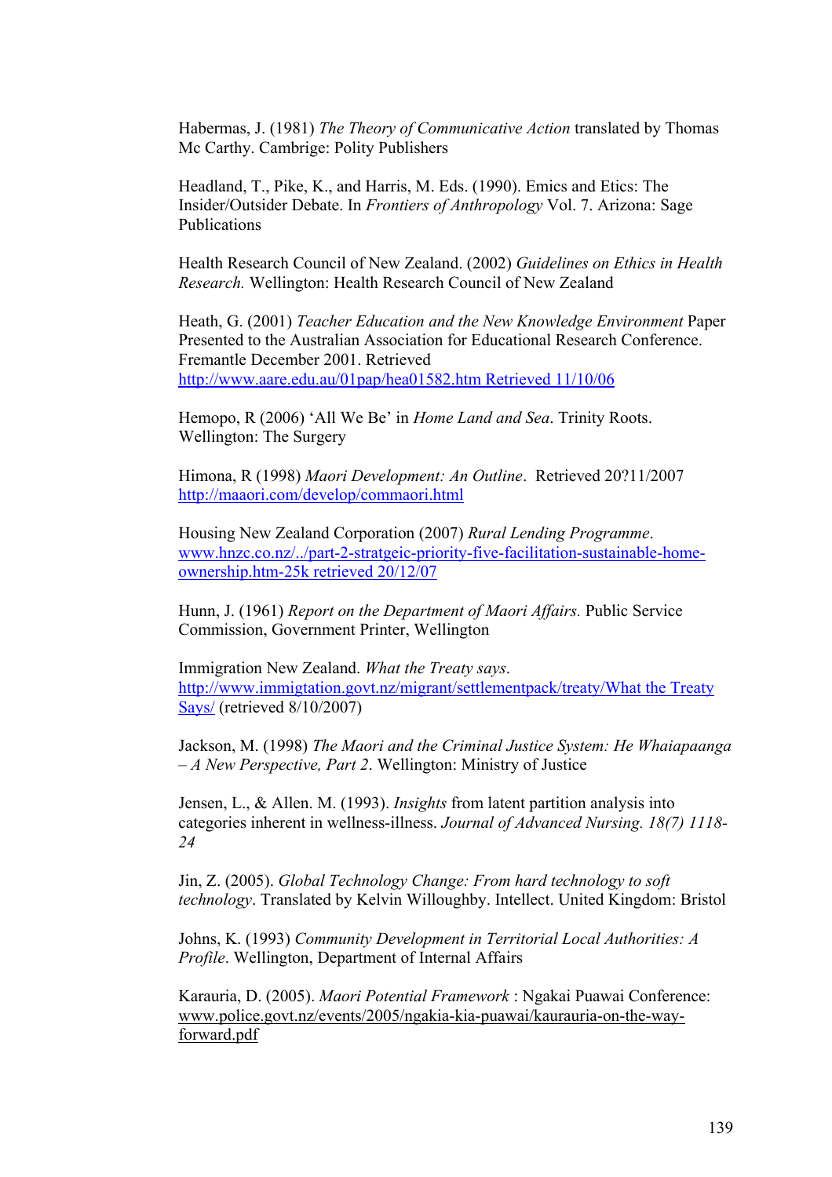Habermas, J. (1981) *The Theory of Communicative Action* translated by Thomas Mc Carthy. Cambrige: Polity Publishers

Headland, T., Pike, K., and Harris, M. Eds. (1990). Emics and Etics: The Insider/Outsider Debate. In *Frontiers of Anthropology* Vol. 7. Arizona: Sage Publications

Health Research Council of New Zealand. (2002) *Guidelines on Ethics in Health Research.* Wellington: Health Research Council of New Zealand

Heath, G. (2001) *Teacher Education and the New Knowledge Environment* Paper Presented to the Australian Association for Educational Research Conference. Fremantle December 2001. Retrieved http://www.aare.edu.au/01pap/hea01582.htm Retrieved 11/10/06

Hemopo, R (2006) 'All We Be' in *Home Land and Sea*. Trinity Roots. Wellington: The Surgery

Himona, R (1998) *Maori Development: An Outline*. Retrieved 20?11/2007 http://maaori.com/develop/commaori.html

Housing New Zealand Corporation (2007) *Rural Lending Programme*. www.hnzc.co.nz/../part-2-stratgeic-priority-five-facilitation-sustainable-home-ownership.htm-25k retrieved 20/12/07

Hunn, J. (1961) *Report on the Department of Maori Affairs.* Public Service Commission, Government Printer, Wellington

Immigration New Zealand. *What the Treaty says*. http://www.immigtation.govt.nz/migrant/settlementpack/treaty/What the Treaty Says/ (retrieved 8/10/2007)

Jackson, M. (1998) *The Maori and the Criminal Justice System: He Whaiapaanga – A New Perspective, Part 2*. Wellington: Ministry of Justice

Jensen, L., & Allen. M. (1993). *Insights* from latent partition analysis into categories inherent in wellness-illness. *Journal of Advanced Nursing. 18(7) 1118-24*

Jin, Z. (2005). *Global Technology Change: From hard technology to soft technology*. Translated by Kelvin Willoughby. Intellect. United Kingdom: Bristol

Johns, K. (1993) *Community Development in Territorial Local Authorities: A Profile*. Wellington, Department of Internal Affairs

Karauria, D. (2005). *Maori Potential Framework* : Ngakai Puawai Conference: www.police.govt.nz/events/2005/ngakia-kia-puawai/kaurauria-on-the-way-forward.pdf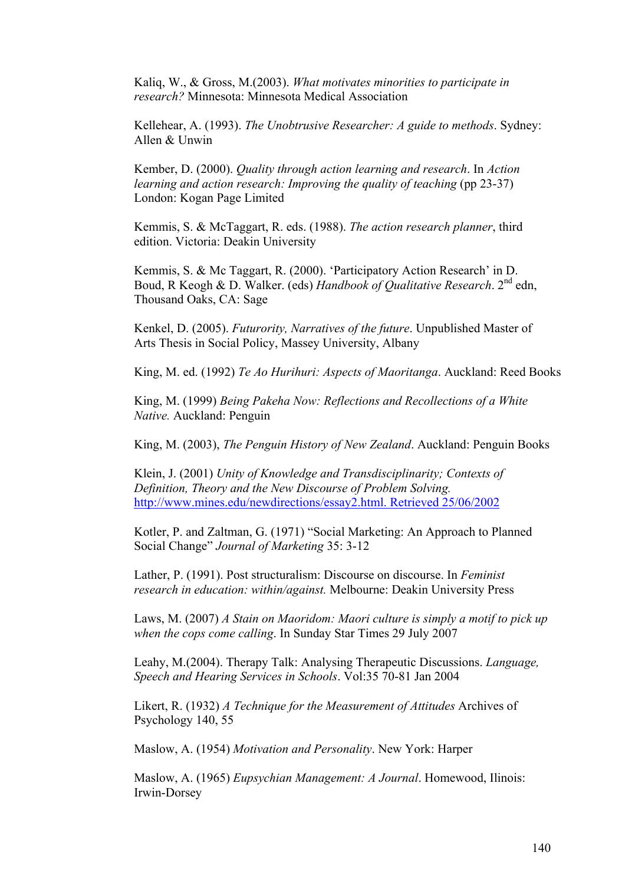Kaliq, W., & Gross, M.(2003). *What motivates minorities to participate in research?* Minnesota: Minnesota Medical Association

Kellehear, A. (1993). *The Unobtrusive Researcher: A guide to methods*. Sydney: Allen & Unwin

Kember, D. (2000). *Quality through action learning and research*. In *Action learning and action research: Improving the quality of teaching* (pp 23-37) London: Kogan Page Limited

Kemmis, S. & McTaggart, R. eds. (1988). *The action research planner*, third edition. Victoria: Deakin University

Kemmis, S. & Mc Taggart, R. (2000). 'Participatory Action Research' in D. Boud, R Keogh & D. Walker. (eds) *Handbook of Qualitative Research*. 2nd edn, Thousand Oaks, CA: Sage

Kenkel, D. (2005). *Futurority, Narratives of the future*. Unpublished Master of Arts Thesis in Social Policy, Massey University, Albany

King, M. ed. (1992) *Te Ao Hurihuri: Aspects of Maoritanga*. Auckland: Reed Books

King, M. (1999) *Being Pakeha Now: Reflections and Recollections of a White Native.* Auckland: Penguin

King, M. (2003), *The Penguin History of New Zealand*. Auckland: Penguin Books

Klein, J. (2001) *Unity of Knowledge and Transdisciplinarity; Contexts of Definition, Theory and the New Discourse of Problem Solving.* http://www.mines.edu/newdirections/essay2.html. Retrieved 25/06/2002

Kotler, P. and Zaltman, G. (1971) "Social Marketing: An Approach to Planned Social Change" *Journal of Marketing* 35: 3-12

Lather, P. (1991). Post structuralism: Discourse on discourse. In *Feminist research in education: within/against.* Melbourne: Deakin University Press

Laws, M. (2007) *A Stain on Maoridom: Maori culture is simply a motif to pick up when the cops come calling*. In Sunday Star Times 29 July 2007

Leahy, M.(2004). Therapy Talk: Analysing Therapeutic Discussions. *Language, Speech and Hearing Services in Schools*. Vol:35 70-81 Jan 2004

Likert, R. (1932) *A Technique for the Measurement of Attitudes* Archives of Psychology 140, 55

Maslow, A. (1954) *Motivation and Personality*. New York: Harper

Maslow, A. (1965) *Eupsychian Management: A Journal*. Homewood, Ilinois: Irwin-Dorsey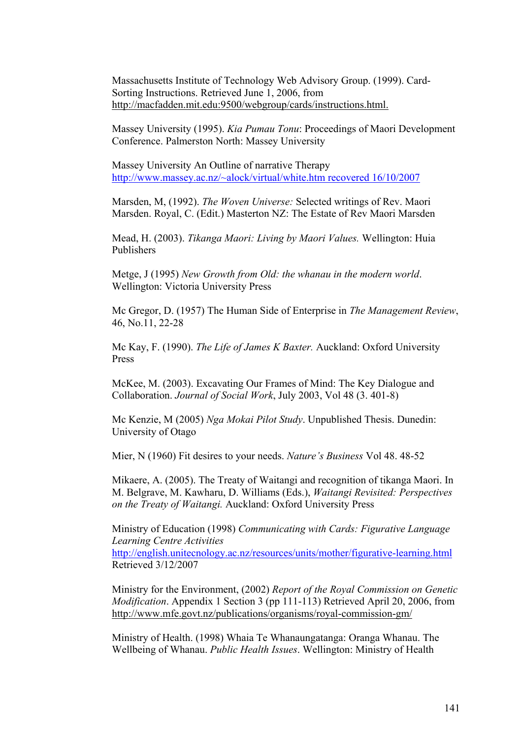Massachusetts Institute of Technology Web Advisory Group. (1999). Card-Sorting Instructions. Retrieved June 1, 2006, from http://macfadden.mit.edu:9500/webgroup/cards/instructions.html.

Massey University (1995). *Kia Pumau Tonu*: Proceedings of Maori Development Conference. Palmerston North: Massey University

Massey University An Outline of narrative Therapy http://www.massey.ac.nz/~alock/virtual/white.htm recovered 16/10/2007

Marsden, M, (1992). *The Woven Universe:* Selected writings of Rev. Maori Marsden. Royal, C. (Edit.) Masterton NZ: The Estate of Rev Maori Marsden

Mead, H. (2003). *Tikanga Maori: Living by Maori Values.* Wellington: Huia Publishers

Metge, J (1995) *New Growth from Old: the whanau in the modern world*. Wellington: Victoria University Press

Mc Gregor, D. (1957) The Human Side of Enterprise in *The Management Review*, 46, No.11, 22-28

Mc Kay, F. (1990). *The Life of James K Baxter.* Auckland: Oxford University Press

McKee, M. (2003). Excavating Our Frames of Mind: The Key Dialogue and Collaboration. *Journal of Social Work*, July 2003, Vol 48 (3. 401-8)

Mc Kenzie, M (2005) *Nga Mokai Pilot Study*. Unpublished Thesis. Dunedin: University of Otago

Mier, N (1960) Fit desires to your needs. *Nature's Business* Vol 48. 48-52

Mikaere, A. (2005). The Treaty of Waitangi and recognition of tikanga Maori. In M. Belgrave, M. Kawharu, D. Williams (Eds.), *Waitangi Revisited: Perspectives on the Treaty of Waitangi.* Auckland: Oxford University Press

Ministry of Education (1998) *Communicating with Cards: Figurative Language Learning Centre Activities* http://english.unitecnology.ac.nz/resources/units/mother/figurative-learning.html Retrieved 3/12/2007

Ministry for the Environment, (2002) *Report of the Royal Commission on Genetic Modification*. Appendix 1 Section 3 (pp 111-113) Retrieved April 20, 2006, from http://www.mfe.govt.nz/publications/organisms/royal-commission-gm/

Ministry of Health. (1998) Whaia Te Whanaungatanga: Oranga Whanau. The Wellbeing of Whanau. *Public Health Issues*. Wellington: Ministry of Health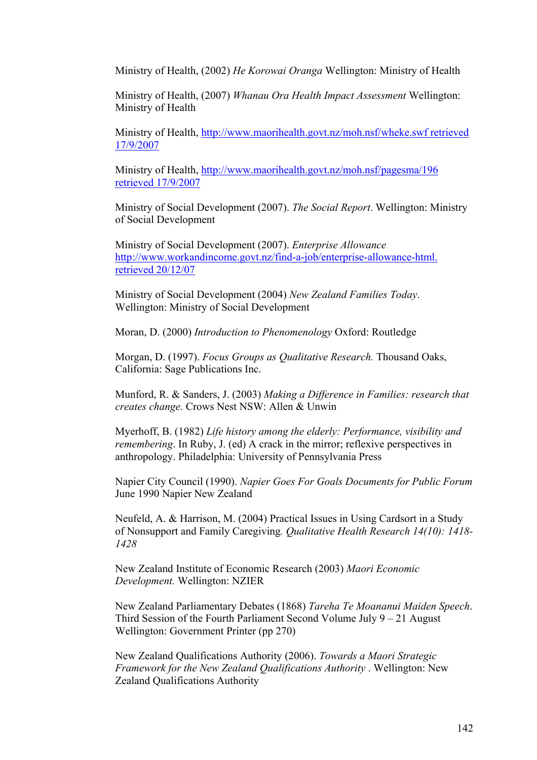Ministry of Health, (2002) *He Korowai Oranga* Wellington: Ministry of Health

Ministry of Health, (2007) *Whanau Ora Health Impact Assessment* Wellington: Ministry of Health

Ministry of Health, http://www.maorihealth.govt.nz/moh.nsf/wheke.swf retrieved 17/9/2007

Ministry of Health, http://www.maorihealth.govt.nz/moh.nsf/pagesma/196 retrieved 17/9/2007

Ministry of Social Development (2007). *The Social Report*. Wellington: Ministry of Social Development

Ministry of Social Development (2007). *Enterprise Allowance* http://www.workandincome.govt.nz/find-a-job/enterprise-allowance-html. retrieved 20/12/07

Ministry of Social Development (2004) *New Zealand Families Today*. Wellington: Ministry of Social Development

Moran, D. (2000) *Introduction to Phenomenology* Oxford: Routledge

Morgan, D. (1997). *Focus Groups as Qualitative Research.* Thousand Oaks, California: Sage Publications Inc.

Munford, R. & Sanders, J. (2003) *Making a Difference in Families: research that creates change.* Crows Nest NSW: Allen & Unwin

Myerhoff, B. (1982) *Life history among the elderly: Performance, visibility and remembering*. In Ruby, J. (ed) A crack in the mirror; reflexive perspectives in anthropology. Philadelphia: University of Pennsylvania Press

Napier City Council (1990). *Napier Goes For Goals Documents for Public Forum* June 1990 Napier New Zealand

Neufeld, A. & Harrison, M. (2004) Practical Issues in Using Cardsort in a Study of Nonsupport and Family Caregiving*. Qualitative Health Research 14(10): 1418-1428*

New Zealand Institute of Economic Research (2003) *Maori Economic Development.* Wellington: NZIER

New Zealand Parliamentary Debates (1868) *Tareha Te Moananui Maiden Speech*. Third Session of the Fourth Parliament Second Volume July 9 – 21 August Wellington: Government Printer (pp 270)

New Zealand Qualifications Authority (2006). *Towards a Maori Strategic Framework for the New Zealand Qualifications Authority* . Wellington: New Zealand Qualifications Authority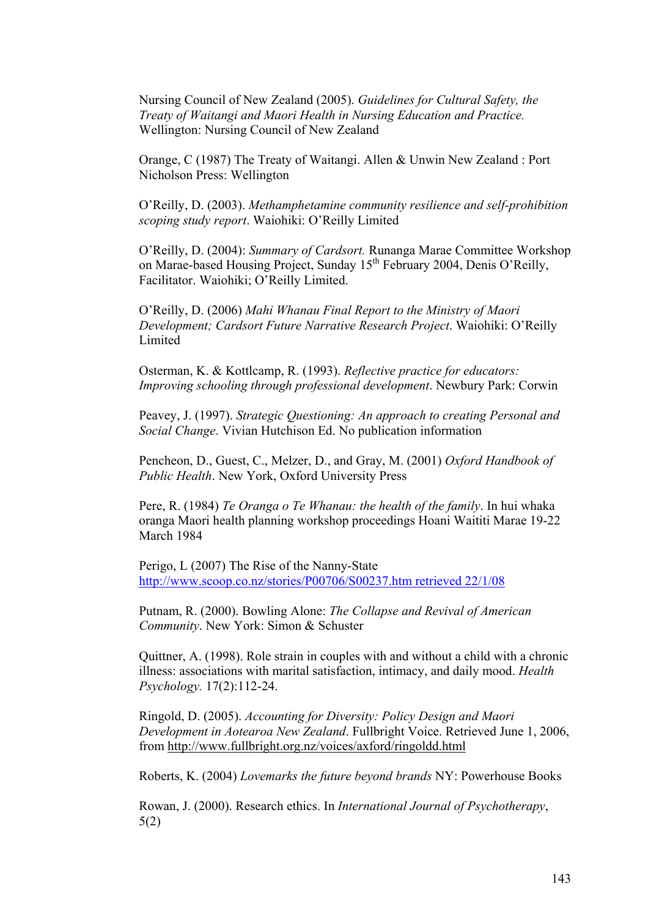Nursing Council of New Zealand (2005). *Guidelines for Cultural Safety, the Treaty of Waitangi and Maori Health in Nursing Education and Practice.* Wellington: Nursing Council of New Zealand

Orange, C (1987) The Treaty of Waitangi. Allen & Unwin New Zealand : Port Nicholson Press: Wellington

O'Reilly, D. (2003). *Methamphetamine community resilience and self-prohibition scoping study report*. Waiohiki: O'Reilly Limited

O'Reilly, D. (2004): *Summary of Cardsort.* Runanga Marae Committee Workshop on Marae-based Housing Project, Sunday 15th February 2004, Denis O'Reilly, Facilitator. Waiohiki; O'Reilly Limited.

O'Reilly, D. (2006) *Mahi Whanau Final Report to the Ministry of Maori Development; Cardsort Future Narrative Research Project*. Waiohiki: O'Reilly Limited

Osterman, K. & Kottlcamp, R. (1993). *Reflective practice for educators: Improving schooling through professional development*. Newbury Park: Corwin

Peavey, J. (1997). *Strategic Questioning: An approach to creating Personal and Social Change*. Vivian Hutchison Ed. No publication information

Pencheon, D., Guest, C., Melzer, D., and Gray, M. (2001) *Oxford Handbook of Public Health*. New York, Oxford University Press

Pere, R. (1984) *Te Oranga o Te Whanau: the health of the family*. In hui whaka oranga Maori health planning workshop proceedings Hoani Waititi Marae 19-22 March 1984

Perigo, L (2007) The Rise of the Nanny-State http://www.scoop.co.nz/stories/P00706/S00237.htm retrieved 22/1/08

Putnam, R. (2000). Bowling Alone: *The Collapse and Revival of American Community*. New York: Simon & Schuster

Quittner, A. (1998). Role strain in couples with and without a child with a chronic illness: associations with marital satisfaction, intimacy, and daily mood. *Health Psychology.* 17(2):112-24.

Ringold, D. (2005). *Accounting for Diversity: Policy Design and Maori Development in Aotearoa New Zealand*. Fullbright Voice. Retrieved June 1, 2006, from http://www.fullbright.org.nz/voices/axford/ringoldd.html

Roberts, K. (2004) *Lovemarks the future beyond brands* NY: Powerhouse Books

Rowan, J. (2000). Research ethics. In *International Journal of Psychotherapy*, 5(2)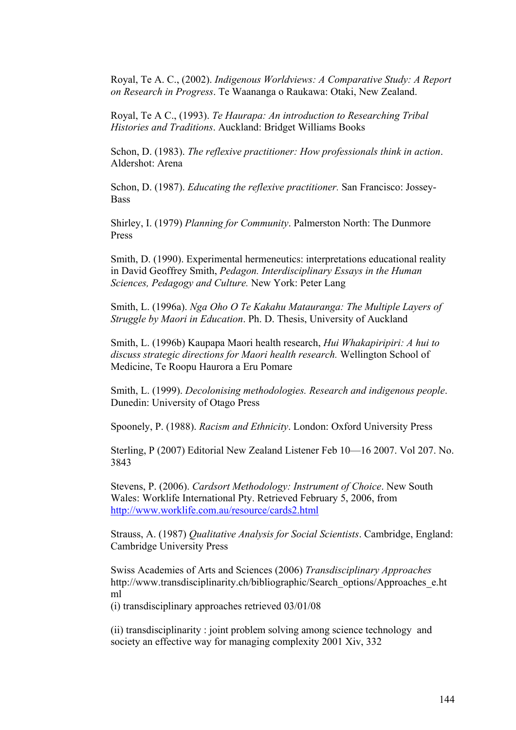Royal, Te A. C., (2002). *Indigenous Worldviews: A Comparative Study: A Report on Research in Progress*. Te Waananga o Raukawa: Otaki, New Zealand.

Royal, Te A C., (1993). *Te Haurapa: An introduction to Researching Tribal Histories and Traditions*. Auckland: Bridget Williams Books

Schon, D. (1983). *The reflexive practitioner: How professionals think in action*. Aldershot: Arena

Schon, D. (1987). *Educating the reflexive practitioner.* San Francisco: Jossey-Bass

Shirley, I. (1979) *Planning for Community*. Palmerston North: The Dunmore Press

Smith, D. (1990). Experimental hermeneutics: interpretations educational reality in David Geoffrey Smith, *Pedagon. Interdisciplinary Essays in the Human Sciences, Pedagogy and Culture.* New York: Peter Lang

Smith, L. (1996a). *Nga Oho O Te Kakahu Matauranga: The Multiple Layers of Struggle by Maori in Education*. Ph. D. Thesis, University of Auckland

Smith, L. (1996b) Kaupapa Maori health research, *Hui Whakapiripiri: A hui to discuss strategic directions for Maori health research.* Wellington School of Medicine, Te Roopu Haurora a Eru Pomare

Smith, L. (1999). *Decolonising methodologies. Research and indigenous people*. Dunedin: University of Otago Press

Spoonely, P. (1988). *Racism and Ethnicity*. London: Oxford University Press

Sterling, P (2007) Editorial New Zealand Listener Feb 10—16 2007. Vol 207. No. 3843

Stevens, P. (2006). *Cardsort Methodology: Instrument of Choice*. New South Wales: Worklife International Pty. Retrieved February 5, 2006, from http://www.worklife.com.au/resource/cards2.html

Strauss, A. (1987) *Qualitative Analysis for Social Scientists*. Cambridge, England: Cambridge University Press

Swiss Academies of Arts and Sciences (2006) *Transdisciplinary Approaches* http://www.transdisciplinarity.ch/bibliographic/Search_options/Approaches_e.html

(i) transdisciplinary approaches retrieved 03/01/08

(ii) transdisciplinarity : joint problem solving among science technology and society an effective way for managing complexity 2001 Xiv, 332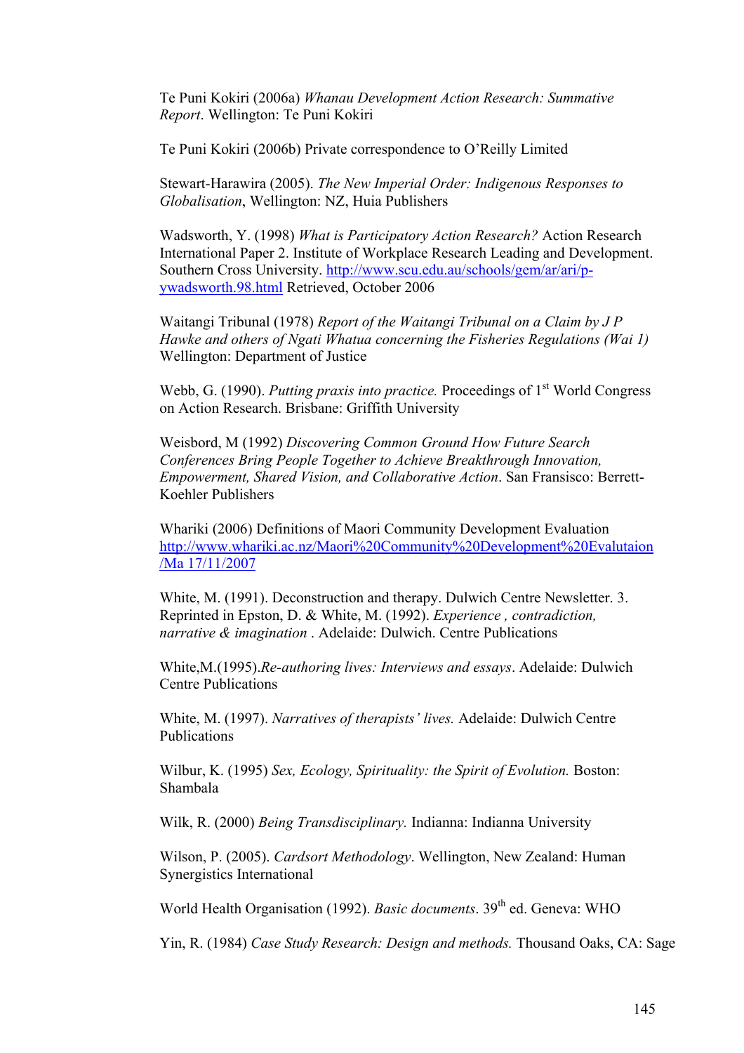Te Puni Kokiri (2006a) *Whanau Development Action Research: Summative Report*. Wellington: Te Puni Kokiri

Te Puni Kokiri (2006b) Private correspondence to O'Reilly Limited

Stewart-Harawira (2005). *The New Imperial Order: Indigenous Responses to Globalisation*, Wellington: NZ, Huia Publishers

Wadsworth, Y. (1998) *What is Participatory Action Research?* Action Research International Paper 2. Institute of Workplace Research Leading and Development. Southern Cross University. http://www.scu.edu.au/schools/gem/ar/ari/p-ywadsworth.98.html Retrieved, October 2006

Waitangi Tribunal (1978) *Report of the Waitangi Tribunal on a Claim by J P Hawke and others of Ngati Whatua concerning the Fisheries Regulations (Wai 1)* Wellington: Department of Justice

Webb, G. (1990). *Putting praxis into practice.* Proceedings of 1st World Congress on Action Research. Brisbane: Griffith University

Weisbord, M (1992) *Discovering Common Ground How Future Search Conferences Bring People Together to Achieve Breakthrough Innovation, Empowerment, Shared Vision, and Collaborative Action*. San Fransisco: Berrett-Koehler Publishers

Whariki (2006) Definitions of Maori Community Development Evaluation http://www.whariki.ac.nz/Maori%20Community%20Development%20Evalutaion/Ma 17/11/2007

White, M. (1991). Deconstruction and therapy. Dulwich Centre Newsletter. 3. Reprinted in Epston, D. & White, M. (1992). *Experience , contradiction, narrative & imagination* . Adelaide: Dulwich. Centre Publications

White,M.(1995).*Re-authoring lives: Interviews and essays*. Adelaide: Dulwich Centre Publications

White, M. (1997). *Narratives of therapists' lives.* Adelaide: Dulwich Centre Publications

Wilbur, K. (1995) *Sex, Ecology, Spirituality: the Spirit of Evolution.* Boston: Shambala

Wilk, R. (2000) *Being Transdisciplinary.* Indianna: Indianna University

Wilson, P. (2005). *Cardsort Methodology*. Wellington, New Zealand: Human Synergistics International

World Health Organisation (1992). *Basic documents*. 39th ed. Geneva: WHO

Yin, R. (1984) *Case Study Research: Design and methods.* Thousand Oaks, CA: Sage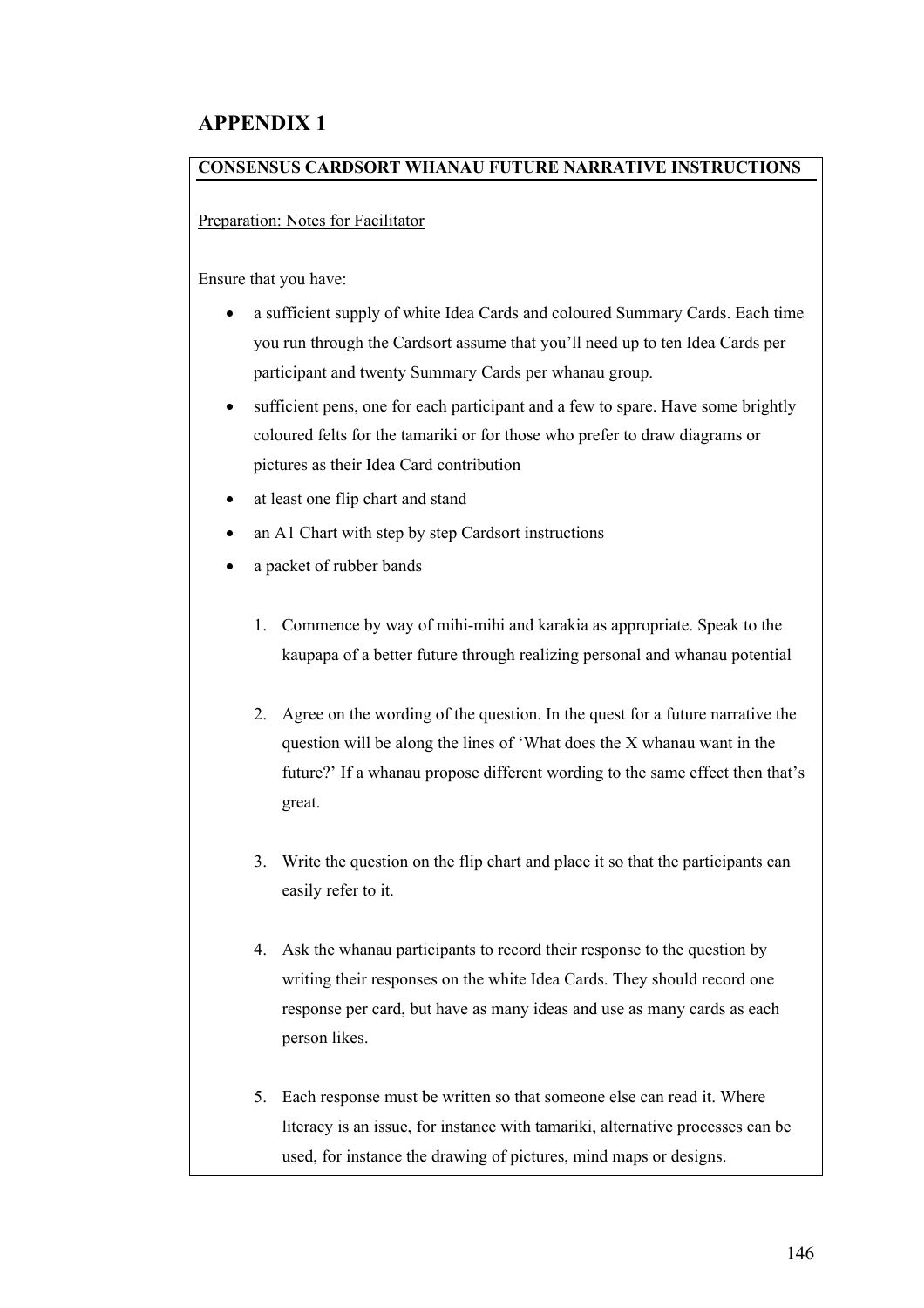# APPENDIX 1

## CONSENSUS CARDSORT WHANAU FUTURE NARRATIVE INSTRUCTIONS

Preparation: Notes for Facilitator

Ensure that you have:

- a sufficient supply of white Idea Cards and coloured Summary Cards. Each time you run through the Cardsort assume that you'll need up to ten Idea Cards per participant and twenty Summary Cards per whanau group.
- sufficient pens, one for each participant and a few to spare. Have some brightly coloured felts for the tamariki or for those who prefer to draw diagrams or pictures as their Idea Card contribution
- at least one flip chart and stand
- an A1 Chart with step by step Cardsort instructions
- a packet of rubber bands

1. Commence by way of mihi-mihi and karakia as appropriate. Speak to the kaupapa of a better future through realizing personal and whanau potential
2. Agree on the wording of the question. In the quest for a future narrative the question will be along the lines of 'What does the X whanau want in the future?' If a whanau propose different wording to the same effect then that's great.
3. Write the question on the flip chart and place it so that the participants can easily refer to it.
4. Ask the whanau participants to record their response to the question by writing their responses on the white Idea Cards. They should record one response per card, but have as many ideas and use as many cards as each person likes.
5. Each response must be written so that someone else can read it. Where literacy is an issue, for instance with tamariki, alternative processes can be used, for instance the drawing of pictures, mind maps or designs.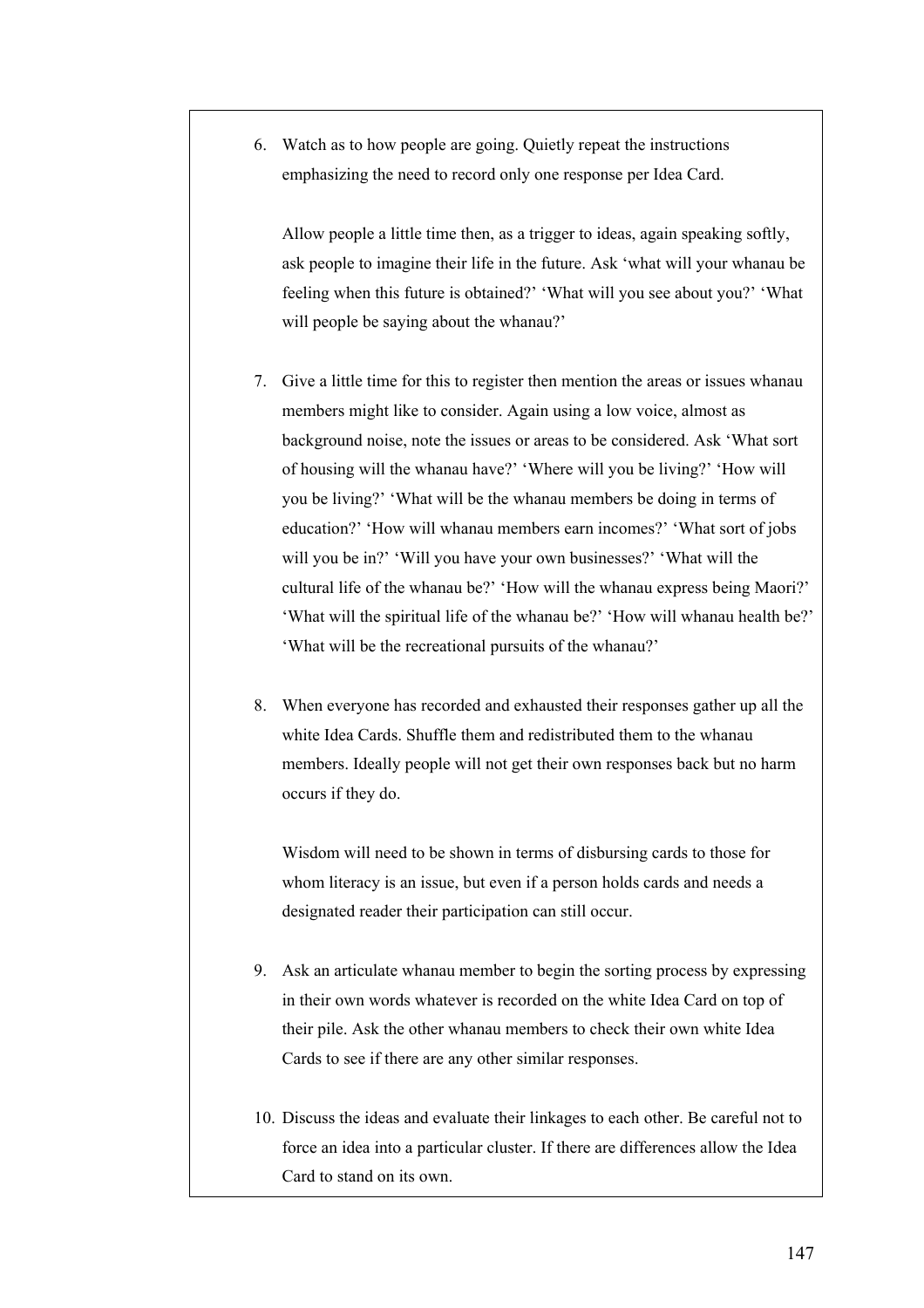6. Watch as to how people are going. Quietly repeat the instructions emphasizing the need to record only one response per Idea Card.

   Allow people a little time then, as a trigger to ideas, again speaking softly, ask people to imagine their life in the future. Ask 'what will your whanau be feeling when this future is obtained?' 'What will you see about you?' 'What will people be saying about the whanau?'

7. Give a little time for this to register then mention the areas or issues whanau members might like to consider. Again using a low voice, almost as background noise, note the issues or areas to be considered. Ask 'What sort of housing will the whanau have?' 'Where will you be living?' 'How will you be living?' 'What will be the whanau members be doing in terms of education?' 'How will whanau members earn incomes?' 'What sort of jobs will you be in?' 'Will you have your own businesses?' 'What will the cultural life of the whanau be?' 'How will the whanau express being Maori?' 'What will the spiritual life of the whanau be?' 'How will whanau health be?' 'What will be the recreational pursuits of the whanau?'

8. When everyone has recorded and exhausted their responses gather up all the white Idea Cards. Shuffle them and redistributed them to the whanau members. Ideally people will not get their own responses back but no harm occurs if they do.

   Wisdom will need to be shown in terms of disbursing cards to those for whom literacy is an issue, but even if a person holds cards and needs a designated reader their participation can still occur.

9. Ask an articulate whanau member to begin the sorting process by expressing in their own words whatever is recorded on the white Idea Card on top of their pile. Ask the other whanau members to check their own white Idea Cards to see if there are any other similar responses.

10. Discuss the ideas and evaluate their linkages to each other. Be careful not to force an idea into a particular cluster. If there are differences allow the Idea Card to stand on its own.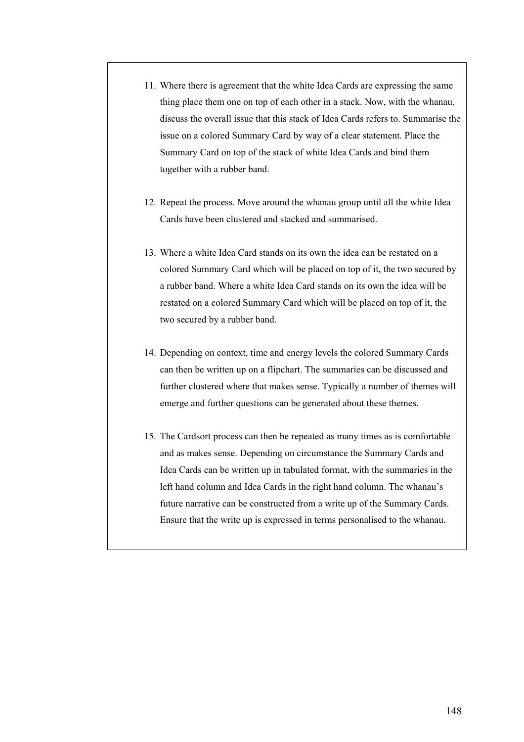11. Where there is agreement that the white Idea Cards are expressing the same thing place them one on top of each other in a stack. Now, with the whanau, discuss the overall issue that this stack of Idea Cards refers to. Summarise the issue on a colored Summary Card by way of a clear statement. Place the Summary Card on top of the stack of white Idea Cards and bind them together with a rubber band.

12. Repeat the process. Move around the whanau group until all the white Idea Cards have been clustered and stacked and summarised.

13. Where a white Idea Card stands on its own the idea can be restated on a colored Summary Card which will be placed on top of it, the two secured by a rubber band. Where a white Idea Card stands on its own the idea will be restated on a colored Summary Card which will be placed on top of it, the two secured by a rubber band.

14. Depending on context, time and energy levels the colored Summary Cards can then be written up on a flipchart. The summaries can be discussed and further clustered where that makes sense. Typically a number of themes will emerge and further questions can be generated about these themes.

15. The Cardsort process can then be repeated as many times as is comfortable and as makes sense. Depending on circumstance the Summary Cards and Idea Cards can be written up in tabulated format, with the summaries in the left hand column and Idea Cards in the right hand column. The whanau's future narrative can be constructed from a write up of the Summary Cards. Ensure that the write up is expressed in terms personalised to the whanau.